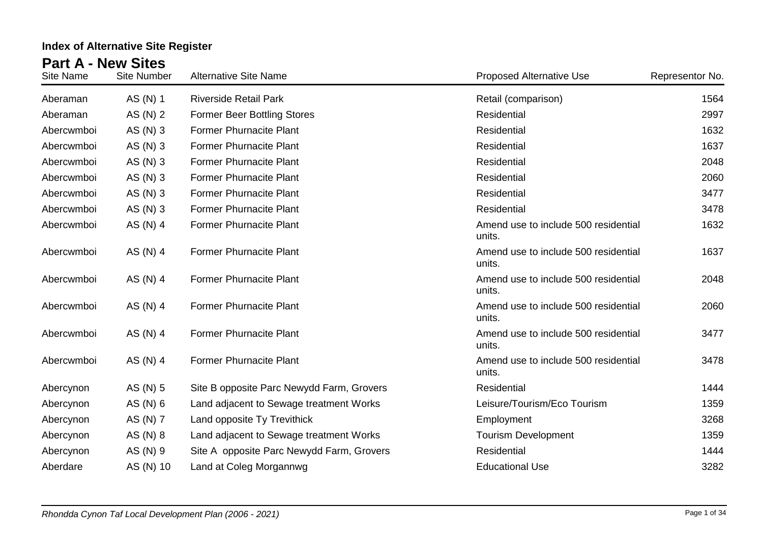# Index of Alternative Site Register

## Part A - New Sites

| Site Name | Site Number | Alternative Site Name | Proposed Alternative Use | Representor No. |
|---|---|---|---|---|
| Aberaman | AS (N) 1 | Riverside Retail Park | Retail (comparison) | 1564 |
| Aberaman | AS (N) 2 | Former Beer Bottling Stores | Residential | 2997 |
| Abercwmboi | AS (N) 3 | Former Phurnacite Plant | Residential | 1632 |
| Abercwmboi | AS (N) 3 | Former Phurnacite Plant | Residential | 1637 |
| Abercwmboi | AS (N) 3 | Former Phurnacite Plant | Residential | 2048 |
| Abercwmboi | AS (N) 3 | Former Phurnacite Plant | Residential | 2060 |
| Abercwmboi | AS (N) 3 | Former Phurnacite Plant | Residential | 3477 |
| Abercwmboi | AS (N) 3 | Former Phurnacite Plant | Residential | 3478 |
| Abercwmboi | AS (N) 4 | Former Phurnacite Plant | Amend use to include 500 residential units. | 1632 |
| Abercwmboi | AS (N) 4 | Former Phurnacite Plant | Amend use to include 500 residential units. | 1637 |
| Abercwmboi | AS (N) 4 | Former Phurnacite Plant | Amend use to include 500 residential units. | 2048 |
| Abercwmboi | AS (N) 4 | Former Phurnacite Plant | Amend use to include 500 residential units. | 2060 |
| Abercwmboi | AS (N) 4 | Former Phurnacite Plant | Amend use to include 500 residential units. | 3477 |
| Abercwmboi | AS (N) 4 | Former Phurnacite Plant | Amend use to include 500 residential units. | 3478 |
| Abercynon | AS (N) 5 | Site B opposite Parc Newydd Farm, Grovers | Residential | 1444 |
| Abercynon | AS (N) 6 | Land adjacent to Sewage treatment Works | Leisure/Tourism/Eco Tourism | 1359 |
| Abercynon | AS (N) 7 | Land opposite Ty Trevithick | Employment | 3268 |
| Abercynon | AS (N) 8 | Land adjacent to Sewage treatment Works | Tourism Development | 1359 |
| Abercynon | AS (N) 9 | Site A opposite Parc Newydd Farm, Grovers | Residential | 1444 |
| Aberdare | AS (N) 10 | Land at Coleg Morgannwg | Educational Use | 3282 |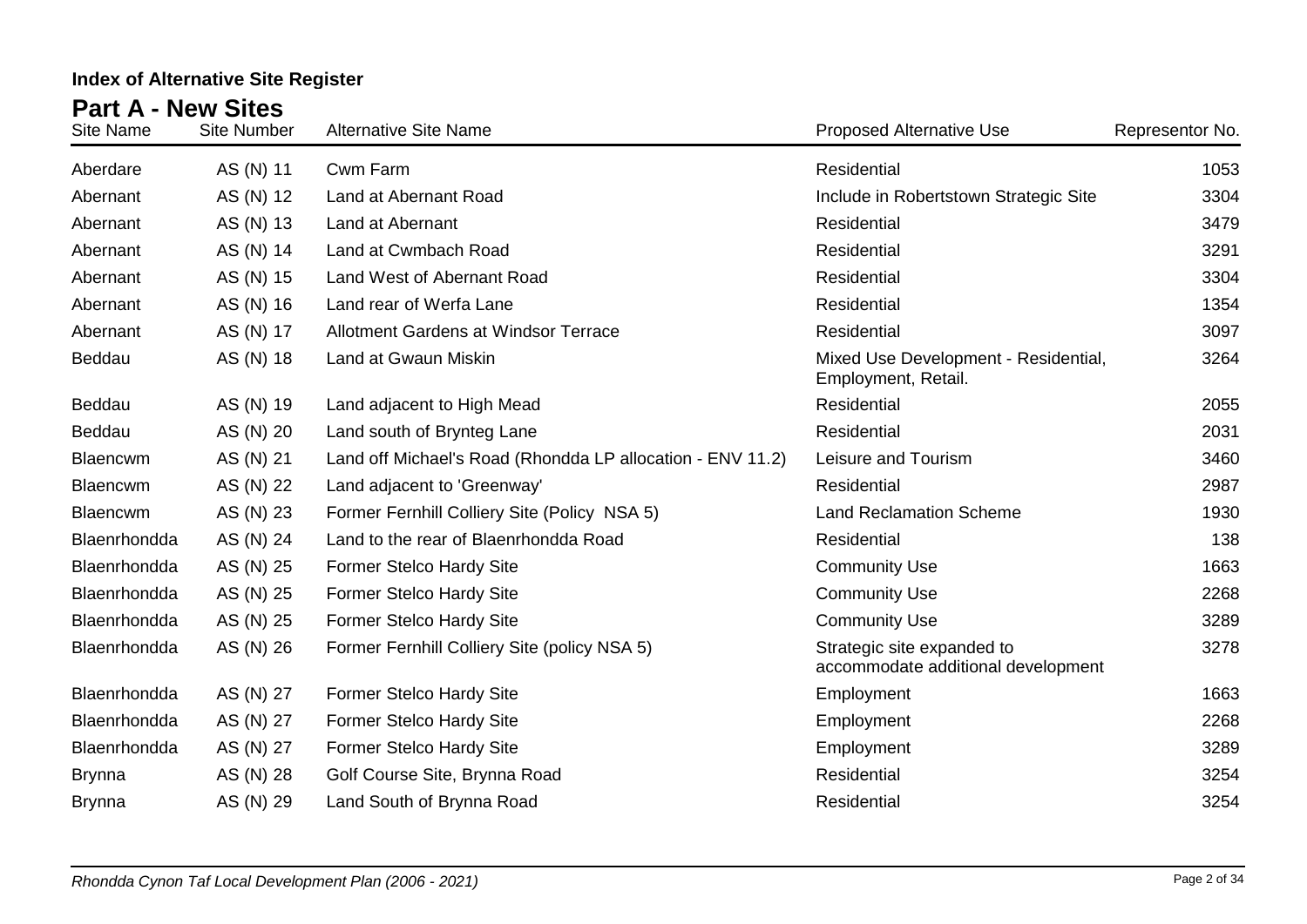# Index of Alternative Site Register

## Part A - New Sites

| Site Name | Site Number | Alternative Site Name | Proposed Alternative Use | Representor No. |
|---|---|---|---|---|
| Aberdare | AS (N) 11 | Cwm Farm | Residential | 1053 |
| Abernant | AS (N) 12 | Land at Abernant Road | Include in Robertstown Strategic Site | 3304 |
| Abernant | AS (N) 13 | Land at Abernant | Residential | 3479 |
| Abernant | AS (N) 14 | Land at Cwmbach Road | Residential | 3291 |
| Abernant | AS (N) 15 | Land West of Abernant Road | Residential | 3304 |
| Abernant | AS (N) 16 | Land rear of Werfa Lane | Residential | 1354 |
| Abernant | AS (N) 17 | Allotment Gardens at Windsor Terrace | Residential | 3097 |
| Beddau | AS (N) 18 | Land at Gwaun Miskin | Mixed Use Development - Residential, Employment, Retail. | 3264 |
| Beddau | AS (N) 19 | Land adjacent to High Mead | Residential | 2055 |
| Beddau | AS (N) 20 | Land south of Brynteg Lane | Residential | 2031 |
| Blaencwm | AS (N) 21 | Land off Michael's Road (Rhondda LP allocation - ENV 11.2) | Leisure and Tourism | 3460 |
| Blaencwm | AS (N) 22 | Land adjacent to 'Greenway' | Residential | 2987 |
| Blaencwm | AS (N) 23 | Former Fernhill Colliery Site (Policy NSA 5) | Land Reclamation Scheme | 1930 |
| Blaenrhondda | AS (N) 24 | Land to the rear of Blaenrhondda Road | Residential | 138 |
| Blaenrhondda | AS (N) 25 | Former Stelco Hardy Site | Community Use | 1663 |
| Blaenrhondda | AS (N) 25 | Former Stelco Hardy Site | Community Use | 2268 |
| Blaenrhondda | AS (N) 25 | Former Stelco Hardy Site | Community Use | 3289 |
| Blaenrhondda | AS (N) 26 | Former Fernhill Colliery Site (policy NSA 5) | Strategic site expanded to accommodate additional development | 3278 |
| Blaenrhondda | AS (N) 27 | Former Stelco Hardy Site | Employment | 1663 |
| Blaenrhondda | AS (N) 27 | Former Stelco Hardy Site | Employment | 2268 |
| Blaenrhondda | AS (N) 27 | Former Stelco Hardy Site | Employment | 3289 |
| Brynna | AS (N) 28 | Golf Course Site, Brynna Road | Residential | 3254 |
| Brynna | AS (N) 29 | Land South of Brynna Road | Residential | 3254 |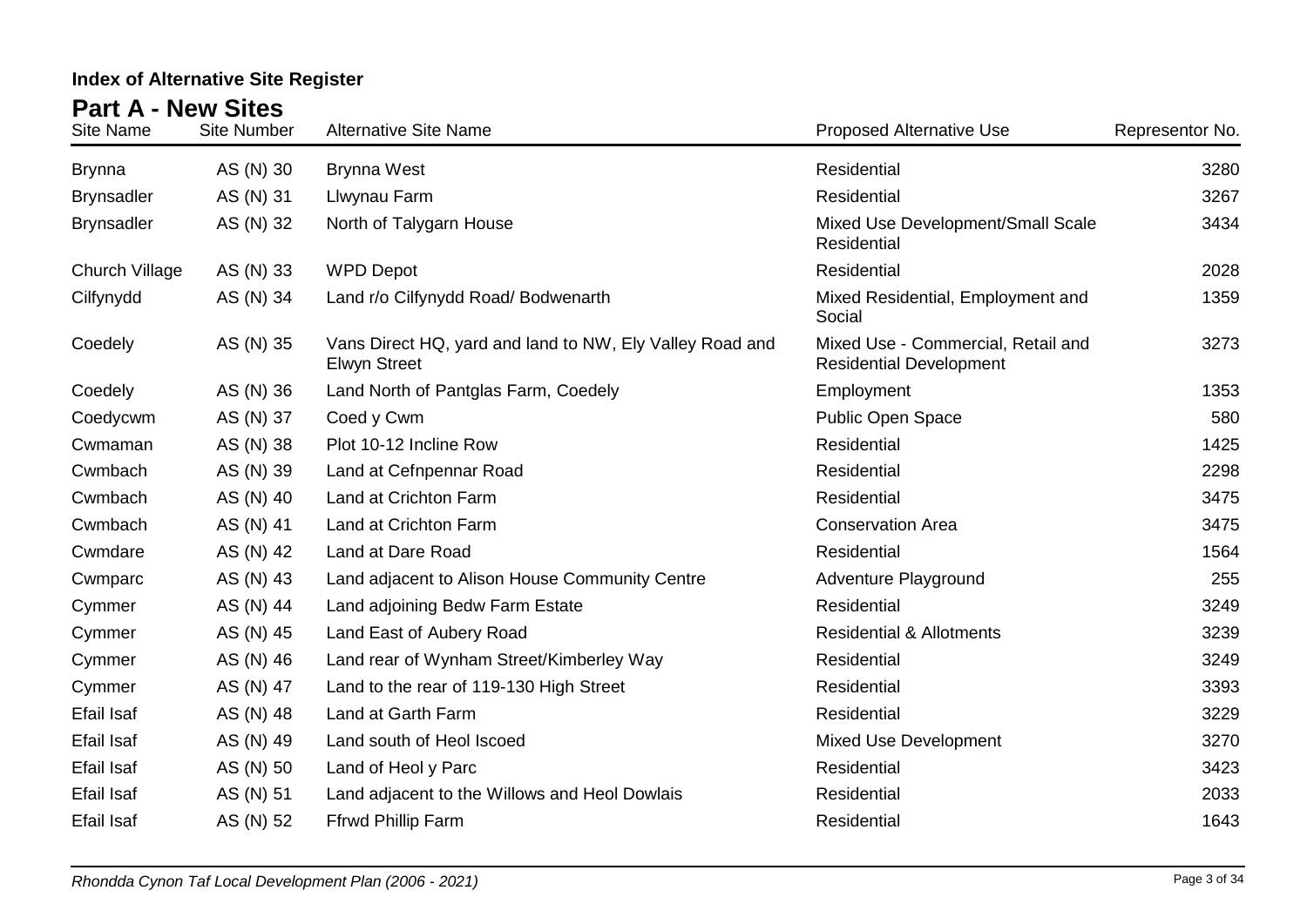## Index of Alternative Site Register

## Part A - New Sites

| Site Name | Site Number | Alternative Site Name | Proposed Alternative Use | Representor No. |
|---|---|---|---|---|
| Brynna | AS (N) 30 | Brynna West | Residential | 3280 |
| Brynsadler | AS (N) 31 | Llwynau Farm | Residential | 3267 |
| Brynsadler | AS (N) 32 | North of Talygarn House | Mixed Use Development/Small Scale Residential | 3434 |
| Church Village | AS (N) 33 | WPD Depot | Residential | 2028 |
| Cilfynydd | AS (N) 34 | Land r/o Cilfynydd Road/ Bodwenarth | Mixed Residential, Employment and Social | 1359 |
| Coedely | AS (N) 35 | Vans Direct HQ, yard and land to NW, Ely Valley Road and Elwyn Street | Mixed Use - Commercial, Retail and Residential Development | 3273 |
| Coedely | AS (N) 36 | Land North of Pantglas Farm, Coedely | Employment | 1353 |
| Coedycwm | AS (N) 37 | Coed y Cwm | Public Open Space | 580 |
| Cwmaman | AS (N) 38 | Plot 10-12 Incline Row | Residential | 1425 |
| Cwmbach | AS (N) 39 | Land at Cefnpennar Road | Residential | 2298 |
| Cwmbach | AS (N) 40 | Land at Crichton Farm | Residential | 3475 |
| Cwmbach | AS (N) 41 | Land at Crichton Farm | Conservation Area | 3475 |
| Cwmdare | AS (N) 42 | Land at Dare Road | Residential | 1564 |
| Cwmparc | AS (N) 43 | Land adjacent to Alison House Community Centre | Adventure Playground | 255 |
| Cymmer | AS (N) 44 | Land adjoining Bedw Farm Estate | Residential | 3249 |
| Cymmer | AS (N) 45 | Land East of Aubery Road | Residential & Allotments | 3239 |
| Cymmer | AS (N) 46 | Land rear of Wynham Street/Kimberley Way | Residential | 3249 |
| Cymmer | AS (N) 47 | Land to the rear of 119-130 High Street | Residential | 3393 |
| Efail Isaf | AS (N) 48 | Land at Garth Farm | Residential | 3229 |
| Efail Isaf | AS (N) 49 | Land south of Heol Iscoed | Mixed Use Development | 3270 |
| Efail Isaf | AS (N) 50 | Land of Heol y Parc | Residential | 3423 |
| Efail Isaf | AS (N) 51 | Land adjacent to the Willows and Heol Dowlais | Residential | 2033 |
| Efail Isaf | AS (N) 52 | Ffrwd Phillip Farm | Residential | 1643 |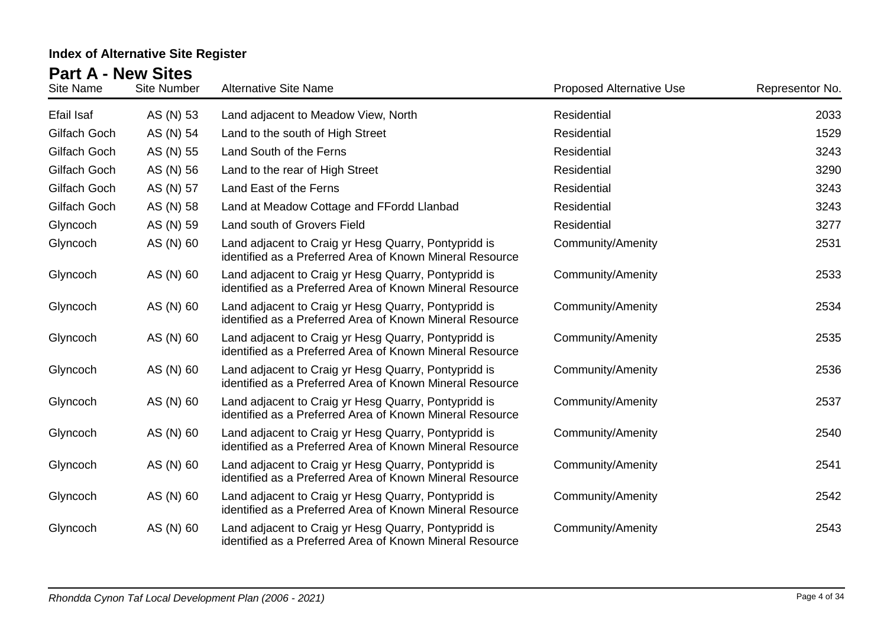**Index of Alternative Site Register**

## Part A - New Sites

| Site Name | Site Number | Alternative Site Name | Proposed Alternative Use | Representor No. |
|---|---|---|---|---|
| Efail Isaf | AS (N) 53 | Land adjacent to Meadow View, North | Residential | 2033 |
| Gilfach Goch | AS (N) 54 | Land to the south of High Street | Residential | 1529 |
| Gilfach Goch | AS (N) 55 | Land South of the Ferns | Residential | 3243 |
| Gilfach Goch | AS (N) 56 | Land to the rear of High Street | Residential | 3290 |
| Gilfach Goch | AS (N) 57 | Land East of the Ferns | Residential | 3243 |
| Gilfach Goch | AS (N) 58 | Land at Meadow Cottage and FFordd Llanbad | Residential | 3243 |
| Glyncoch | AS (N) 59 | Land south of Grovers Field | Residential | 3277 |
| Glyncoch | AS (N) 60 | Land adjacent to Craig yr Hesg Quarry, Pontypridd is identified as a Preferred Area of Known Mineral Resource | Community/Amenity | 2531 |
| Glyncoch | AS (N) 60 | Land adjacent to Craig yr Hesg Quarry, Pontypridd is identified as a Preferred Area of Known Mineral Resource | Community/Amenity | 2533 |
| Glyncoch | AS (N) 60 | Land adjacent to Craig yr Hesg Quarry, Pontypridd is identified as a Preferred Area of Known Mineral Resource | Community/Amenity | 2534 |
| Glyncoch | AS (N) 60 | Land adjacent to Craig yr Hesg Quarry, Pontypridd is identified as a Preferred Area of Known Mineral Resource | Community/Amenity | 2535 |
| Glyncoch | AS (N) 60 | Land adjacent to Craig yr Hesg Quarry, Pontypridd is identified as a Preferred Area of Known Mineral Resource | Community/Amenity | 2536 |
| Glyncoch | AS (N) 60 | Land adjacent to Craig yr Hesg Quarry, Pontypridd is identified as a Preferred Area of Known Mineral Resource | Community/Amenity | 2537 |
| Glyncoch | AS (N) 60 | Land adjacent to Craig yr Hesg Quarry, Pontypridd is identified as a Preferred Area of Known Mineral Resource | Community/Amenity | 2540 |
| Glyncoch | AS (N) 60 | Land adjacent to Craig yr Hesg Quarry, Pontypridd is identified as a Preferred Area of Known Mineral Resource | Community/Amenity | 2541 |
| Glyncoch | AS (N) 60 | Land adjacent to Craig yr Hesg Quarry, Pontypridd is identified as a Preferred Area of Known Mineral Resource | Community/Amenity | 2542 |
| Glyncoch | AS (N) 60 | Land adjacent to Craig yr Hesg Quarry, Pontypridd is identified as a Preferred Area of Known Mineral Resource | Community/Amenity | 2543 |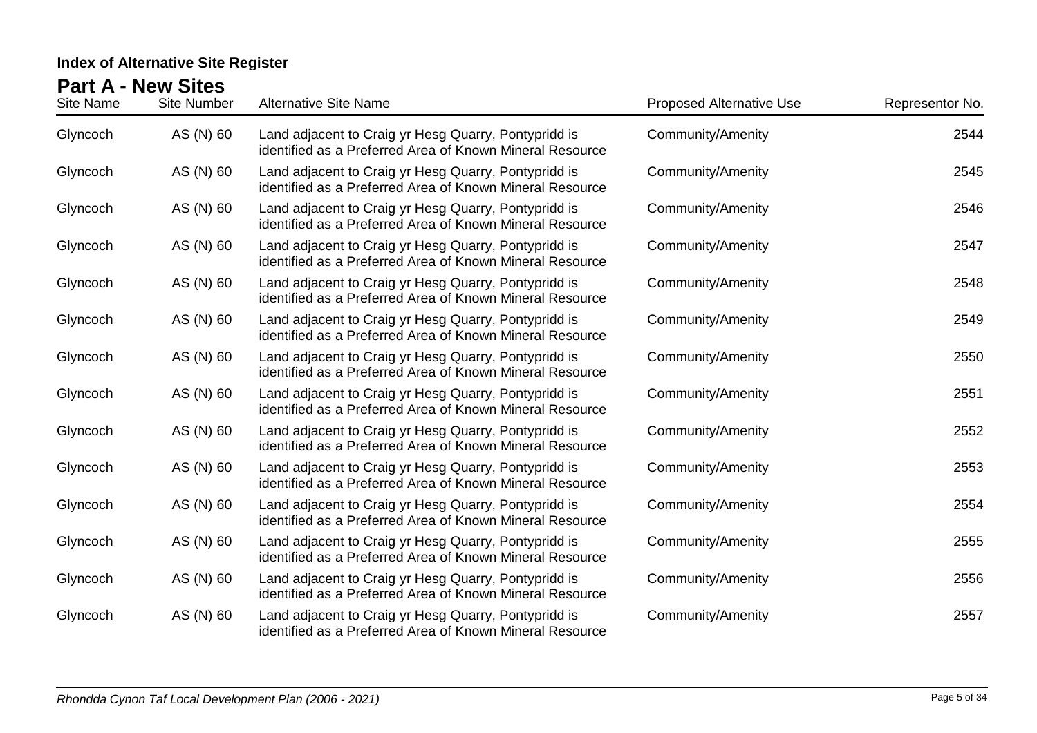**Index of Alternative Site Register**

## Part A - New Sites

| Site Name | Site Number | Alternative Site Name | Proposed Alternative Use | Representor No. |
|---|---|---|---|---|
| Glyncoch | AS (N) 60 | Land adjacent to Craig yr Hesg Quarry, Pontypridd is identified as a Preferred Area of Known Mineral Resource | Community/Amenity | 2544 |
| Glyncoch | AS (N) 60 | Land adjacent to Craig yr Hesg Quarry, Pontypridd is identified as a Preferred Area of Known Mineral Resource | Community/Amenity | 2545 |
| Glyncoch | AS (N) 60 | Land adjacent to Craig yr Hesg Quarry, Pontypridd is identified as a Preferred Area of Known Mineral Resource | Community/Amenity | 2546 |
| Glyncoch | AS (N) 60 | Land adjacent to Craig yr Hesg Quarry, Pontypridd is identified as a Preferred Area of Known Mineral Resource | Community/Amenity | 2547 |
| Glyncoch | AS (N) 60 | Land adjacent to Craig yr Hesg Quarry, Pontypridd is identified as a Preferred Area of Known Mineral Resource | Community/Amenity | 2548 |
| Glyncoch | AS (N) 60 | Land adjacent to Craig yr Hesg Quarry, Pontypridd is identified as a Preferred Area of Known Mineral Resource | Community/Amenity | 2549 |
| Glyncoch | AS (N) 60 | Land adjacent to Craig yr Hesg Quarry, Pontypridd is identified as a Preferred Area of Known Mineral Resource | Community/Amenity | 2550 |
| Glyncoch | AS (N) 60 | Land adjacent to Craig yr Hesg Quarry, Pontypridd is identified as a Preferred Area of Known Mineral Resource | Community/Amenity | 2551 |
| Glyncoch | AS (N) 60 | Land adjacent to Craig yr Hesg Quarry, Pontypridd is identified as a Preferred Area of Known Mineral Resource | Community/Amenity | 2552 |
| Glyncoch | AS (N) 60 | Land adjacent to Craig yr Hesg Quarry, Pontypridd is identified as a Preferred Area of Known Mineral Resource | Community/Amenity | 2553 |
| Glyncoch | AS (N) 60 | Land adjacent to Craig yr Hesg Quarry, Pontypridd is identified as a Preferred Area of Known Mineral Resource | Community/Amenity | 2554 |
| Glyncoch | AS (N) 60 | Land adjacent to Craig yr Hesg Quarry, Pontypridd is identified as a Preferred Area of Known Mineral Resource | Community/Amenity | 2555 |
| Glyncoch | AS (N) 60 | Land adjacent to Craig yr Hesg Quarry, Pontypridd is identified as a Preferred Area of Known Mineral Resource | Community/Amenity | 2556 |
| Glyncoch | AS (N) 60 | Land adjacent to Craig yr Hesg Quarry, Pontypridd is identified as a Preferred Area of Known Mineral Resource | Community/Amenity | 2557 |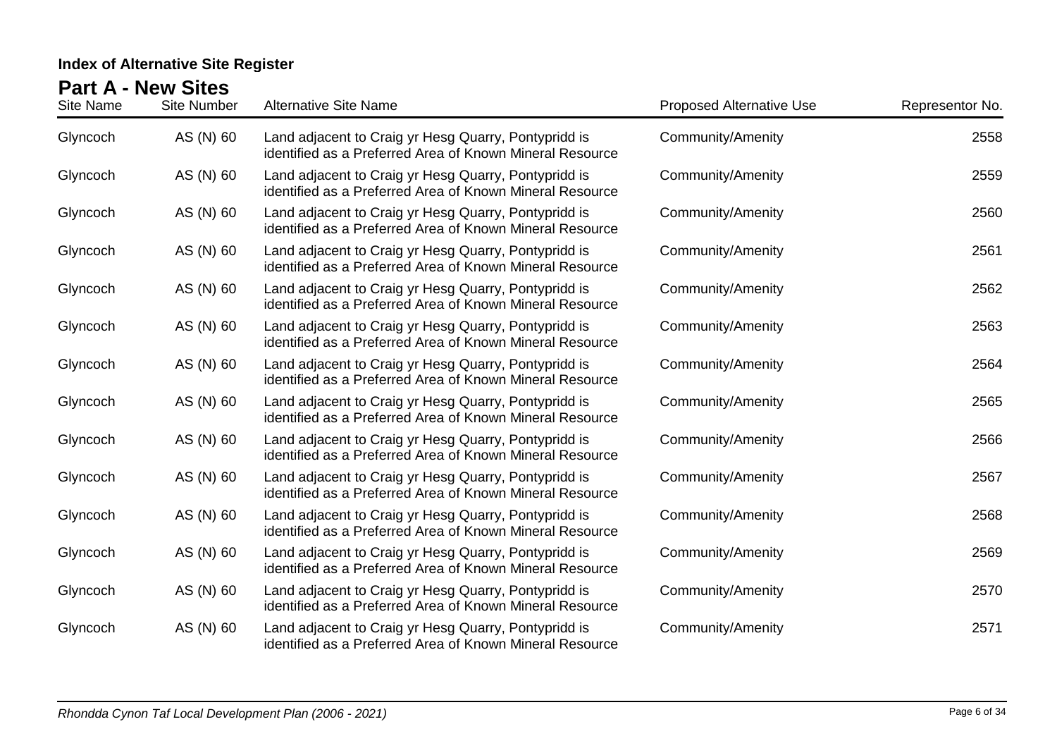## Index of Alternative Site Register

### Part A - New Sites

| Site Name | Site Number | Alternative Site Name | Proposed Alternative Use | Representor No. |
|---|---|---|---|---|
| Glyncoch | AS (N) 60 | Land adjacent to Craig yr Hesg Quarry, Pontypridd is identified as a Preferred Area of Known Mineral Resource | Community/Amenity | 2558 |
| Glyncoch | AS (N) 60 | Land adjacent to Craig yr Hesg Quarry, Pontypridd is identified as a Preferred Area of Known Mineral Resource | Community/Amenity | 2559 |
| Glyncoch | AS (N) 60 | Land adjacent to Craig yr Hesg Quarry, Pontypridd is identified as a Preferred Area of Known Mineral Resource | Community/Amenity | 2560 |
| Glyncoch | AS (N) 60 | Land adjacent to Craig yr Hesg Quarry, Pontypridd is identified as a Preferred Area of Known Mineral Resource | Community/Amenity | 2561 |
| Glyncoch | AS (N) 60 | Land adjacent to Craig yr Hesg Quarry, Pontypridd is identified as a Preferred Area of Known Mineral Resource | Community/Amenity | 2562 |
| Glyncoch | AS (N) 60 | Land adjacent to Craig yr Hesg Quarry, Pontypridd is identified as a Preferred Area of Known Mineral Resource | Community/Amenity | 2563 |
| Glyncoch | AS (N) 60 | Land adjacent to Craig yr Hesg Quarry, Pontypridd is identified as a Preferred Area of Known Mineral Resource | Community/Amenity | 2564 |
| Glyncoch | AS (N) 60 | Land adjacent to Craig yr Hesg Quarry, Pontypridd is identified as a Preferred Area of Known Mineral Resource | Community/Amenity | 2565 |
| Glyncoch | AS (N) 60 | Land adjacent to Craig yr Hesg Quarry, Pontypridd is identified as a Preferred Area of Known Mineral Resource | Community/Amenity | 2566 |
| Glyncoch | AS (N) 60 | Land adjacent to Craig yr Hesg Quarry, Pontypridd is identified as a Preferred Area of Known Mineral Resource | Community/Amenity | 2567 |
| Glyncoch | AS (N) 60 | Land adjacent to Craig yr Hesg Quarry, Pontypridd is identified as a Preferred Area of Known Mineral Resource | Community/Amenity | 2568 |
| Glyncoch | AS (N) 60 | Land adjacent to Craig yr Hesg Quarry, Pontypridd is identified as a Preferred Area of Known Mineral Resource | Community/Amenity | 2569 |
| Glyncoch | AS (N) 60 | Land adjacent to Craig yr Hesg Quarry, Pontypridd is identified as a Preferred Area of Known Mineral Resource | Community/Amenity | 2570 |
| Glyncoch | AS (N) 60 | Land adjacent to Craig yr Hesg Quarry, Pontypridd is identified as a Preferred Area of Known Mineral Resource | Community/Amenity | 2571 |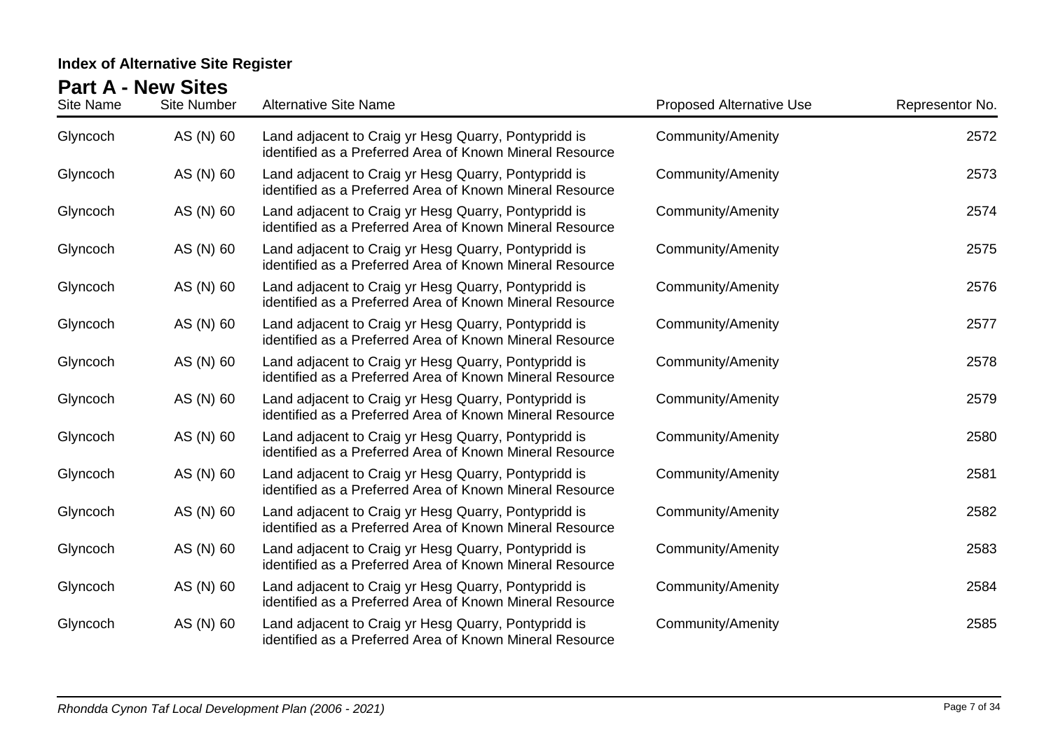**Index of Alternative Site Register**

## Part A - New Sites

| Site Name | Site Number | Alternative Site Name | Proposed Alternative Use | Representor No. |
|---|---|---|---|---|
| Glyncoch | AS (N) 60 | Land adjacent to Craig yr Hesg Quarry, Pontypridd is identified as a Preferred Area of Known Mineral Resource | Community/Amenity | 2572 |
| Glyncoch | AS (N) 60 | Land adjacent to Craig yr Hesg Quarry, Pontypridd is identified as a Preferred Area of Known Mineral Resource | Community/Amenity | 2573 |
| Glyncoch | AS (N) 60 | Land adjacent to Craig yr Hesg Quarry, Pontypridd is identified as a Preferred Area of Known Mineral Resource | Community/Amenity | 2574 |
| Glyncoch | AS (N) 60 | Land adjacent to Craig yr Hesg Quarry, Pontypridd is identified as a Preferred Area of Known Mineral Resource | Community/Amenity | 2575 |
| Glyncoch | AS (N) 60 | Land adjacent to Craig yr Hesg Quarry, Pontypridd is identified as a Preferred Area of Known Mineral Resource | Community/Amenity | 2576 |
| Glyncoch | AS (N) 60 | Land adjacent to Craig yr Hesg Quarry, Pontypridd is identified as a Preferred Area of Known Mineral Resource | Community/Amenity | 2577 |
| Glyncoch | AS (N) 60 | Land adjacent to Craig yr Hesg Quarry, Pontypridd is identified as a Preferred Area of Known Mineral Resource | Community/Amenity | 2578 |
| Glyncoch | AS (N) 60 | Land adjacent to Craig yr Hesg Quarry, Pontypridd is identified as a Preferred Area of Known Mineral Resource | Community/Amenity | 2579 |
| Glyncoch | AS (N) 60 | Land adjacent to Craig yr Hesg Quarry, Pontypridd is identified as a Preferred Area of Known Mineral Resource | Community/Amenity | 2580 |
| Glyncoch | AS (N) 60 | Land adjacent to Craig yr Hesg Quarry, Pontypridd is identified as a Preferred Area of Known Mineral Resource | Community/Amenity | 2581 |
| Glyncoch | AS (N) 60 | Land adjacent to Craig yr Hesg Quarry, Pontypridd is identified as a Preferred Area of Known Mineral Resource | Community/Amenity | 2582 |
| Glyncoch | AS (N) 60 | Land adjacent to Craig yr Hesg Quarry, Pontypridd is identified as a Preferred Area of Known Mineral Resource | Community/Amenity | 2583 |
| Glyncoch | AS (N) 60 | Land adjacent to Craig yr Hesg Quarry, Pontypridd is identified as a Preferred Area of Known Mineral Resource | Community/Amenity | 2584 |
| Glyncoch | AS (N) 60 | Land adjacent to Craig yr Hesg Quarry, Pontypridd is identified as a Preferred Area of Known Mineral Resource | Community/Amenity | 2585 |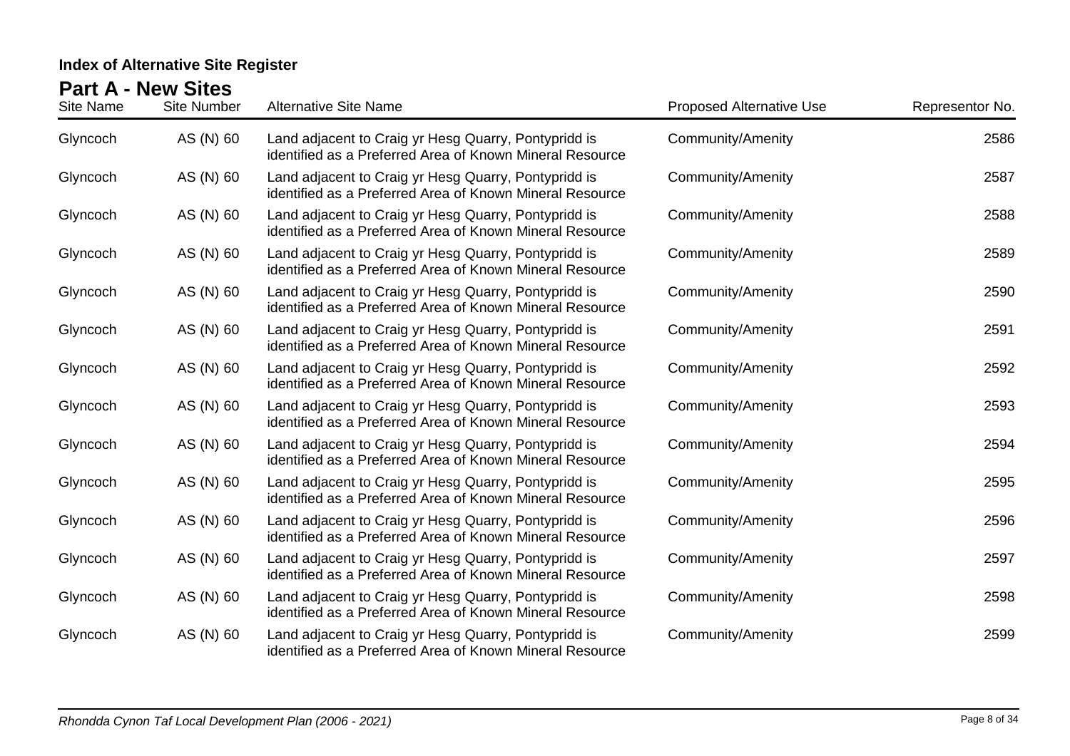## Index of Alternative Site Register

## Part A - New Sites

| Site Name | Site Number | Alternative Site Name | Proposed Alternative Use | Representor No. |
|---|---|---|---|---|
| Glyncoch | AS (N) 60 | Land adjacent to Craig yr Hesg Quarry, Pontypridd is identified as a Preferred Area of Known Mineral Resource | Community/Amenity | 2586 |
| Glyncoch | AS (N) 60 | Land adjacent to Craig yr Hesg Quarry, Pontypridd is identified as a Preferred Area of Known Mineral Resource | Community/Amenity | 2587 |
| Glyncoch | AS (N) 60 | Land adjacent to Craig yr Hesg Quarry, Pontypridd is identified as a Preferred Area of Known Mineral Resource | Community/Amenity | 2588 |
| Glyncoch | AS (N) 60 | Land adjacent to Craig yr Hesg Quarry, Pontypridd is identified as a Preferred Area of Known Mineral Resource | Community/Amenity | 2589 |
| Glyncoch | AS (N) 60 | Land adjacent to Craig yr Hesg Quarry, Pontypridd is identified as a Preferred Area of Known Mineral Resource | Community/Amenity | 2590 |
| Glyncoch | AS (N) 60 | Land adjacent to Craig yr Hesg Quarry, Pontypridd is identified as a Preferred Area of Known Mineral Resource | Community/Amenity | 2591 |
| Glyncoch | AS (N) 60 | Land adjacent to Craig yr Hesg Quarry, Pontypridd is identified as a Preferred Area of Known Mineral Resource | Community/Amenity | 2592 |
| Glyncoch | AS (N) 60 | Land adjacent to Craig yr Hesg Quarry, Pontypridd is identified as a Preferred Area of Known Mineral Resource | Community/Amenity | 2593 |
| Glyncoch | AS (N) 60 | Land adjacent to Craig yr Hesg Quarry, Pontypridd is identified as a Preferred Area of Known Mineral Resource | Community/Amenity | 2594 |
| Glyncoch | AS (N) 60 | Land adjacent to Craig yr Hesg Quarry, Pontypridd is identified as a Preferred Area of Known Mineral Resource | Community/Amenity | 2595 |
| Glyncoch | AS (N) 60 | Land adjacent to Craig yr Hesg Quarry, Pontypridd is identified as a Preferred Area of Known Mineral Resource | Community/Amenity | 2596 |
| Glyncoch | AS (N) 60 | Land adjacent to Craig yr Hesg Quarry, Pontypridd is identified as a Preferred Area of Known Mineral Resource | Community/Amenity | 2597 |
| Glyncoch | AS (N) 60 | Land adjacent to Craig yr Hesg Quarry, Pontypridd is identified as a Preferred Area of Known Mineral Resource | Community/Amenity | 2598 |
| Glyncoch | AS (N) 60 | Land adjacent to Craig yr Hesg Quarry, Pontypridd is identified as a Preferred Area of Known Mineral Resource | Community/Amenity | 2599 |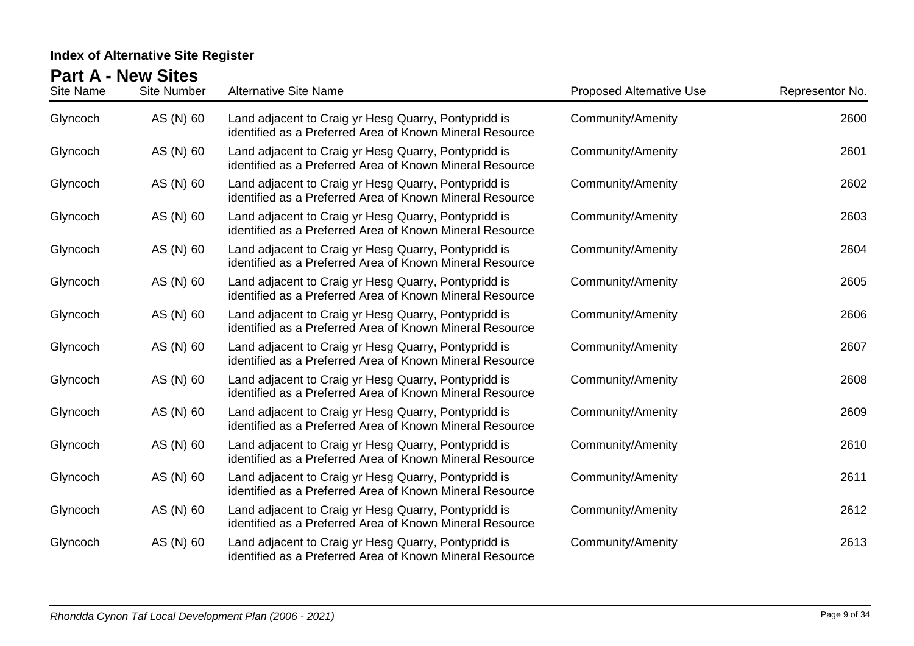## Index of Alternative Site Register

## Part A - New Sites

| Site Name | Site Number | Alternative Site Name | Proposed Alternative Use | Representor No. |
|---|---|---|---|---|
| Glyncoch | AS (N) 60 | Land adjacent to Craig yr Hesg Quarry, Pontypridd is identified as a Preferred Area of Known Mineral Resource | Community/Amenity | 2600 |
| Glyncoch | AS (N) 60 | Land adjacent to Craig yr Hesg Quarry, Pontypridd is identified as a Preferred Area of Known Mineral Resource | Community/Amenity | 2601 |
| Glyncoch | AS (N) 60 | Land adjacent to Craig yr Hesg Quarry, Pontypridd is identified as a Preferred Area of Known Mineral Resource | Community/Amenity | 2602 |
| Glyncoch | AS (N) 60 | Land adjacent to Craig yr Hesg Quarry, Pontypridd is identified as a Preferred Area of Known Mineral Resource | Community/Amenity | 2603 |
| Glyncoch | AS (N) 60 | Land adjacent to Craig yr Hesg Quarry, Pontypridd is identified as a Preferred Area of Known Mineral Resource | Community/Amenity | 2604 |
| Glyncoch | AS (N) 60 | Land adjacent to Craig yr Hesg Quarry, Pontypridd is identified as a Preferred Area of Known Mineral Resource | Community/Amenity | 2605 |
| Glyncoch | AS (N) 60 | Land adjacent to Craig yr Hesg Quarry, Pontypridd is identified as a Preferred Area of Known Mineral Resource | Community/Amenity | 2606 |
| Glyncoch | AS (N) 60 | Land adjacent to Craig yr Hesg Quarry, Pontypridd is identified as a Preferred Area of Known Mineral Resource | Community/Amenity | 2607 |
| Glyncoch | AS (N) 60 | Land adjacent to Craig yr Hesg Quarry, Pontypridd is identified as a Preferred Area of Known Mineral Resource | Community/Amenity | 2608 |
| Glyncoch | AS (N) 60 | Land adjacent to Craig yr Hesg Quarry, Pontypridd is identified as a Preferred Area of Known Mineral Resource | Community/Amenity | 2609 |
| Glyncoch | AS (N) 60 | Land adjacent to Craig yr Hesg Quarry, Pontypridd is identified as a Preferred Area of Known Mineral Resource | Community/Amenity | 2610 |
| Glyncoch | AS (N) 60 | Land adjacent to Craig yr Hesg Quarry, Pontypridd is identified as a Preferred Area of Known Mineral Resource | Community/Amenity | 2611 |
| Glyncoch | AS (N) 60 | Land adjacent to Craig yr Hesg Quarry, Pontypridd is identified as a Preferred Area of Known Mineral Resource | Community/Amenity | 2612 |
| Glyncoch | AS (N) 60 | Land adjacent to Craig yr Hesg Quarry, Pontypridd is identified as a Preferred Area of Known Mineral Resource | Community/Amenity | 2613 |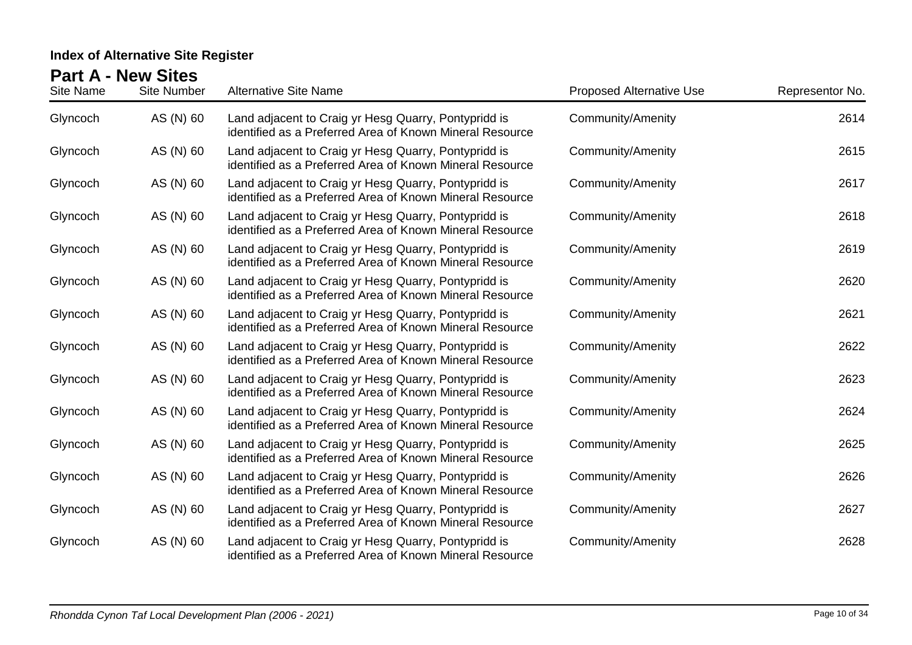### Index of Alternative Site Register

## Part A - New Sites

| Site Name | Site Number | Alternative Site Name | Proposed Alternative Use | Representor No. |
|---|---|---|---|---|
| Glyncoch | AS (N) 60 | Land adjacent to Craig yr Hesg Quarry, Pontypridd is identified as a Preferred Area of Known Mineral Resource | Community/Amenity | 2614 |
| Glyncoch | AS (N) 60 | Land adjacent to Craig yr Hesg Quarry, Pontypridd is identified as a Preferred Area of Known Mineral Resource | Community/Amenity | 2615 |
| Glyncoch | AS (N) 60 | Land adjacent to Craig yr Hesg Quarry, Pontypridd is identified as a Preferred Area of Known Mineral Resource | Community/Amenity | 2617 |
| Glyncoch | AS (N) 60 | Land adjacent to Craig yr Hesg Quarry, Pontypridd is identified as a Preferred Area of Known Mineral Resource | Community/Amenity | 2618 |
| Glyncoch | AS (N) 60 | Land adjacent to Craig yr Hesg Quarry, Pontypridd is identified as a Preferred Area of Known Mineral Resource | Community/Amenity | 2619 |
| Glyncoch | AS (N) 60 | Land adjacent to Craig yr Hesg Quarry, Pontypridd is identified as a Preferred Area of Known Mineral Resource | Community/Amenity | 2620 |
| Glyncoch | AS (N) 60 | Land adjacent to Craig yr Hesg Quarry, Pontypridd is identified as a Preferred Area of Known Mineral Resource | Community/Amenity | 2621 |
| Glyncoch | AS (N) 60 | Land adjacent to Craig yr Hesg Quarry, Pontypridd is identified as a Preferred Area of Known Mineral Resource | Community/Amenity | 2622 |
| Glyncoch | AS (N) 60 | Land adjacent to Craig yr Hesg Quarry, Pontypridd is identified as a Preferred Area of Known Mineral Resource | Community/Amenity | 2623 |
| Glyncoch | AS (N) 60 | Land adjacent to Craig yr Hesg Quarry, Pontypridd is identified as a Preferred Area of Known Mineral Resource | Community/Amenity | 2624 |
| Glyncoch | AS (N) 60 | Land adjacent to Craig yr Hesg Quarry, Pontypridd is identified as a Preferred Area of Known Mineral Resource | Community/Amenity | 2625 |
| Glyncoch | AS (N) 60 | Land adjacent to Craig yr Hesg Quarry, Pontypridd is identified as a Preferred Area of Known Mineral Resource | Community/Amenity | 2626 |
| Glyncoch | AS (N) 60 | Land adjacent to Craig yr Hesg Quarry, Pontypridd is identified as a Preferred Area of Known Mineral Resource | Community/Amenity | 2627 |
| Glyncoch | AS (N) 60 | Land adjacent to Craig yr Hesg Quarry, Pontypridd is identified as a Preferred Area of Known Mineral Resource | Community/Amenity | 2628 |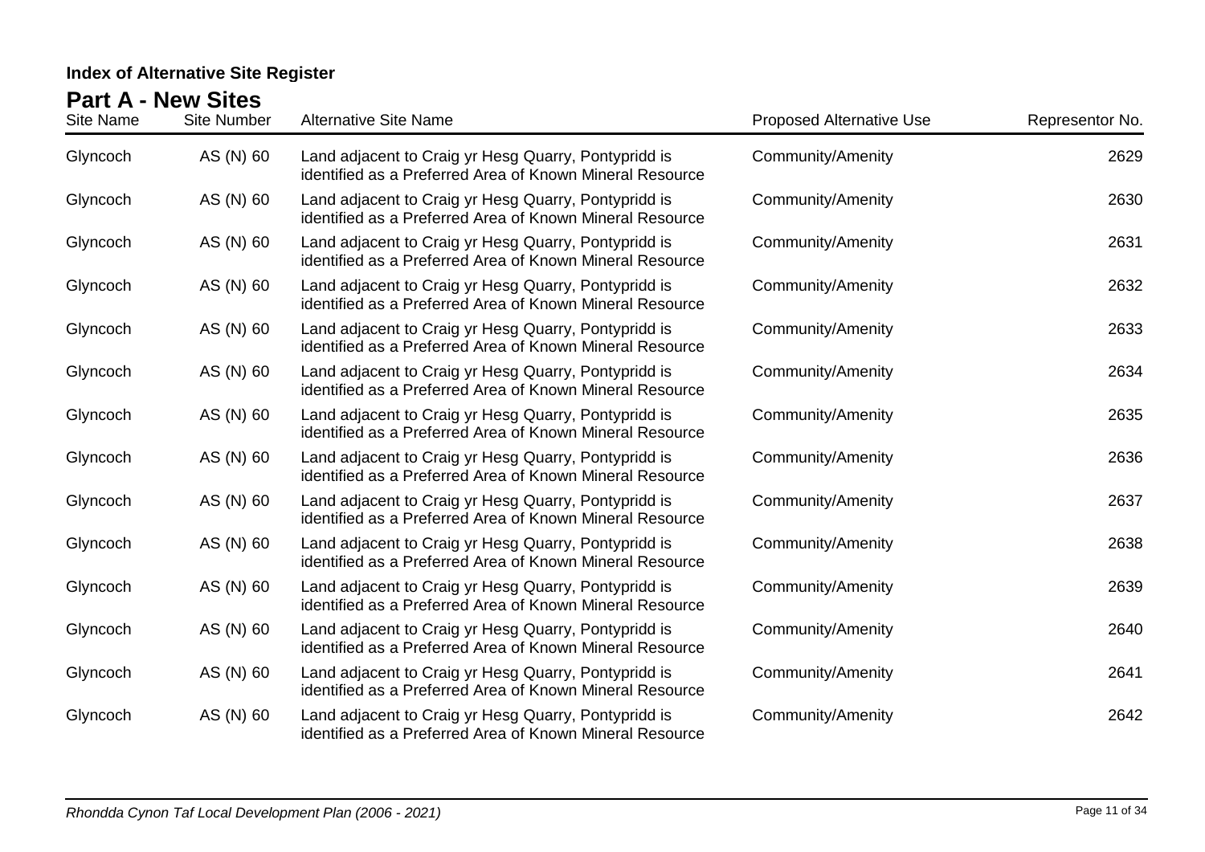**Index of Alternative Site Register**

## Part A - New Sites

| Site Name | Site Number | Alternative Site Name | Proposed Alternative Use | Representor No. |
|---|---|---|---|---|
| Glyncoch | AS (N) 60 | Land adjacent to Craig yr Hesg Quarry, Pontypridd is identified as a Preferred Area of Known Mineral Resource | Community/Amenity | 2629 |
| Glyncoch | AS (N) 60 | Land adjacent to Craig yr Hesg Quarry, Pontypridd is identified as a Preferred Area of Known Mineral Resource | Community/Amenity | 2630 |
| Glyncoch | AS (N) 60 | Land adjacent to Craig yr Hesg Quarry, Pontypridd is identified as a Preferred Area of Known Mineral Resource | Community/Amenity | 2631 |
| Glyncoch | AS (N) 60 | Land adjacent to Craig yr Hesg Quarry, Pontypridd is identified as a Preferred Area of Known Mineral Resource | Community/Amenity | 2632 |
| Glyncoch | AS (N) 60 | Land adjacent to Craig yr Hesg Quarry, Pontypridd is identified as a Preferred Area of Known Mineral Resource | Community/Amenity | 2633 |
| Glyncoch | AS (N) 60 | Land adjacent to Craig yr Hesg Quarry, Pontypridd is identified as a Preferred Area of Known Mineral Resource | Community/Amenity | 2634 |
| Glyncoch | AS (N) 60 | Land adjacent to Craig yr Hesg Quarry, Pontypridd is identified as a Preferred Area of Known Mineral Resource | Community/Amenity | 2635 |
| Glyncoch | AS (N) 60 | Land adjacent to Craig yr Hesg Quarry, Pontypridd is identified as a Preferred Area of Known Mineral Resource | Community/Amenity | 2636 |
| Glyncoch | AS (N) 60 | Land adjacent to Craig yr Hesg Quarry, Pontypridd is identified as a Preferred Area of Known Mineral Resource | Community/Amenity | 2637 |
| Glyncoch | AS (N) 60 | Land adjacent to Craig yr Hesg Quarry, Pontypridd is identified as a Preferred Area of Known Mineral Resource | Community/Amenity | 2638 |
| Glyncoch | AS (N) 60 | Land adjacent to Craig yr Hesg Quarry, Pontypridd is identified as a Preferred Area of Known Mineral Resource | Community/Amenity | 2639 |
| Glyncoch | AS (N) 60 | Land adjacent to Craig yr Hesg Quarry, Pontypridd is identified as a Preferred Area of Known Mineral Resource | Community/Amenity | 2640 |
| Glyncoch | AS (N) 60 | Land adjacent to Craig yr Hesg Quarry, Pontypridd is identified as a Preferred Area of Known Mineral Resource | Community/Amenity | 2641 |
| Glyncoch | AS (N) 60 | Land adjacent to Craig yr Hesg Quarry, Pontypridd is identified as a Preferred Area of Known Mineral Resource | Community/Amenity | 2642 |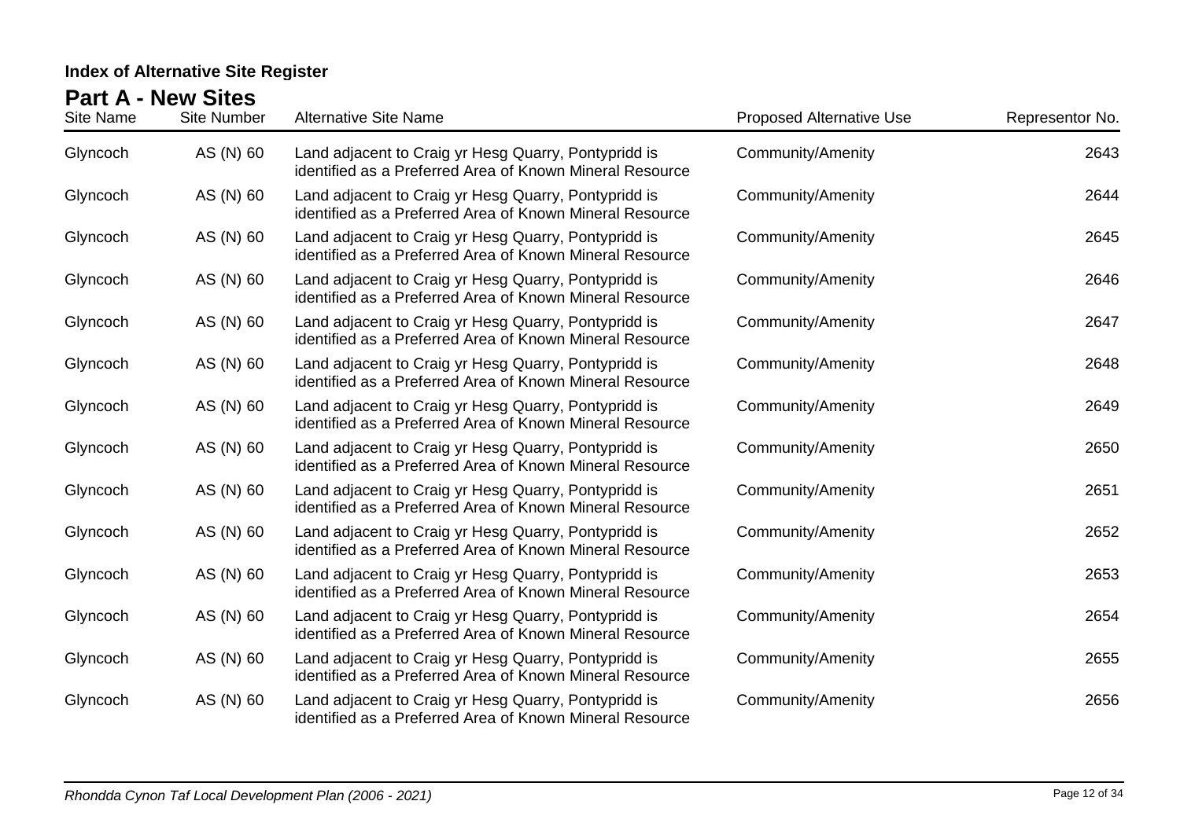**Index of Alternative Site Register**

## Part A - New Sites

| Site Name | Site Number | Alternative Site Name | Proposed Alternative Use | Representor No. |
|---|---|---|---|---|
| Glyncoch | AS (N) 60 | Land adjacent to Craig yr Hesg Quarry, Pontypridd is identified as a Preferred Area of Known Mineral Resource | Community/Amenity | 2643 |
| Glyncoch | AS (N) 60 | Land adjacent to Craig yr Hesg Quarry, Pontypridd is identified as a Preferred Area of Known Mineral Resource | Community/Amenity | 2644 |
| Glyncoch | AS (N) 60 | Land adjacent to Craig yr Hesg Quarry, Pontypridd is identified as a Preferred Area of Known Mineral Resource | Community/Amenity | 2645 |
| Glyncoch | AS (N) 60 | Land adjacent to Craig yr Hesg Quarry, Pontypridd is identified as a Preferred Area of Known Mineral Resource | Community/Amenity | 2646 |
| Glyncoch | AS (N) 60 | Land adjacent to Craig yr Hesg Quarry, Pontypridd is identified as a Preferred Area of Known Mineral Resource | Community/Amenity | 2647 |
| Glyncoch | AS (N) 60 | Land adjacent to Craig yr Hesg Quarry, Pontypridd is identified as a Preferred Area of Known Mineral Resource | Community/Amenity | 2648 |
| Glyncoch | AS (N) 60 | Land adjacent to Craig yr Hesg Quarry, Pontypridd is identified as a Preferred Area of Known Mineral Resource | Community/Amenity | 2649 |
| Glyncoch | AS (N) 60 | Land adjacent to Craig yr Hesg Quarry, Pontypridd is identified as a Preferred Area of Known Mineral Resource | Community/Amenity | 2650 |
| Glyncoch | AS (N) 60 | Land adjacent to Craig yr Hesg Quarry, Pontypridd is identified as a Preferred Area of Known Mineral Resource | Community/Amenity | 2651 |
| Glyncoch | AS (N) 60 | Land adjacent to Craig yr Hesg Quarry, Pontypridd is identified as a Preferred Area of Known Mineral Resource | Community/Amenity | 2652 |
| Glyncoch | AS (N) 60 | Land adjacent to Craig yr Hesg Quarry, Pontypridd is identified as a Preferred Area of Known Mineral Resource | Community/Amenity | 2653 |
| Glyncoch | AS (N) 60 | Land adjacent to Craig yr Hesg Quarry, Pontypridd is identified as a Preferred Area of Known Mineral Resource | Community/Amenity | 2654 |
| Glyncoch | AS (N) 60 | Land adjacent to Craig yr Hesg Quarry, Pontypridd is identified as a Preferred Area of Known Mineral Resource | Community/Amenity | 2655 |
| Glyncoch | AS (N) 60 | Land adjacent to Craig yr Hesg Quarry, Pontypridd is identified as a Preferred Area of Known Mineral Resource | Community/Amenity | 2656 |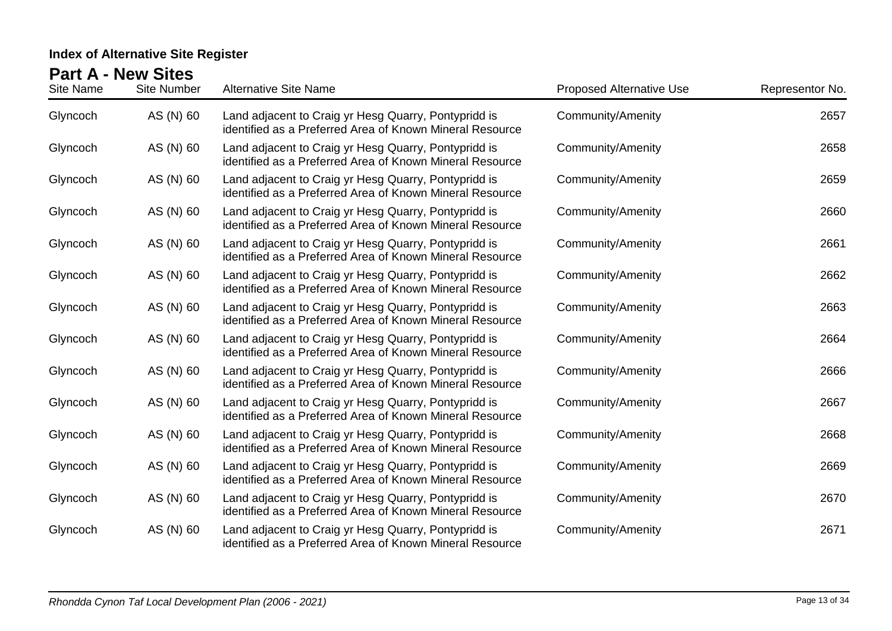## Index of Alternative Site Register

### Part A - New Sites

| Site Name | Site Number | Alternative Site Name | Proposed Alternative Use | Representor No. |
|---|---|---|---|---|
| Glyncoch | AS (N) 60 | Land adjacent to Craig yr Hesg Quarry, Pontypridd is identified as a Preferred Area of Known Mineral Resource | Community/Amenity | 2657 |
| Glyncoch | AS (N) 60 | Land adjacent to Craig yr Hesg Quarry, Pontypridd is identified as a Preferred Area of Known Mineral Resource | Community/Amenity | 2658 |
| Glyncoch | AS (N) 60 | Land adjacent to Craig yr Hesg Quarry, Pontypridd is identified as a Preferred Area of Known Mineral Resource | Community/Amenity | 2659 |
| Glyncoch | AS (N) 60 | Land adjacent to Craig yr Hesg Quarry, Pontypridd is identified as a Preferred Area of Known Mineral Resource | Community/Amenity | 2660 |
| Glyncoch | AS (N) 60 | Land adjacent to Craig yr Hesg Quarry, Pontypridd is identified as a Preferred Area of Known Mineral Resource | Community/Amenity | 2661 |
| Glyncoch | AS (N) 60 | Land adjacent to Craig yr Hesg Quarry, Pontypridd is identified as a Preferred Area of Known Mineral Resource | Community/Amenity | 2662 |
| Glyncoch | AS (N) 60 | Land adjacent to Craig yr Hesg Quarry, Pontypridd is identified as a Preferred Area of Known Mineral Resource | Community/Amenity | 2663 |
| Glyncoch | AS (N) 60 | Land adjacent to Craig yr Hesg Quarry, Pontypridd is identified as a Preferred Area of Known Mineral Resource | Community/Amenity | 2664 |
| Glyncoch | AS (N) 60 | Land adjacent to Craig yr Hesg Quarry, Pontypridd is identified as a Preferred Area of Known Mineral Resource | Community/Amenity | 2666 |
| Glyncoch | AS (N) 60 | Land adjacent to Craig yr Hesg Quarry, Pontypridd is identified as a Preferred Area of Known Mineral Resource | Community/Amenity | 2667 |
| Glyncoch | AS (N) 60 | Land adjacent to Craig yr Hesg Quarry, Pontypridd is identified as a Preferred Area of Known Mineral Resource | Community/Amenity | 2668 |
| Glyncoch | AS (N) 60 | Land adjacent to Craig yr Hesg Quarry, Pontypridd is identified as a Preferred Area of Known Mineral Resource | Community/Amenity | 2669 |
| Glyncoch | AS (N) 60 | Land adjacent to Craig yr Hesg Quarry, Pontypridd is identified as a Preferred Area of Known Mineral Resource | Community/Amenity | 2670 |
| Glyncoch | AS (N) 60 | Land adjacent to Craig yr Hesg Quarry, Pontypridd is identified as a Preferred Area of Known Mineral Resource | Community/Amenity | 2671 |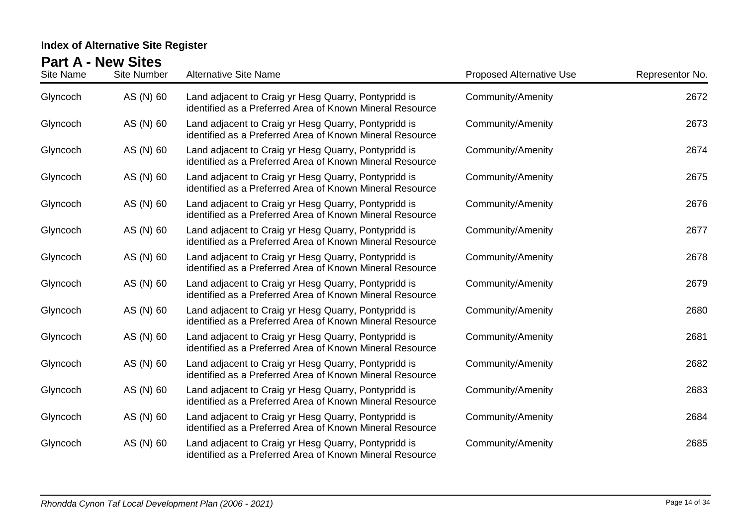**Index of Alternative Site Register**

## Part A - New Sites

| Site Name | Site Number | Alternative Site Name | Proposed Alternative Use | Representor No. |
|---|---|---|---|---|
| Glyncoch | AS (N) 60 | Land adjacent to Craig yr Hesg Quarry, Pontypridd is identified as a Preferred Area of Known Mineral Resource | Community/Amenity | 2672 |
| Glyncoch | AS (N) 60 | Land adjacent to Craig yr Hesg Quarry, Pontypridd is identified as a Preferred Area of Known Mineral Resource | Community/Amenity | 2673 |
| Glyncoch | AS (N) 60 | Land adjacent to Craig yr Hesg Quarry, Pontypridd is identified as a Preferred Area of Known Mineral Resource | Community/Amenity | 2674 |
| Glyncoch | AS (N) 60 | Land adjacent to Craig yr Hesg Quarry, Pontypridd is identified as a Preferred Area of Known Mineral Resource | Community/Amenity | 2675 |
| Glyncoch | AS (N) 60 | Land adjacent to Craig yr Hesg Quarry, Pontypridd is identified as a Preferred Area of Known Mineral Resource | Community/Amenity | 2676 |
| Glyncoch | AS (N) 60 | Land adjacent to Craig yr Hesg Quarry, Pontypridd is identified as a Preferred Area of Known Mineral Resource | Community/Amenity | 2677 |
| Glyncoch | AS (N) 60 | Land adjacent to Craig yr Hesg Quarry, Pontypridd is identified as a Preferred Area of Known Mineral Resource | Community/Amenity | 2678 |
| Glyncoch | AS (N) 60 | Land adjacent to Craig yr Hesg Quarry, Pontypridd is identified as a Preferred Area of Known Mineral Resource | Community/Amenity | 2679 |
| Glyncoch | AS (N) 60 | Land adjacent to Craig yr Hesg Quarry, Pontypridd is identified as a Preferred Area of Known Mineral Resource | Community/Amenity | 2680 |
| Glyncoch | AS (N) 60 | Land adjacent to Craig yr Hesg Quarry, Pontypridd is identified as a Preferred Area of Known Mineral Resource | Community/Amenity | 2681 |
| Glyncoch | AS (N) 60 | Land adjacent to Craig yr Hesg Quarry, Pontypridd is identified as a Preferred Area of Known Mineral Resource | Community/Amenity | 2682 |
| Glyncoch | AS (N) 60 | Land adjacent to Craig yr Hesg Quarry, Pontypridd is identified as a Preferred Area of Known Mineral Resource | Community/Amenity | 2683 |
| Glyncoch | AS (N) 60 | Land adjacent to Craig yr Hesg Quarry, Pontypridd is identified as a Preferred Area of Known Mineral Resource | Community/Amenity | 2684 |
| Glyncoch | AS (N) 60 | Land adjacent to Craig yr Hesg Quarry, Pontypridd is identified as a Preferred Area of Known Mineral Resource | Community/Amenity | 2685 |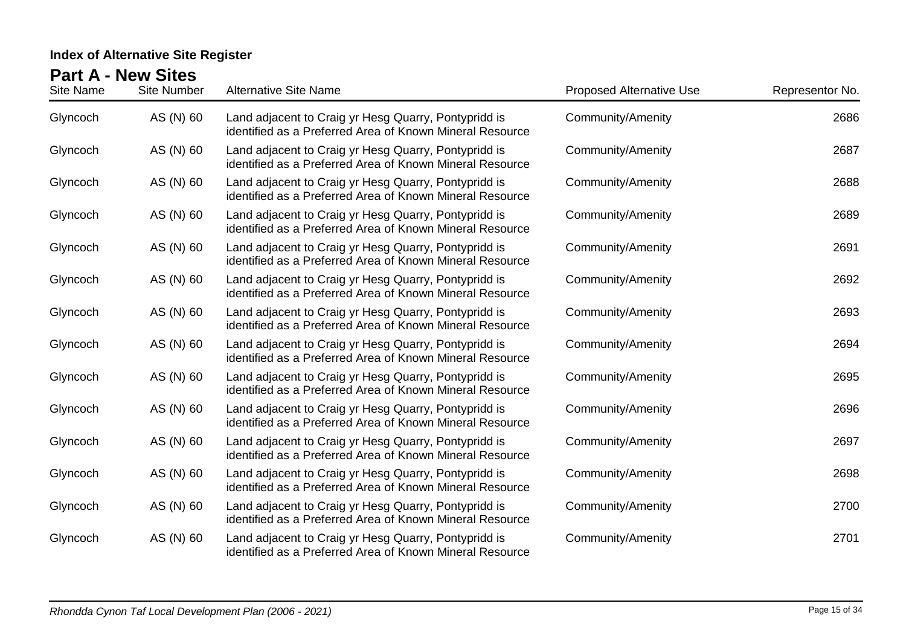## Index of Alternative Site Register

## Part A - New Sites

| Site Name | Site Number | Alternative Site Name | Proposed Alternative Use | Representor No. |
|---|---|---|---|---|
| Glyncoch | AS (N) 60 | Land adjacent to Craig yr Hesg Quarry, Pontypridd is identified as a Preferred Area of Known Mineral Resource | Community/Amenity | 2686 |
| Glyncoch | AS (N) 60 | Land adjacent to Craig yr Hesg Quarry, Pontypridd is identified as a Preferred Area of Known Mineral Resource | Community/Amenity | 2687 |
| Glyncoch | AS (N) 60 | Land adjacent to Craig yr Hesg Quarry, Pontypridd is identified as a Preferred Area of Known Mineral Resource | Community/Amenity | 2688 |
| Glyncoch | AS (N) 60 | Land adjacent to Craig yr Hesg Quarry, Pontypridd is identified as a Preferred Area of Known Mineral Resource | Community/Amenity | 2689 |
| Glyncoch | AS (N) 60 | Land adjacent to Craig yr Hesg Quarry, Pontypridd is identified as a Preferred Area of Known Mineral Resource | Community/Amenity | 2691 |
| Glyncoch | AS (N) 60 | Land adjacent to Craig yr Hesg Quarry, Pontypridd is identified as a Preferred Area of Known Mineral Resource | Community/Amenity | 2692 |
| Glyncoch | AS (N) 60 | Land adjacent to Craig yr Hesg Quarry, Pontypridd is identified as a Preferred Area of Known Mineral Resource | Community/Amenity | 2693 |
| Glyncoch | AS (N) 60 | Land adjacent to Craig yr Hesg Quarry, Pontypridd is identified as a Preferred Area of Known Mineral Resource | Community/Amenity | 2694 |
| Glyncoch | AS (N) 60 | Land adjacent to Craig yr Hesg Quarry, Pontypridd is identified as a Preferred Area of Known Mineral Resource | Community/Amenity | 2695 |
| Glyncoch | AS (N) 60 | Land adjacent to Craig yr Hesg Quarry, Pontypridd is identified as a Preferred Area of Known Mineral Resource | Community/Amenity | 2696 |
| Glyncoch | AS (N) 60 | Land adjacent to Craig yr Hesg Quarry, Pontypridd is identified as a Preferred Area of Known Mineral Resource | Community/Amenity | 2697 |
| Glyncoch | AS (N) 60 | Land adjacent to Craig yr Hesg Quarry, Pontypridd is identified as a Preferred Area of Known Mineral Resource | Community/Amenity | 2698 |
| Glyncoch | AS (N) 60 | Land adjacent to Craig yr Hesg Quarry, Pontypridd is identified as a Preferred Area of Known Mineral Resource | Community/Amenity | 2700 |
| Glyncoch | AS (N) 60 | Land adjacent to Craig yr Hesg Quarry, Pontypridd is identified as a Preferred Area of Known Mineral Resource | Community/Amenity | 2701 |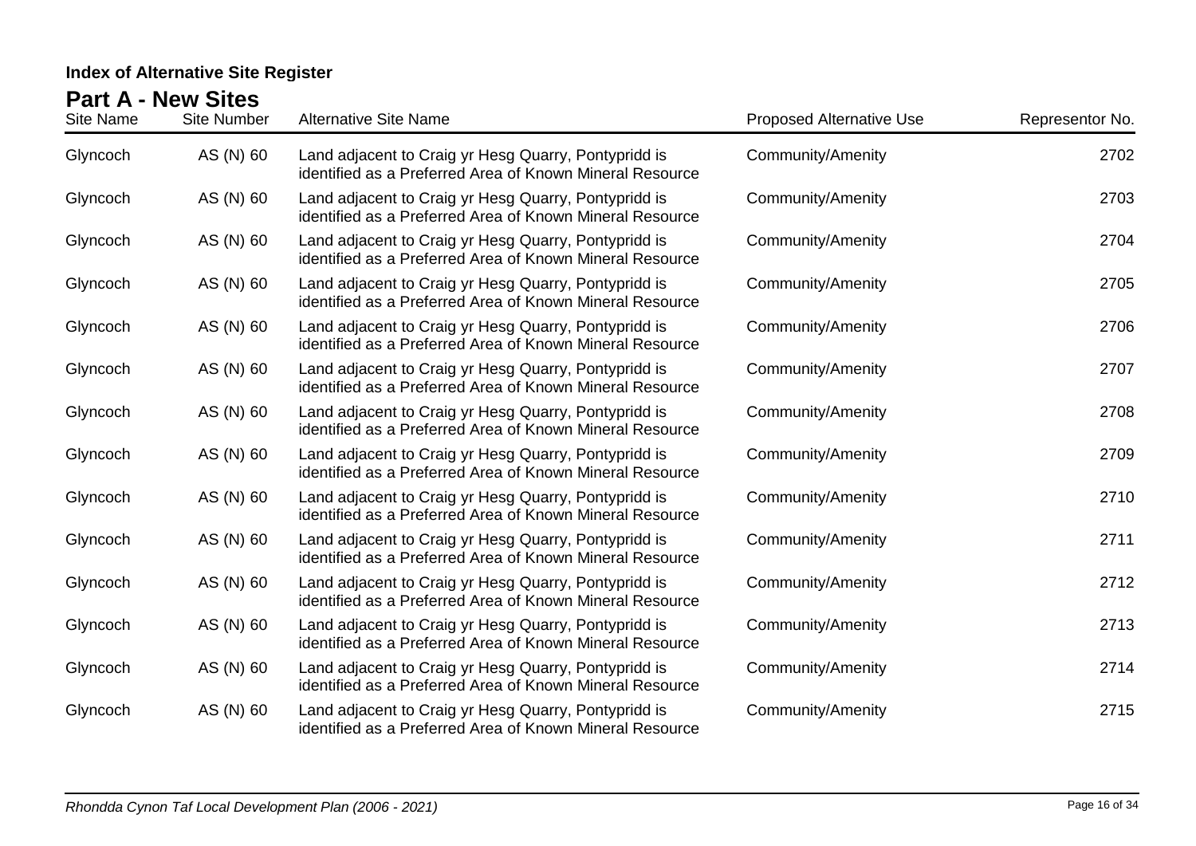## Index of Alternative Site Register

### Part A - New Sites

| Site Name | Site Number | Alternative Site Name | Proposed Alternative Use | Representor No. |
|---|---|---|---|---|
| Glyncoch | AS (N) 60 | Land adjacent to Craig yr Hesg Quarry, Pontypridd is identified as a Preferred Area of Known Mineral Resource | Community/Amenity | 2702 |
| Glyncoch | AS (N) 60 | Land adjacent to Craig yr Hesg Quarry, Pontypridd is identified as a Preferred Area of Known Mineral Resource | Community/Amenity | 2703 |
| Glyncoch | AS (N) 60 | Land adjacent to Craig yr Hesg Quarry, Pontypridd is identified as a Preferred Area of Known Mineral Resource | Community/Amenity | 2704 |
| Glyncoch | AS (N) 60 | Land adjacent to Craig yr Hesg Quarry, Pontypridd is identified as a Preferred Area of Known Mineral Resource | Community/Amenity | 2705 |
| Glyncoch | AS (N) 60 | Land adjacent to Craig yr Hesg Quarry, Pontypridd is identified as a Preferred Area of Known Mineral Resource | Community/Amenity | 2706 |
| Glyncoch | AS (N) 60 | Land adjacent to Craig yr Hesg Quarry, Pontypridd is identified as a Preferred Area of Known Mineral Resource | Community/Amenity | 2707 |
| Glyncoch | AS (N) 60 | Land adjacent to Craig yr Hesg Quarry, Pontypridd is identified as a Preferred Area of Known Mineral Resource | Community/Amenity | 2708 |
| Glyncoch | AS (N) 60 | Land adjacent to Craig yr Hesg Quarry, Pontypridd is identified as a Preferred Area of Known Mineral Resource | Community/Amenity | 2709 |
| Glyncoch | AS (N) 60 | Land adjacent to Craig yr Hesg Quarry, Pontypridd is identified as a Preferred Area of Known Mineral Resource | Community/Amenity | 2710 |
| Glyncoch | AS (N) 60 | Land adjacent to Craig yr Hesg Quarry, Pontypridd is identified as a Preferred Area of Known Mineral Resource | Community/Amenity | 2711 |
| Glyncoch | AS (N) 60 | Land adjacent to Craig yr Hesg Quarry, Pontypridd is identified as a Preferred Area of Known Mineral Resource | Community/Amenity | 2712 |
| Glyncoch | AS (N) 60 | Land adjacent to Craig yr Hesg Quarry, Pontypridd is identified as a Preferred Area of Known Mineral Resource | Community/Amenity | 2713 |
| Glyncoch | AS (N) 60 | Land adjacent to Craig yr Hesg Quarry, Pontypridd is identified as a Preferred Area of Known Mineral Resource | Community/Amenity | 2714 |
| Glyncoch | AS (N) 60 | Land adjacent to Craig yr Hesg Quarry, Pontypridd is identified as a Preferred Area of Known Mineral Resource | Community/Amenity | 2715 |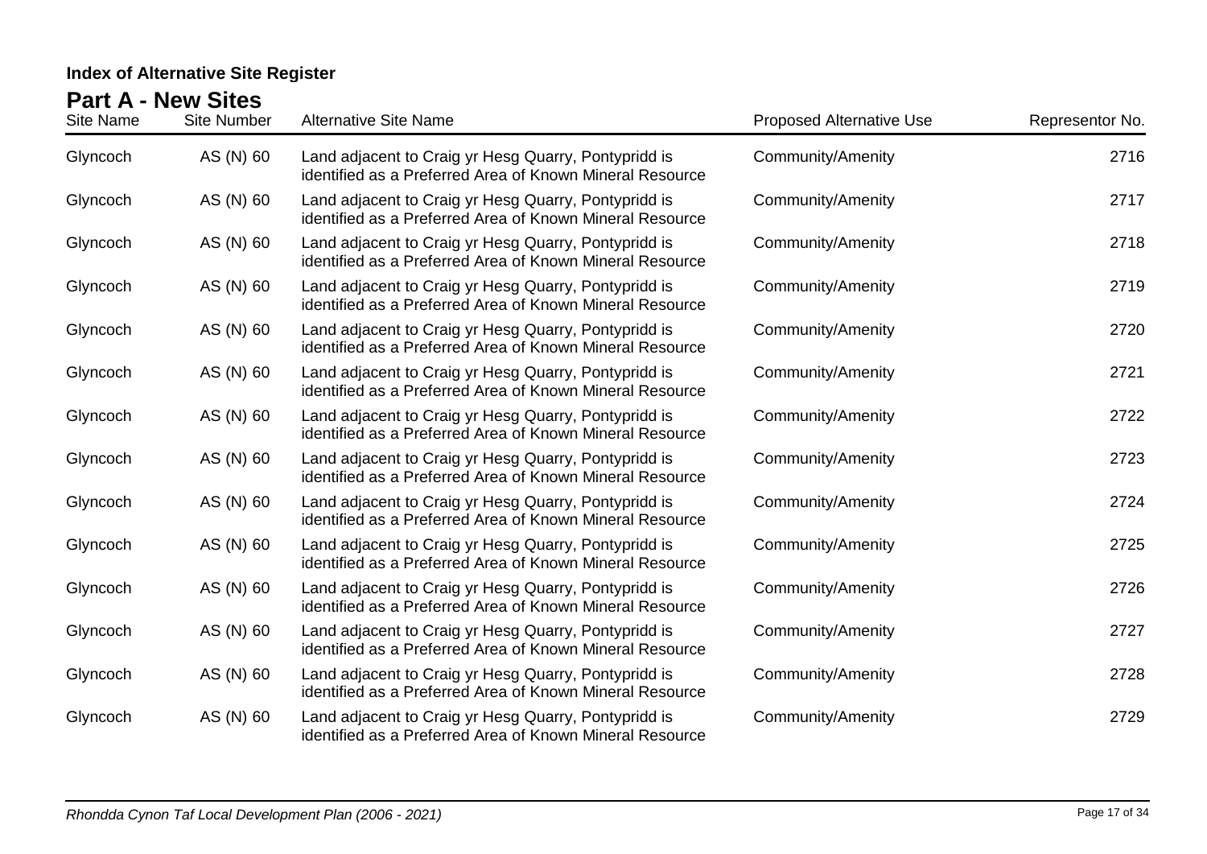## Index of Alternative Site Register

## Part A - New Sites

| Site Name | Site Number | Alternative Site Name | Proposed Alternative Use | Representor No. |
| --- | --- | --- | --- | --- |
| Glyncoch | AS (N) 60 | Land adjacent to Craig yr Hesg Quarry, Pontypridd is identified as a Preferred Area of Known Mineral Resource | Community/Amenity | 2716 |
| Glyncoch | AS (N) 60 | Land adjacent to Craig yr Hesg Quarry, Pontypridd is identified as a Preferred Area of Known Mineral Resource | Community/Amenity | 2717 |
| Glyncoch | AS (N) 60 | Land adjacent to Craig yr Hesg Quarry, Pontypridd is identified as a Preferred Area of Known Mineral Resource | Community/Amenity | 2718 |
| Glyncoch | AS (N) 60 | Land adjacent to Craig yr Hesg Quarry, Pontypridd is identified as a Preferred Area of Known Mineral Resource | Community/Amenity | 2719 |
| Glyncoch | AS (N) 60 | Land adjacent to Craig yr Hesg Quarry, Pontypridd is identified as a Preferred Area of Known Mineral Resource | Community/Amenity | 2720 |
| Glyncoch | AS (N) 60 | Land adjacent to Craig yr Hesg Quarry, Pontypridd is identified as a Preferred Area of Known Mineral Resource | Community/Amenity | 2721 |
| Glyncoch | AS (N) 60 | Land adjacent to Craig yr Hesg Quarry, Pontypridd is identified as a Preferred Area of Known Mineral Resource | Community/Amenity | 2722 |
| Glyncoch | AS (N) 60 | Land adjacent to Craig yr Hesg Quarry, Pontypridd is identified as a Preferred Area of Known Mineral Resource | Community/Amenity | 2723 |
| Glyncoch | AS (N) 60 | Land adjacent to Craig yr Hesg Quarry, Pontypridd is identified as a Preferred Area of Known Mineral Resource | Community/Amenity | 2724 |
| Glyncoch | AS (N) 60 | Land adjacent to Craig yr Hesg Quarry, Pontypridd is identified as a Preferred Area of Known Mineral Resource | Community/Amenity | 2725 |
| Glyncoch | AS (N) 60 | Land adjacent to Craig yr Hesg Quarry, Pontypridd is identified as a Preferred Area of Known Mineral Resource | Community/Amenity | 2726 |
| Glyncoch | AS (N) 60 | Land adjacent to Craig yr Hesg Quarry, Pontypridd is identified as a Preferred Area of Known Mineral Resource | Community/Amenity | 2727 |
| Glyncoch | AS (N) 60 | Land adjacent to Craig yr Hesg Quarry, Pontypridd is identified as a Preferred Area of Known Mineral Resource | Community/Amenity | 2728 |
| Glyncoch | AS (N) 60 | Land adjacent to Craig yr Hesg Quarry, Pontypridd is identified as a Preferred Area of Known Mineral Resource | Community/Amenity | 2729 |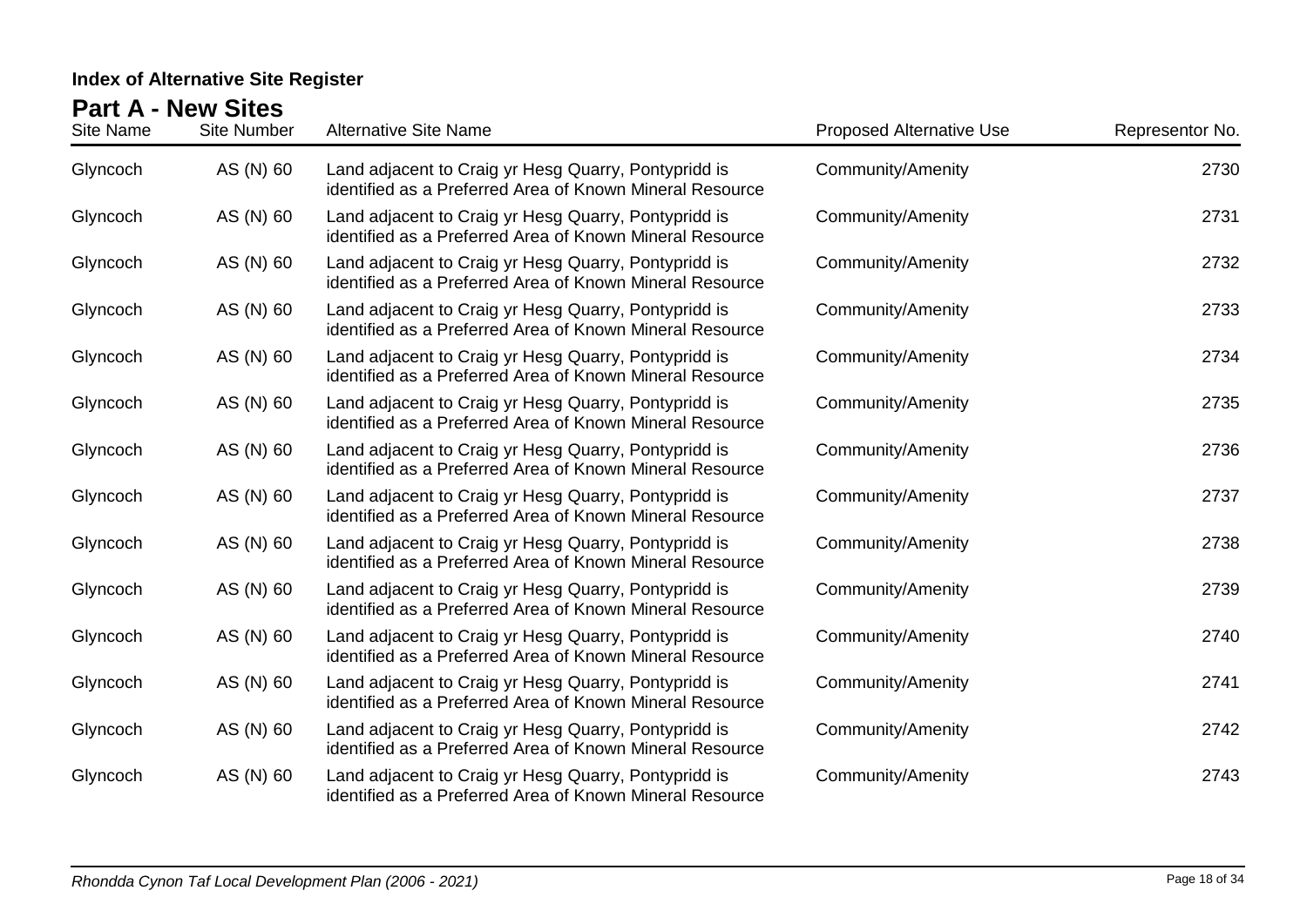## Index of Alternative Site Register

### Part A - New Sites

| Site Name | Site Number | Alternative Site Name | Proposed Alternative Use | Representor No. |
|---|---|---|---|---|
| Glyncoch | AS (N) 60 | Land adjacent to Craig yr Hesg Quarry, Pontypridd is identified as a Preferred Area of Known Mineral Resource | Community/Amenity | 2730 |
| Glyncoch | AS (N) 60 | Land adjacent to Craig yr Hesg Quarry, Pontypridd is identified as a Preferred Area of Known Mineral Resource | Community/Amenity | 2731 |
| Glyncoch | AS (N) 60 | Land adjacent to Craig yr Hesg Quarry, Pontypridd is identified as a Preferred Area of Known Mineral Resource | Community/Amenity | 2732 |
| Glyncoch | AS (N) 60 | Land adjacent to Craig yr Hesg Quarry, Pontypridd is identified as a Preferred Area of Known Mineral Resource | Community/Amenity | 2733 |
| Glyncoch | AS (N) 60 | Land adjacent to Craig yr Hesg Quarry, Pontypridd is identified as a Preferred Area of Known Mineral Resource | Community/Amenity | 2734 |
| Glyncoch | AS (N) 60 | Land adjacent to Craig yr Hesg Quarry, Pontypridd is identified as a Preferred Area of Known Mineral Resource | Community/Amenity | 2735 |
| Glyncoch | AS (N) 60 | Land adjacent to Craig yr Hesg Quarry, Pontypridd is identified as a Preferred Area of Known Mineral Resource | Community/Amenity | 2736 |
| Glyncoch | AS (N) 60 | Land adjacent to Craig yr Hesg Quarry, Pontypridd is identified as a Preferred Area of Known Mineral Resource | Community/Amenity | 2737 |
| Glyncoch | AS (N) 60 | Land adjacent to Craig yr Hesg Quarry, Pontypridd is identified as a Preferred Area of Known Mineral Resource | Community/Amenity | 2738 |
| Glyncoch | AS (N) 60 | Land adjacent to Craig yr Hesg Quarry, Pontypridd is identified as a Preferred Area of Known Mineral Resource | Community/Amenity | 2739 |
| Glyncoch | AS (N) 60 | Land adjacent to Craig yr Hesg Quarry, Pontypridd is identified as a Preferred Area of Known Mineral Resource | Community/Amenity | 2740 |
| Glyncoch | AS (N) 60 | Land adjacent to Craig yr Hesg Quarry, Pontypridd is identified as a Preferred Area of Known Mineral Resource | Community/Amenity | 2741 |
| Glyncoch | AS (N) 60 | Land adjacent to Craig yr Hesg Quarry, Pontypridd is identified as a Preferred Area of Known Mineral Resource | Community/Amenity | 2742 |
| Glyncoch | AS (N) 60 | Land adjacent to Craig yr Hesg Quarry, Pontypridd is identified as a Preferred Area of Known Mineral Resource | Community/Amenity | 2743 |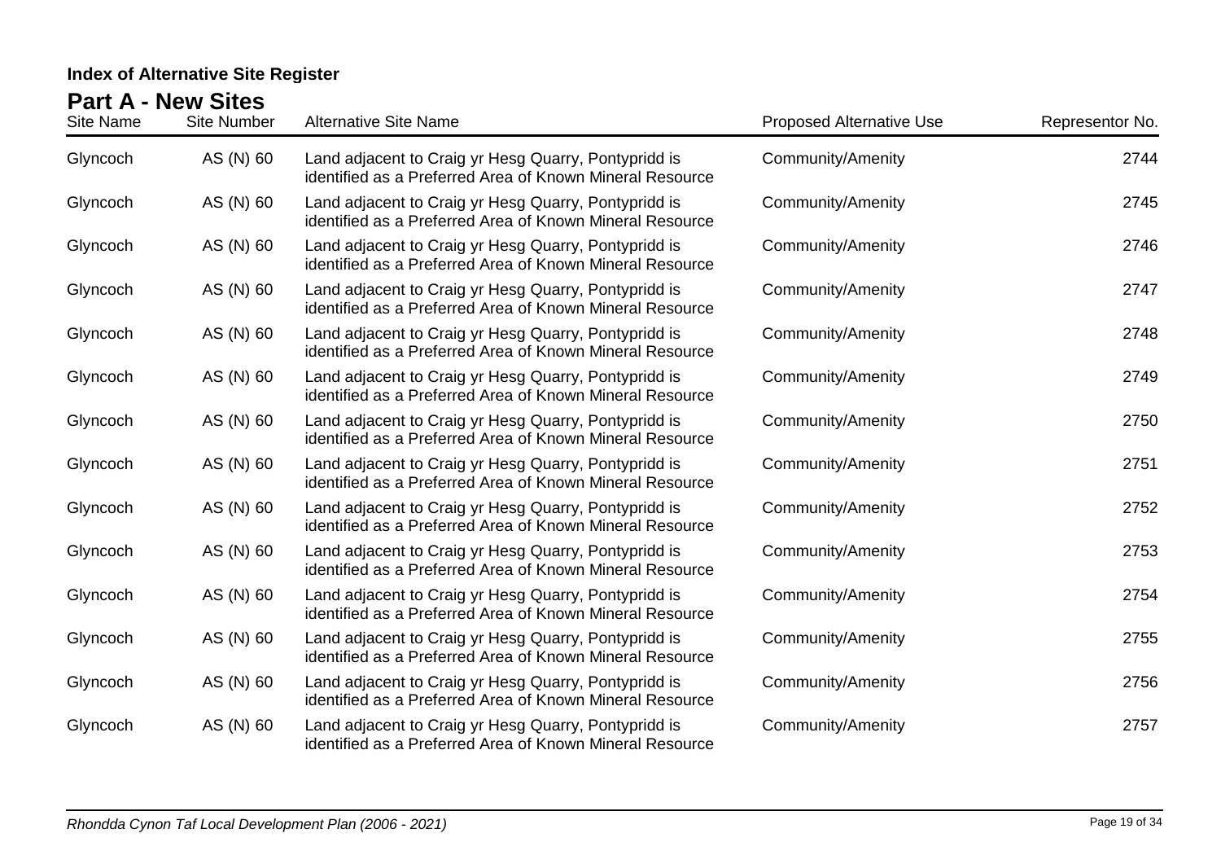**Index of Alternative Site Register**

## Part A - New Sites

| Site Name | Site Number | Alternative Site Name | Proposed Alternative Use | Representor No. |
|---|---|---|---|---|
| Glyncoch | AS (N) 60 | Land adjacent to Craig yr Hesg Quarry, Pontypridd is identified as a Preferred Area of Known Mineral Resource | Community/Amenity | 2744 |
| Glyncoch | AS (N) 60 | Land adjacent to Craig yr Hesg Quarry, Pontypridd is identified as a Preferred Area of Known Mineral Resource | Community/Amenity | 2745 |
| Glyncoch | AS (N) 60 | Land adjacent to Craig yr Hesg Quarry, Pontypridd is identified as a Preferred Area of Known Mineral Resource | Community/Amenity | 2746 |
| Glyncoch | AS (N) 60 | Land adjacent to Craig yr Hesg Quarry, Pontypridd is identified as a Preferred Area of Known Mineral Resource | Community/Amenity | 2747 |
| Glyncoch | AS (N) 60 | Land adjacent to Craig yr Hesg Quarry, Pontypridd is identified as a Preferred Area of Known Mineral Resource | Community/Amenity | 2748 |
| Glyncoch | AS (N) 60 | Land adjacent to Craig yr Hesg Quarry, Pontypridd is identified as a Preferred Area of Known Mineral Resource | Community/Amenity | 2749 |
| Glyncoch | AS (N) 60 | Land adjacent to Craig yr Hesg Quarry, Pontypridd is identified as a Preferred Area of Known Mineral Resource | Community/Amenity | 2750 |
| Glyncoch | AS (N) 60 | Land adjacent to Craig yr Hesg Quarry, Pontypridd is identified as a Preferred Area of Known Mineral Resource | Community/Amenity | 2751 |
| Glyncoch | AS (N) 60 | Land adjacent to Craig yr Hesg Quarry, Pontypridd is identified as a Preferred Area of Known Mineral Resource | Community/Amenity | 2752 |
| Glyncoch | AS (N) 60 | Land adjacent to Craig yr Hesg Quarry, Pontypridd is identified as a Preferred Area of Known Mineral Resource | Community/Amenity | 2753 |
| Glyncoch | AS (N) 60 | Land adjacent to Craig yr Hesg Quarry, Pontypridd is identified as a Preferred Area of Known Mineral Resource | Community/Amenity | 2754 |
| Glyncoch | AS (N) 60 | Land adjacent to Craig yr Hesg Quarry, Pontypridd is identified as a Preferred Area of Known Mineral Resource | Community/Amenity | 2755 |
| Glyncoch | AS (N) 60 | Land adjacent to Craig yr Hesg Quarry, Pontypridd is identified as a Preferred Area of Known Mineral Resource | Community/Amenity | 2756 |
| Glyncoch | AS (N) 60 | Land adjacent to Craig yr Hesg Quarry, Pontypridd is identified as a Preferred Area of Known Mineral Resource | Community/Amenity | 2757 |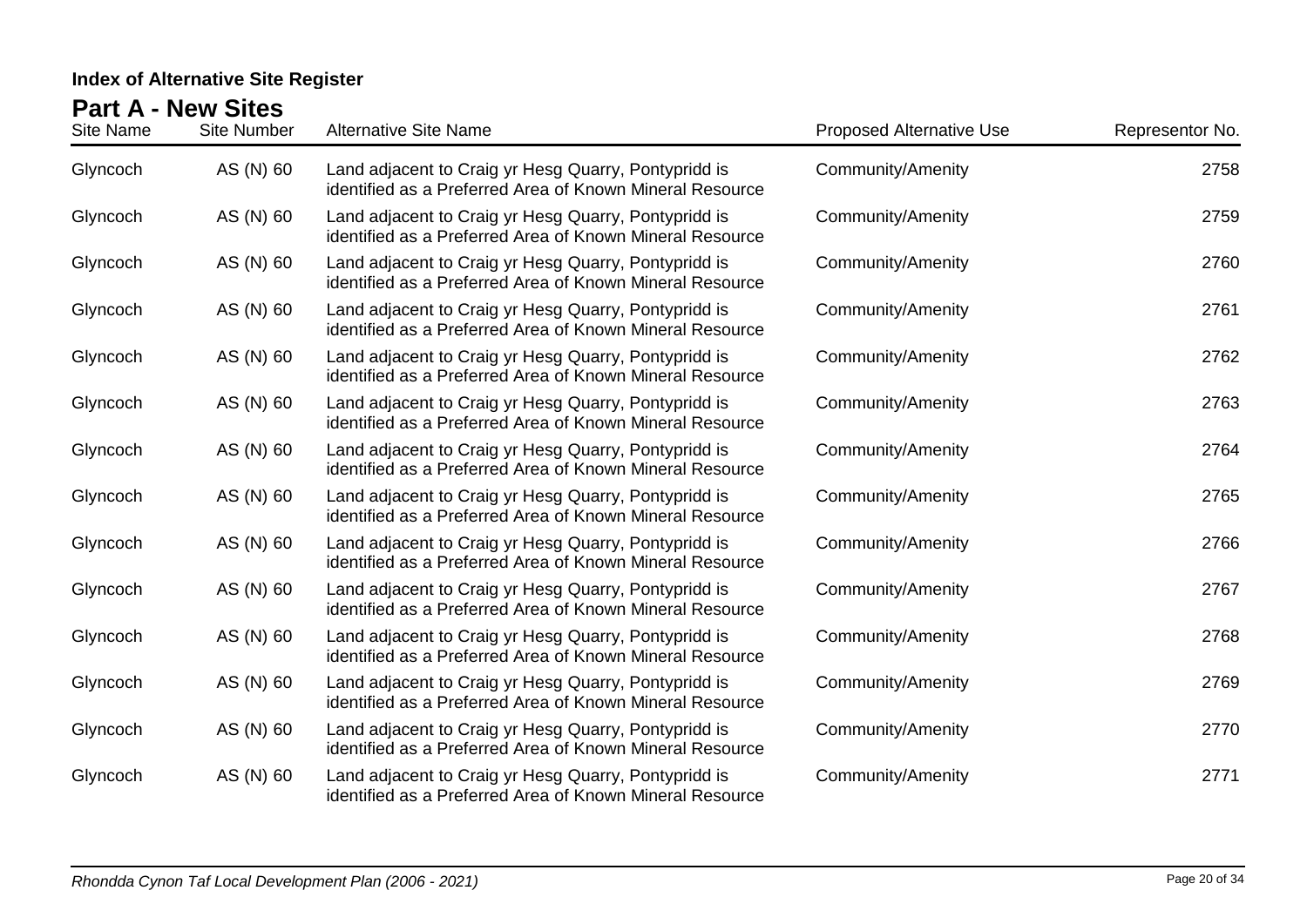**Index of Alternative Site Register**

## Part A - New Sites

| Site Name | Site Number | Alternative Site Name | Proposed Alternative Use | Representor No. |
|---|---|---|---|---|
| Glyncoch | AS (N) 60 | Land adjacent to Craig yr Hesg Quarry, Pontypridd is identified as a Preferred Area of Known Mineral Resource | Community/Amenity | 2758 |
| Glyncoch | AS (N) 60 | Land adjacent to Craig yr Hesg Quarry, Pontypridd is identified as a Preferred Area of Known Mineral Resource | Community/Amenity | 2759 |
| Glyncoch | AS (N) 60 | Land adjacent to Craig yr Hesg Quarry, Pontypridd is identified as a Preferred Area of Known Mineral Resource | Community/Amenity | 2760 |
| Glyncoch | AS (N) 60 | Land adjacent to Craig yr Hesg Quarry, Pontypridd is identified as a Preferred Area of Known Mineral Resource | Community/Amenity | 2761 |
| Glyncoch | AS (N) 60 | Land adjacent to Craig yr Hesg Quarry, Pontypridd is identified as a Preferred Area of Known Mineral Resource | Community/Amenity | 2762 |
| Glyncoch | AS (N) 60 | Land adjacent to Craig yr Hesg Quarry, Pontypridd is identified as a Preferred Area of Known Mineral Resource | Community/Amenity | 2763 |
| Glyncoch | AS (N) 60 | Land adjacent to Craig yr Hesg Quarry, Pontypridd is identified as a Preferred Area of Known Mineral Resource | Community/Amenity | 2764 |
| Glyncoch | AS (N) 60 | Land adjacent to Craig yr Hesg Quarry, Pontypridd is identified as a Preferred Area of Known Mineral Resource | Community/Amenity | 2765 |
| Glyncoch | AS (N) 60 | Land adjacent to Craig yr Hesg Quarry, Pontypridd is identified as a Preferred Area of Known Mineral Resource | Community/Amenity | 2766 |
| Glyncoch | AS (N) 60 | Land adjacent to Craig yr Hesg Quarry, Pontypridd is identified as a Preferred Area of Known Mineral Resource | Community/Amenity | 2767 |
| Glyncoch | AS (N) 60 | Land adjacent to Craig yr Hesg Quarry, Pontypridd is identified as a Preferred Area of Known Mineral Resource | Community/Amenity | 2768 |
| Glyncoch | AS (N) 60 | Land adjacent to Craig yr Hesg Quarry, Pontypridd is identified as a Preferred Area of Known Mineral Resource | Community/Amenity | 2769 |
| Glyncoch | AS (N) 60 | Land adjacent to Craig yr Hesg Quarry, Pontypridd is identified as a Preferred Area of Known Mineral Resource | Community/Amenity | 2770 |
| Glyncoch | AS (N) 60 | Land adjacent to Craig yr Hesg Quarry, Pontypridd is identified as a Preferred Area of Known Mineral Resource | Community/Amenity | 2771 |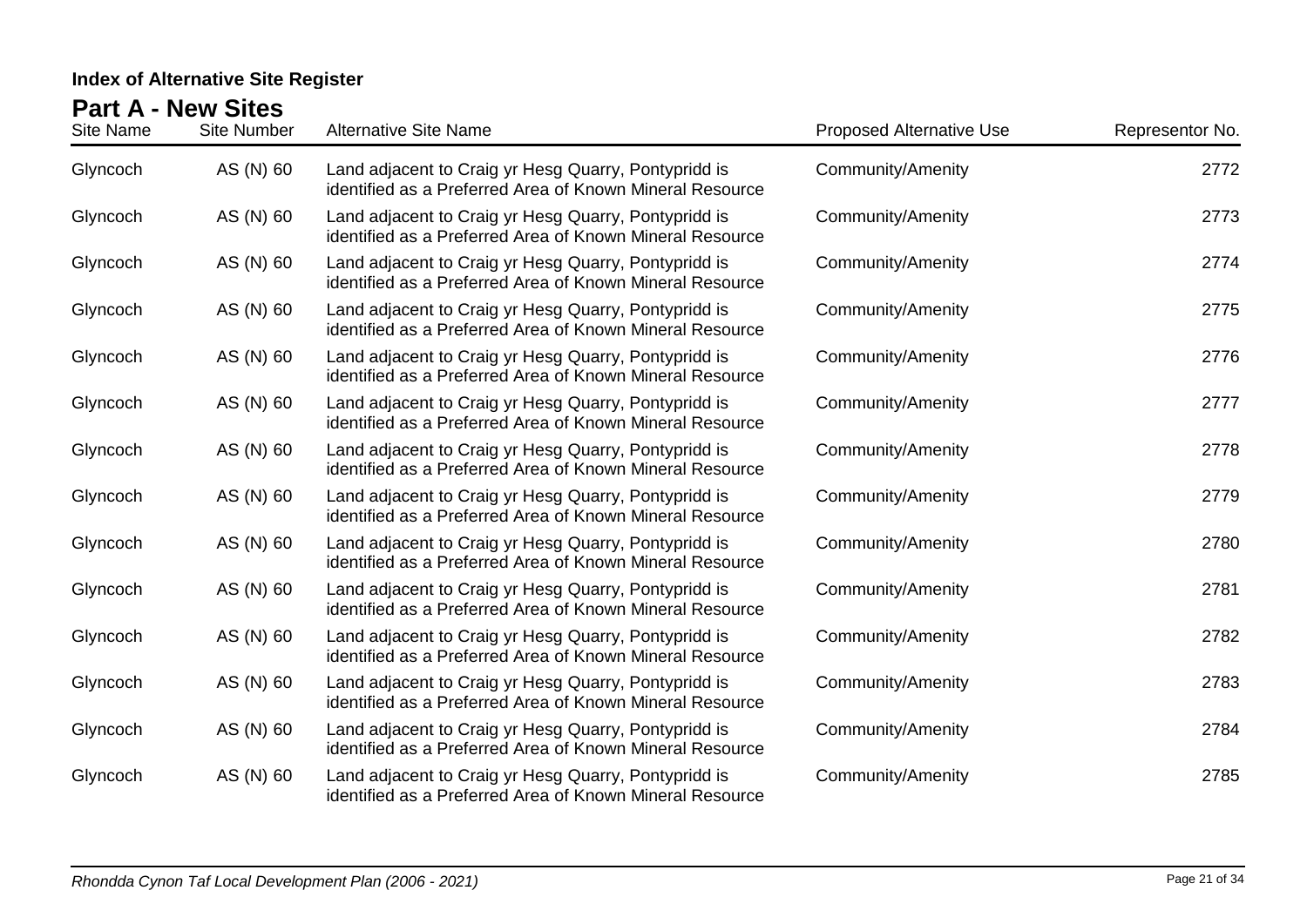## Index of Alternative Site Register

### Part A - New Sites

| Site Name | Site Number | Alternative Site Name | Proposed Alternative Use | Representor No. |
|---|---|---|---|---|
| Glyncoch | AS (N) 60 | Land adjacent to Craig yr Hesg Quarry, Pontypridd is identified as a Preferred Area of Known Mineral Resource | Community/Amenity | 2772 |
| Glyncoch | AS (N) 60 | Land adjacent to Craig yr Hesg Quarry, Pontypridd is identified as a Preferred Area of Known Mineral Resource | Community/Amenity | 2773 |
| Glyncoch | AS (N) 60 | Land adjacent to Craig yr Hesg Quarry, Pontypridd is identified as a Preferred Area of Known Mineral Resource | Community/Amenity | 2774 |
| Glyncoch | AS (N) 60 | Land adjacent to Craig yr Hesg Quarry, Pontypridd is identified as a Preferred Area of Known Mineral Resource | Community/Amenity | 2775 |
| Glyncoch | AS (N) 60 | Land adjacent to Craig yr Hesg Quarry, Pontypridd is identified as a Preferred Area of Known Mineral Resource | Community/Amenity | 2776 |
| Glyncoch | AS (N) 60 | Land adjacent to Craig yr Hesg Quarry, Pontypridd is identified as a Preferred Area of Known Mineral Resource | Community/Amenity | 2777 |
| Glyncoch | AS (N) 60 | Land adjacent to Craig yr Hesg Quarry, Pontypridd is identified as a Preferred Area of Known Mineral Resource | Community/Amenity | 2778 |
| Glyncoch | AS (N) 60 | Land adjacent to Craig yr Hesg Quarry, Pontypridd is identified as a Preferred Area of Known Mineral Resource | Community/Amenity | 2779 |
| Glyncoch | AS (N) 60 | Land adjacent to Craig yr Hesg Quarry, Pontypridd is identified as a Preferred Area of Known Mineral Resource | Community/Amenity | 2780 |
| Glyncoch | AS (N) 60 | Land adjacent to Craig yr Hesg Quarry, Pontypridd is identified as a Preferred Area of Known Mineral Resource | Community/Amenity | 2781 |
| Glyncoch | AS (N) 60 | Land adjacent to Craig yr Hesg Quarry, Pontypridd is identified as a Preferred Area of Known Mineral Resource | Community/Amenity | 2782 |
| Glyncoch | AS (N) 60 | Land adjacent to Craig yr Hesg Quarry, Pontypridd is identified as a Preferred Area of Known Mineral Resource | Community/Amenity | 2783 |
| Glyncoch | AS (N) 60 | Land adjacent to Craig yr Hesg Quarry, Pontypridd is identified as a Preferred Area of Known Mineral Resource | Community/Amenity | 2784 |
| Glyncoch | AS (N) 60 | Land adjacent to Craig yr Hesg Quarry, Pontypridd is identified as a Preferred Area of Known Mineral Resource | Community/Amenity | 2785 |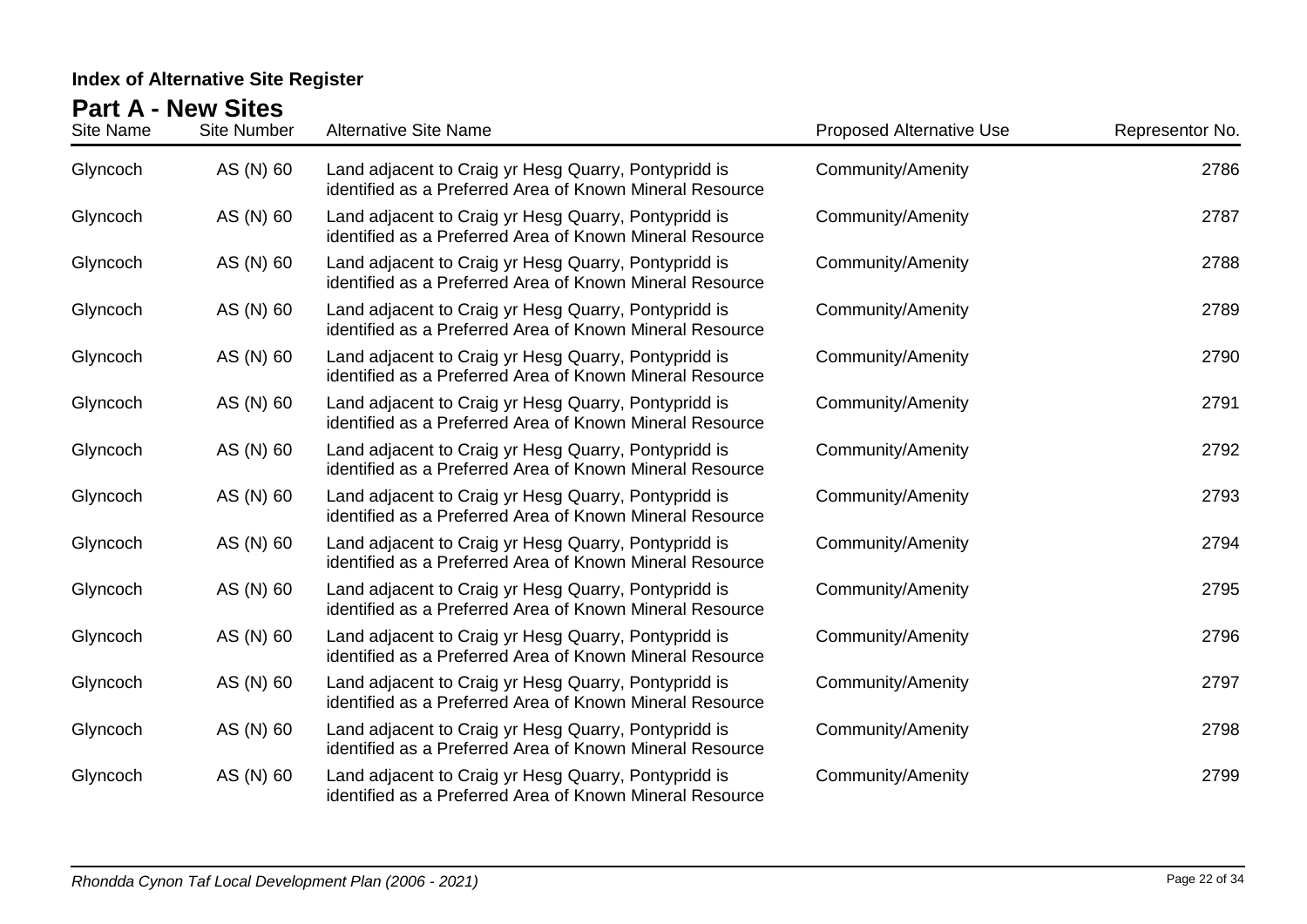**Index of Alternative Site Register**

## Part A - New Sites

| Site Name | Site Number | Alternative Site Name | Proposed Alternative Use | Representor No. |
|---|---|---|---|---|
| Glyncoch | AS (N) 60 | Land adjacent to Craig yr Hesg Quarry, Pontypridd is identified as a Preferred Area of Known Mineral Resource | Community/Amenity | 2786 |
| Glyncoch | AS (N) 60 | Land adjacent to Craig yr Hesg Quarry, Pontypridd is identified as a Preferred Area of Known Mineral Resource | Community/Amenity | 2787 |
| Glyncoch | AS (N) 60 | Land adjacent to Craig yr Hesg Quarry, Pontypridd is identified as a Preferred Area of Known Mineral Resource | Community/Amenity | 2788 |
| Glyncoch | AS (N) 60 | Land adjacent to Craig yr Hesg Quarry, Pontypridd is identified as a Preferred Area of Known Mineral Resource | Community/Amenity | 2789 |
| Glyncoch | AS (N) 60 | Land adjacent to Craig yr Hesg Quarry, Pontypridd is identified as a Preferred Area of Known Mineral Resource | Community/Amenity | 2790 |
| Glyncoch | AS (N) 60 | Land adjacent to Craig yr Hesg Quarry, Pontypridd is identified as a Preferred Area of Known Mineral Resource | Community/Amenity | 2791 |
| Glyncoch | AS (N) 60 | Land adjacent to Craig yr Hesg Quarry, Pontypridd is identified as a Preferred Area of Known Mineral Resource | Community/Amenity | 2792 |
| Glyncoch | AS (N) 60 | Land adjacent to Craig yr Hesg Quarry, Pontypridd is identified as a Preferred Area of Known Mineral Resource | Community/Amenity | 2793 |
| Glyncoch | AS (N) 60 | Land adjacent to Craig yr Hesg Quarry, Pontypridd is identified as a Preferred Area of Known Mineral Resource | Community/Amenity | 2794 |
| Glyncoch | AS (N) 60 | Land adjacent to Craig yr Hesg Quarry, Pontypridd is identified as a Preferred Area of Known Mineral Resource | Community/Amenity | 2795 |
| Glyncoch | AS (N) 60 | Land adjacent to Craig yr Hesg Quarry, Pontypridd is identified as a Preferred Area of Known Mineral Resource | Community/Amenity | 2796 |
| Glyncoch | AS (N) 60 | Land adjacent to Craig yr Hesg Quarry, Pontypridd is identified as a Preferred Area of Known Mineral Resource | Community/Amenity | 2797 |
| Glyncoch | AS (N) 60 | Land adjacent to Craig yr Hesg Quarry, Pontypridd is identified as a Preferred Area of Known Mineral Resource | Community/Amenity | 2798 |
| Glyncoch | AS (N) 60 | Land adjacent to Craig yr Hesg Quarry, Pontypridd is identified as a Preferred Area of Known Mineral Resource | Community/Amenity | 2799 |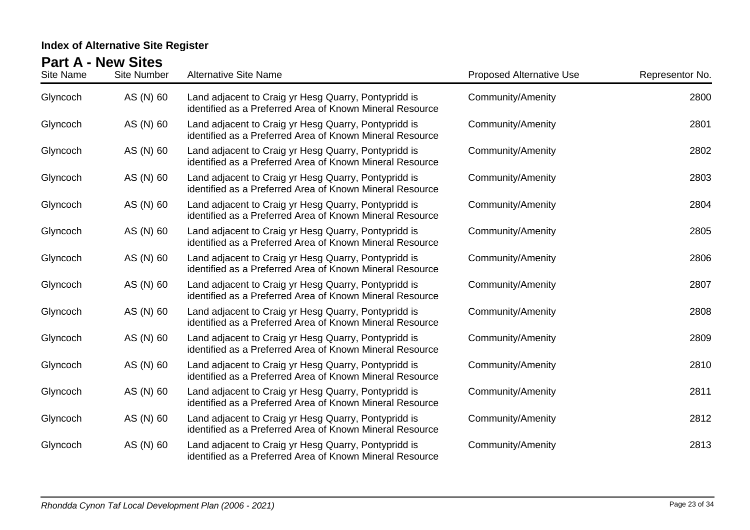**Index of Alternative Site Register**

## Part A - New Sites

| Site Name | Site Number | Alternative Site Name | Proposed Alternative Use | Representor No. |
|---|---|---|---|---|
| Glyncoch | AS (N) 60 | Land adjacent to Craig yr Hesg Quarry, Pontypridd is identified as a Preferred Area of Known Mineral Resource | Community/Amenity | 2800 |
| Glyncoch | AS (N) 60 | Land adjacent to Craig yr Hesg Quarry, Pontypridd is identified as a Preferred Area of Known Mineral Resource | Community/Amenity | 2801 |
| Glyncoch | AS (N) 60 | Land adjacent to Craig yr Hesg Quarry, Pontypridd is identified as a Preferred Area of Known Mineral Resource | Community/Amenity | 2802 |
| Glyncoch | AS (N) 60 | Land adjacent to Craig yr Hesg Quarry, Pontypridd is identified as a Preferred Area of Known Mineral Resource | Community/Amenity | 2803 |
| Glyncoch | AS (N) 60 | Land adjacent to Craig yr Hesg Quarry, Pontypridd is identified as a Preferred Area of Known Mineral Resource | Community/Amenity | 2804 |
| Glyncoch | AS (N) 60 | Land adjacent to Craig yr Hesg Quarry, Pontypridd is identified as a Preferred Area of Known Mineral Resource | Community/Amenity | 2805 |
| Glyncoch | AS (N) 60 | Land adjacent to Craig yr Hesg Quarry, Pontypridd is identified as a Preferred Area of Known Mineral Resource | Community/Amenity | 2806 |
| Glyncoch | AS (N) 60 | Land adjacent to Craig yr Hesg Quarry, Pontypridd is identified as a Preferred Area of Known Mineral Resource | Community/Amenity | 2807 |
| Glyncoch | AS (N) 60 | Land adjacent to Craig yr Hesg Quarry, Pontypridd is identified as a Preferred Area of Known Mineral Resource | Community/Amenity | 2808 |
| Glyncoch | AS (N) 60 | Land adjacent to Craig yr Hesg Quarry, Pontypridd is identified as a Preferred Area of Known Mineral Resource | Community/Amenity | 2809 |
| Glyncoch | AS (N) 60 | Land adjacent to Craig yr Hesg Quarry, Pontypridd is identified as a Preferred Area of Known Mineral Resource | Community/Amenity | 2810 |
| Glyncoch | AS (N) 60 | Land adjacent to Craig yr Hesg Quarry, Pontypridd is identified as a Preferred Area of Known Mineral Resource | Community/Amenity | 2811 |
| Glyncoch | AS (N) 60 | Land adjacent to Craig yr Hesg Quarry, Pontypridd is identified as a Preferred Area of Known Mineral Resource | Community/Amenity | 2812 |
| Glyncoch | AS (N) 60 | Land adjacent to Craig yr Hesg Quarry, Pontypridd is identified as a Preferred Area of Known Mineral Resource | Community/Amenity | 2813 |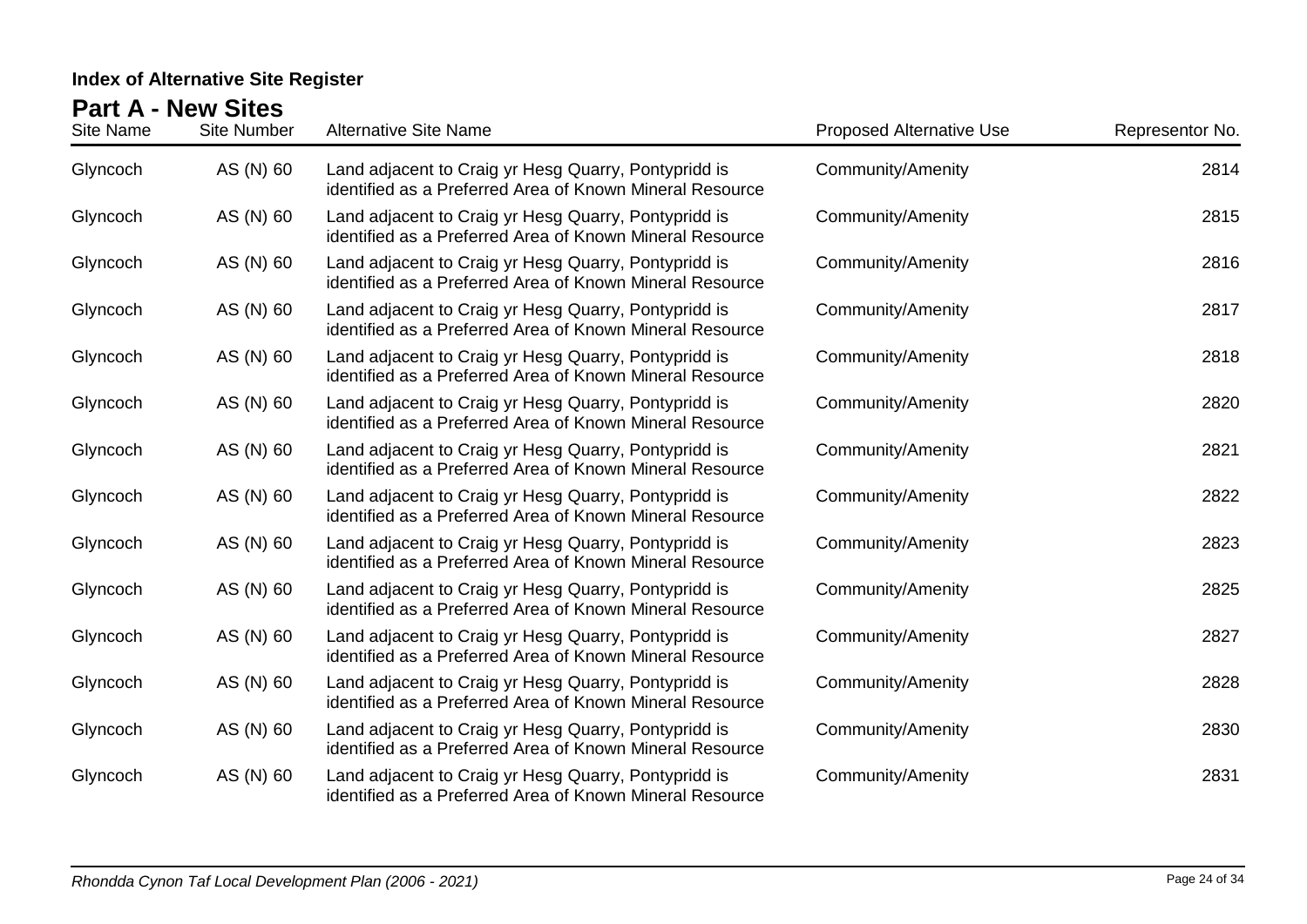## Index of Alternative Site Register

### Part A - New Sites

| Site Name | Site Number | Alternative Site Name | Proposed Alternative Use | Representor No. |
|---|---|---|---|---|
| Glyncoch | AS (N) 60 | Land adjacent to Craig yr Hesg Quarry, Pontypridd is identified as a Preferred Area of Known Mineral Resource | Community/Amenity | 2814 |
| Glyncoch | AS (N) 60 | Land adjacent to Craig yr Hesg Quarry, Pontypridd is identified as a Preferred Area of Known Mineral Resource | Community/Amenity | 2815 |
| Glyncoch | AS (N) 60 | Land adjacent to Craig yr Hesg Quarry, Pontypridd is identified as a Preferred Area of Known Mineral Resource | Community/Amenity | 2816 |
| Glyncoch | AS (N) 60 | Land adjacent to Craig yr Hesg Quarry, Pontypridd is identified as a Preferred Area of Known Mineral Resource | Community/Amenity | 2817 |
| Glyncoch | AS (N) 60 | Land adjacent to Craig yr Hesg Quarry, Pontypridd is identified as a Preferred Area of Known Mineral Resource | Community/Amenity | 2818 |
| Glyncoch | AS (N) 60 | Land adjacent to Craig yr Hesg Quarry, Pontypridd is identified as a Preferred Area of Known Mineral Resource | Community/Amenity | 2820 |
| Glyncoch | AS (N) 60 | Land adjacent to Craig yr Hesg Quarry, Pontypridd is identified as a Preferred Area of Known Mineral Resource | Community/Amenity | 2821 |
| Glyncoch | AS (N) 60 | Land adjacent to Craig yr Hesg Quarry, Pontypridd is identified as a Preferred Area of Known Mineral Resource | Community/Amenity | 2822 |
| Glyncoch | AS (N) 60 | Land adjacent to Craig yr Hesg Quarry, Pontypridd is identified as a Preferred Area of Known Mineral Resource | Community/Amenity | 2823 |
| Glyncoch | AS (N) 60 | Land adjacent to Craig yr Hesg Quarry, Pontypridd is identified as a Preferred Area of Known Mineral Resource | Community/Amenity | 2825 |
| Glyncoch | AS (N) 60 | Land adjacent to Craig yr Hesg Quarry, Pontypridd is identified as a Preferred Area of Known Mineral Resource | Community/Amenity | 2827 |
| Glyncoch | AS (N) 60 | Land adjacent to Craig yr Hesg Quarry, Pontypridd is identified as a Preferred Area of Known Mineral Resource | Community/Amenity | 2828 |
| Glyncoch | AS (N) 60 | Land adjacent to Craig yr Hesg Quarry, Pontypridd is identified as a Preferred Area of Known Mineral Resource | Community/Amenity | 2830 |
| Glyncoch | AS (N) 60 | Land adjacent to Craig yr Hesg Quarry, Pontypridd is identified as a Preferred Area of Known Mineral Resource | Community/Amenity | 2831 |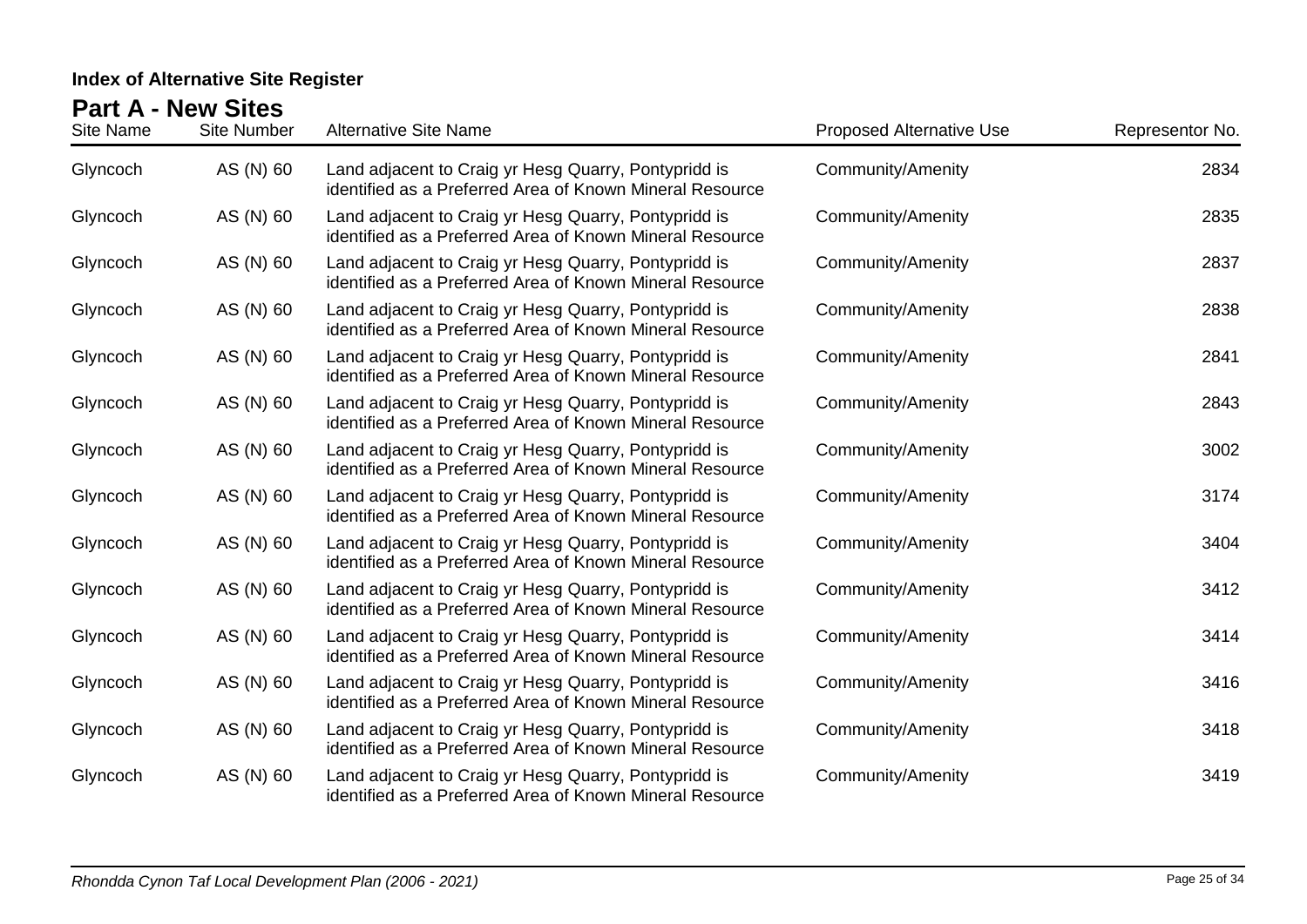**Index of Alternative Site Register**

## Part A - New Sites

| Site Name | Site Number | Alternative Site Name | Proposed Alternative Use | Representor No. |
|---|---|---|---|---|
| Glyncoch | AS (N) 60 | Land adjacent to Craig yr Hesg Quarry, Pontypridd is identified as a Preferred Area of Known Mineral Resource | Community/Amenity | 2834 |
| Glyncoch | AS (N) 60 | Land adjacent to Craig yr Hesg Quarry, Pontypridd is identified as a Preferred Area of Known Mineral Resource | Community/Amenity | 2835 |
| Glyncoch | AS (N) 60 | Land adjacent to Craig yr Hesg Quarry, Pontypridd is identified as a Preferred Area of Known Mineral Resource | Community/Amenity | 2837 |
| Glyncoch | AS (N) 60 | Land adjacent to Craig yr Hesg Quarry, Pontypridd is identified as a Preferred Area of Known Mineral Resource | Community/Amenity | 2838 |
| Glyncoch | AS (N) 60 | Land adjacent to Craig yr Hesg Quarry, Pontypridd is identified as a Preferred Area of Known Mineral Resource | Community/Amenity | 2841 |
| Glyncoch | AS (N) 60 | Land adjacent to Craig yr Hesg Quarry, Pontypridd is identified as a Preferred Area of Known Mineral Resource | Community/Amenity | 2843 |
| Glyncoch | AS (N) 60 | Land adjacent to Craig yr Hesg Quarry, Pontypridd is identified as a Preferred Area of Known Mineral Resource | Community/Amenity | 3002 |
| Glyncoch | AS (N) 60 | Land adjacent to Craig yr Hesg Quarry, Pontypridd is identified as a Preferred Area of Known Mineral Resource | Community/Amenity | 3174 |
| Glyncoch | AS (N) 60 | Land adjacent to Craig yr Hesg Quarry, Pontypridd is identified as a Preferred Area of Known Mineral Resource | Community/Amenity | 3404 |
| Glyncoch | AS (N) 60 | Land adjacent to Craig yr Hesg Quarry, Pontypridd is identified as a Preferred Area of Known Mineral Resource | Community/Amenity | 3412 |
| Glyncoch | AS (N) 60 | Land adjacent to Craig yr Hesg Quarry, Pontypridd is identified as a Preferred Area of Known Mineral Resource | Community/Amenity | 3414 |
| Glyncoch | AS (N) 60 | Land adjacent to Craig yr Hesg Quarry, Pontypridd is identified as a Preferred Area of Known Mineral Resource | Community/Amenity | 3416 |
| Glyncoch | AS (N) 60 | Land adjacent to Craig yr Hesg Quarry, Pontypridd is identified as a Preferred Area of Known Mineral Resource | Community/Amenity | 3418 |
| Glyncoch | AS (N) 60 | Land adjacent to Craig yr Hesg Quarry, Pontypridd is identified as a Preferred Area of Known Mineral Resource | Community/Amenity | 3419 |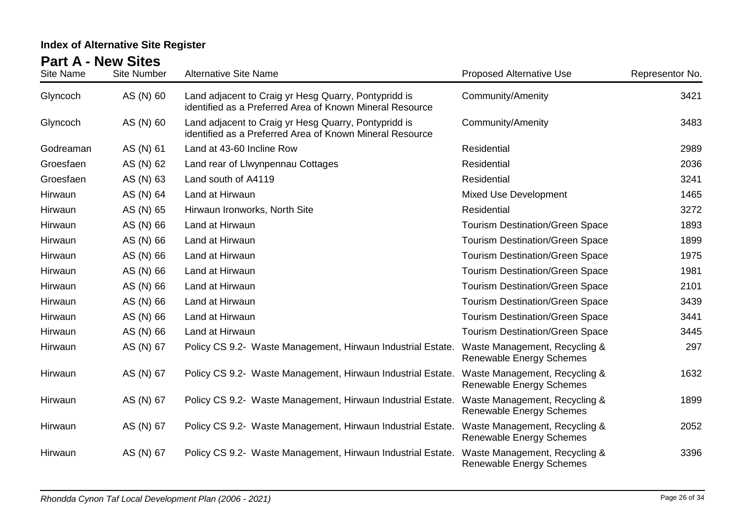**Index of Alternative Site Register**

## Part A - New Sites

| Site Name | Site Number | Alternative Site Name | Proposed Alternative Use | Representor No. |
|---|---|---|---|---|
| Glyncoch | AS (N) 60 | Land adjacent to Craig yr Hesg Quarry, Pontypridd is identified as a Preferred Area of Known Mineral Resource | Community/Amenity | 3421 |
| Glyncoch | AS (N) 60 | Land adjacent to Craig yr Hesg Quarry, Pontypridd is identified as a Preferred Area of Known Mineral Resource | Community/Amenity | 3483 |
| Godreaman | AS (N) 61 | Land at 43-60 Incline Row | Residential | 2989 |
| Groesfaen | AS (N) 62 | Land rear of Llwynpennau Cottages | Residential | 2036 |
| Groesfaen | AS (N) 63 | Land south of A4119 | Residential | 3241 |
| Hirwaun | AS (N) 64 | Land at Hirwaun | Mixed Use Development | 1465 |
| Hirwaun | AS (N) 65 | Hirwaun Ironworks, North Site | Residential | 3272 |
| Hirwaun | AS (N) 66 | Land at Hirwaun | Tourism Destination/Green Space | 1893 |
| Hirwaun | AS (N) 66 | Land at Hirwaun | Tourism Destination/Green Space | 1899 |
| Hirwaun | AS (N) 66 | Land at Hirwaun | Tourism Destination/Green Space | 1975 |
| Hirwaun | AS (N) 66 | Land at Hirwaun | Tourism Destination/Green Space | 1981 |
| Hirwaun | AS (N) 66 | Land at Hirwaun | Tourism Destination/Green Space | 2101 |
| Hirwaun | AS (N) 66 | Land at Hirwaun | Tourism Destination/Green Space | 3439 |
| Hirwaun | AS (N) 66 | Land at Hirwaun | Tourism Destination/Green Space | 3441 |
| Hirwaun | AS (N) 66 | Land at Hirwaun | Tourism Destination/Green Space | 3445 |
| Hirwaun | AS (N) 67 | Policy CS 9.2- Waste Management, Hirwaun Industrial Estate. | Waste Management, Recycling & Renewable Energy Schemes | 297 |
| Hirwaun | AS (N) 67 | Policy CS 9.2- Waste Management, Hirwaun Industrial Estate. | Waste Management, Recycling & Renewable Energy Schemes | 1632 |
| Hirwaun | AS (N) 67 | Policy CS 9.2- Waste Management, Hirwaun Industrial Estate. | Waste Management, Recycling & Renewable Energy Schemes | 1899 |
| Hirwaun | AS (N) 67 | Policy CS 9.2- Waste Management, Hirwaun Industrial Estate. | Waste Management, Recycling & Renewable Energy Schemes | 2052 |
| Hirwaun | AS (N) 67 | Policy CS 9.2- Waste Management, Hirwaun Industrial Estate. | Waste Management, Recycling & Renewable Energy Schemes | 3396 |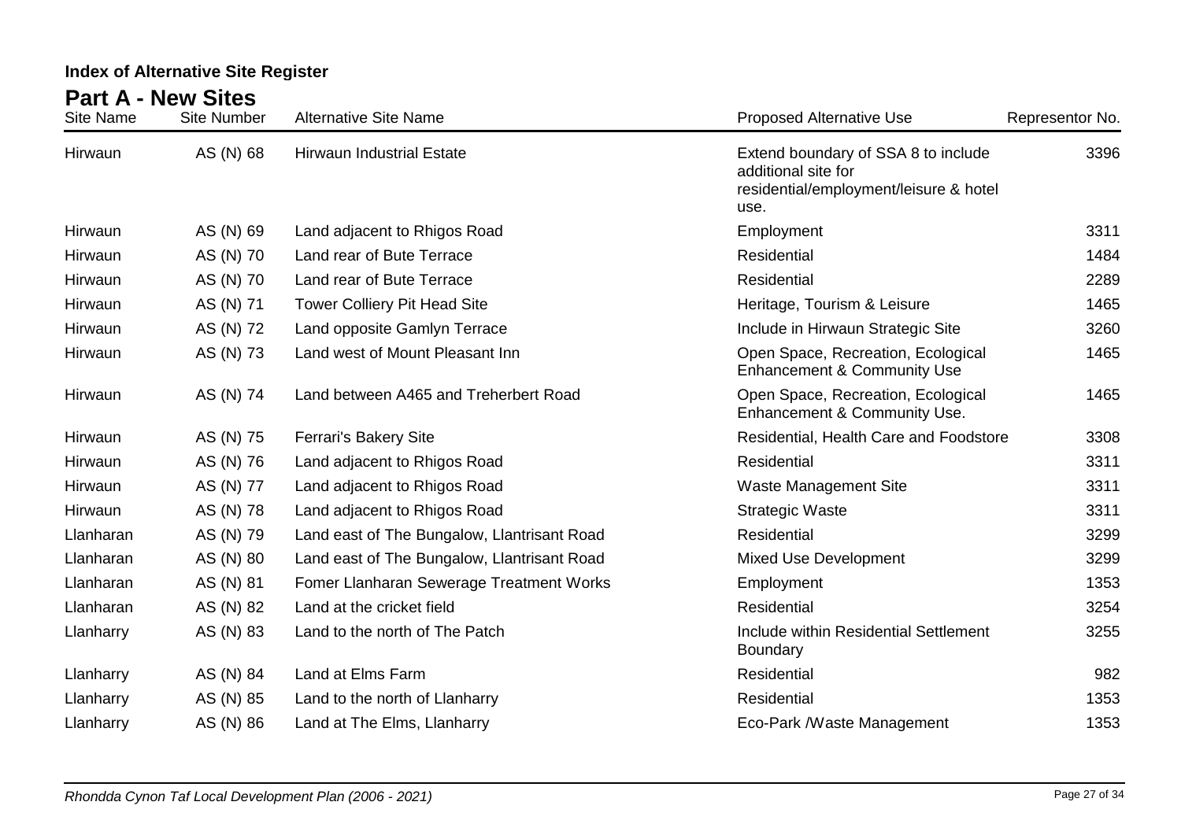## Index of Alternative Site Register

## Part A - New Sites

| Site Name | Site Number | Alternative Site Name | Proposed Alternative Use | Representor No. |
|---|---|---|---|---|
| Hirwaun | AS (N) 68 | Hirwaun Industrial Estate | Extend boundary of SSA 8 to include additional site for residential/employment/leisure & hotel use. | 3396 |
| Hirwaun | AS (N) 69 | Land adjacent to Rhigos Road | Employment | 3311 |
| Hirwaun | AS (N) 70 | Land rear of Bute Terrace | Residential | 1484 |
| Hirwaun | AS (N) 70 | Land rear of Bute Terrace | Residential | 2289 |
| Hirwaun | AS (N) 71 | Tower Colliery Pit Head Site | Heritage, Tourism & Leisure | 1465 |
| Hirwaun | AS (N) 72 | Land opposite Gamlyn Terrace | Include in Hirwaun Strategic Site | 3260 |
| Hirwaun | AS (N) 73 | Land west of Mount Pleasant Inn | Open Space, Recreation, Ecological Enhancement & Community Use | 1465 |
| Hirwaun | AS (N) 74 | Land between A465 and Treherbert Road | Open Space, Recreation, Ecological Enhancement & Community Use. | 1465 |
| Hirwaun | AS (N) 75 | Ferrari's Bakery Site | Residential, Health Care and Foodstore | 3308 |
| Hirwaun | AS (N) 76 | Land adjacent to Rhigos Road | Residential | 3311 |
| Hirwaun | AS (N) 77 | Land adjacent to Rhigos Road | Waste Management Site | 3311 |
| Hirwaun | AS (N) 78 | Land adjacent to Rhigos Road | Strategic Waste | 3311 |
| Llanharan | AS (N) 79 | Land east of The Bungalow, Llantrisant Road | Residential | 3299 |
| Llanharan | AS (N) 80 | Land east of The Bungalow, Llantrisant Road | Mixed Use Development | 3299 |
| Llanharan | AS (N) 81 | Fomer Llanharan Sewerage Treatment Works | Employment | 1353 |
| Llanharan | AS (N) 82 | Land at the cricket field | Residential | 3254 |
| Llanharry | AS (N) 83 | Land to the north of The Patch | Include within Residential Settlement Boundary | 3255 |
| Llanharry | AS (N) 84 | Land at Elms Farm | Residential | 982 |
| Llanharry | AS (N) 85 | Land to the north of Llanharry | Residential | 1353 |
| Llanharry | AS (N) 86 | Land at The Elms, Llanharry | Eco-Park /Waste Management | 1353 |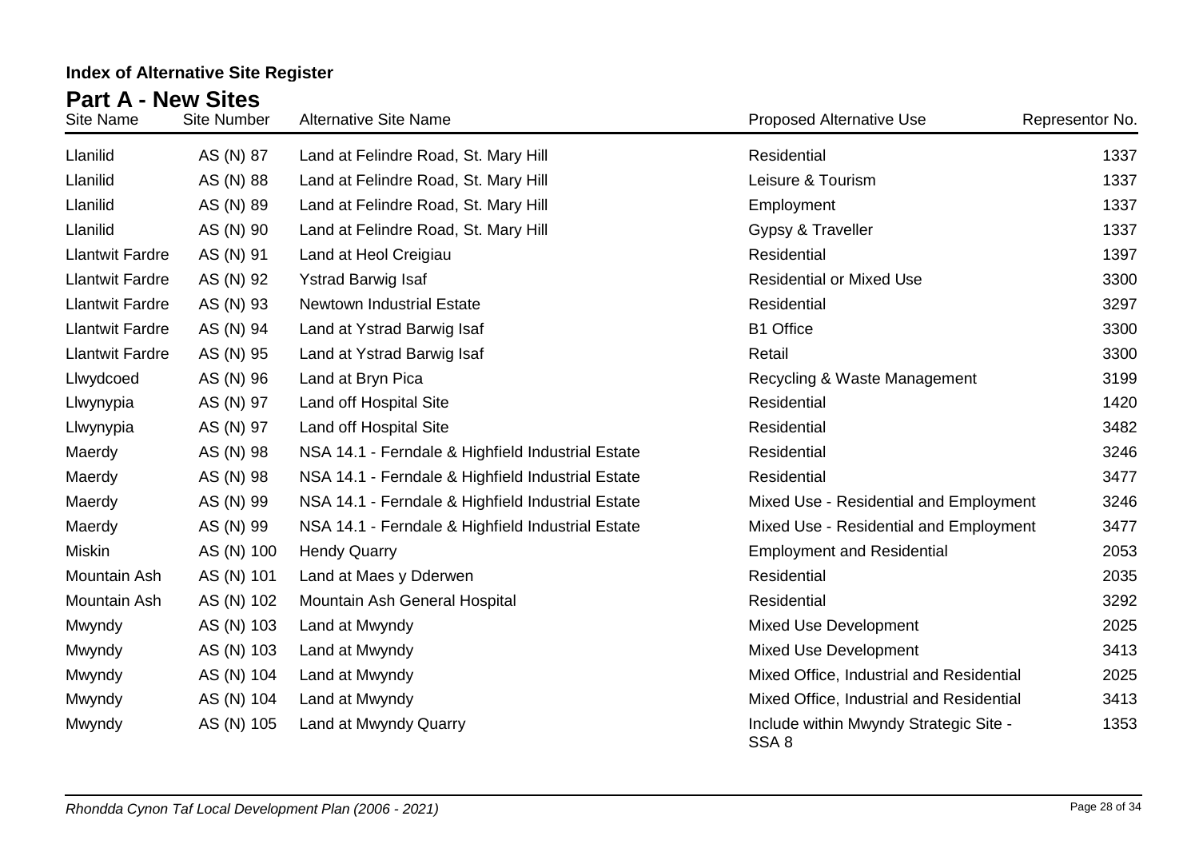**Index of Alternative Site Register**

## Part A - New Sites

| Site Name | Site Number | Alternative Site Name | Proposed Alternative Use | Representor No. |
|---|---|---|---|---|
| Llanilid | AS (N) 87 | Land at Felindre Road, St. Mary Hill | Residential | 1337 |
| Llanilid | AS (N) 88 | Land at Felindre Road, St. Mary Hill | Leisure & Tourism | 1337 |
| Llanilid | AS (N) 89 | Land at Felindre Road, St. Mary Hill | Employment | 1337 |
| Llanilid | AS (N) 90 | Land at Felindre Road, St. Mary Hill | Gypsy & Traveller | 1337 |
| Llantwit Fardre | AS (N) 91 | Land at Heol Creigiau | Residential | 1397 |
| Llantwit Fardre | AS (N) 92 | Ystrad Barwig Isaf | Residential or Mixed Use | 3300 |
| Llantwit Fardre | AS (N) 93 | Newtown Industrial Estate | Residential | 3297 |
| Llantwit Fardre | AS (N) 94 | Land at Ystrad Barwig Isaf | B1 Office | 3300 |
| Llantwit Fardre | AS (N) 95 | Land at Ystrad Barwig Isaf | Retail | 3300 |
| Llwydcoed | AS (N) 96 | Land at Bryn Pica | Recycling & Waste Management | 3199 |
| Llwynypia | AS (N) 97 | Land off Hospital Site | Residential | 1420 |
| Llwynypia | AS (N) 97 | Land off Hospital Site | Residential | 3482 |
| Maerdy | AS (N) 98 | NSA 14.1 - Ferndale & Highfield Industrial Estate | Residential | 3246 |
| Maerdy | AS (N) 98 | NSA 14.1 - Ferndale & Highfield Industrial Estate | Residential | 3477 |
| Maerdy | AS (N) 99 | NSA 14.1 - Ferndale & Highfield Industrial Estate | Mixed Use - Residential and Employment | 3246 |
| Maerdy | AS (N) 99 | NSA 14.1 - Ferndale & Highfield Industrial Estate | Mixed Use - Residential and Employment | 3477 |
| Miskin | AS (N) 100 | Hendy Quarry | Employment and Residential | 2053 |
| Mountain Ash | AS (N) 101 | Land at Maes y Dderwen | Residential | 2035 |
| Mountain Ash | AS (N) 102 | Mountain Ash General Hospital | Residential | 3292 |
| Mwyndy | AS (N) 103 | Land at Mwyndy | Mixed Use Development | 2025 |
| Mwyndy | AS (N) 103 | Land at Mwyndy | Mixed Use Development | 3413 |
| Mwyndy | AS (N) 104 | Land at Mwyndy | Mixed Office, Industrial and Residential | 2025 |
| Mwyndy | AS (N) 104 | Land at Mwyndy | Mixed Office, Industrial and Residential | 3413 |
| Mwyndy | AS (N) 105 | Land at Mwyndy Quarry | Include within Mwyndy Strategic Site - SSA 8 | 1353 |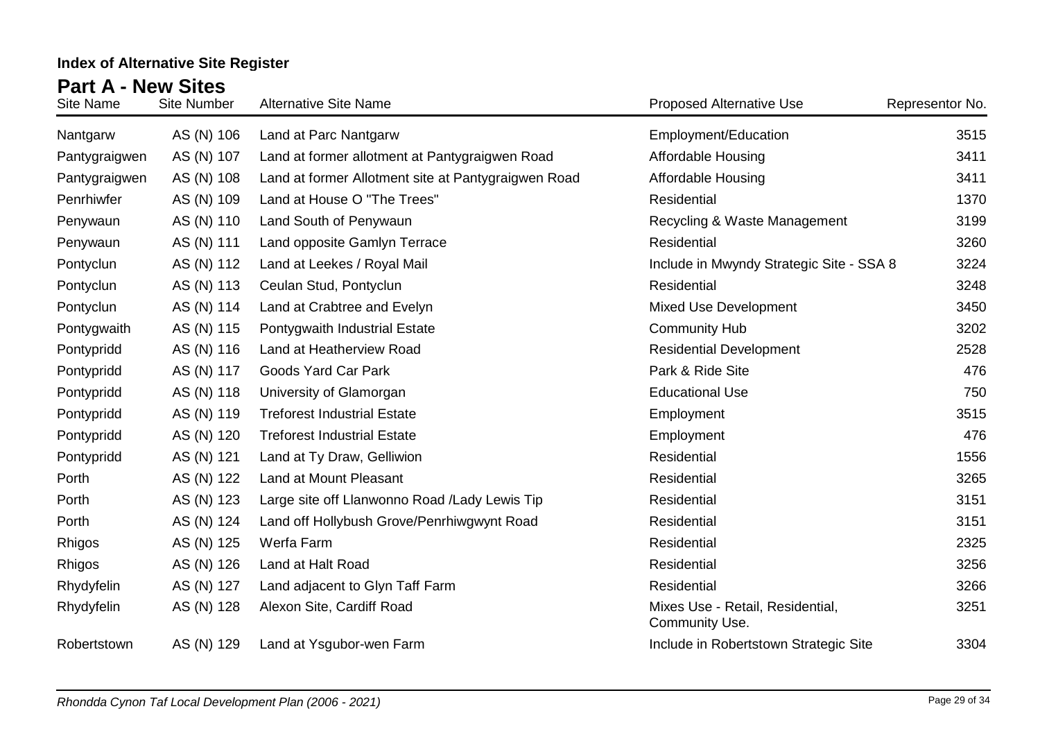## Index of Alternative Site Register

## Part A - New Sites

| Site Name | Site Number | Alternative Site Name | Proposed Alternative Use | Representor No. |
|---|---|---|---|---|
| Nantgarw | AS (N) 106 | Land at Parc Nantgarw | Employment/Education | 3515 |
| Pantygraigwen | AS (N) 107 | Land at former allotment at Pantygraigwen Road | Affordable Housing | 3411 |
| Pantygraigwen | AS (N) 108 | Land at former Allotment site at Pantygraigwen Road | Affordable Housing | 3411 |
| Penrhiwfer | AS (N) 109 | Land at House O "The Trees" | Residential | 1370 |
| Penywaun | AS (N) 110 | Land South of Penywaun | Recycling & Waste Management | 3199 |
| Penywaun | AS (N) 111 | Land opposite Gamlyn Terrace | Residential | 3260 |
| Pontyclun | AS (N) 112 | Land at Leekes / Royal Mail | Include in Mwyndy Strategic Site - SSA 8 | 3224 |
| Pontyclun | AS (N) 113 | Ceulan Stud, Pontyclun | Residential | 3248 |
| Pontyclun | AS (N) 114 | Land at Crabtree and Evelyn | Mixed Use Development | 3450 |
| Pontygwaith | AS (N) 115 | Pontygwaith Industrial Estate | Community Hub | 3202 |
| Pontypridd | AS (N) 116 | Land at Heatherview Road | Residential Development | 2528 |
| Pontypridd | AS (N) 117 | Goods Yard Car Park | Park & Ride Site | 476 |
| Pontypridd | AS (N) 118 | University of Glamorgan | Educational Use | 750 |
| Pontypridd | AS (N) 119 | Treforest Industrial Estate | Employment | 3515 |
| Pontypridd | AS (N) 120 | Treforest Industrial Estate | Employment | 476 |
| Pontypridd | AS (N) 121 | Land at Ty Draw, Gelliwion | Residential | 1556 |
| Porth | AS (N) 122 | Land at Mount Pleasant | Residential | 3265 |
| Porth | AS (N) 123 | Large site off Llanwonno Road /Lady Lewis Tip | Residential | 3151 |
| Porth | AS (N) 124 | Land off Hollybush Grove/Penrhiwgwynt Road | Residential | 3151 |
| Rhigos | AS (N) 125 | Werfa Farm | Residential | 2325 |
| Rhigos | AS (N) 126 | Land at Halt Road | Residential | 3256 |
| Rhydyfelin | AS (N) 127 | Land adjacent to Glyn Taff Farm | Residential | 3266 |
| Rhydyfelin | AS (N) 128 | Alexon Site, Cardiff Road | Mixes Use - Retail, Residential, Community Use. | 3251 |
| Robertstown | AS (N) 129 | Land at Ysgubor-wen Farm | Include in Robertstown Strategic Site | 3304 |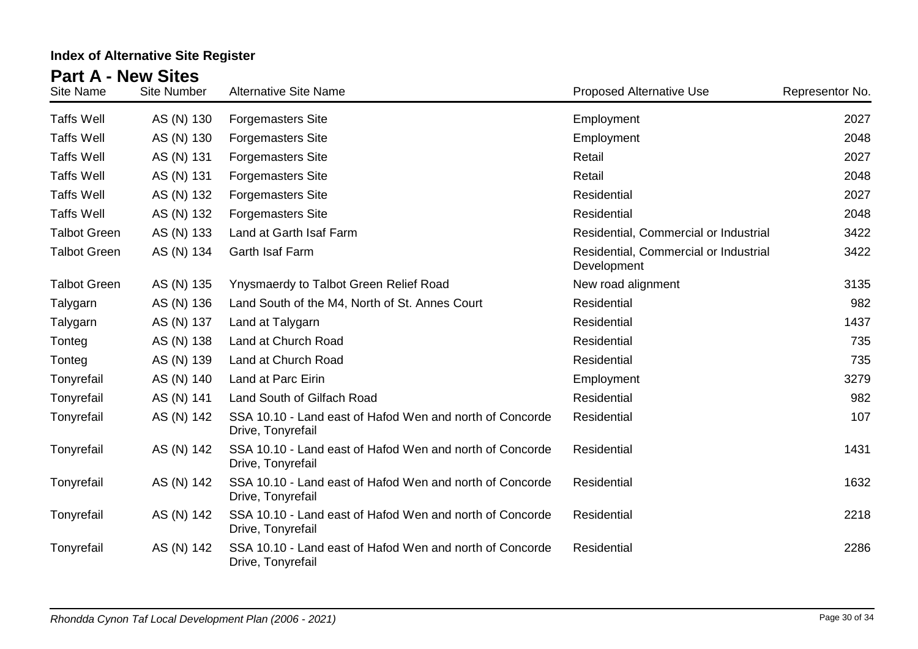## Index of Alternative Site Register

### Part A - New Sites

| Site Name | Site Number | Alternative Site Name | Proposed Alternative Use | Representor No. |
|---|---|---|---|---|
| Taffs Well | AS (N) 130 | Forgemasters Site | Employment | 2027 |
| Taffs Well | AS (N) 130 | Forgemasters Site | Employment | 2048 |
| Taffs Well | AS (N) 131 | Forgemasters Site | Retail | 2027 |
| Taffs Well | AS (N) 131 | Forgemasters Site | Retail | 2048 |
| Taffs Well | AS (N) 132 | Forgemasters Site | Residential | 2027 |
| Taffs Well | AS (N) 132 | Forgemasters Site | Residential | 2048 |
| Talbot Green | AS (N) 133 | Land at Garth Isaf Farm | Residential, Commercial or Industrial | 3422 |
| Talbot Green | AS (N) 134 | Garth Isaf Farm | Residential, Commercial or Industrial Development | 3422 |
| Talbot Green | AS (N) 135 | Ynysmaerdy to Talbot Green Relief Road | New road alignment | 3135 |
| Talygarn | AS (N) 136 | Land South of the M4, North of St. Annes Court | Residential | 982 |
| Talygarn | AS (N) 137 | Land at Talygarn | Residential | 1437 |
| Tonteg | AS (N) 138 | Land at Church Road | Residential | 735 |
| Tonteg | AS (N) 139 | Land at Church Road | Residential | 735 |
| Tonyrefail | AS (N) 140 | Land at Parc Eirin | Employment | 3279 |
| Tonyrefail | AS (N) 141 | Land South of Gilfach Road | Residential | 982 |
| Tonyrefail | AS (N) 142 | SSA 10.10 - Land east of Hafod Wen and north of Concorde Drive, Tonyrefail | Residential | 107 |
| Tonyrefail | AS (N) 142 | SSA 10.10 - Land east of Hafod Wen and north of Concorde Drive, Tonyrefail | Residential | 1431 |
| Tonyrefail | AS (N) 142 | SSA 10.10 - Land east of Hafod Wen and north of Concorde Drive, Tonyrefail | Residential | 1632 |
| Tonyrefail | AS (N) 142 | SSA 10.10 - Land east of Hafod Wen and north of Concorde Drive, Tonyrefail | Residential | 2218 |
| Tonyrefail | AS (N) 142 | SSA 10.10 - Land east of Hafod Wen and north of Concorde Drive, Tonyrefail | Residential | 2286 |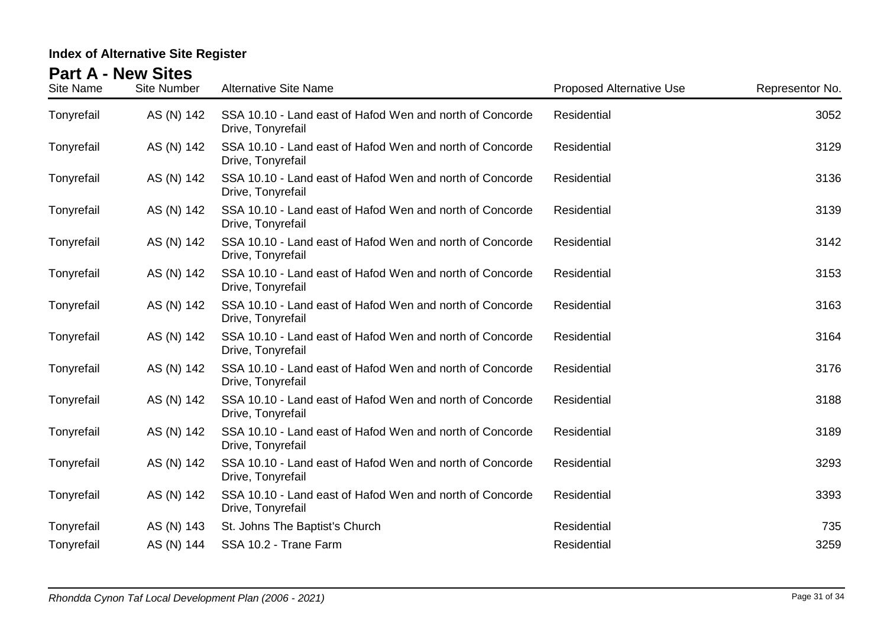**Index of Alternative Site Register**

## Part A - New Sites

| Site Name | Site Number | Alternative Site Name | Proposed Alternative Use | Representor No. |
|---|---|---|---|---|
| Tonyrefail | AS (N) 142 | SSA 10.10 - Land east of Hafod Wen and north of Concorde Drive, Tonyrefail | Residential | 3052 |
| Tonyrefail | AS (N) 142 | SSA 10.10 - Land east of Hafod Wen and north of Concorde Drive, Tonyrefail | Residential | 3129 |
| Tonyrefail | AS (N) 142 | SSA 10.10 - Land east of Hafod Wen and north of Concorde Drive, Tonyrefail | Residential | 3136 |
| Tonyrefail | AS (N) 142 | SSA 10.10 - Land east of Hafod Wen and north of Concorde Drive, Tonyrefail | Residential | 3139 |
| Tonyrefail | AS (N) 142 | SSA 10.10 - Land east of Hafod Wen and north of Concorde Drive, Tonyrefail | Residential | 3142 |
| Tonyrefail | AS (N) 142 | SSA 10.10 - Land east of Hafod Wen and north of Concorde Drive, Tonyrefail | Residential | 3153 |
| Tonyrefail | AS (N) 142 | SSA 10.10 - Land east of Hafod Wen and north of Concorde Drive, Tonyrefail | Residential | 3163 |
| Tonyrefail | AS (N) 142 | SSA 10.10 - Land east of Hafod Wen and north of Concorde Drive, Tonyrefail | Residential | 3164 |
| Tonyrefail | AS (N) 142 | SSA 10.10 - Land east of Hafod Wen and north of Concorde Drive, Tonyrefail | Residential | 3176 |
| Tonyrefail | AS (N) 142 | SSA 10.10 - Land east of Hafod Wen and north of Concorde Drive, Tonyrefail | Residential | 3188 |
| Tonyrefail | AS (N) 142 | SSA 10.10 - Land east of Hafod Wen and north of Concorde Drive, Tonyrefail | Residential | 3189 |
| Tonyrefail | AS (N) 142 | SSA 10.10 - Land east of Hafod Wen and north of Concorde Drive, Tonyrefail | Residential | 3293 |
| Tonyrefail | AS (N) 142 | SSA 10.10 - Land east of Hafod Wen and north of Concorde Drive, Tonyrefail | Residential | 3393 |
| Tonyrefail | AS (N) 143 | St. Johns The Baptist's Church | Residential | 735 |
| Tonyrefail | AS (N) 144 | SSA 10.2 - Trane Farm | Residential | 3259 |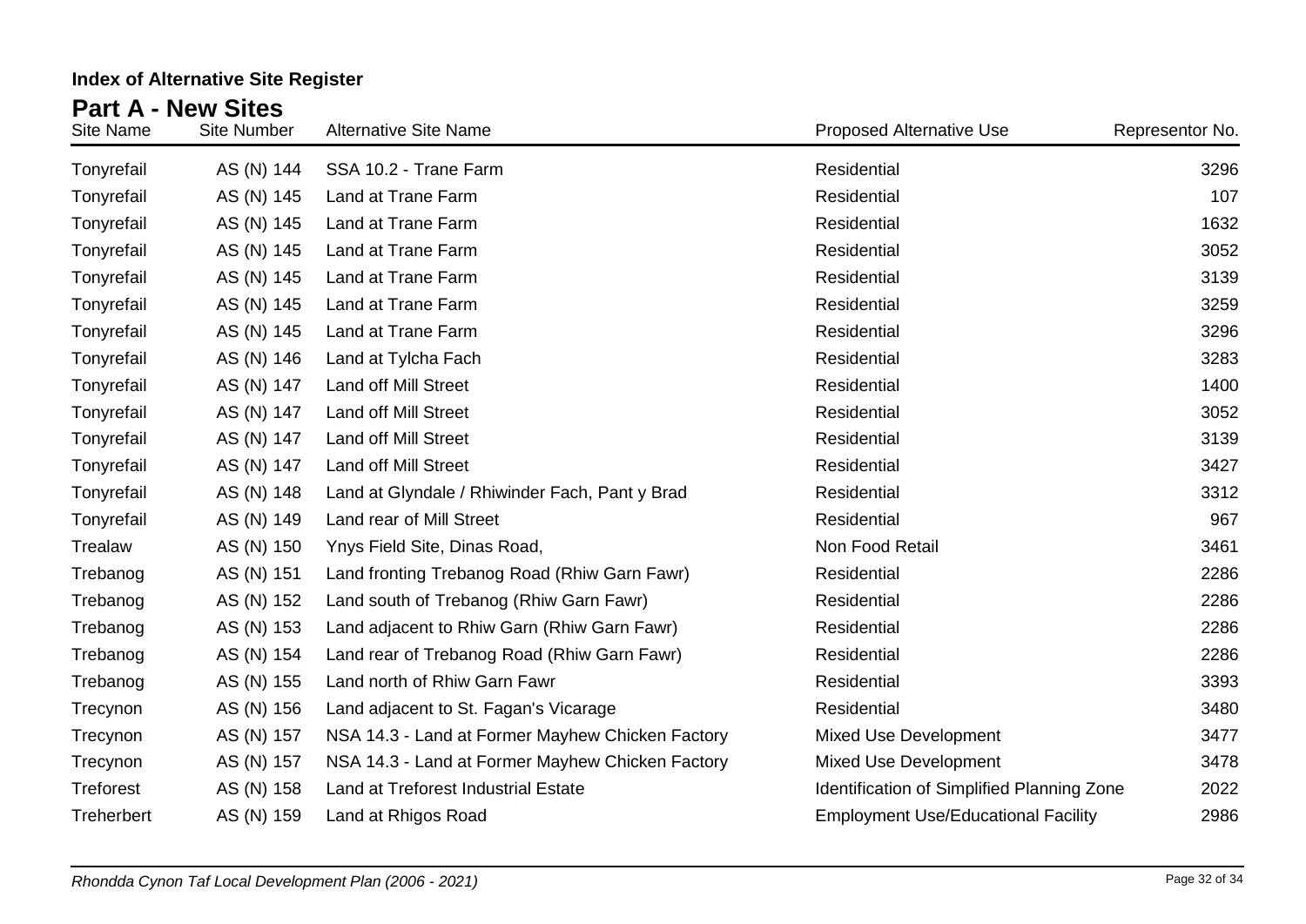**Index of Alternative Site Register**

## Part A - New Sites

| Site Name | Site Number | Alternative Site Name | Proposed Alternative Use | Representor No. |
|---|---|---|---|---|
| Tonyrefail | AS (N) 144 | SSA 10.2 - Trane Farm | Residential | 3296 |
| Tonyrefail | AS (N) 145 | Land at Trane Farm | Residential | 107 |
| Tonyrefail | AS (N) 145 | Land at Trane Farm | Residential | 1632 |
| Tonyrefail | AS (N) 145 | Land at Trane Farm | Residential | 3052 |
| Tonyrefail | AS (N) 145 | Land at Trane Farm | Residential | 3139 |
| Tonyrefail | AS (N) 145 | Land at Trane Farm | Residential | 3259 |
| Tonyrefail | AS (N) 145 | Land at Trane Farm | Residential | 3296 |
| Tonyrefail | AS (N) 146 | Land at Tylcha Fach | Residential | 3283 |
| Tonyrefail | AS (N) 147 | Land off Mill Street | Residential | 1400 |
| Tonyrefail | AS (N) 147 | Land off Mill Street | Residential | 3052 |
| Tonyrefail | AS (N) 147 | Land off Mill Street | Residential | 3139 |
| Tonyrefail | AS (N) 147 | Land off Mill Street | Residential | 3427 |
| Tonyrefail | AS (N) 148 | Land at Glyndale / Rhiwinder Fach, Pant y Brad | Residential | 3312 |
| Tonyrefail | AS (N) 149 | Land rear of Mill Street | Residential | 967 |
| Trealaw | AS (N) 150 | Ynys Field Site, Dinas Road, | Non Food Retail | 3461 |
| Trebanog | AS (N) 151 | Land fronting Trebanog Road (Rhiw Garn Fawr) | Residential | 2286 |
| Trebanog | AS (N) 152 | Land south of Trebanog (Rhiw Garn Fawr) | Residential | 2286 |
| Trebanog | AS (N) 153 | Land adjacent to Rhiw Garn (Rhiw Garn Fawr) | Residential | 2286 |
| Trebanog | AS (N) 154 | Land rear of Trebanog Road (Rhiw Garn Fawr) | Residential | 2286 |
| Trebanog | AS (N) 155 | Land north of Rhiw Garn Fawr | Residential | 3393 |
| Trecynon | AS (N) 156 | Land adjacent to St. Fagan's Vicarage | Residential | 3480 |
| Trecynon | AS (N) 157 | NSA 14.3 - Land at Former Mayhew Chicken Factory | Mixed Use Development | 3477 |
| Trecynon | AS (N) 157 | NSA 14.3 - Land at Former Mayhew Chicken Factory | Mixed Use Development | 3478 |
| Treforest | AS (N) 158 | Land at Treforest Industrial Estate | Identification of Simplified Planning Zone | 2022 |
| Treherbert | AS (N) 159 | Land at Rhigos Road | Employment Use/Educational Facility | 2986 |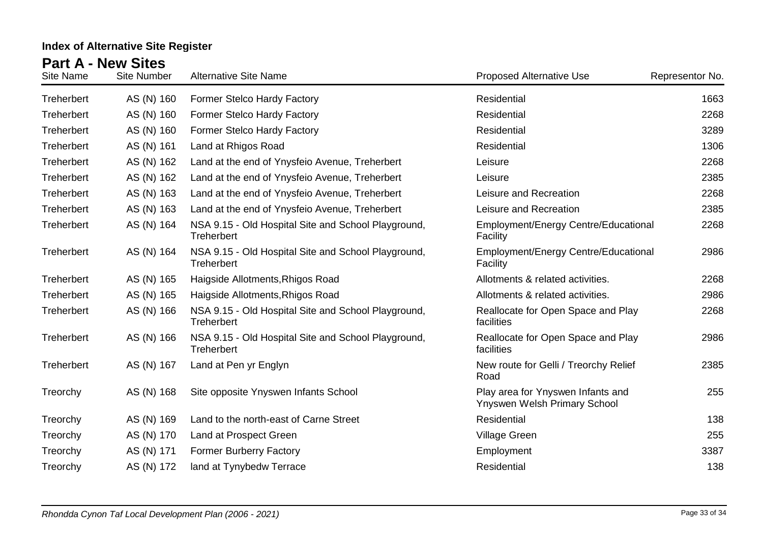**Index of Alternative Site Register**

## Part A - New Sites

| Site Name | Site Number | Alternative Site Name | Proposed Alternative Use | Representor No. |
|---|---|---|---|---|
| Treherbert | AS (N) 160 | Former Stelco Hardy Factory | Residential | 1663 |
| Treherbert | AS (N) 160 | Former Stelco Hardy Factory | Residential | 2268 |
| Treherbert | AS (N) 160 | Former Stelco Hardy Factory | Residential | 3289 |
| Treherbert | AS (N) 161 | Land at Rhigos Road | Residential | 1306 |
| Treherbert | AS (N) 162 | Land at the end of Ynysfeio Avenue, Treherbert | Leisure | 2268 |
| Treherbert | AS (N) 162 | Land at the end of Ynysfeio Avenue, Treherbert | Leisure | 2385 |
| Treherbert | AS (N) 163 | Land at the end of Ynysfeio Avenue, Treherbert | Leisure and Recreation | 2268 |
| Treherbert | AS (N) 163 | Land at the end of Ynysfeio Avenue, Treherbert | Leisure and Recreation | 2385 |
| Treherbert | AS (N) 164 | NSA 9.15 - Old Hospital Site and School Playground, Treherbert | Employment/Energy Centre/Educational Facility | 2268 |
| Treherbert | AS (N) 164 | NSA 9.15 - Old Hospital Site and School Playground, Treherbert | Employment/Energy Centre/Educational Facility | 2986 |
| Treherbert | AS (N) 165 | Haigside Allotments,Rhigos Road | Allotments & related activities. | 2268 |
| Treherbert | AS (N) 165 | Haigside Allotments,Rhigos Road | Allotments & related activities. | 2986 |
| Treherbert | AS (N) 166 | NSA 9.15 - Old Hospital Site and School Playground, Treherbert | Reallocate for Open Space and Play facilities | 2268 |
| Treherbert | AS (N) 166 | NSA 9.15 - Old Hospital Site and School Playground, Treherbert | Reallocate for Open Space and Play facilities | 2986 |
| Treherbert | AS (N) 167 | Land at Pen yr Englyn | New route for Gelli / Treorchy Relief Road | 2385 |
| Treorchy | AS (N) 168 | Site opposite Ynyswen Infants School | Play area for Ynyswen Infants and Ynyswen Welsh Primary School | 255 |
| Treorchy | AS (N) 169 | Land to the north-east of Carne Street | Residential | 138 |
| Treorchy | AS (N) 170 | Land at Prospect Green | Village Green | 255 |
| Treorchy | AS (N) 171 | Former Burberry Factory | Employment | 3387 |
| Treorchy | AS (N) 172 | land at Tynybedw Terrace | Residential | 138 |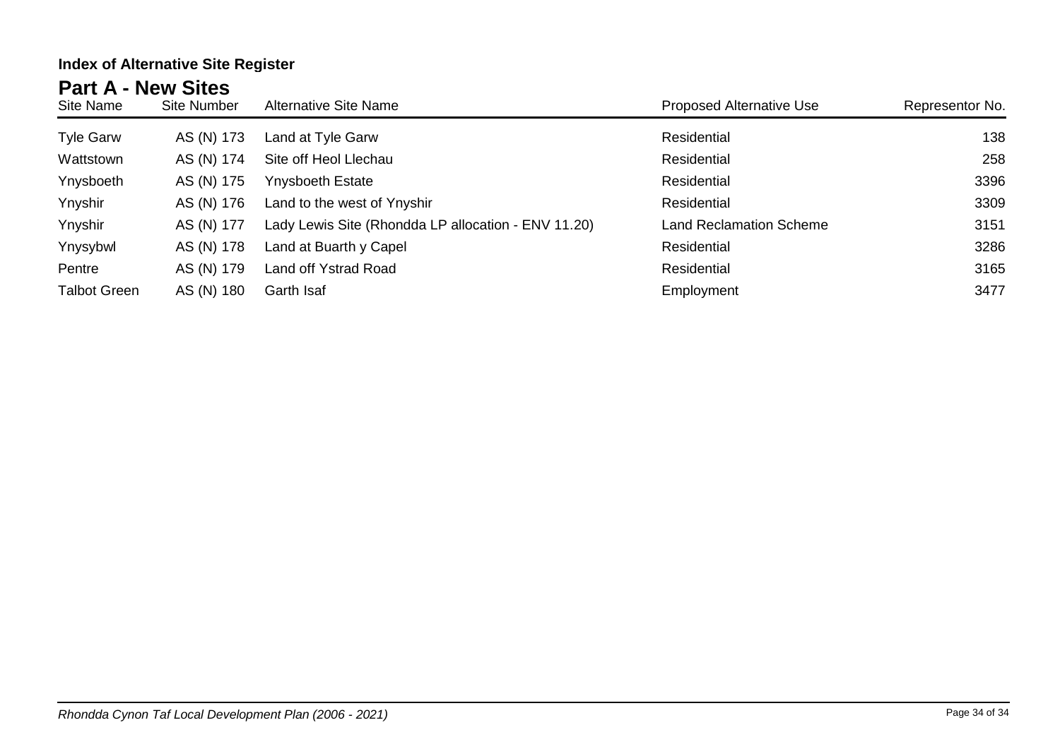**Index of Alternative Site Register**

## Part A - New Sites

| Site Name | Site Number | Alternative Site Name | Proposed Alternative Use | Representor No. |
|---|---|---|---|---|
| Tyle Garw | AS (N) 173 | Land at Tyle Garw | Residential | 138 |
| Wattstown | AS (N) 174 | Site off Heol Llechau | Residential | 258 |
| Ynysboeth | AS (N) 175 | Ynysboeth Estate | Residential | 3396 |
| Ynyshir | AS (N) 176 | Land to the west of Ynyshir | Residential | 3309 |
| Ynyshir | AS (N) 177 | Lady Lewis Site (Rhondda LP allocation - ENV 11.20) | Land Reclamation Scheme | 3151 |
| Ynysybwl | AS (N) 178 | Land at Buarth y Capel | Residential | 3286 |
| Pentre | AS (N) 179 | Land off Ystrad Road | Residential | 3165 |
| Talbot Green | AS (N) 180 | Garth Isaf | Employment | 3477 |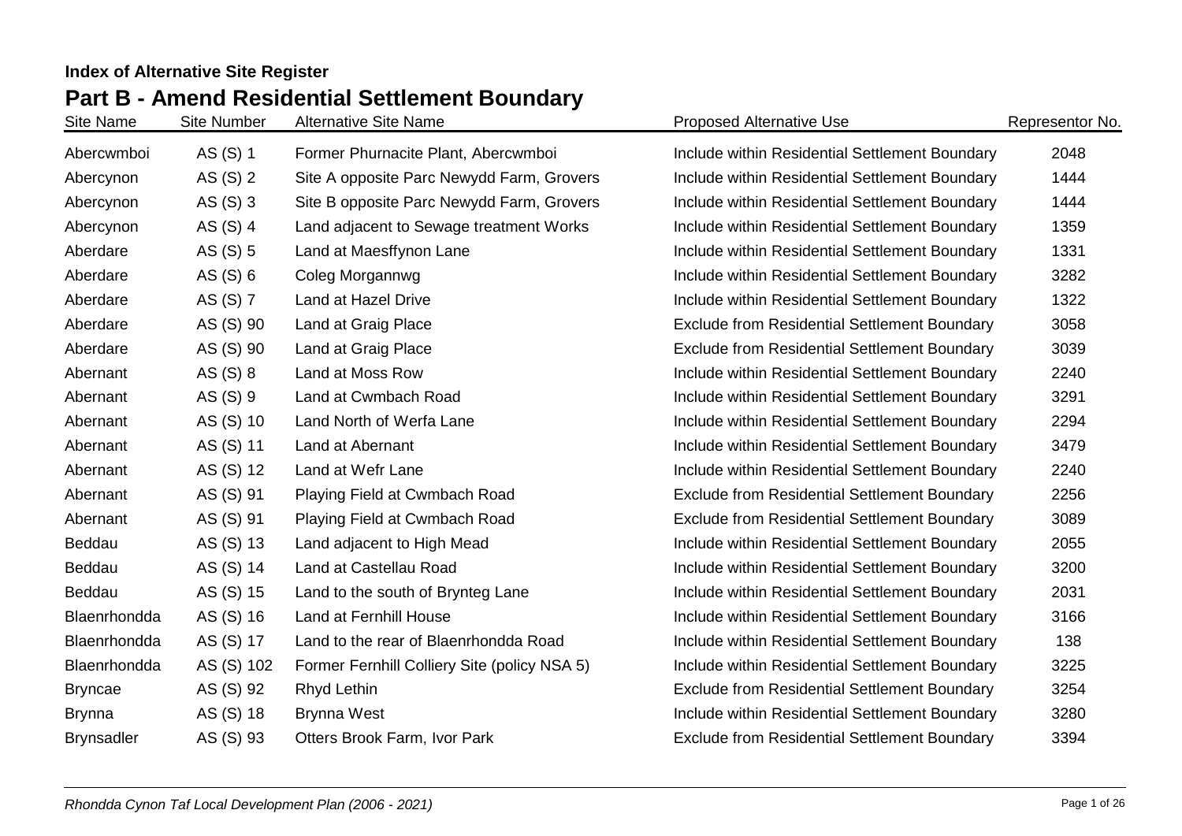**Index of Alternative Site Register**

## Part B - Amend Residential Settlement Boundary

| Site Name | Site Number | Alternative Site Name | Proposed Alternative Use | Representor No. |
|---|---|---|---|---|
| Abercwmboi | AS (S) 1 | Former Phurnacite Plant, Abercwmboi | Include within Residential Settlement Boundary | 2048 |
| Abercynon | AS (S) 2 | Site A opposite Parc Newydd Farm, Grovers | Include within Residential Settlement Boundary | 1444 |
| Abercynon | AS (S) 3 | Site B opposite Parc Newydd Farm, Grovers | Include within Residential Settlement Boundary | 1444 |
| Abercynon | AS (S) 4 | Land adjacent to Sewage treatment Works | Include within Residential Settlement Boundary | 1359 |
| Aberdare | AS (S) 5 | Land at Maesffynon Lane | Include within Residential Settlement Boundary | 1331 |
| Aberdare | AS (S) 6 | Coleg Morgannwg | Include within Residential Settlement Boundary | 3282 |
| Aberdare | AS (S) 7 | Land at Hazel Drive | Include within Residential Settlement Boundary | 1322 |
| Aberdare | AS (S) 90 | Land at Graig Place | Exclude from Residential Settlement Boundary | 3058 |
| Aberdare | AS (S) 90 | Land at Graig Place | Exclude from Residential Settlement Boundary | 3039 |
| Abernant | AS (S) 8 | Land at Moss Row | Include within Residential Settlement Boundary | 2240 |
| Abernant | AS (S) 9 | Land at Cwmbach Road | Include within Residential Settlement Boundary | 3291 |
| Abernant | AS (S) 10 | Land North of Werfa Lane | Include within Residential Settlement Boundary | 2294 |
| Abernant | AS (S) 11 | Land at Abernant | Include within Residential Settlement Boundary | 3479 |
| Abernant | AS (S) 12 | Land at Wefr Lane | Include within Residential Settlement Boundary | 2240 |
| Abernant | AS (S) 91 | Playing Field at Cwmbach Road | Exclude from Residential Settlement Boundary | 2256 |
| Abernant | AS (S) 91 | Playing Field at Cwmbach Road | Exclude from Residential Settlement Boundary | 3089 |
| Beddau | AS (S) 13 | Land adjacent to High Mead | Include within Residential Settlement Boundary | 2055 |
| Beddau | AS (S) 14 | Land at Castellau Road | Include within Residential Settlement Boundary | 3200 |
| Beddau | AS (S) 15 | Land to the south of Brynteg Lane | Include within Residential Settlement Boundary | 2031 |
| Blaenrhondda | AS (S) 16 | Land at Fernhill House | Include within Residential Settlement Boundary | 3166 |
| Blaenrhondda | AS (S) 17 | Land to the rear of Blaenrhondda Road | Include within Residential Settlement Boundary | 138 |
| Blaenrhondda | AS (S) 102 | Former Fernhill Colliery Site (policy NSA 5) | Include within Residential Settlement Boundary | 3225 |
| Bryncae | AS (S) 92 | Rhyd Lethin | Exclude from Residential Settlement Boundary | 3254 |
| Brynna | AS (S) 18 | Brynna West | Include within Residential Settlement Boundary | 3280 |
| Brynsadler | AS (S) 93 | Otters Brook Farm, Ivor Park | Exclude from Residential Settlement Boundary | 3394 |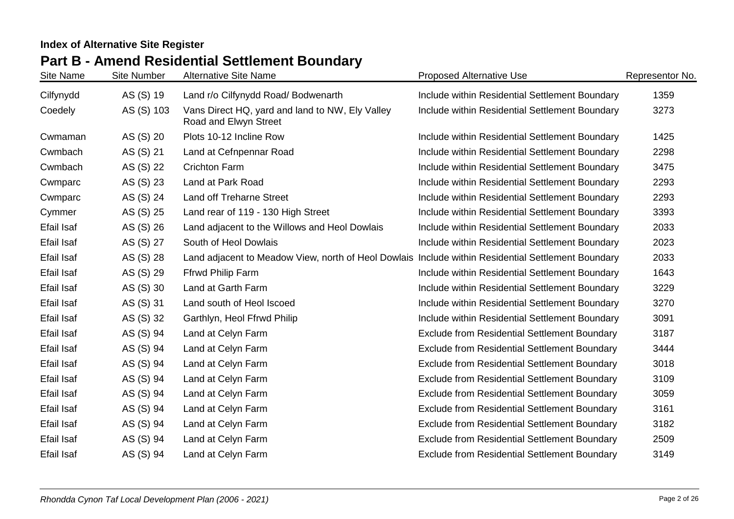**Index of Alternative Site Register**

## Part B - Amend Residential Settlement Boundary

| Site Name | Site Number | Alternative Site Name | Proposed Alternative Use | Representor No. |
|---|---|---|---|---|
| Cilfynydd | AS (S) 19 | Land r/o Cilfynydd Road/ Bodwenarth | Include within Residential Settlement Boundary | 1359 |
| Coedely | AS (S) 103 | Vans Direct HQ, yard and land to NW, Ely Valley Road and Elwyn Street | Include within Residential Settlement Boundary | 3273 |
| Cwmaman | AS (S) 20 | Plots 10-12 Incline Row | Include within Residential Settlement Boundary | 1425 |
| Cwmbach | AS (S) 21 | Land at Cefnpennar Road | Include within Residential Settlement Boundary | 2298 |
| Cwmbach | AS (S) 22 | Crichton Farm | Include within Residential Settlement Boundary | 3475 |
| Cwmparc | AS (S) 23 | Land at Park Road | Include within Residential Settlement Boundary | 2293 |
| Cwmparc | AS (S) 24 | Land off Treharne Street | Include within Residential Settlement Boundary | 2293 |
| Cymmer | AS (S) 25 | Land rear of 119 - 130 High Street | Include within Residential Settlement Boundary | 3393 |
| Efail Isaf | AS (S) 26 | Land adjacent to the Willows and Heol Dowlais | Include within Residential Settlement Boundary | 2033 |
| Efail Isaf | AS (S) 27 | South of Heol Dowlais | Include within Residential Settlement Boundary | 2023 |
| Efail Isaf | AS (S) 28 | Land adjacent to Meadow View, north of Heol Dowlais | Include within Residential Settlement Boundary | 2033 |
| Efail Isaf | AS (S) 29 | Ffrwd Philip Farm | Include within Residential Settlement Boundary | 1643 |
| Efail Isaf | AS (S) 30 | Land at Garth Farm | Include within Residential Settlement Boundary | 3229 |
| Efail Isaf | AS (S) 31 | Land south of Heol Iscoed | Include within Residential Settlement Boundary | 3270 |
| Efail Isaf | AS (S) 32 | Garthlyn, Heol Ffrwd Philip | Include within Residential Settlement Boundary | 3091 |
| Efail Isaf | AS (S) 94 | Land at Celyn Farm | Exclude from Residential Settlement Boundary | 3187 |
| Efail Isaf | AS (S) 94 | Land at Celyn Farm | Exclude from Residential Settlement Boundary | 3444 |
| Efail Isaf | AS (S) 94 | Land at Celyn Farm | Exclude from Residential Settlement Boundary | 3018 |
| Efail Isaf | AS (S) 94 | Land at Celyn Farm | Exclude from Residential Settlement Boundary | 3109 |
| Efail Isaf | AS (S) 94 | Land at Celyn Farm | Exclude from Residential Settlement Boundary | 3059 |
| Efail Isaf | AS (S) 94 | Land at Celyn Farm | Exclude from Residential Settlement Boundary | 3161 |
| Efail Isaf | AS (S) 94 | Land at Celyn Farm | Exclude from Residential Settlement Boundary | 3182 |
| Efail Isaf | AS (S) 94 | Land at Celyn Farm | Exclude from Residential Settlement Boundary | 2509 |
| Efail Isaf | AS (S) 94 | Land at Celyn Farm | Exclude from Residential Settlement Boundary | 3149 |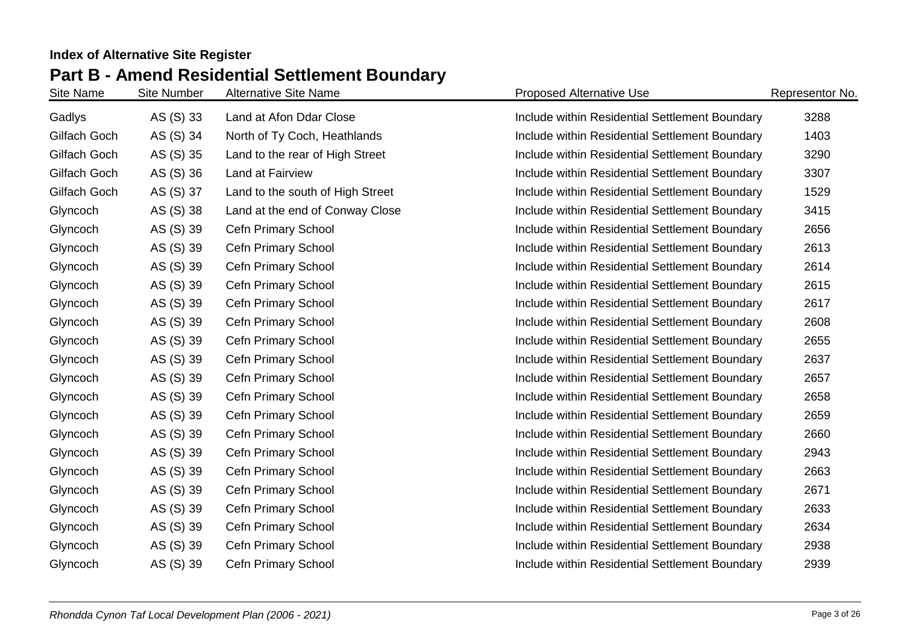**Index of Alternative Site Register**

## Part B - Amend Residential Settlement Boundary

| Site Name | Site Number | Alternative Site Name | Proposed Alternative Use | Representor No. |
|---|---|---|---|---|
| Gadlys | AS (S) 33 | Land at Afon Ddar Close | Include within Residential Settlement Boundary | 3288 |
| Gilfach Goch | AS (S) 34 | North of Ty Coch, Heathlands | Include within Residential Settlement Boundary | 1403 |
| Gilfach Goch | AS (S) 35 | Land to the rear of High Street | Include within Residential Settlement Boundary | 3290 |
| Gilfach Goch | AS (S) 36 | Land at Fairview | Include within Residential Settlement Boundary | 3307 |
| Gilfach Goch | AS (S) 37 | Land to the south of High Street | Include within Residential Settlement Boundary | 1529 |
| Glyncoch | AS (S) 38 | Land at the end of Conway Close | Include within Residential Settlement Boundary | 3415 |
| Glyncoch | AS (S) 39 | Cefn Primary School | Include within Residential Settlement Boundary | 2656 |
| Glyncoch | AS (S) 39 | Cefn Primary School | Include within Residential Settlement Boundary | 2613 |
| Glyncoch | AS (S) 39 | Cefn Primary School | Include within Residential Settlement Boundary | 2614 |
| Glyncoch | AS (S) 39 | Cefn Primary School | Include within Residential Settlement Boundary | 2615 |
| Glyncoch | AS (S) 39 | Cefn Primary School | Include within Residential Settlement Boundary | 2617 |
| Glyncoch | AS (S) 39 | Cefn Primary School | Include within Residential Settlement Boundary | 2608 |
| Glyncoch | AS (S) 39 | Cefn Primary School | Include within Residential Settlement Boundary | 2655 |
| Glyncoch | AS (S) 39 | Cefn Primary School | Include within Residential Settlement Boundary | 2637 |
| Glyncoch | AS (S) 39 | Cefn Primary School | Include within Residential Settlement Boundary | 2657 |
| Glyncoch | AS (S) 39 | Cefn Primary School | Include within Residential Settlement Boundary | 2658 |
| Glyncoch | AS (S) 39 | Cefn Primary School | Include within Residential Settlement Boundary | 2659 |
| Glyncoch | AS (S) 39 | Cefn Primary School | Include within Residential Settlement Boundary | 2660 |
| Glyncoch | AS (S) 39 | Cefn Primary School | Include within Residential Settlement Boundary | 2943 |
| Glyncoch | AS (S) 39 | Cefn Primary School | Include within Residential Settlement Boundary | 2663 |
| Glyncoch | AS (S) 39 | Cefn Primary School | Include within Residential Settlement Boundary | 2671 |
| Glyncoch | AS (S) 39 | Cefn Primary School | Include within Residential Settlement Boundary | 2633 |
| Glyncoch | AS (S) 39 | Cefn Primary School | Include within Residential Settlement Boundary | 2634 |
| Glyncoch | AS (S) 39 | Cefn Primary School | Include within Residential Settlement Boundary | 2938 |
| Glyncoch | AS (S) 39 | Cefn Primary School | Include within Residential Settlement Boundary | 2939 |

*Rhondda Cynon Taf Local Development Plan (2006 - 2021)*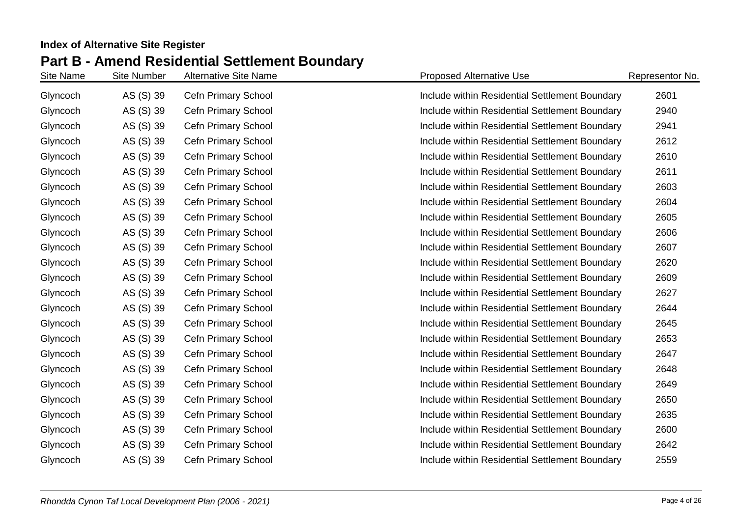**Index of Alternative Site Register**

## Part B - Amend Residential Settlement Boundary

| Site Name | Site Number | Alternative Site Name | Proposed Alternative Use | Representor No. |
|---|---|---|---|---|
| Glyncoch | AS (S) 39 | Cefn Primary School | Include within Residential Settlement Boundary | 2601 |
| Glyncoch | AS (S) 39 | Cefn Primary School | Include within Residential Settlement Boundary | 2940 |
| Glyncoch | AS (S) 39 | Cefn Primary School | Include within Residential Settlement Boundary | 2941 |
| Glyncoch | AS (S) 39 | Cefn Primary School | Include within Residential Settlement Boundary | 2612 |
| Glyncoch | AS (S) 39 | Cefn Primary School | Include within Residential Settlement Boundary | 2610 |
| Glyncoch | AS (S) 39 | Cefn Primary School | Include within Residential Settlement Boundary | 2611 |
| Glyncoch | AS (S) 39 | Cefn Primary School | Include within Residential Settlement Boundary | 2603 |
| Glyncoch | AS (S) 39 | Cefn Primary School | Include within Residential Settlement Boundary | 2604 |
| Glyncoch | AS (S) 39 | Cefn Primary School | Include within Residential Settlement Boundary | 2605 |
| Glyncoch | AS (S) 39 | Cefn Primary School | Include within Residential Settlement Boundary | 2606 |
| Glyncoch | AS (S) 39 | Cefn Primary School | Include within Residential Settlement Boundary | 2607 |
| Glyncoch | AS (S) 39 | Cefn Primary School | Include within Residential Settlement Boundary | 2620 |
| Glyncoch | AS (S) 39 | Cefn Primary School | Include within Residential Settlement Boundary | 2609 |
| Glyncoch | AS (S) 39 | Cefn Primary School | Include within Residential Settlement Boundary | 2627 |
| Glyncoch | AS (S) 39 | Cefn Primary School | Include within Residential Settlement Boundary | 2644 |
| Glyncoch | AS (S) 39 | Cefn Primary School | Include within Residential Settlement Boundary | 2645 |
| Glyncoch | AS (S) 39 | Cefn Primary School | Include within Residential Settlement Boundary | 2653 |
| Glyncoch | AS (S) 39 | Cefn Primary School | Include within Residential Settlement Boundary | 2647 |
| Glyncoch | AS (S) 39 | Cefn Primary School | Include within Residential Settlement Boundary | 2648 |
| Glyncoch | AS (S) 39 | Cefn Primary School | Include within Residential Settlement Boundary | 2649 |
| Glyncoch | AS (S) 39 | Cefn Primary School | Include within Residential Settlement Boundary | 2650 |
| Glyncoch | AS (S) 39 | Cefn Primary School | Include within Residential Settlement Boundary | 2635 |
| Glyncoch | AS (S) 39 | Cefn Primary School | Include within Residential Settlement Boundary | 2600 |
| Glyncoch | AS (S) 39 | Cefn Primary School | Include within Residential Settlement Boundary | 2642 |
| Glyncoch | AS (S) 39 | Cefn Primary School | Include within Residential Settlement Boundary | 2559 |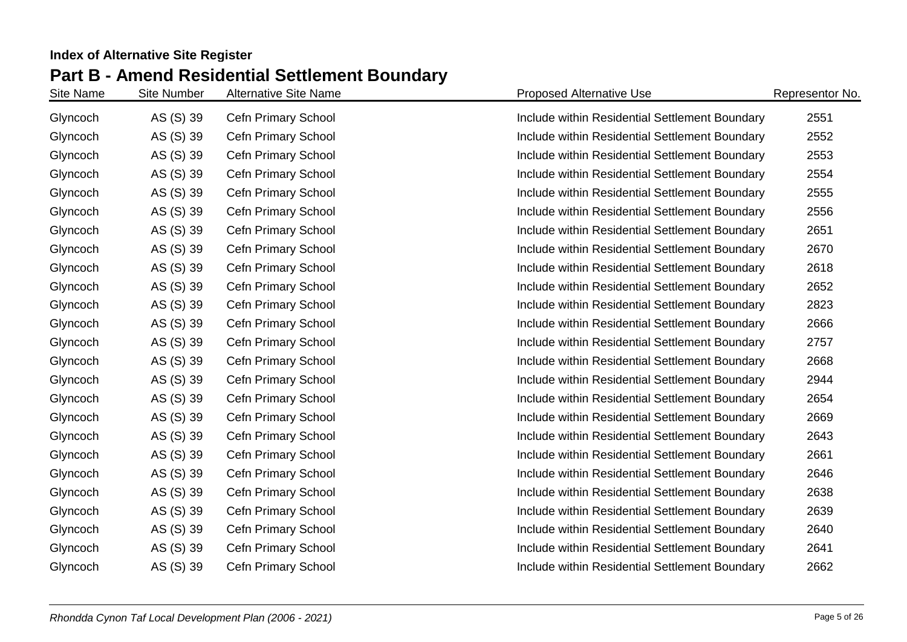**Index of Alternative Site Register**

## Part B - Amend Residential Settlement Boundary

| Site Name | Site Number | Alternative Site Name | Proposed Alternative Use | Representor No. |
|---|---|---|---|---|
| Glyncoch | AS (S) 39 | Cefn Primary School | Include within Residential Settlement Boundary | 2551 |
| Glyncoch | AS (S) 39 | Cefn Primary School | Include within Residential Settlement Boundary | 2552 |
| Glyncoch | AS (S) 39 | Cefn Primary School | Include within Residential Settlement Boundary | 2553 |
| Glyncoch | AS (S) 39 | Cefn Primary School | Include within Residential Settlement Boundary | 2554 |
| Glyncoch | AS (S) 39 | Cefn Primary School | Include within Residential Settlement Boundary | 2555 |
| Glyncoch | AS (S) 39 | Cefn Primary School | Include within Residential Settlement Boundary | 2556 |
| Glyncoch | AS (S) 39 | Cefn Primary School | Include within Residential Settlement Boundary | 2651 |
| Glyncoch | AS (S) 39 | Cefn Primary School | Include within Residential Settlement Boundary | 2670 |
| Glyncoch | AS (S) 39 | Cefn Primary School | Include within Residential Settlement Boundary | 2618 |
| Glyncoch | AS (S) 39 | Cefn Primary School | Include within Residential Settlement Boundary | 2652 |
| Glyncoch | AS (S) 39 | Cefn Primary School | Include within Residential Settlement Boundary | 2823 |
| Glyncoch | AS (S) 39 | Cefn Primary School | Include within Residential Settlement Boundary | 2666 |
| Glyncoch | AS (S) 39 | Cefn Primary School | Include within Residential Settlement Boundary | 2757 |
| Glyncoch | AS (S) 39 | Cefn Primary School | Include within Residential Settlement Boundary | 2668 |
| Glyncoch | AS (S) 39 | Cefn Primary School | Include within Residential Settlement Boundary | 2944 |
| Glyncoch | AS (S) 39 | Cefn Primary School | Include within Residential Settlement Boundary | 2654 |
| Glyncoch | AS (S) 39 | Cefn Primary School | Include within Residential Settlement Boundary | 2669 |
| Glyncoch | AS (S) 39 | Cefn Primary School | Include within Residential Settlement Boundary | 2643 |
| Glyncoch | AS (S) 39 | Cefn Primary School | Include within Residential Settlement Boundary | 2661 |
| Glyncoch | AS (S) 39 | Cefn Primary School | Include within Residential Settlement Boundary | 2646 |
| Glyncoch | AS (S) 39 | Cefn Primary School | Include within Residential Settlement Boundary | 2638 |
| Glyncoch | AS (S) 39 | Cefn Primary School | Include within Residential Settlement Boundary | 2639 |
| Glyncoch | AS (S) 39 | Cefn Primary School | Include within Residential Settlement Boundary | 2640 |
| Glyncoch | AS (S) 39 | Cefn Primary School | Include within Residential Settlement Boundary | 2641 |
| Glyncoch | AS (S) 39 | Cefn Primary School | Include within Residential Settlement Boundary | 2662 |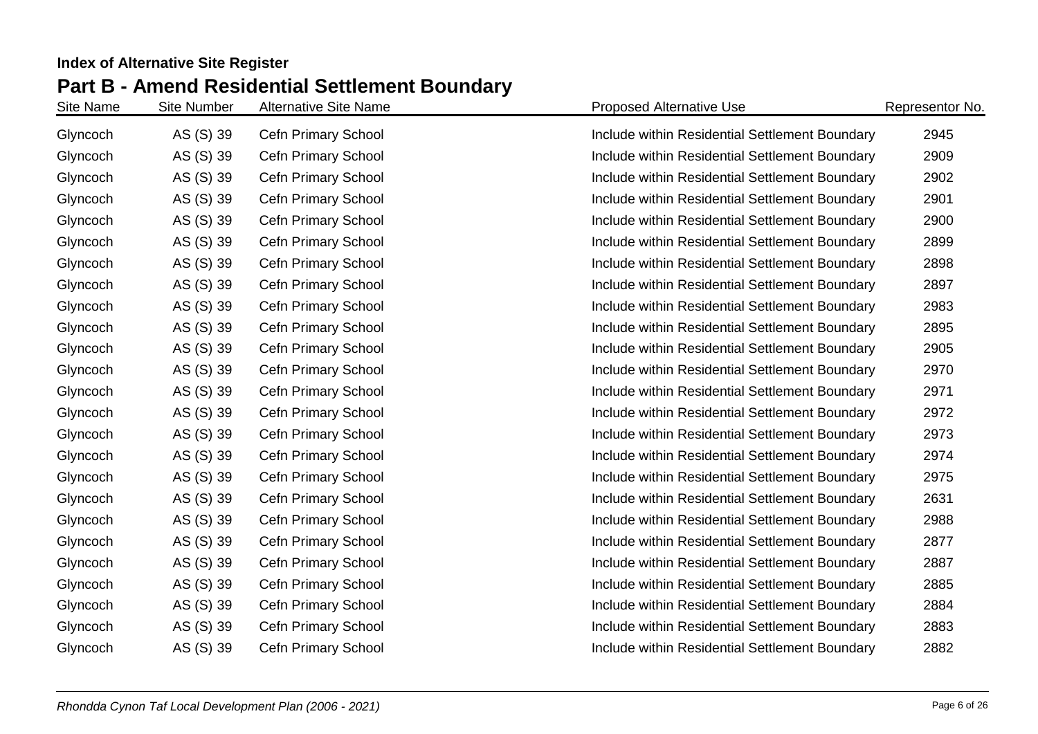**Index of Alternative Site Register**

## Part B - Amend Residential Settlement Boundary

| Site Name | Site Number | Alternative Site Name | Proposed Alternative Use | Representor No. |
|---|---|---|---|---|
| Glyncoch | AS (S) 39 | Cefn Primary School | Include within Residential Settlement Boundary | 2945 |
| Glyncoch | AS (S) 39 | Cefn Primary School | Include within Residential Settlement Boundary | 2909 |
| Glyncoch | AS (S) 39 | Cefn Primary School | Include within Residential Settlement Boundary | 2902 |
| Glyncoch | AS (S) 39 | Cefn Primary School | Include within Residential Settlement Boundary | 2901 |
| Glyncoch | AS (S) 39 | Cefn Primary School | Include within Residential Settlement Boundary | 2900 |
| Glyncoch | AS (S) 39 | Cefn Primary School | Include within Residential Settlement Boundary | 2899 |
| Glyncoch | AS (S) 39 | Cefn Primary School | Include within Residential Settlement Boundary | 2898 |
| Glyncoch | AS (S) 39 | Cefn Primary School | Include within Residential Settlement Boundary | 2897 |
| Glyncoch | AS (S) 39 | Cefn Primary School | Include within Residential Settlement Boundary | 2983 |
| Glyncoch | AS (S) 39 | Cefn Primary School | Include within Residential Settlement Boundary | 2895 |
| Glyncoch | AS (S) 39 | Cefn Primary School | Include within Residential Settlement Boundary | 2905 |
| Glyncoch | AS (S) 39 | Cefn Primary School | Include within Residential Settlement Boundary | 2970 |
| Glyncoch | AS (S) 39 | Cefn Primary School | Include within Residential Settlement Boundary | 2971 |
| Glyncoch | AS (S) 39 | Cefn Primary School | Include within Residential Settlement Boundary | 2972 |
| Glyncoch | AS (S) 39 | Cefn Primary School | Include within Residential Settlement Boundary | 2973 |
| Glyncoch | AS (S) 39 | Cefn Primary School | Include within Residential Settlement Boundary | 2974 |
| Glyncoch | AS (S) 39 | Cefn Primary School | Include within Residential Settlement Boundary | 2975 |
| Glyncoch | AS (S) 39 | Cefn Primary School | Include within Residential Settlement Boundary | 2631 |
| Glyncoch | AS (S) 39 | Cefn Primary School | Include within Residential Settlement Boundary | 2988 |
| Glyncoch | AS (S) 39 | Cefn Primary School | Include within Residential Settlement Boundary | 2877 |
| Glyncoch | AS (S) 39 | Cefn Primary School | Include within Residential Settlement Boundary | 2887 |
| Glyncoch | AS (S) 39 | Cefn Primary School | Include within Residential Settlement Boundary | 2885 |
| Glyncoch | AS (S) 39 | Cefn Primary School | Include within Residential Settlement Boundary | 2884 |
| Glyncoch | AS (S) 39 | Cefn Primary School | Include within Residential Settlement Boundary | 2883 |
| Glyncoch | AS (S) 39 | Cefn Primary School | Include within Residential Settlement Boundary | 2882 |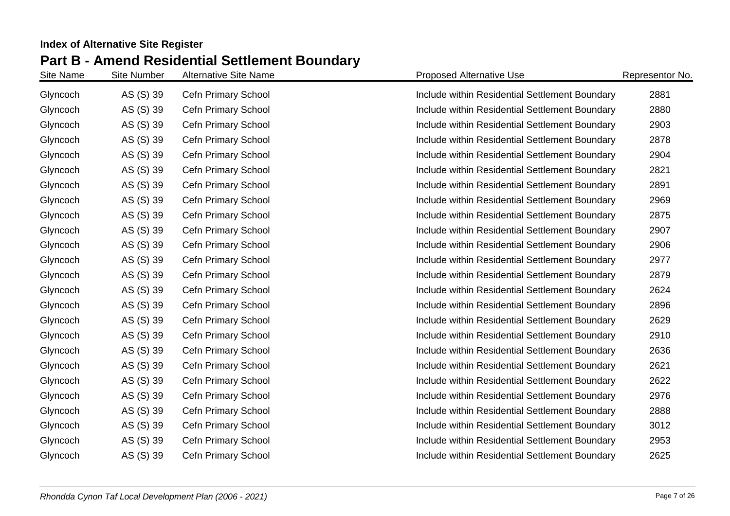**Index of Alternative Site Register**

## Part B - Amend Residential Settlement Boundary

| Site Name | Site Number | Alternative Site Name | Proposed Alternative Use | Representor No. |
| --- | --- | --- | --- | --- |
| Glyncoch | AS (S) 39 | Cefn Primary School | Include within Residential Settlement Boundary | 2881 |
| Glyncoch | AS (S) 39 | Cefn Primary School | Include within Residential Settlement Boundary | 2880 |
| Glyncoch | AS (S) 39 | Cefn Primary School | Include within Residential Settlement Boundary | 2903 |
| Glyncoch | AS (S) 39 | Cefn Primary School | Include within Residential Settlement Boundary | 2878 |
| Glyncoch | AS (S) 39 | Cefn Primary School | Include within Residential Settlement Boundary | 2904 |
| Glyncoch | AS (S) 39 | Cefn Primary School | Include within Residential Settlement Boundary | 2821 |
| Glyncoch | AS (S) 39 | Cefn Primary School | Include within Residential Settlement Boundary | 2891 |
| Glyncoch | AS (S) 39 | Cefn Primary School | Include within Residential Settlement Boundary | 2969 |
| Glyncoch | AS (S) 39 | Cefn Primary School | Include within Residential Settlement Boundary | 2875 |
| Glyncoch | AS (S) 39 | Cefn Primary School | Include within Residential Settlement Boundary | 2907 |
| Glyncoch | AS (S) 39 | Cefn Primary School | Include within Residential Settlement Boundary | 2906 |
| Glyncoch | AS (S) 39 | Cefn Primary School | Include within Residential Settlement Boundary | 2977 |
| Glyncoch | AS (S) 39 | Cefn Primary School | Include within Residential Settlement Boundary | 2879 |
| Glyncoch | AS (S) 39 | Cefn Primary School | Include within Residential Settlement Boundary | 2624 |
| Glyncoch | AS (S) 39 | Cefn Primary School | Include within Residential Settlement Boundary | 2896 |
| Glyncoch | AS (S) 39 | Cefn Primary School | Include within Residential Settlement Boundary | 2629 |
| Glyncoch | AS (S) 39 | Cefn Primary School | Include within Residential Settlement Boundary | 2910 |
| Glyncoch | AS (S) 39 | Cefn Primary School | Include within Residential Settlement Boundary | 2636 |
| Glyncoch | AS (S) 39 | Cefn Primary School | Include within Residential Settlement Boundary | 2621 |
| Glyncoch | AS (S) 39 | Cefn Primary School | Include within Residential Settlement Boundary | 2622 |
| Glyncoch | AS (S) 39 | Cefn Primary School | Include within Residential Settlement Boundary | 2976 |
| Glyncoch | AS (S) 39 | Cefn Primary School | Include within Residential Settlement Boundary | 2888 |
| Glyncoch | AS (S) 39 | Cefn Primary School | Include within Residential Settlement Boundary | 3012 |
| Glyncoch | AS (S) 39 | Cefn Primary School | Include within Residential Settlement Boundary | 2953 |
| Glyncoch | AS (S) 39 | Cefn Primary School | Include within Residential Settlement Boundary | 2625 |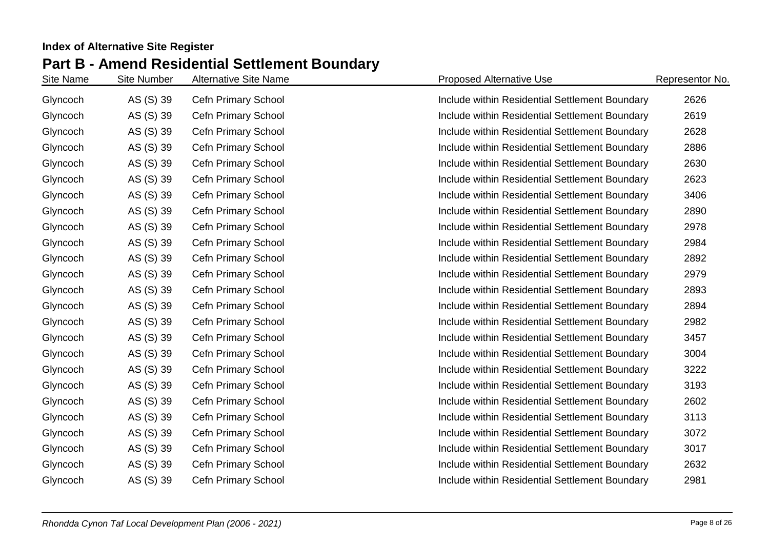**Index of Alternative Site Register**

## Part B - Amend Residential Settlement Boundary

| Site Name | Site Number | Alternative Site Name | Proposed Alternative Use | Representor No. |
|---|---|---|---|---|
| Glyncoch | AS (S) 39 | Cefn Primary School | Include within Residential Settlement Boundary | 2626 |
| Glyncoch | AS (S) 39 | Cefn Primary School | Include within Residential Settlement Boundary | 2619 |
| Glyncoch | AS (S) 39 | Cefn Primary School | Include within Residential Settlement Boundary | 2628 |
| Glyncoch | AS (S) 39 | Cefn Primary School | Include within Residential Settlement Boundary | 2886 |
| Glyncoch | AS (S) 39 | Cefn Primary School | Include within Residential Settlement Boundary | 2630 |
| Glyncoch | AS (S) 39 | Cefn Primary School | Include within Residential Settlement Boundary | 2623 |
| Glyncoch | AS (S) 39 | Cefn Primary School | Include within Residential Settlement Boundary | 3406 |
| Glyncoch | AS (S) 39 | Cefn Primary School | Include within Residential Settlement Boundary | 2890 |
| Glyncoch | AS (S) 39 | Cefn Primary School | Include within Residential Settlement Boundary | 2978 |
| Glyncoch | AS (S) 39 | Cefn Primary School | Include within Residential Settlement Boundary | 2984 |
| Glyncoch | AS (S) 39 | Cefn Primary School | Include within Residential Settlement Boundary | 2892 |
| Glyncoch | AS (S) 39 | Cefn Primary School | Include within Residential Settlement Boundary | 2979 |
| Glyncoch | AS (S) 39 | Cefn Primary School | Include within Residential Settlement Boundary | 2893 |
| Glyncoch | AS (S) 39 | Cefn Primary School | Include within Residential Settlement Boundary | 2894 |
| Glyncoch | AS (S) 39 | Cefn Primary School | Include within Residential Settlement Boundary | 2982 |
| Glyncoch | AS (S) 39 | Cefn Primary School | Include within Residential Settlement Boundary | 3457 |
| Glyncoch | AS (S) 39 | Cefn Primary School | Include within Residential Settlement Boundary | 3004 |
| Glyncoch | AS (S) 39 | Cefn Primary School | Include within Residential Settlement Boundary | 3222 |
| Glyncoch | AS (S) 39 | Cefn Primary School | Include within Residential Settlement Boundary | 3193 |
| Glyncoch | AS (S) 39 | Cefn Primary School | Include within Residential Settlement Boundary | 2602 |
| Glyncoch | AS (S) 39 | Cefn Primary School | Include within Residential Settlement Boundary | 3113 |
| Glyncoch | AS (S) 39 | Cefn Primary School | Include within Residential Settlement Boundary | 3072 |
| Glyncoch | AS (S) 39 | Cefn Primary School | Include within Residential Settlement Boundary | 3017 |
| Glyncoch | AS (S) 39 | Cefn Primary School | Include within Residential Settlement Boundary | 2632 |
| Glyncoch | AS (S) 39 | Cefn Primary School | Include within Residential Settlement Boundary | 2981 |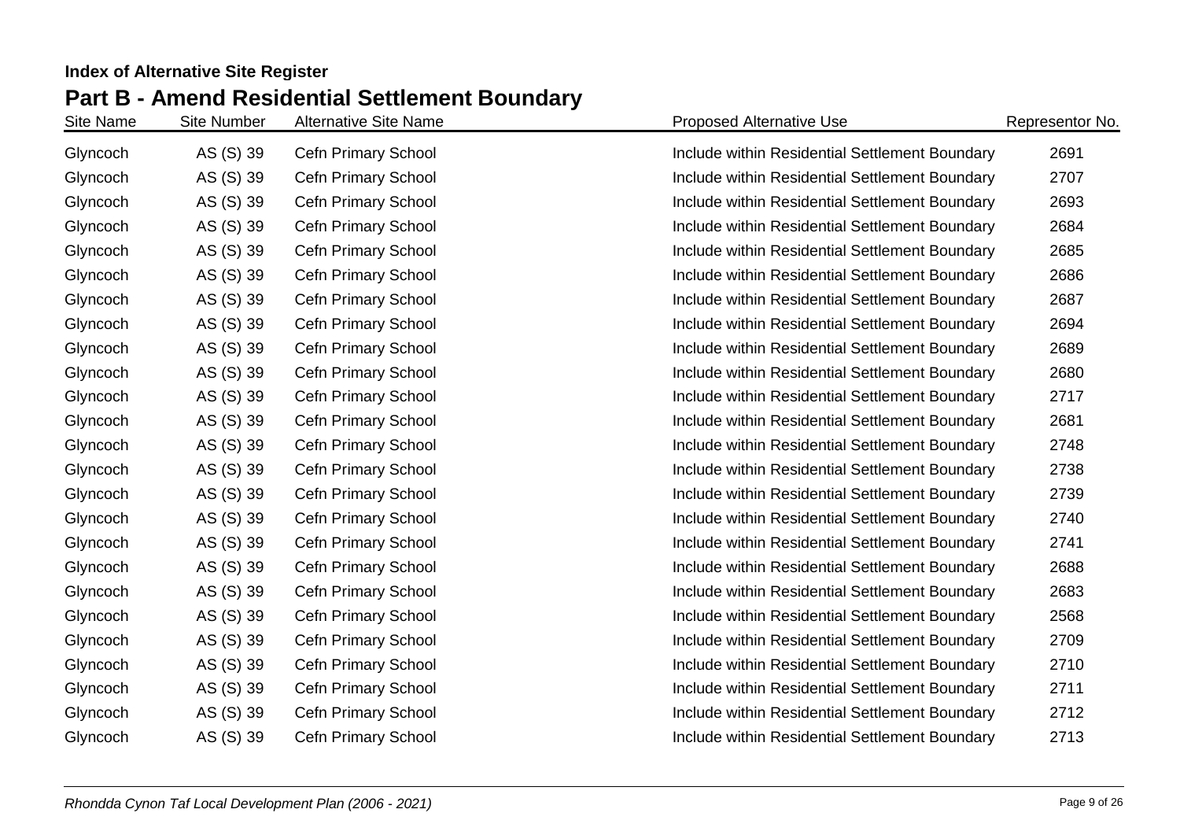**Index of Alternative Site Register**

## Part B - Amend Residential Settlement Boundary

| Site Name | Site Number | Alternative Site Name | Proposed Alternative Use | Representor No. |
|---|---|---|---|---|
| Glyncoch | AS (S) 39 | Cefn Primary School | Include within Residential Settlement Boundary | 2691 |
| Glyncoch | AS (S) 39 | Cefn Primary School | Include within Residential Settlement Boundary | 2707 |
| Glyncoch | AS (S) 39 | Cefn Primary School | Include within Residential Settlement Boundary | 2693 |
| Glyncoch | AS (S) 39 | Cefn Primary School | Include within Residential Settlement Boundary | 2684 |
| Glyncoch | AS (S) 39 | Cefn Primary School | Include within Residential Settlement Boundary | 2685 |
| Glyncoch | AS (S) 39 | Cefn Primary School | Include within Residential Settlement Boundary | 2686 |
| Glyncoch | AS (S) 39 | Cefn Primary School | Include within Residential Settlement Boundary | 2687 |
| Glyncoch | AS (S) 39 | Cefn Primary School | Include within Residential Settlement Boundary | 2694 |
| Glyncoch | AS (S) 39 | Cefn Primary School | Include within Residential Settlement Boundary | 2689 |
| Glyncoch | AS (S) 39 | Cefn Primary School | Include within Residential Settlement Boundary | 2680 |
| Glyncoch | AS (S) 39 | Cefn Primary School | Include within Residential Settlement Boundary | 2717 |
| Glyncoch | AS (S) 39 | Cefn Primary School | Include within Residential Settlement Boundary | 2681 |
| Glyncoch | AS (S) 39 | Cefn Primary School | Include within Residential Settlement Boundary | 2748 |
| Glyncoch | AS (S) 39 | Cefn Primary School | Include within Residential Settlement Boundary | 2738 |
| Glyncoch | AS (S) 39 | Cefn Primary School | Include within Residential Settlement Boundary | 2739 |
| Glyncoch | AS (S) 39 | Cefn Primary School | Include within Residential Settlement Boundary | 2740 |
| Glyncoch | AS (S) 39 | Cefn Primary School | Include within Residential Settlement Boundary | 2741 |
| Glyncoch | AS (S) 39 | Cefn Primary School | Include within Residential Settlement Boundary | 2688 |
| Glyncoch | AS (S) 39 | Cefn Primary School | Include within Residential Settlement Boundary | 2683 |
| Glyncoch | AS (S) 39 | Cefn Primary School | Include within Residential Settlement Boundary | 2568 |
| Glyncoch | AS (S) 39 | Cefn Primary School | Include within Residential Settlement Boundary | 2709 |
| Glyncoch | AS (S) 39 | Cefn Primary School | Include within Residential Settlement Boundary | 2710 |
| Glyncoch | AS (S) 39 | Cefn Primary School | Include within Residential Settlement Boundary | 2711 |
| Glyncoch | AS (S) 39 | Cefn Primary School | Include within Residential Settlement Boundary | 2712 |
| Glyncoch | AS (S) 39 | Cefn Primary School | Include within Residential Settlement Boundary | 2713 |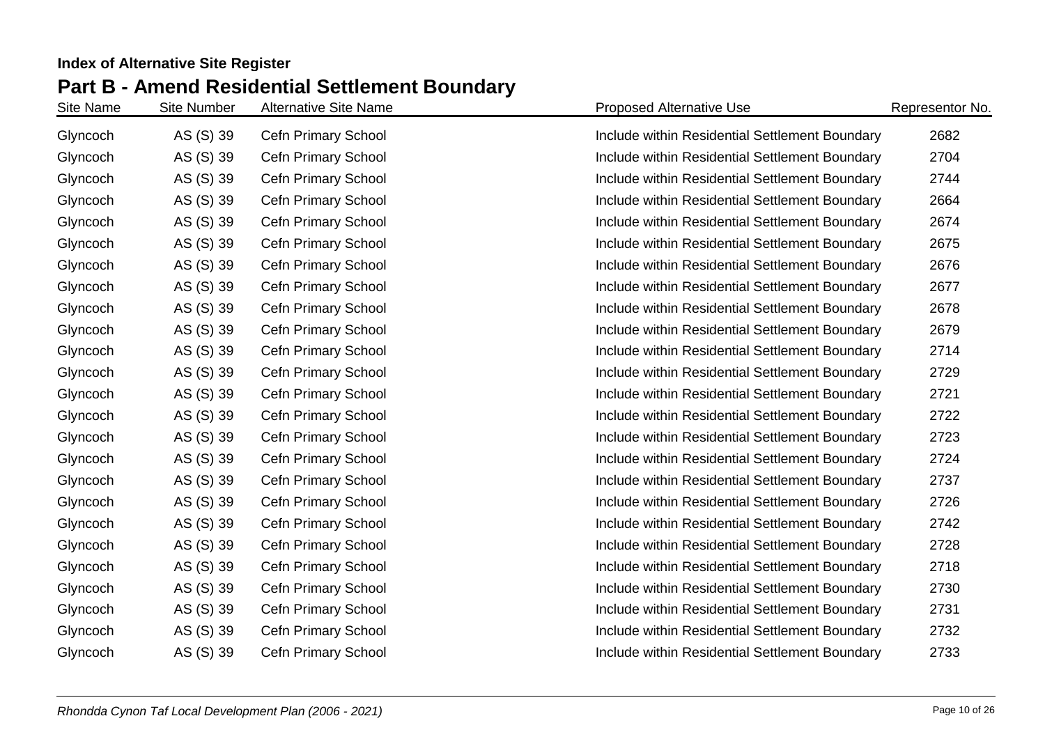**Index of Alternative Site Register**

## Part B - Amend Residential Settlement Boundary

| Site Name | Site Number | Alternative Site Name | Proposed Alternative Use | Representor No. |
|---|---|---|---|---|
| Glyncoch | AS (S) 39 | Cefn Primary School | Include within Residential Settlement Boundary | 2682 |
| Glyncoch | AS (S) 39 | Cefn Primary School | Include within Residential Settlement Boundary | 2704 |
| Glyncoch | AS (S) 39 | Cefn Primary School | Include within Residential Settlement Boundary | 2744 |
| Glyncoch | AS (S) 39 | Cefn Primary School | Include within Residential Settlement Boundary | 2664 |
| Glyncoch | AS (S) 39 | Cefn Primary School | Include within Residential Settlement Boundary | 2674 |
| Glyncoch | AS (S) 39 | Cefn Primary School | Include within Residential Settlement Boundary | 2675 |
| Glyncoch | AS (S) 39 | Cefn Primary School | Include within Residential Settlement Boundary | 2676 |
| Glyncoch | AS (S) 39 | Cefn Primary School | Include within Residential Settlement Boundary | 2677 |
| Glyncoch | AS (S) 39 | Cefn Primary School | Include within Residential Settlement Boundary | 2678 |
| Glyncoch | AS (S) 39 | Cefn Primary School | Include within Residential Settlement Boundary | 2679 |
| Glyncoch | AS (S) 39 | Cefn Primary School | Include within Residential Settlement Boundary | 2714 |
| Glyncoch | AS (S) 39 | Cefn Primary School | Include within Residential Settlement Boundary | 2729 |
| Glyncoch | AS (S) 39 | Cefn Primary School | Include within Residential Settlement Boundary | 2721 |
| Glyncoch | AS (S) 39 | Cefn Primary School | Include within Residential Settlement Boundary | 2722 |
| Glyncoch | AS (S) 39 | Cefn Primary School | Include within Residential Settlement Boundary | 2723 |
| Glyncoch | AS (S) 39 | Cefn Primary School | Include within Residential Settlement Boundary | 2724 |
| Glyncoch | AS (S) 39 | Cefn Primary School | Include within Residential Settlement Boundary | 2737 |
| Glyncoch | AS (S) 39 | Cefn Primary School | Include within Residential Settlement Boundary | 2726 |
| Glyncoch | AS (S) 39 | Cefn Primary School | Include within Residential Settlement Boundary | 2742 |
| Glyncoch | AS (S) 39 | Cefn Primary School | Include within Residential Settlement Boundary | 2728 |
| Glyncoch | AS (S) 39 | Cefn Primary School | Include within Residential Settlement Boundary | 2718 |
| Glyncoch | AS (S) 39 | Cefn Primary School | Include within Residential Settlement Boundary | 2730 |
| Glyncoch | AS (S) 39 | Cefn Primary School | Include within Residential Settlement Boundary | 2731 |
| Glyncoch | AS (S) 39 | Cefn Primary School | Include within Residential Settlement Boundary | 2732 |
| Glyncoch | AS (S) 39 | Cefn Primary School | Include within Residential Settlement Boundary | 2733 |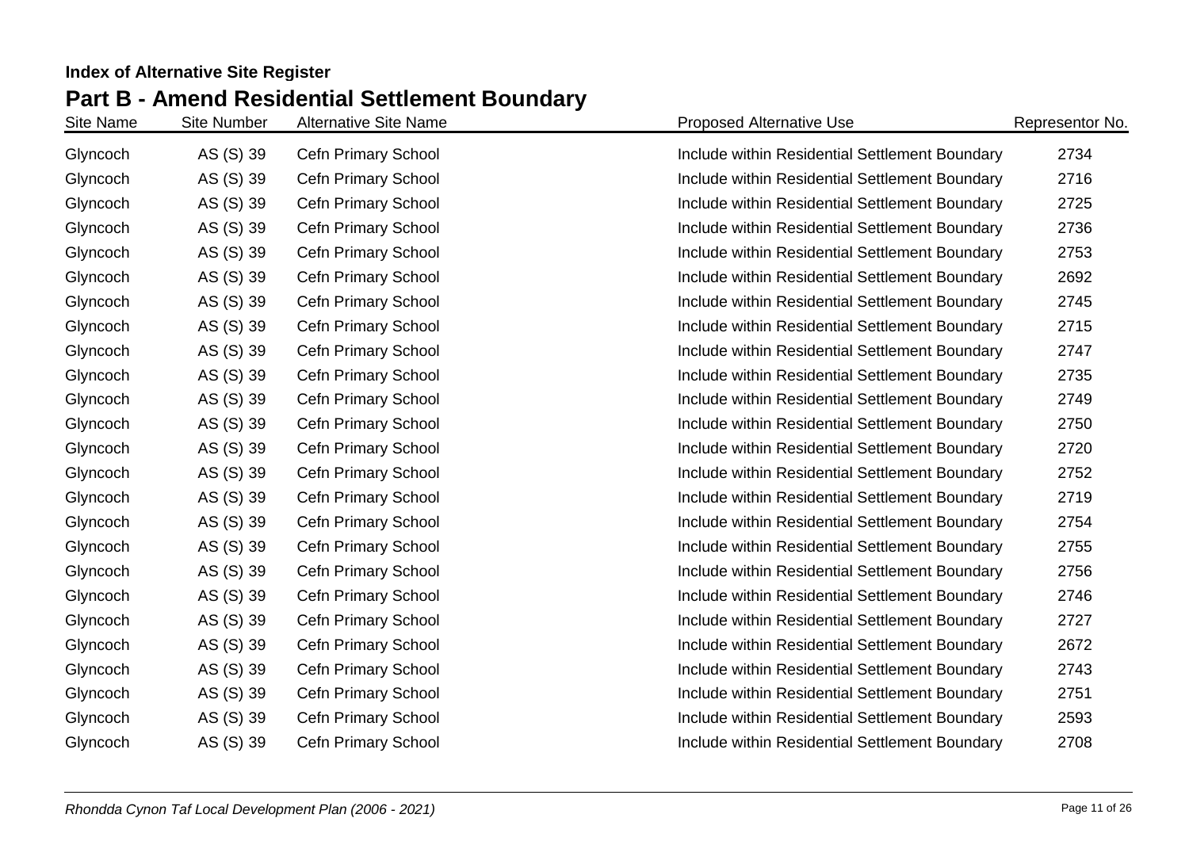**Index of Alternative Site Register**

## Part B - Amend Residential Settlement Boundary

| Site Name | Site Number | Alternative Site Name | Proposed Alternative Use | Representor No. |
|---|---|---|---|---|
| Glyncoch | AS (S) 39 | Cefn Primary School | Include within Residential Settlement Boundary | 2734 |
| Glyncoch | AS (S) 39 | Cefn Primary School | Include within Residential Settlement Boundary | 2716 |
| Glyncoch | AS (S) 39 | Cefn Primary School | Include within Residential Settlement Boundary | 2725 |
| Glyncoch | AS (S) 39 | Cefn Primary School | Include within Residential Settlement Boundary | 2736 |
| Glyncoch | AS (S) 39 | Cefn Primary School | Include within Residential Settlement Boundary | 2753 |
| Glyncoch | AS (S) 39 | Cefn Primary School | Include within Residential Settlement Boundary | 2692 |
| Glyncoch | AS (S) 39 | Cefn Primary School | Include within Residential Settlement Boundary | 2745 |
| Glyncoch | AS (S) 39 | Cefn Primary School | Include within Residential Settlement Boundary | 2715 |
| Glyncoch | AS (S) 39 | Cefn Primary School | Include within Residential Settlement Boundary | 2747 |
| Glyncoch | AS (S) 39 | Cefn Primary School | Include within Residential Settlement Boundary | 2735 |
| Glyncoch | AS (S) 39 | Cefn Primary School | Include within Residential Settlement Boundary | 2749 |
| Glyncoch | AS (S) 39 | Cefn Primary School | Include within Residential Settlement Boundary | 2750 |
| Glyncoch | AS (S) 39 | Cefn Primary School | Include within Residential Settlement Boundary | 2720 |
| Glyncoch | AS (S) 39 | Cefn Primary School | Include within Residential Settlement Boundary | 2752 |
| Glyncoch | AS (S) 39 | Cefn Primary School | Include within Residential Settlement Boundary | 2719 |
| Glyncoch | AS (S) 39 | Cefn Primary School | Include within Residential Settlement Boundary | 2754 |
| Glyncoch | AS (S) 39 | Cefn Primary School | Include within Residential Settlement Boundary | 2755 |
| Glyncoch | AS (S) 39 | Cefn Primary School | Include within Residential Settlement Boundary | 2756 |
| Glyncoch | AS (S) 39 | Cefn Primary School | Include within Residential Settlement Boundary | 2746 |
| Glyncoch | AS (S) 39 | Cefn Primary School | Include within Residential Settlement Boundary | 2727 |
| Glyncoch | AS (S) 39 | Cefn Primary School | Include within Residential Settlement Boundary | 2672 |
| Glyncoch | AS (S) 39 | Cefn Primary School | Include within Residential Settlement Boundary | 2743 |
| Glyncoch | AS (S) 39 | Cefn Primary School | Include within Residential Settlement Boundary | 2751 |
| Glyncoch | AS (S) 39 | Cefn Primary School | Include within Residential Settlement Boundary | 2593 |
| Glyncoch | AS (S) 39 | Cefn Primary School | Include within Residential Settlement Boundary | 2708 |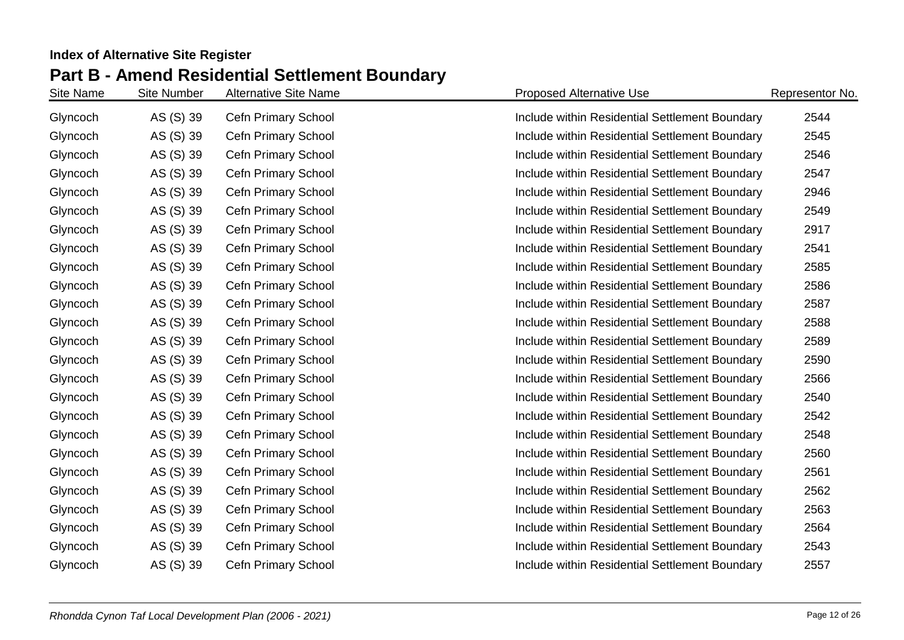**Index of Alternative Site Register**

## Part B - Amend Residential Settlement Boundary

| Site Name | Site Number | Alternative Site Name | Proposed Alternative Use | Representor No. |
|---|---|---|---|---|
| Glyncoch | AS (S) 39 | Cefn Primary School | Include within Residential Settlement Boundary | 2544 |
| Glyncoch | AS (S) 39 | Cefn Primary School | Include within Residential Settlement Boundary | 2545 |
| Glyncoch | AS (S) 39 | Cefn Primary School | Include within Residential Settlement Boundary | 2546 |
| Glyncoch | AS (S) 39 | Cefn Primary School | Include within Residential Settlement Boundary | 2547 |
| Glyncoch | AS (S) 39 | Cefn Primary School | Include within Residential Settlement Boundary | 2946 |
| Glyncoch | AS (S) 39 | Cefn Primary School | Include within Residential Settlement Boundary | 2549 |
| Glyncoch | AS (S) 39 | Cefn Primary School | Include within Residential Settlement Boundary | 2917 |
| Glyncoch | AS (S) 39 | Cefn Primary School | Include within Residential Settlement Boundary | 2541 |
| Glyncoch | AS (S) 39 | Cefn Primary School | Include within Residential Settlement Boundary | 2585 |
| Glyncoch | AS (S) 39 | Cefn Primary School | Include within Residential Settlement Boundary | 2586 |
| Glyncoch | AS (S) 39 | Cefn Primary School | Include within Residential Settlement Boundary | 2587 |
| Glyncoch | AS (S) 39 | Cefn Primary School | Include within Residential Settlement Boundary | 2588 |
| Glyncoch | AS (S) 39 | Cefn Primary School | Include within Residential Settlement Boundary | 2589 |
| Glyncoch | AS (S) 39 | Cefn Primary School | Include within Residential Settlement Boundary | 2590 |
| Glyncoch | AS (S) 39 | Cefn Primary School | Include within Residential Settlement Boundary | 2566 |
| Glyncoch | AS (S) 39 | Cefn Primary School | Include within Residential Settlement Boundary | 2540 |
| Glyncoch | AS (S) 39 | Cefn Primary School | Include within Residential Settlement Boundary | 2542 |
| Glyncoch | AS (S) 39 | Cefn Primary School | Include within Residential Settlement Boundary | 2548 |
| Glyncoch | AS (S) 39 | Cefn Primary School | Include within Residential Settlement Boundary | 2560 |
| Glyncoch | AS (S) 39 | Cefn Primary School | Include within Residential Settlement Boundary | 2561 |
| Glyncoch | AS (S) 39 | Cefn Primary School | Include within Residential Settlement Boundary | 2562 |
| Glyncoch | AS (S) 39 | Cefn Primary School | Include within Residential Settlement Boundary | 2563 |
| Glyncoch | AS (S) 39 | Cefn Primary School | Include within Residential Settlement Boundary | 2564 |
| Glyncoch | AS (S) 39 | Cefn Primary School | Include within Residential Settlement Boundary | 2543 |
| Glyncoch | AS (S) 39 | Cefn Primary School | Include within Residential Settlement Boundary | 2557 |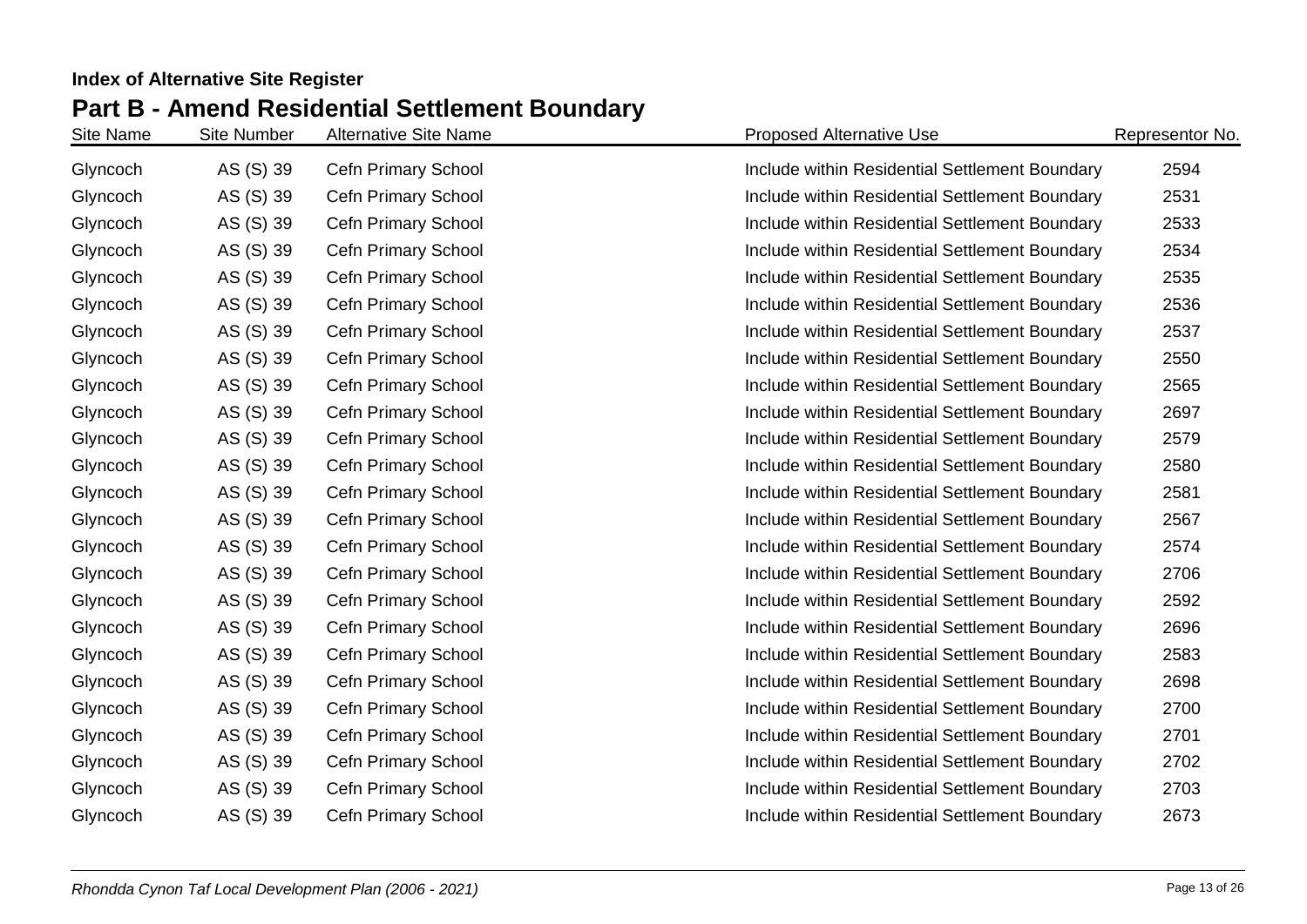**Index of Alternative Site Register**

## Part B - Amend Residential Settlement Boundary

| Site Name | Site Number | Alternative Site Name | Proposed Alternative Use | Representor No. |
|---|---|---|---|---|
| Glyncoch | AS (S) 39 | Cefn Primary School | Include within Residential Settlement Boundary | 2594 |
| Glyncoch | AS (S) 39 | Cefn Primary School | Include within Residential Settlement Boundary | 2531 |
| Glyncoch | AS (S) 39 | Cefn Primary School | Include within Residential Settlement Boundary | 2533 |
| Glyncoch | AS (S) 39 | Cefn Primary School | Include within Residential Settlement Boundary | 2534 |
| Glyncoch | AS (S) 39 | Cefn Primary School | Include within Residential Settlement Boundary | 2535 |
| Glyncoch | AS (S) 39 | Cefn Primary School | Include within Residential Settlement Boundary | 2536 |
| Glyncoch | AS (S) 39 | Cefn Primary School | Include within Residential Settlement Boundary | 2537 |
| Glyncoch | AS (S) 39 | Cefn Primary School | Include within Residential Settlement Boundary | 2550 |
| Glyncoch | AS (S) 39 | Cefn Primary School | Include within Residential Settlement Boundary | 2565 |
| Glyncoch | AS (S) 39 | Cefn Primary School | Include within Residential Settlement Boundary | 2697 |
| Glyncoch | AS (S) 39 | Cefn Primary School | Include within Residential Settlement Boundary | 2579 |
| Glyncoch | AS (S) 39 | Cefn Primary School | Include within Residential Settlement Boundary | 2580 |
| Glyncoch | AS (S) 39 | Cefn Primary School | Include within Residential Settlement Boundary | 2581 |
| Glyncoch | AS (S) 39 | Cefn Primary School | Include within Residential Settlement Boundary | 2567 |
| Glyncoch | AS (S) 39 | Cefn Primary School | Include within Residential Settlement Boundary | 2574 |
| Glyncoch | AS (S) 39 | Cefn Primary School | Include within Residential Settlement Boundary | 2706 |
| Glyncoch | AS (S) 39 | Cefn Primary School | Include within Residential Settlement Boundary | 2592 |
| Glyncoch | AS (S) 39 | Cefn Primary School | Include within Residential Settlement Boundary | 2696 |
| Glyncoch | AS (S) 39 | Cefn Primary School | Include within Residential Settlement Boundary | 2583 |
| Glyncoch | AS (S) 39 | Cefn Primary School | Include within Residential Settlement Boundary | 2698 |
| Glyncoch | AS (S) 39 | Cefn Primary School | Include within Residential Settlement Boundary | 2700 |
| Glyncoch | AS (S) 39 | Cefn Primary School | Include within Residential Settlement Boundary | 2701 |
| Glyncoch | AS (S) 39 | Cefn Primary School | Include within Residential Settlement Boundary | 2702 |
| Glyncoch | AS (S) 39 | Cefn Primary School | Include within Residential Settlement Boundary | 2703 |
| Glyncoch | AS (S) 39 | Cefn Primary School | Include within Residential Settlement Boundary | 2673 |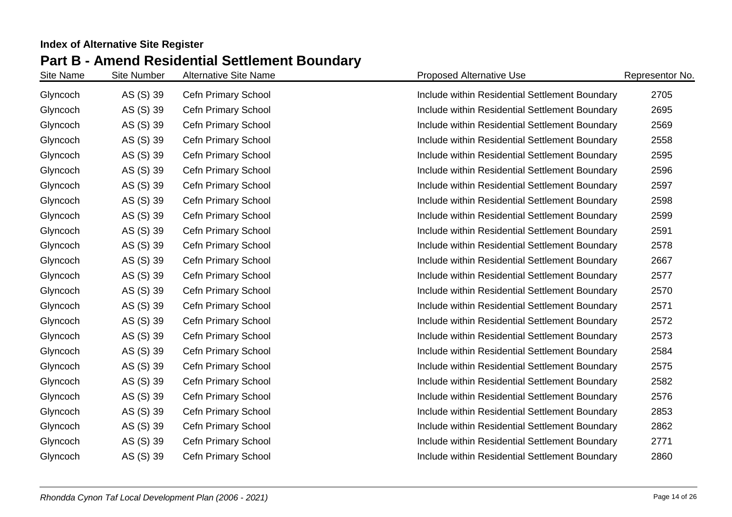**Index of Alternative Site Register**

## Part B - Amend Residential Settlement Boundary

| Site Name | Site Number | Alternative Site Name | Proposed Alternative Use | Representor No. |
|---|---|---|---|---|
| Glyncoch | AS (S) 39 | Cefn Primary School | Include within Residential Settlement Boundary | 2705 |
| Glyncoch | AS (S) 39 | Cefn Primary School | Include within Residential Settlement Boundary | 2695 |
| Glyncoch | AS (S) 39 | Cefn Primary School | Include within Residential Settlement Boundary | 2569 |
| Glyncoch | AS (S) 39 | Cefn Primary School | Include within Residential Settlement Boundary | 2558 |
| Glyncoch | AS (S) 39 | Cefn Primary School | Include within Residential Settlement Boundary | 2595 |
| Glyncoch | AS (S) 39 | Cefn Primary School | Include within Residential Settlement Boundary | 2596 |
| Glyncoch | AS (S) 39 | Cefn Primary School | Include within Residential Settlement Boundary | 2597 |
| Glyncoch | AS (S) 39 | Cefn Primary School | Include within Residential Settlement Boundary | 2598 |
| Glyncoch | AS (S) 39 | Cefn Primary School | Include within Residential Settlement Boundary | 2599 |
| Glyncoch | AS (S) 39 | Cefn Primary School | Include within Residential Settlement Boundary | 2591 |
| Glyncoch | AS (S) 39 | Cefn Primary School | Include within Residential Settlement Boundary | 2578 |
| Glyncoch | AS (S) 39 | Cefn Primary School | Include within Residential Settlement Boundary | 2667 |
| Glyncoch | AS (S) 39 | Cefn Primary School | Include within Residential Settlement Boundary | 2577 |
| Glyncoch | AS (S) 39 | Cefn Primary School | Include within Residential Settlement Boundary | 2570 |
| Glyncoch | AS (S) 39 | Cefn Primary School | Include within Residential Settlement Boundary | 2571 |
| Glyncoch | AS (S) 39 | Cefn Primary School | Include within Residential Settlement Boundary | 2572 |
| Glyncoch | AS (S) 39 | Cefn Primary School | Include within Residential Settlement Boundary | 2573 |
| Glyncoch | AS (S) 39 | Cefn Primary School | Include within Residential Settlement Boundary | 2584 |
| Glyncoch | AS (S) 39 | Cefn Primary School | Include within Residential Settlement Boundary | 2575 |
| Glyncoch | AS (S) 39 | Cefn Primary School | Include within Residential Settlement Boundary | 2582 |
| Glyncoch | AS (S) 39 | Cefn Primary School | Include within Residential Settlement Boundary | 2576 |
| Glyncoch | AS (S) 39 | Cefn Primary School | Include within Residential Settlement Boundary | 2853 |
| Glyncoch | AS (S) 39 | Cefn Primary School | Include within Residential Settlement Boundary | 2862 |
| Glyncoch | AS (S) 39 | Cefn Primary School | Include within Residential Settlement Boundary | 2771 |
| Glyncoch | AS (S) 39 | Cefn Primary School | Include within Residential Settlement Boundary | 2860 |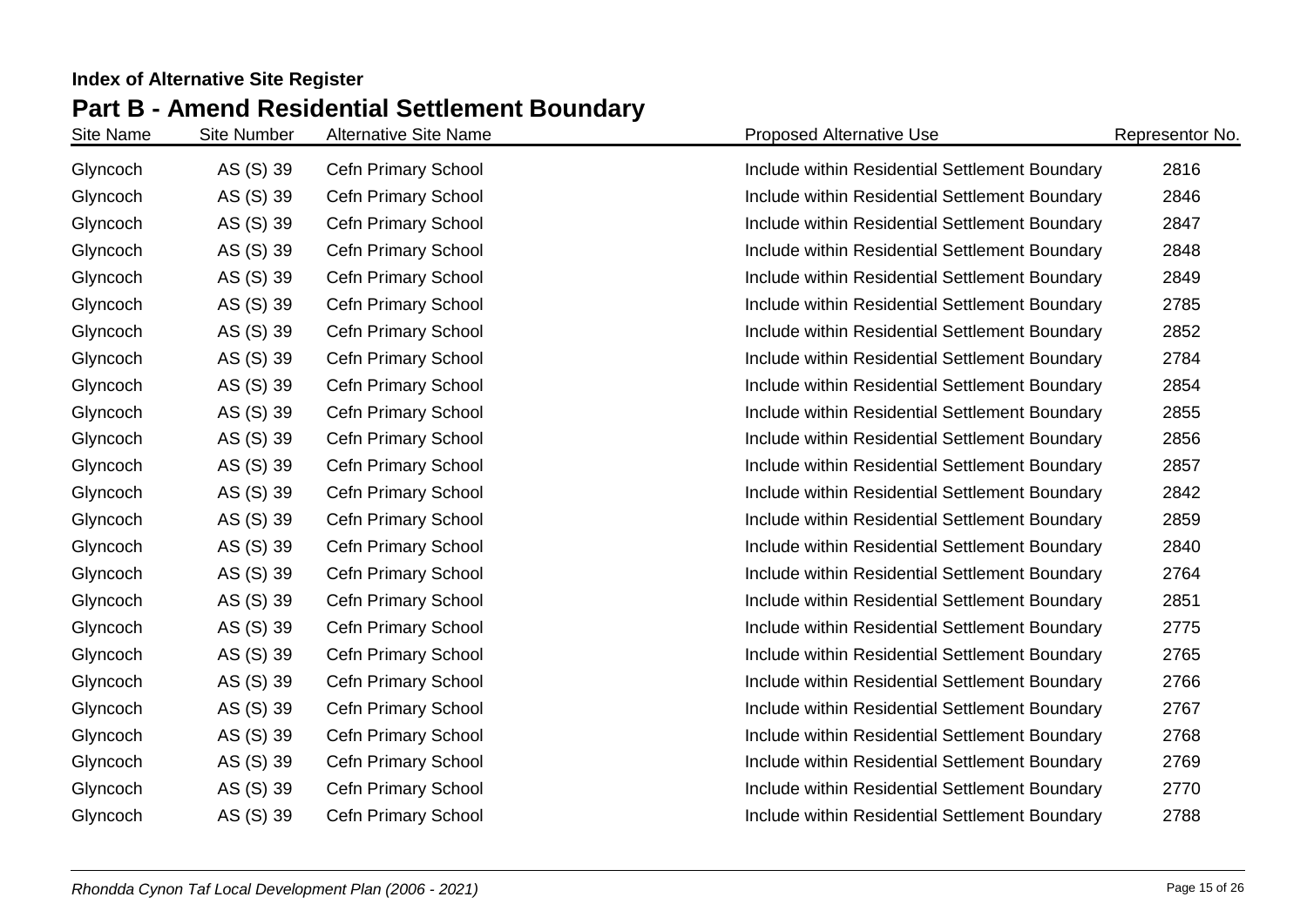**Index of Alternative Site Register**

## Part B - Amend Residential Settlement Boundary

| Site Name | Site Number | Alternative Site Name | Proposed Alternative Use | Representor No. |
| --- | --- | --- | --- | --- |
| Glyncoch | AS (S) 39 | Cefn Primary School | Include within Residential Settlement Boundary | 2816 |
| Glyncoch | AS (S) 39 | Cefn Primary School | Include within Residential Settlement Boundary | 2846 |
| Glyncoch | AS (S) 39 | Cefn Primary School | Include within Residential Settlement Boundary | 2847 |
| Glyncoch | AS (S) 39 | Cefn Primary School | Include within Residential Settlement Boundary | 2848 |
| Glyncoch | AS (S) 39 | Cefn Primary School | Include within Residential Settlement Boundary | 2849 |
| Glyncoch | AS (S) 39 | Cefn Primary School | Include within Residential Settlement Boundary | 2785 |
| Glyncoch | AS (S) 39 | Cefn Primary School | Include within Residential Settlement Boundary | 2852 |
| Glyncoch | AS (S) 39 | Cefn Primary School | Include within Residential Settlement Boundary | 2784 |
| Glyncoch | AS (S) 39 | Cefn Primary School | Include within Residential Settlement Boundary | 2854 |
| Glyncoch | AS (S) 39 | Cefn Primary School | Include within Residential Settlement Boundary | 2855 |
| Glyncoch | AS (S) 39 | Cefn Primary School | Include within Residential Settlement Boundary | 2856 |
| Glyncoch | AS (S) 39 | Cefn Primary School | Include within Residential Settlement Boundary | 2857 |
| Glyncoch | AS (S) 39 | Cefn Primary School | Include within Residential Settlement Boundary | 2842 |
| Glyncoch | AS (S) 39 | Cefn Primary School | Include within Residential Settlement Boundary | 2859 |
| Glyncoch | AS (S) 39 | Cefn Primary School | Include within Residential Settlement Boundary | 2840 |
| Glyncoch | AS (S) 39 | Cefn Primary School | Include within Residential Settlement Boundary | 2764 |
| Glyncoch | AS (S) 39 | Cefn Primary School | Include within Residential Settlement Boundary | 2851 |
| Glyncoch | AS (S) 39 | Cefn Primary School | Include within Residential Settlement Boundary | 2775 |
| Glyncoch | AS (S) 39 | Cefn Primary School | Include within Residential Settlement Boundary | 2765 |
| Glyncoch | AS (S) 39 | Cefn Primary School | Include within Residential Settlement Boundary | 2766 |
| Glyncoch | AS (S) 39 | Cefn Primary School | Include within Residential Settlement Boundary | 2767 |
| Glyncoch | AS (S) 39 | Cefn Primary School | Include within Residential Settlement Boundary | 2768 |
| Glyncoch | AS (S) 39 | Cefn Primary School | Include within Residential Settlement Boundary | 2769 |
| Glyncoch | AS (S) 39 | Cefn Primary School | Include within Residential Settlement Boundary | 2770 |
| Glyncoch | AS (S) 39 | Cefn Primary School | Include within Residential Settlement Boundary | 2788 |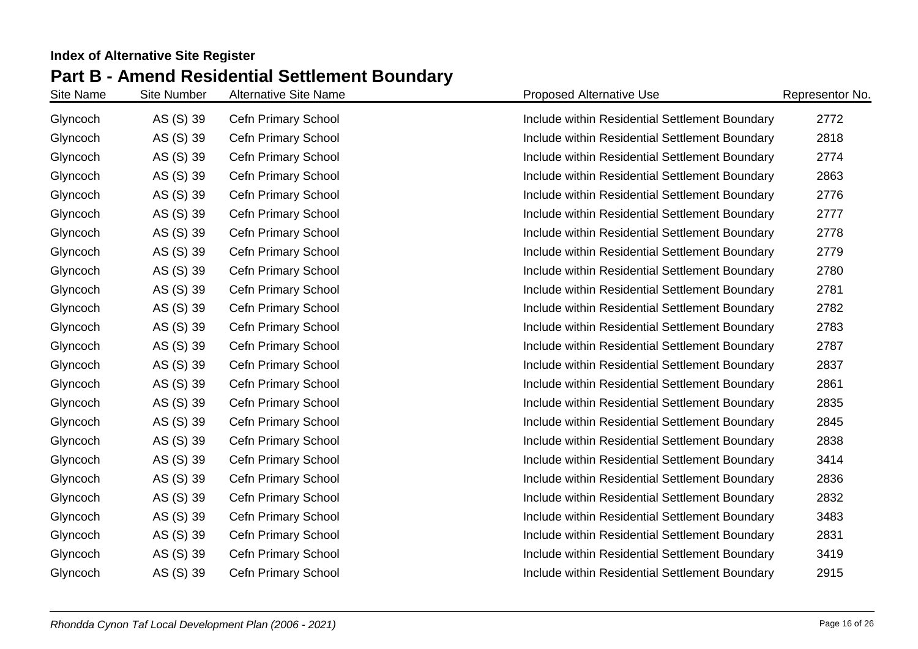**Index of Alternative Site Register**

## Part B - Amend Residential Settlement Boundary

| Site Name | Site Number | Alternative Site Name | Proposed Alternative Use | Representor No. |
|---|---|---|---|---|
| Glyncoch | AS (S) 39 | Cefn Primary School | Include within Residential Settlement Boundary | 2772 |
| Glyncoch | AS (S) 39 | Cefn Primary School | Include within Residential Settlement Boundary | 2818 |
| Glyncoch | AS (S) 39 | Cefn Primary School | Include within Residential Settlement Boundary | 2774 |
| Glyncoch | AS (S) 39 | Cefn Primary School | Include within Residential Settlement Boundary | 2863 |
| Glyncoch | AS (S) 39 | Cefn Primary School | Include within Residential Settlement Boundary | 2776 |
| Glyncoch | AS (S) 39 | Cefn Primary School | Include within Residential Settlement Boundary | 2777 |
| Glyncoch | AS (S) 39 | Cefn Primary School | Include within Residential Settlement Boundary | 2778 |
| Glyncoch | AS (S) 39 | Cefn Primary School | Include within Residential Settlement Boundary | 2779 |
| Glyncoch | AS (S) 39 | Cefn Primary School | Include within Residential Settlement Boundary | 2780 |
| Glyncoch | AS (S) 39 | Cefn Primary School | Include within Residential Settlement Boundary | 2781 |
| Glyncoch | AS (S) 39 | Cefn Primary School | Include within Residential Settlement Boundary | 2782 |
| Glyncoch | AS (S) 39 | Cefn Primary School | Include within Residential Settlement Boundary | 2783 |
| Glyncoch | AS (S) 39 | Cefn Primary School | Include within Residential Settlement Boundary | 2787 |
| Glyncoch | AS (S) 39 | Cefn Primary School | Include within Residential Settlement Boundary | 2837 |
| Glyncoch | AS (S) 39 | Cefn Primary School | Include within Residential Settlement Boundary | 2861 |
| Glyncoch | AS (S) 39 | Cefn Primary School | Include within Residential Settlement Boundary | 2835 |
| Glyncoch | AS (S) 39 | Cefn Primary School | Include within Residential Settlement Boundary | 2845 |
| Glyncoch | AS (S) 39 | Cefn Primary School | Include within Residential Settlement Boundary | 2838 |
| Glyncoch | AS (S) 39 | Cefn Primary School | Include within Residential Settlement Boundary | 3414 |
| Glyncoch | AS (S) 39 | Cefn Primary School | Include within Residential Settlement Boundary | 2836 |
| Glyncoch | AS (S) 39 | Cefn Primary School | Include within Residential Settlement Boundary | 2832 |
| Glyncoch | AS (S) 39 | Cefn Primary School | Include within Residential Settlement Boundary | 3483 |
| Glyncoch | AS (S) 39 | Cefn Primary School | Include within Residential Settlement Boundary | 2831 |
| Glyncoch | AS (S) 39 | Cefn Primary School | Include within Residential Settlement Boundary | 3419 |
| Glyncoch | AS (S) 39 | Cefn Primary School | Include within Residential Settlement Boundary | 2915 |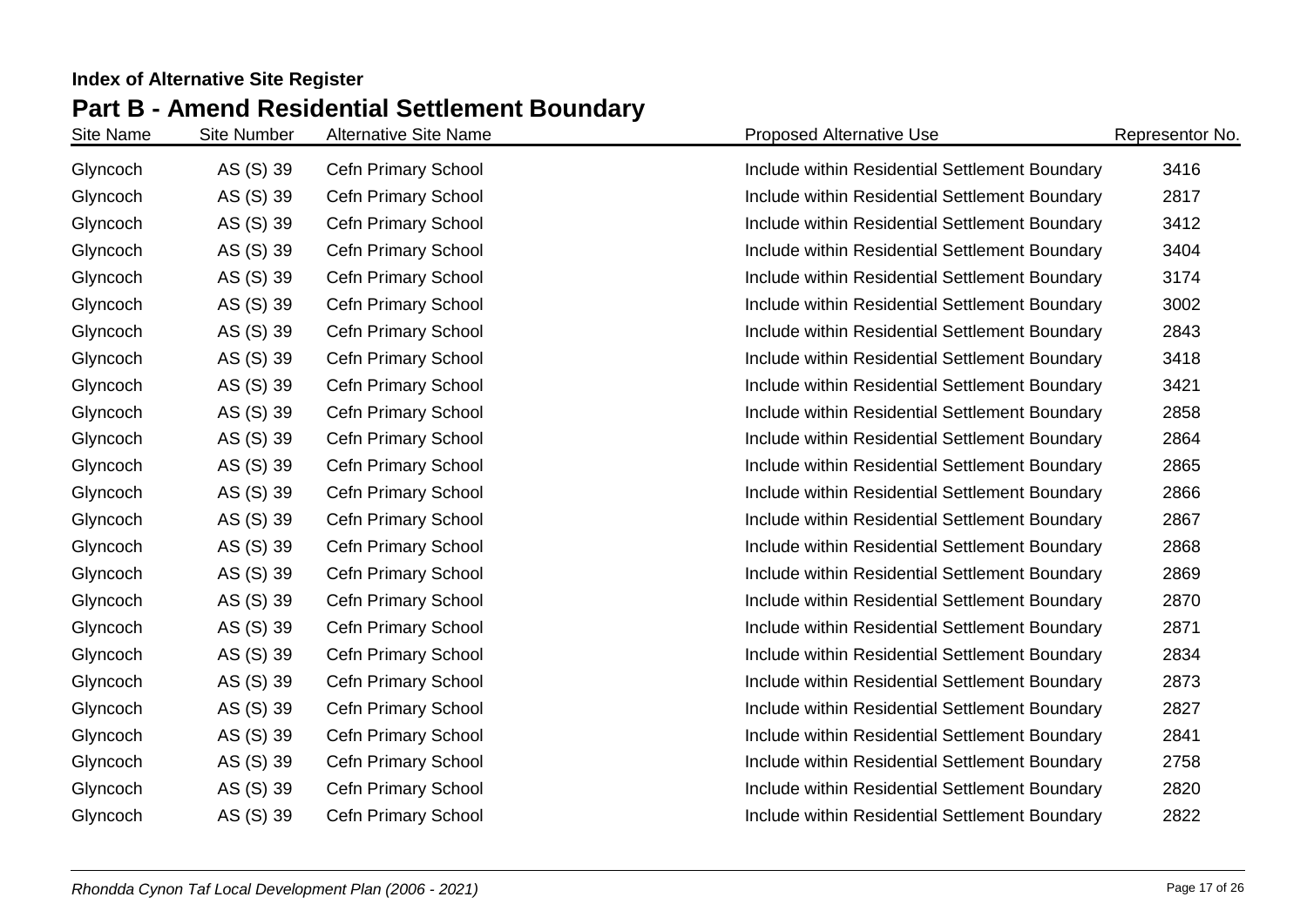**Index of Alternative Site Register**

## Part B - Amend Residential Settlement Boundary

| Site Name | Site Number | Alternative Site Name | Proposed Alternative Use | Representor No. |
|---|---|---|---|---|
| Glyncoch | AS (S) 39 | Cefn Primary School | Include within Residential Settlement Boundary | 3416 |
| Glyncoch | AS (S) 39 | Cefn Primary School | Include within Residential Settlement Boundary | 2817 |
| Glyncoch | AS (S) 39 | Cefn Primary School | Include within Residential Settlement Boundary | 3412 |
| Glyncoch | AS (S) 39 | Cefn Primary School | Include within Residential Settlement Boundary | 3404 |
| Glyncoch | AS (S) 39 | Cefn Primary School | Include within Residential Settlement Boundary | 3174 |
| Glyncoch | AS (S) 39 | Cefn Primary School | Include within Residential Settlement Boundary | 3002 |
| Glyncoch | AS (S) 39 | Cefn Primary School | Include within Residential Settlement Boundary | 2843 |
| Glyncoch | AS (S) 39 | Cefn Primary School | Include within Residential Settlement Boundary | 3418 |
| Glyncoch | AS (S) 39 | Cefn Primary School | Include within Residential Settlement Boundary | 3421 |
| Glyncoch | AS (S) 39 | Cefn Primary School | Include within Residential Settlement Boundary | 2858 |
| Glyncoch | AS (S) 39 | Cefn Primary School | Include within Residential Settlement Boundary | 2864 |
| Glyncoch | AS (S) 39 | Cefn Primary School | Include within Residential Settlement Boundary | 2865 |
| Glyncoch | AS (S) 39 | Cefn Primary School | Include within Residential Settlement Boundary | 2866 |
| Glyncoch | AS (S) 39 | Cefn Primary School | Include within Residential Settlement Boundary | 2867 |
| Glyncoch | AS (S) 39 | Cefn Primary School | Include within Residential Settlement Boundary | 2868 |
| Glyncoch | AS (S) 39 | Cefn Primary School | Include within Residential Settlement Boundary | 2869 |
| Glyncoch | AS (S) 39 | Cefn Primary School | Include within Residential Settlement Boundary | 2870 |
| Glyncoch | AS (S) 39 | Cefn Primary School | Include within Residential Settlement Boundary | 2871 |
| Glyncoch | AS (S) 39 | Cefn Primary School | Include within Residential Settlement Boundary | 2834 |
| Glyncoch | AS (S) 39 | Cefn Primary School | Include within Residential Settlement Boundary | 2873 |
| Glyncoch | AS (S) 39 | Cefn Primary School | Include within Residential Settlement Boundary | 2827 |
| Glyncoch | AS (S) 39 | Cefn Primary School | Include within Residential Settlement Boundary | 2841 |
| Glyncoch | AS (S) 39 | Cefn Primary School | Include within Residential Settlement Boundary | 2758 |
| Glyncoch | AS (S) 39 | Cefn Primary School | Include within Residential Settlement Boundary | 2820 |
| Glyncoch | AS (S) 39 | Cefn Primary School | Include within Residential Settlement Boundary | 2822 |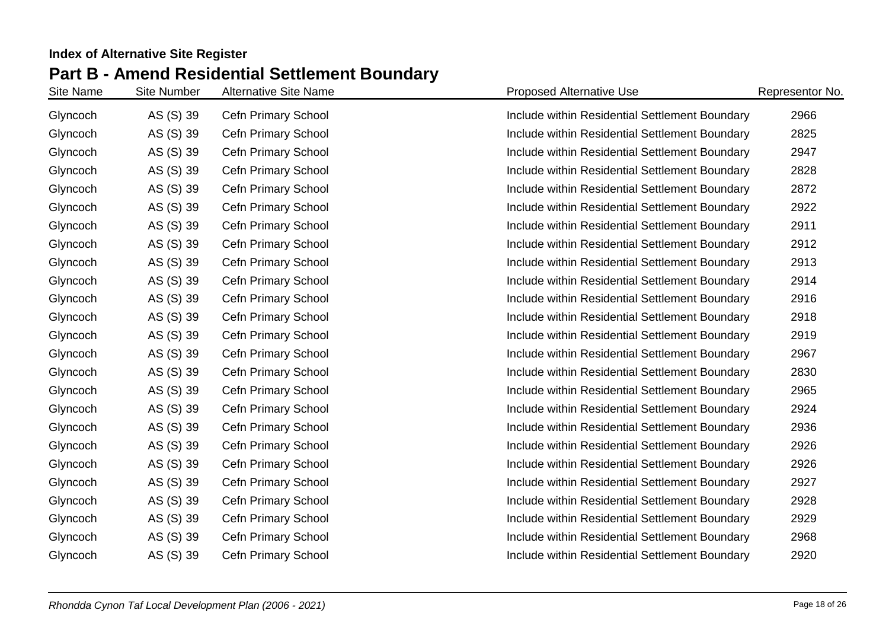**Index of Alternative Site Register**

## Part B - Amend Residential Settlement Boundary

| Site Name | Site Number | Alternative Site Name | Proposed Alternative Use | Representor No. |
|---|---|---|---|---|
| Glyncoch | AS (S) 39 | Cefn Primary School | Include within Residential Settlement Boundary | 2966 |
| Glyncoch | AS (S) 39 | Cefn Primary School | Include within Residential Settlement Boundary | 2825 |
| Glyncoch | AS (S) 39 | Cefn Primary School | Include within Residential Settlement Boundary | 2947 |
| Glyncoch | AS (S) 39 | Cefn Primary School | Include within Residential Settlement Boundary | 2828 |
| Glyncoch | AS (S) 39 | Cefn Primary School | Include within Residential Settlement Boundary | 2872 |
| Glyncoch | AS (S) 39 | Cefn Primary School | Include within Residential Settlement Boundary | 2922 |
| Glyncoch | AS (S) 39 | Cefn Primary School | Include within Residential Settlement Boundary | 2911 |
| Glyncoch | AS (S) 39 | Cefn Primary School | Include within Residential Settlement Boundary | 2912 |
| Glyncoch | AS (S) 39 | Cefn Primary School | Include within Residential Settlement Boundary | 2913 |
| Glyncoch | AS (S) 39 | Cefn Primary School | Include within Residential Settlement Boundary | 2914 |
| Glyncoch | AS (S) 39 | Cefn Primary School | Include within Residential Settlement Boundary | 2916 |
| Glyncoch | AS (S) 39 | Cefn Primary School | Include within Residential Settlement Boundary | 2918 |
| Glyncoch | AS (S) 39 | Cefn Primary School | Include within Residential Settlement Boundary | 2919 |
| Glyncoch | AS (S) 39 | Cefn Primary School | Include within Residential Settlement Boundary | 2967 |
| Glyncoch | AS (S) 39 | Cefn Primary School | Include within Residential Settlement Boundary | 2830 |
| Glyncoch | AS (S) 39 | Cefn Primary School | Include within Residential Settlement Boundary | 2965 |
| Glyncoch | AS (S) 39 | Cefn Primary School | Include within Residential Settlement Boundary | 2924 |
| Glyncoch | AS (S) 39 | Cefn Primary School | Include within Residential Settlement Boundary | 2936 |
| Glyncoch | AS (S) 39 | Cefn Primary School | Include within Residential Settlement Boundary | 2926 |
| Glyncoch | AS (S) 39 | Cefn Primary School | Include within Residential Settlement Boundary | 2926 |
| Glyncoch | AS (S) 39 | Cefn Primary School | Include within Residential Settlement Boundary | 2927 |
| Glyncoch | AS (S) 39 | Cefn Primary School | Include within Residential Settlement Boundary | 2928 |
| Glyncoch | AS (S) 39 | Cefn Primary School | Include within Residential Settlement Boundary | 2929 |
| Glyncoch | AS (S) 39 | Cefn Primary School | Include within Residential Settlement Boundary | 2968 |
| Glyncoch | AS (S) 39 | Cefn Primary School | Include within Residential Settlement Boundary | 2920 |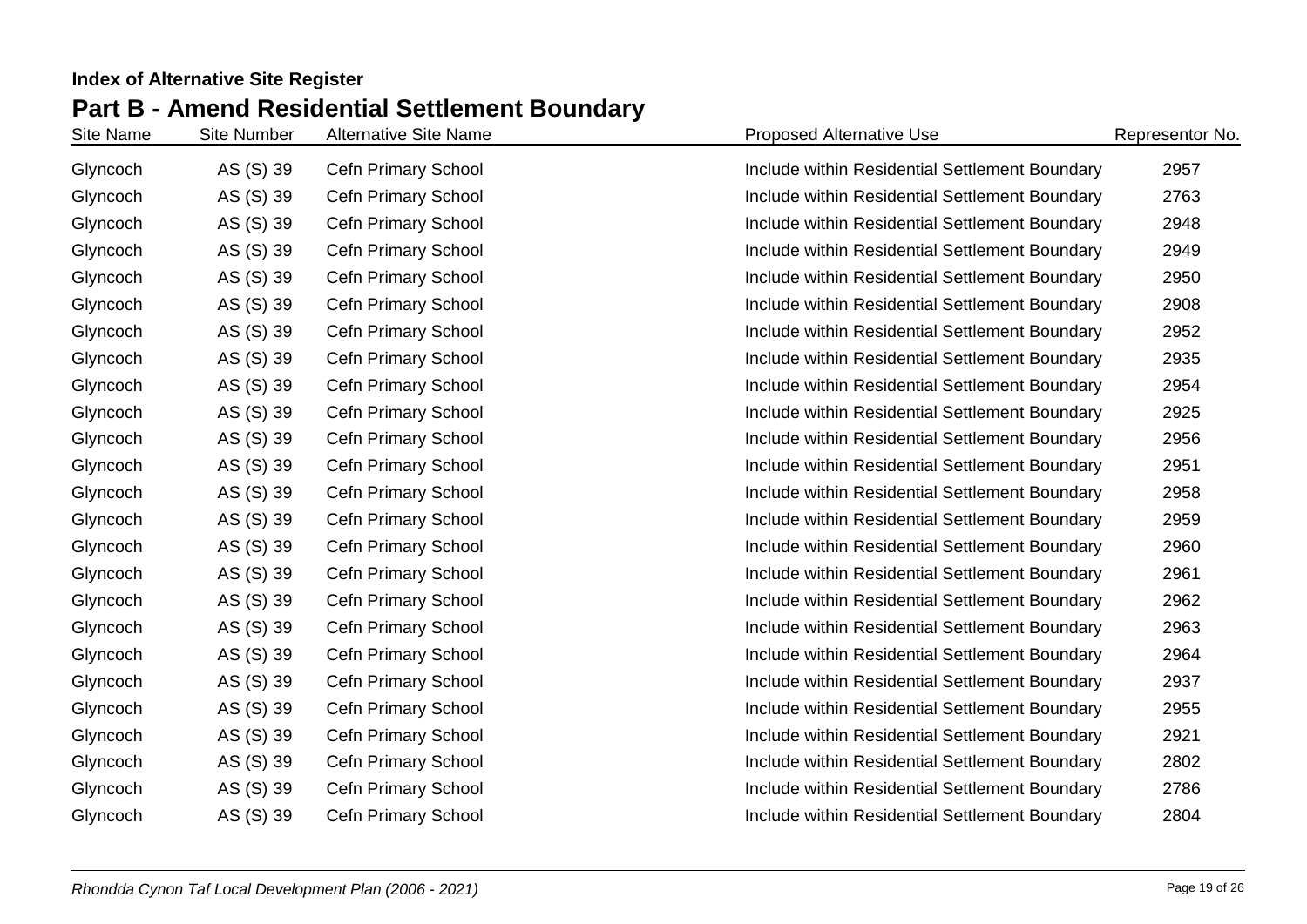**Index of Alternative Site Register**

## Part B - Amend Residential Settlement Boundary

| Site Name | Site Number | Alternative Site Name | Proposed Alternative Use | Representor No. |
|---|---|---|---|---|
| Glyncoch | AS (S) 39 | Cefn Primary School | Include within Residential Settlement Boundary | 2957 |
| Glyncoch | AS (S) 39 | Cefn Primary School | Include within Residential Settlement Boundary | 2763 |
| Glyncoch | AS (S) 39 | Cefn Primary School | Include within Residential Settlement Boundary | 2948 |
| Glyncoch | AS (S) 39 | Cefn Primary School | Include within Residential Settlement Boundary | 2949 |
| Glyncoch | AS (S) 39 | Cefn Primary School | Include within Residential Settlement Boundary | 2950 |
| Glyncoch | AS (S) 39 | Cefn Primary School | Include within Residential Settlement Boundary | 2908 |
| Glyncoch | AS (S) 39 | Cefn Primary School | Include within Residential Settlement Boundary | 2952 |
| Glyncoch | AS (S) 39 | Cefn Primary School | Include within Residential Settlement Boundary | 2935 |
| Glyncoch | AS (S) 39 | Cefn Primary School | Include within Residential Settlement Boundary | 2954 |
| Glyncoch | AS (S) 39 | Cefn Primary School | Include within Residential Settlement Boundary | 2925 |
| Glyncoch | AS (S) 39 | Cefn Primary School | Include within Residential Settlement Boundary | 2956 |
| Glyncoch | AS (S) 39 | Cefn Primary School | Include within Residential Settlement Boundary | 2951 |
| Glyncoch | AS (S) 39 | Cefn Primary School | Include within Residential Settlement Boundary | 2958 |
| Glyncoch | AS (S) 39 | Cefn Primary School | Include within Residential Settlement Boundary | 2959 |
| Glyncoch | AS (S) 39 | Cefn Primary School | Include within Residential Settlement Boundary | 2960 |
| Glyncoch | AS (S) 39 | Cefn Primary School | Include within Residential Settlement Boundary | 2961 |
| Glyncoch | AS (S) 39 | Cefn Primary School | Include within Residential Settlement Boundary | 2962 |
| Glyncoch | AS (S) 39 | Cefn Primary School | Include within Residential Settlement Boundary | 2963 |
| Glyncoch | AS (S) 39 | Cefn Primary School | Include within Residential Settlement Boundary | 2964 |
| Glyncoch | AS (S) 39 | Cefn Primary School | Include within Residential Settlement Boundary | 2937 |
| Glyncoch | AS (S) 39 | Cefn Primary School | Include within Residential Settlement Boundary | 2955 |
| Glyncoch | AS (S) 39 | Cefn Primary School | Include within Residential Settlement Boundary | 2921 |
| Glyncoch | AS (S) 39 | Cefn Primary School | Include within Residential Settlement Boundary | 2802 |
| Glyncoch | AS (S) 39 | Cefn Primary School | Include within Residential Settlement Boundary | 2786 |
| Glyncoch | AS (S) 39 | Cefn Primary School | Include within Residential Settlement Boundary | 2804 |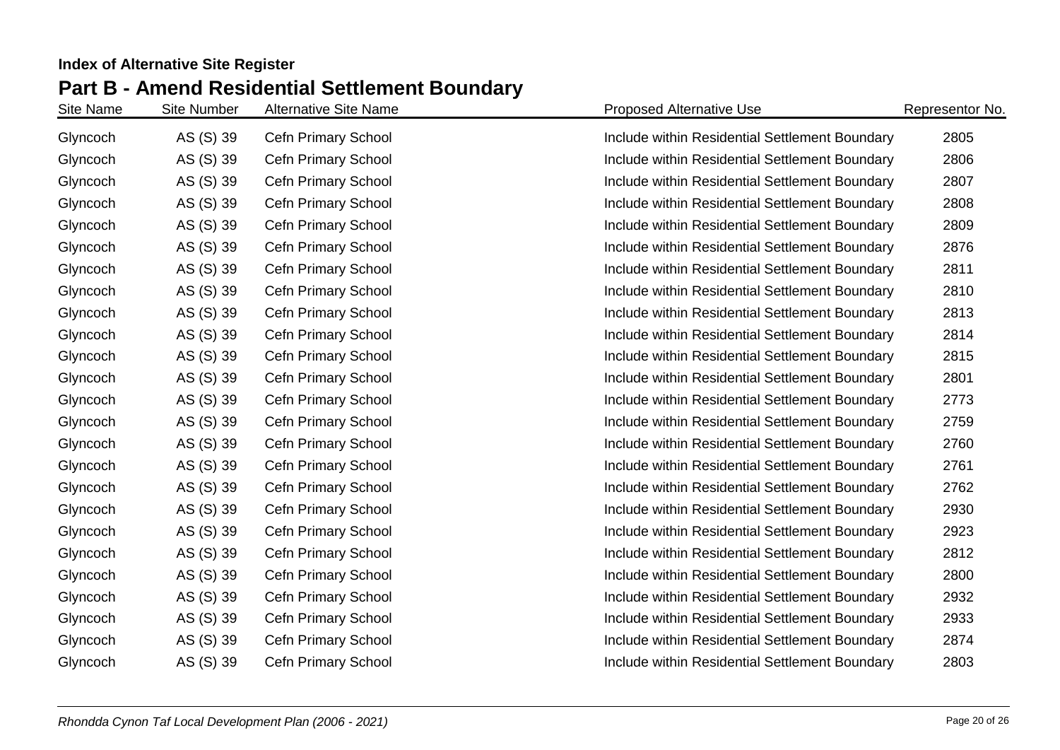**Index of Alternative Site Register**

## Part B - Amend Residential Settlement Boundary

| Site Name | Site Number | Alternative Site Name | Proposed Alternative Use | Representor No. |
|---|---|---|---|---|
| Glyncoch | AS (S) 39 | Cefn Primary School | Include within Residential Settlement Boundary | 2805 |
| Glyncoch | AS (S) 39 | Cefn Primary School | Include within Residential Settlement Boundary | 2806 |
| Glyncoch | AS (S) 39 | Cefn Primary School | Include within Residential Settlement Boundary | 2807 |
| Glyncoch | AS (S) 39 | Cefn Primary School | Include within Residential Settlement Boundary | 2808 |
| Glyncoch | AS (S) 39 | Cefn Primary School | Include within Residential Settlement Boundary | 2809 |
| Glyncoch | AS (S) 39 | Cefn Primary School | Include within Residential Settlement Boundary | 2876 |
| Glyncoch | AS (S) 39 | Cefn Primary School | Include within Residential Settlement Boundary | 2811 |
| Glyncoch | AS (S) 39 | Cefn Primary School | Include within Residential Settlement Boundary | 2810 |
| Glyncoch | AS (S) 39 | Cefn Primary School | Include within Residential Settlement Boundary | 2813 |
| Glyncoch | AS (S) 39 | Cefn Primary School | Include within Residential Settlement Boundary | 2814 |
| Glyncoch | AS (S) 39 | Cefn Primary School | Include within Residential Settlement Boundary | 2815 |
| Glyncoch | AS (S) 39 | Cefn Primary School | Include within Residential Settlement Boundary | 2801 |
| Glyncoch | AS (S) 39 | Cefn Primary School | Include within Residential Settlement Boundary | 2773 |
| Glyncoch | AS (S) 39 | Cefn Primary School | Include within Residential Settlement Boundary | 2759 |
| Glyncoch | AS (S) 39 | Cefn Primary School | Include within Residential Settlement Boundary | 2760 |
| Glyncoch | AS (S) 39 | Cefn Primary School | Include within Residential Settlement Boundary | 2761 |
| Glyncoch | AS (S) 39 | Cefn Primary School | Include within Residential Settlement Boundary | 2762 |
| Glyncoch | AS (S) 39 | Cefn Primary School | Include within Residential Settlement Boundary | 2930 |
| Glyncoch | AS (S) 39 | Cefn Primary School | Include within Residential Settlement Boundary | 2923 |
| Glyncoch | AS (S) 39 | Cefn Primary School | Include within Residential Settlement Boundary | 2812 |
| Glyncoch | AS (S) 39 | Cefn Primary School | Include within Residential Settlement Boundary | 2800 |
| Glyncoch | AS (S) 39 | Cefn Primary School | Include within Residential Settlement Boundary | 2932 |
| Glyncoch | AS (S) 39 | Cefn Primary School | Include within Residential Settlement Boundary | 2933 |
| Glyncoch | AS (S) 39 | Cefn Primary School | Include within Residential Settlement Boundary | 2874 |
| Glyncoch | AS (S) 39 | Cefn Primary School | Include within Residential Settlement Boundary | 2803 |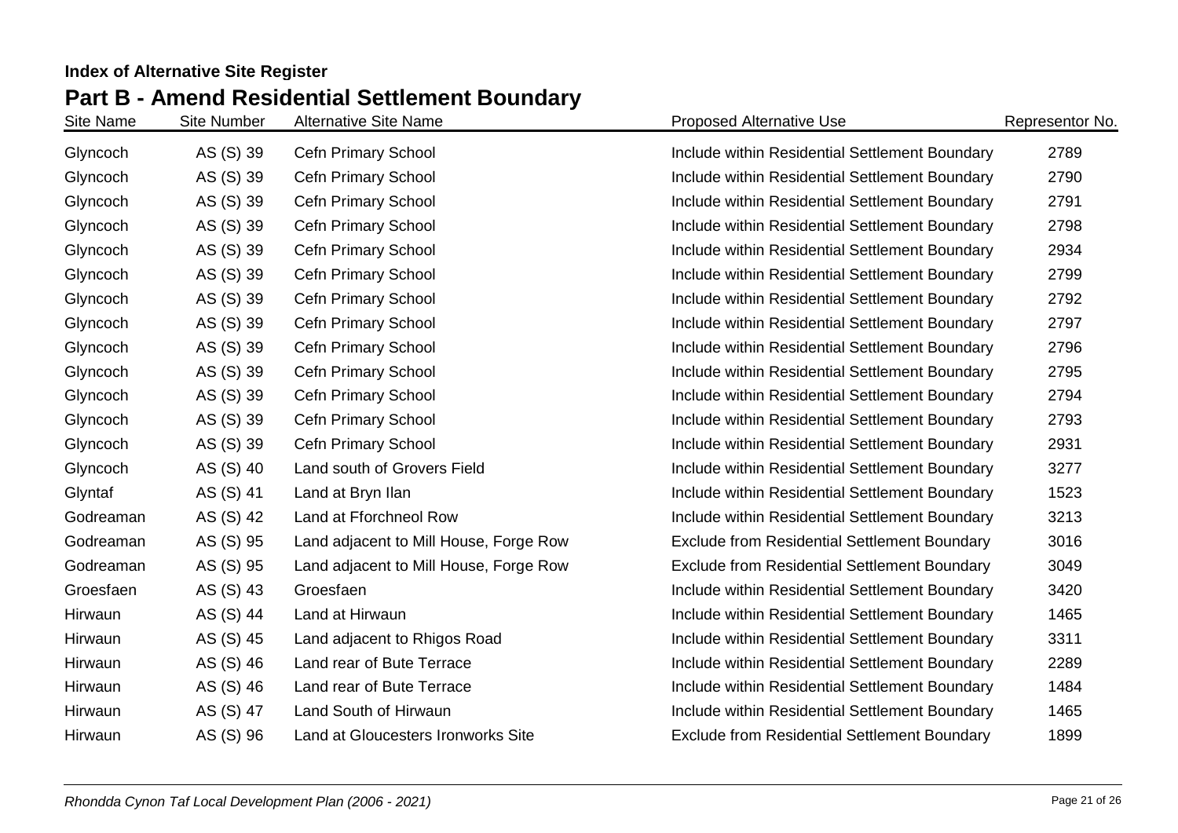**Index of Alternative Site Register**

## Part B - Amend Residential Settlement Boundary

| Site Name | Site Number | Alternative Site Name | Proposed Alternative Use | Representor No. |
|---|---|---|---|---|
| Glyncoch | AS (S) 39 | Cefn Primary School | Include within Residential Settlement Boundary | 2789 |
| Glyncoch | AS (S) 39 | Cefn Primary School | Include within Residential Settlement Boundary | 2790 |
| Glyncoch | AS (S) 39 | Cefn Primary School | Include within Residential Settlement Boundary | 2791 |
| Glyncoch | AS (S) 39 | Cefn Primary School | Include within Residential Settlement Boundary | 2798 |
| Glyncoch | AS (S) 39 | Cefn Primary School | Include within Residential Settlement Boundary | 2934 |
| Glyncoch | AS (S) 39 | Cefn Primary School | Include within Residential Settlement Boundary | 2799 |
| Glyncoch | AS (S) 39 | Cefn Primary School | Include within Residential Settlement Boundary | 2792 |
| Glyncoch | AS (S) 39 | Cefn Primary School | Include within Residential Settlement Boundary | 2797 |
| Glyncoch | AS (S) 39 | Cefn Primary School | Include within Residential Settlement Boundary | 2796 |
| Glyncoch | AS (S) 39 | Cefn Primary School | Include within Residential Settlement Boundary | 2795 |
| Glyncoch | AS (S) 39 | Cefn Primary School | Include within Residential Settlement Boundary | 2794 |
| Glyncoch | AS (S) 39 | Cefn Primary School | Include within Residential Settlement Boundary | 2793 |
| Glyncoch | AS (S) 39 | Cefn Primary School | Include within Residential Settlement Boundary | 2931 |
| Glyncoch | AS (S) 40 | Land south of Grovers Field | Include within Residential Settlement Boundary | 3277 |
| Glyntaf | AS (S) 41 | Land at Bryn Ilan | Include within Residential Settlement Boundary | 1523 |
| Godreaman | AS (S) 42 | Land at Fforchneol Row | Include within Residential Settlement Boundary | 3213 |
| Godreaman | AS (S) 95 | Land adjacent to Mill House, Forge Row | Exclude from Residential Settlement Boundary | 3016 |
| Godreaman | AS (S) 95 | Land adjacent to Mill House, Forge Row | Exclude from Residential Settlement Boundary | 3049 |
| Groesfaen | AS (S) 43 | Groesfaen | Include within Residential Settlement Boundary | 3420 |
| Hirwaun | AS (S) 44 | Land at Hirwaun | Include within Residential Settlement Boundary | 1465 |
| Hirwaun | AS (S) 45 | Land adjacent to Rhigos Road | Include within Residential Settlement Boundary | 3311 |
| Hirwaun | AS (S) 46 | Land rear of Bute Terrace | Include within Residential Settlement Boundary | 2289 |
| Hirwaun | AS (S) 46 | Land rear of Bute Terrace | Include within Residential Settlement Boundary | 1484 |
| Hirwaun | AS (S) 47 | Land South of Hirwaun | Include within Residential Settlement Boundary | 1465 |
| Hirwaun | AS (S) 96 | Land at Gloucesters Ironworks Site | Exclude from Residential Settlement Boundary | 1899 |

*Rhondda Cynon Taf Local Development Plan (2006 - 2021)*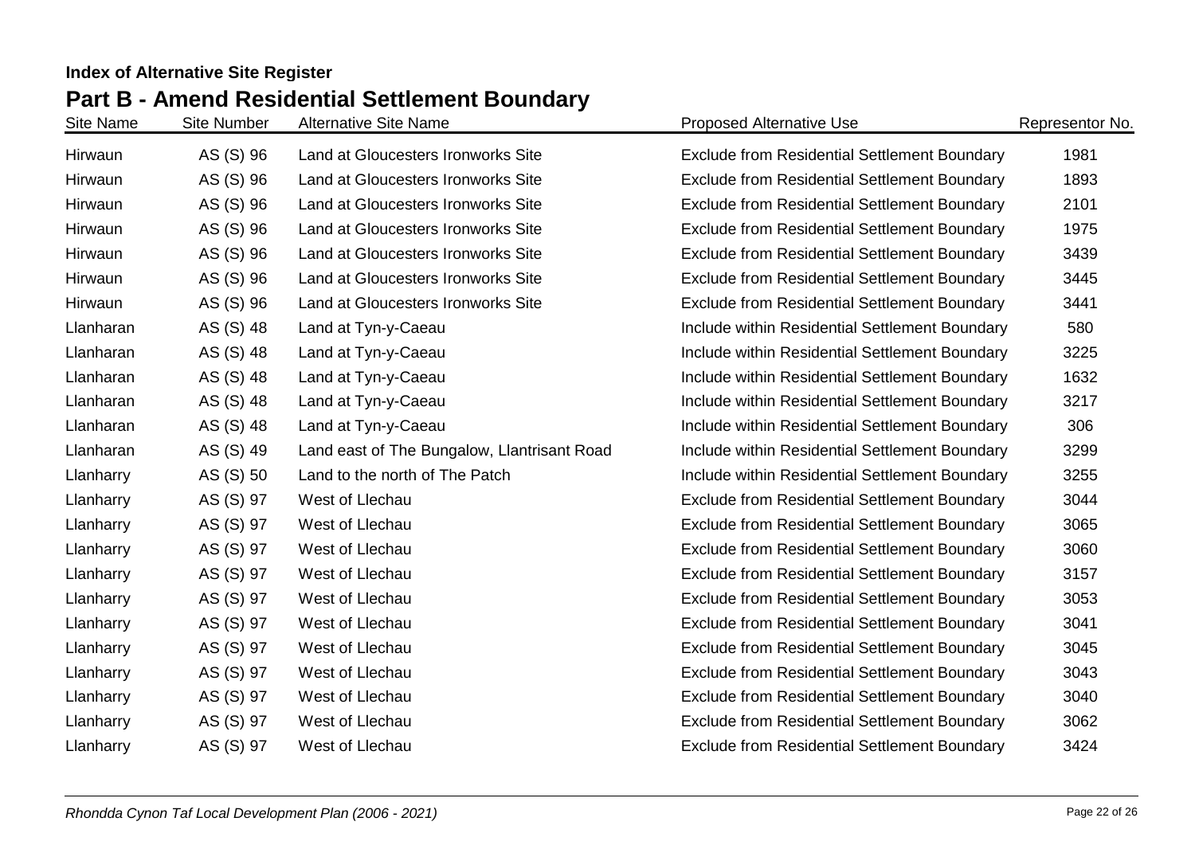**Index of Alternative Site Register**

## Part B - Amend Residential Settlement Boundary

| Site Name | Site Number | Alternative Site Name | Proposed Alternative Use | Representor No. |
|---|---|---|---|---|
| Hirwaun | AS (S) 96 | Land at Gloucesters Ironworks Site | Exclude from Residential Settlement Boundary | 1981 |
| Hirwaun | AS (S) 96 | Land at Gloucesters Ironworks Site | Exclude from Residential Settlement Boundary | 1893 |
| Hirwaun | AS (S) 96 | Land at Gloucesters Ironworks Site | Exclude from Residential Settlement Boundary | 2101 |
| Hirwaun | AS (S) 96 | Land at Gloucesters Ironworks Site | Exclude from Residential Settlement Boundary | 1975 |
| Hirwaun | AS (S) 96 | Land at Gloucesters Ironworks Site | Exclude from Residential Settlement Boundary | 3439 |
| Hirwaun | AS (S) 96 | Land at Gloucesters Ironworks Site | Exclude from Residential Settlement Boundary | 3445 |
| Hirwaun | AS (S) 96 | Land at Gloucesters Ironworks Site | Exclude from Residential Settlement Boundary | 3441 |
| Llanharan | AS (S) 48 | Land at Tyn-y-Caeau | Include within Residential Settlement Boundary | 580 |
| Llanharan | AS (S) 48 | Land at Tyn-y-Caeau | Include within Residential Settlement Boundary | 3225 |
| Llanharan | AS (S) 48 | Land at Tyn-y-Caeau | Include within Residential Settlement Boundary | 1632 |
| Llanharan | AS (S) 48 | Land at Tyn-y-Caeau | Include within Residential Settlement Boundary | 3217 |
| Llanharan | AS (S) 48 | Land at Tyn-y-Caeau | Include within Residential Settlement Boundary | 306 |
| Llanharan | AS (S) 49 | Land east of The Bungalow, Llantrisant Road | Include within Residential Settlement Boundary | 3299 |
| Llanharry | AS (S) 50 | Land to the north of The Patch | Include within Residential Settlement Boundary | 3255 |
| Llanharry | AS (S) 97 | West of Llechau | Exclude from Residential Settlement Boundary | 3044 |
| Llanharry | AS (S) 97 | West of Llechau | Exclude from Residential Settlement Boundary | 3065 |
| Llanharry | AS (S) 97 | West of Llechau | Exclude from Residential Settlement Boundary | 3060 |
| Llanharry | AS (S) 97 | West of Llechau | Exclude from Residential Settlement Boundary | 3157 |
| Llanharry | AS (S) 97 | West of Llechau | Exclude from Residential Settlement Boundary | 3053 |
| Llanharry | AS (S) 97 | West of Llechau | Exclude from Residential Settlement Boundary | 3041 |
| Llanharry | AS (S) 97 | West of Llechau | Exclude from Residential Settlement Boundary | 3045 |
| Llanharry | AS (S) 97 | West of Llechau | Exclude from Residential Settlement Boundary | 3043 |
| Llanharry | AS (S) 97 | West of Llechau | Exclude from Residential Settlement Boundary | 3040 |
| Llanharry | AS (S) 97 | West of Llechau | Exclude from Residential Settlement Boundary | 3062 |
| Llanharry | AS (S) 97 | West of Llechau | Exclude from Residential Settlement Boundary | 3424 |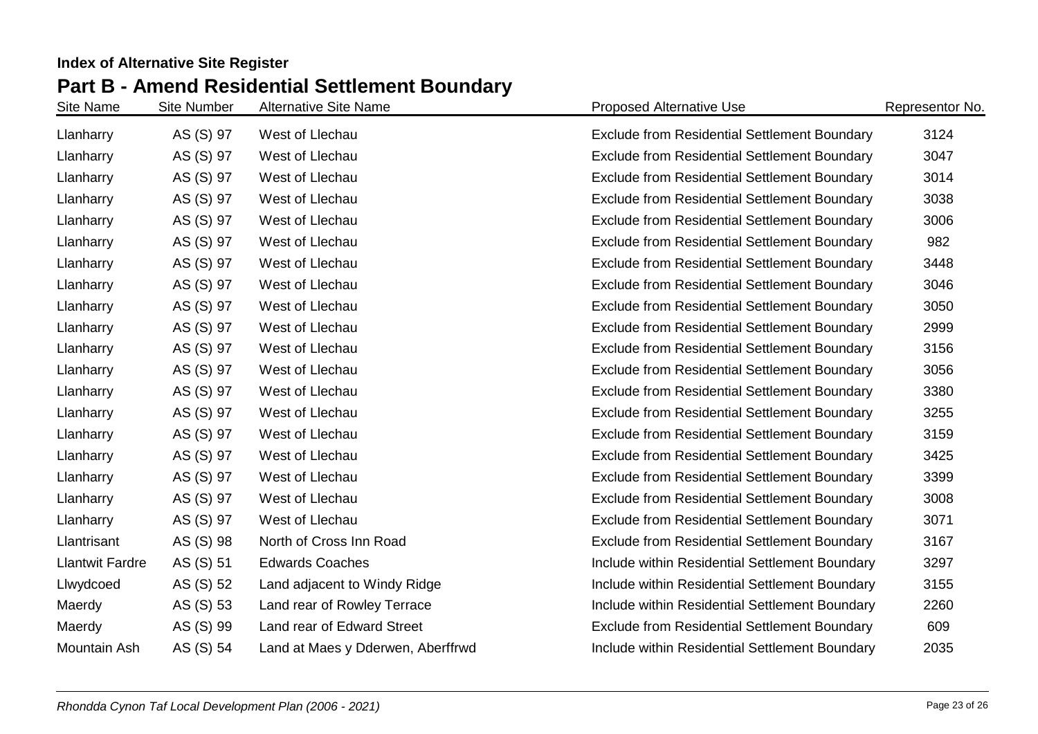**Index of Alternative Site Register**

## Part B - Amend Residential Settlement Boundary

| Site Name | Site Number | Alternative Site Name | Proposed Alternative Use | Representor No. |
|---|---|---|---|---|
| Llanharry | AS (S) 97 | West of Llechau | Exclude from Residential Settlement Boundary | 3124 |
| Llanharry | AS (S) 97 | West of Llechau | Exclude from Residential Settlement Boundary | 3047 |
| Llanharry | AS (S) 97 | West of Llechau | Exclude from Residential Settlement Boundary | 3014 |
| Llanharry | AS (S) 97 | West of Llechau | Exclude from Residential Settlement Boundary | 3038 |
| Llanharry | AS (S) 97 | West of Llechau | Exclude from Residential Settlement Boundary | 3006 |
| Llanharry | AS (S) 97 | West of Llechau | Exclude from Residential Settlement Boundary | 982 |
| Llanharry | AS (S) 97 | West of Llechau | Exclude from Residential Settlement Boundary | 3448 |
| Llanharry | AS (S) 97 | West of Llechau | Exclude from Residential Settlement Boundary | 3046 |
| Llanharry | AS (S) 97 | West of Llechau | Exclude from Residential Settlement Boundary | 3050 |
| Llanharry | AS (S) 97 | West of Llechau | Exclude from Residential Settlement Boundary | 2999 |
| Llanharry | AS (S) 97 | West of Llechau | Exclude from Residential Settlement Boundary | 3156 |
| Llanharry | AS (S) 97 | West of Llechau | Exclude from Residential Settlement Boundary | 3056 |
| Llanharry | AS (S) 97 | West of Llechau | Exclude from Residential Settlement Boundary | 3380 |
| Llanharry | AS (S) 97 | West of Llechau | Exclude from Residential Settlement Boundary | 3255 |
| Llanharry | AS (S) 97 | West of Llechau | Exclude from Residential Settlement Boundary | 3159 |
| Llanharry | AS (S) 97 | West of Llechau | Exclude from Residential Settlement Boundary | 3425 |
| Llanharry | AS (S) 97 | West of Llechau | Exclude from Residential Settlement Boundary | 3399 |
| Llanharry | AS (S) 97 | West of Llechau | Exclude from Residential Settlement Boundary | 3008 |
| Llanharry | AS (S) 97 | West of Llechau | Exclude from Residential Settlement Boundary | 3071 |
| Llantrisant | AS (S) 98 | North of Cross Inn Road | Exclude from Residential Settlement Boundary | 3167 |
| Llantwit Fardre | AS (S) 51 | Edwards Coaches | Include within Residential Settlement Boundary | 3297 |
| Llwydcoed | AS (S) 52 | Land adjacent to Windy Ridge | Include within Residential Settlement Boundary | 3155 |
| Maerdy | AS (S) 53 | Land rear of Rowley Terrace | Include within Residential Settlement Boundary | 2260 |
| Maerdy | AS (S) 99 | Land rear of Edward Street | Exclude from Residential Settlement Boundary | 609 |
| Mountain Ash | AS (S) 54 | Land at Maes y Dderwen, Aberffrwd | Include within Residential Settlement Boundary | 2035 |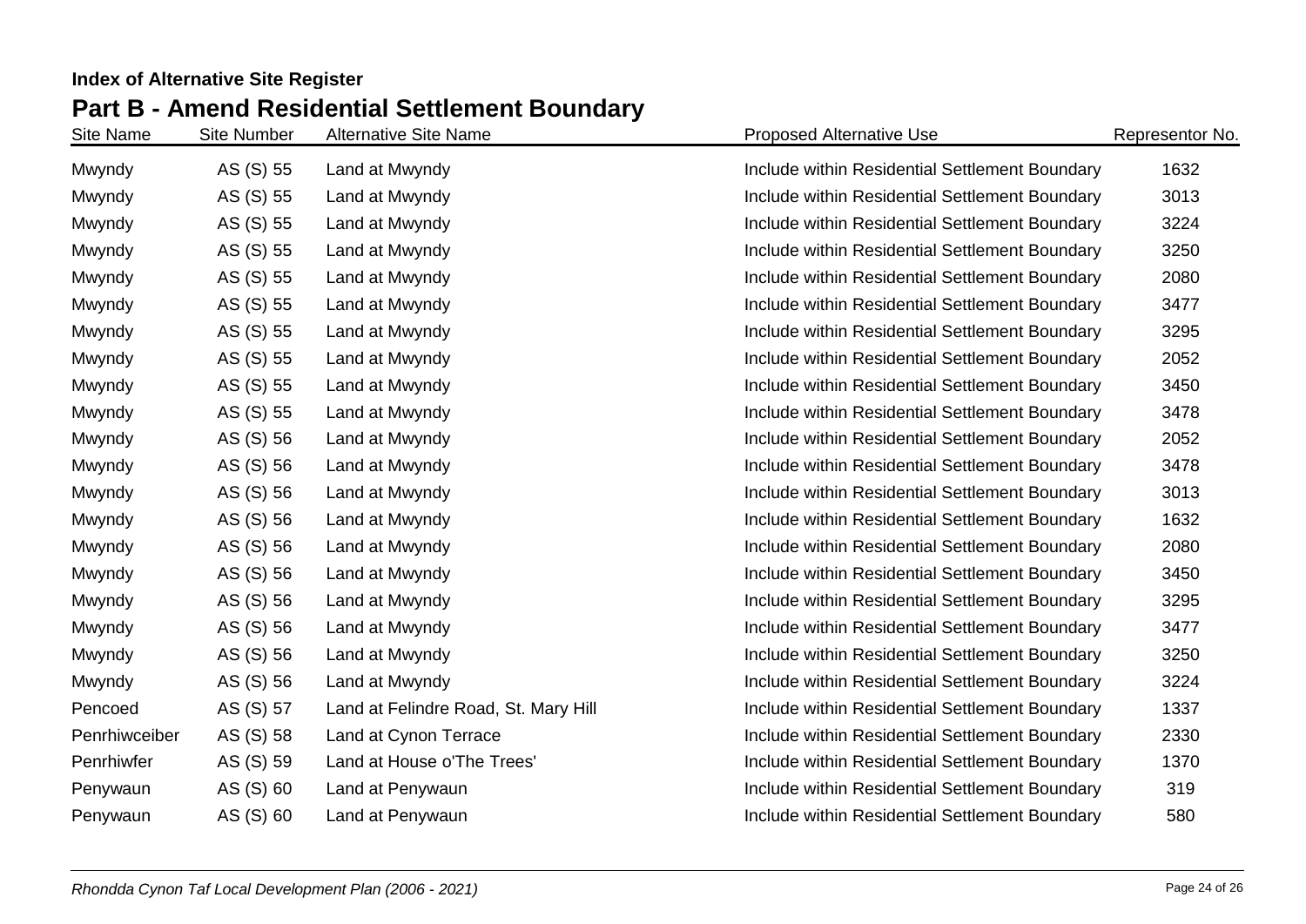**Index of Alternative Site Register**

## Part B - Amend Residential Settlement Boundary

| Site Name | Site Number | Alternative Site Name | Proposed Alternative Use | Representor No. |
|---|---|---|---|---|
| Mwyndy | AS (S) 55 | Land at Mwyndy | Include within Residential Settlement Boundary | 1632 |
| Mwyndy | AS (S) 55 | Land at Mwyndy | Include within Residential Settlement Boundary | 3013 |
| Mwyndy | AS (S) 55 | Land at Mwyndy | Include within Residential Settlement Boundary | 3224 |
| Mwyndy | AS (S) 55 | Land at Mwyndy | Include within Residential Settlement Boundary | 3250 |
| Mwyndy | AS (S) 55 | Land at Mwyndy | Include within Residential Settlement Boundary | 2080 |
| Mwyndy | AS (S) 55 | Land at Mwyndy | Include within Residential Settlement Boundary | 3477 |
| Mwyndy | AS (S) 55 | Land at Mwyndy | Include within Residential Settlement Boundary | 3295 |
| Mwyndy | AS (S) 55 | Land at Mwyndy | Include within Residential Settlement Boundary | 2052 |
| Mwyndy | AS (S) 55 | Land at Mwyndy | Include within Residential Settlement Boundary | 3450 |
| Mwyndy | AS (S) 55 | Land at Mwyndy | Include within Residential Settlement Boundary | 3478 |
| Mwyndy | AS (S) 56 | Land at Mwyndy | Include within Residential Settlement Boundary | 2052 |
| Mwyndy | AS (S) 56 | Land at Mwyndy | Include within Residential Settlement Boundary | 3478 |
| Mwyndy | AS (S) 56 | Land at Mwyndy | Include within Residential Settlement Boundary | 3013 |
| Mwyndy | AS (S) 56 | Land at Mwyndy | Include within Residential Settlement Boundary | 1632 |
| Mwyndy | AS (S) 56 | Land at Mwyndy | Include within Residential Settlement Boundary | 2080 |
| Mwyndy | AS (S) 56 | Land at Mwyndy | Include within Residential Settlement Boundary | 3450 |
| Mwyndy | AS (S) 56 | Land at Mwyndy | Include within Residential Settlement Boundary | 3295 |
| Mwyndy | AS (S) 56 | Land at Mwyndy | Include within Residential Settlement Boundary | 3477 |
| Mwyndy | AS (S) 56 | Land at Mwyndy | Include within Residential Settlement Boundary | 3250 |
| Mwyndy | AS (S) 56 | Land at Mwyndy | Include within Residential Settlement Boundary | 3224 |
| Pencoed | AS (S) 57 | Land at Felindre Road, St. Mary Hill | Include within Residential Settlement Boundary | 1337 |
| Penrhiwceiber | AS (S) 58 | Land at Cynon Terrace | Include within Residential Settlement Boundary | 2330 |
| Penrhiwfer | AS (S) 59 | Land at House o'The Trees' | Include within Residential Settlement Boundary | 1370 |
| Penywaun | AS (S) 60 | Land at Penywaun | Include within Residential Settlement Boundary | 319 |
| Penywaun | AS (S) 60 | Land at Penywaun | Include within Residential Settlement Boundary | 580 |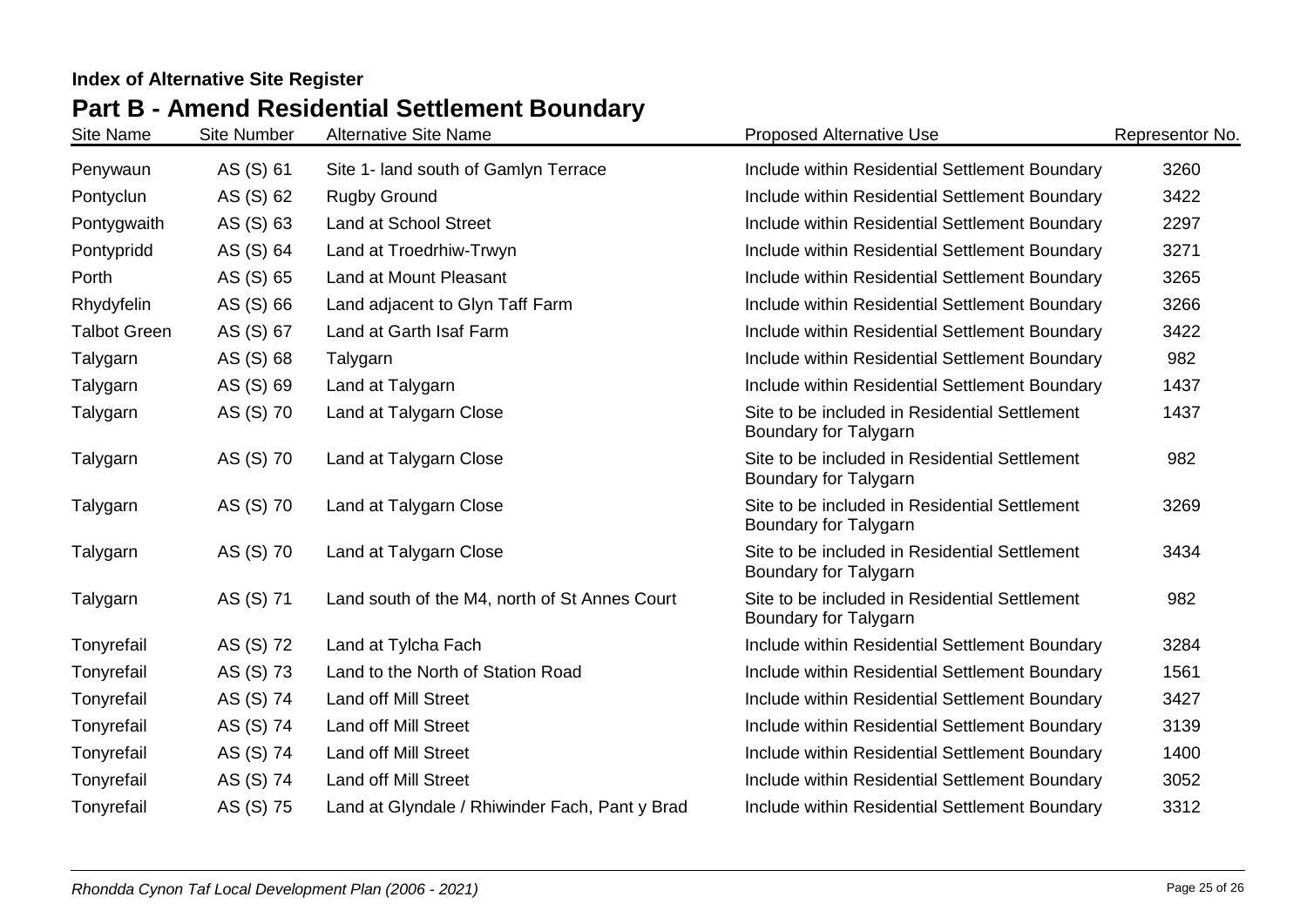**Index of Alternative Site Register**

## Part B - Amend Residential Settlement Boundary

| Site Name | Site Number | Alternative Site Name | Proposed Alternative Use | Representor No. |
|---|---|---|---|---|
| Penywaun | AS (S) 61 | Site 1- land south of Gamlyn Terrace | Include within Residential Settlement Boundary | 3260 |
| Pontyclun | AS (S) 62 | Rugby Ground | Include within Residential Settlement Boundary | 3422 |
| Pontygwaith | AS (S) 63 | Land at School Street | Include within Residential Settlement Boundary | 2297 |
| Pontypridd | AS (S) 64 | Land at Troedrhiw-Trwyn | Include within Residential Settlement Boundary | 3271 |
| Porth | AS (S) 65 | Land at Mount Pleasant | Include within Residential Settlement Boundary | 3265 |
| Rhydyfelin | AS (S) 66 | Land adjacent to Glyn Taff Farm | Include within Residential Settlement Boundary | 3266 |
| Talbot Green | AS (S) 67 | Land at Garth Isaf Farm | Include within Residential Settlement Boundary | 3422 |
| Talygarn | AS (S) 68 | Talygarn | Include within Residential Settlement Boundary | 982 |
| Talygarn | AS (S) 69 | Land at Talygarn | Include within Residential Settlement Boundary | 1437 |
| Talygarn | AS (S) 70 | Land at Talygarn Close | Site to be included in Residential Settlement Boundary for Talygarn | 1437 |
| Talygarn | AS (S) 70 | Land at Talygarn Close | Site to be included in Residential Settlement Boundary for Talygarn | 982 |
| Talygarn | AS (S) 70 | Land at Talygarn Close | Site to be included in Residential Settlement Boundary for Talygarn | 3269 |
| Talygarn | AS (S) 70 | Land at Talygarn Close | Site to be included in Residential Settlement Boundary for Talygarn | 3434 |
| Talygarn | AS (S) 71 | Land south of the M4, north of St Annes Court | Site to be included in Residential Settlement Boundary for Talygarn | 982 |
| Tonyrefail | AS (S) 72 | Land at Tylcha Fach | Include within Residential Settlement Boundary | 3284 |
| Tonyrefail | AS (S) 73 | Land to the North of Station Road | Include within Residential Settlement Boundary | 1561 |
| Tonyrefail | AS (S) 74 | Land off Mill Street | Include within Residential Settlement Boundary | 3427 |
| Tonyrefail | AS (S) 74 | Land off Mill Street | Include within Residential Settlement Boundary | 3139 |
| Tonyrefail | AS (S) 74 | Land off Mill Street | Include within Residential Settlement Boundary | 1400 |
| Tonyrefail | AS (S) 74 | Land off Mill Street | Include within Residential Settlement Boundary | 3052 |
| Tonyrefail | AS (S) 75 | Land at Glyndale / Rhiwinder Fach, Pant y Brad | Include within Residential Settlement Boundary | 3312 |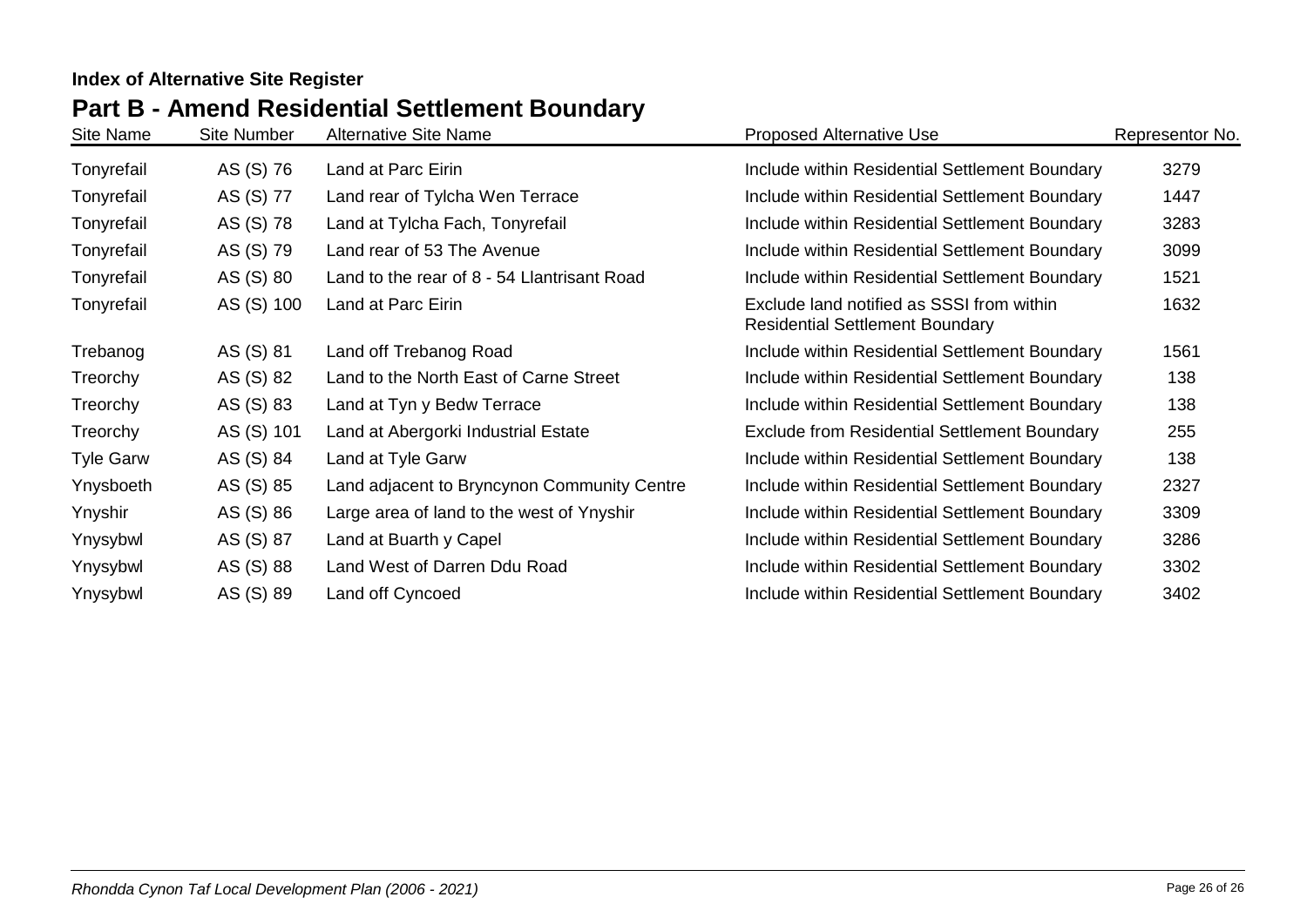**Index of Alternative Site Register**

## Part B - Amend Residential Settlement Boundary

| Site Name | Site Number | Alternative Site Name | Proposed Alternative Use | Representor No. |
|---|---|---|---|---|
| Tonyrefail | AS (S) 76 | Land at Parc Eirin | Include within Residential Settlement Boundary | 3279 |
| Tonyrefail | AS (S) 77 | Land rear of Tylcha Wen Terrace | Include within Residential Settlement Boundary | 1447 |
| Tonyrefail | AS (S) 78 | Land at Tylcha Fach, Tonyrefail | Include within Residential Settlement Boundary | 3283 |
| Tonyrefail | AS (S) 79 | Land rear of 53 The Avenue | Include within Residential Settlement Boundary | 3099 |
| Tonyrefail | AS (S) 80 | Land to the rear of 8 - 54 Llantrisant Road | Include within Residential Settlement Boundary | 1521 |
| Tonyrefail | AS (S) 100 | Land at Parc Eirin | Exclude land notified as SSSI from within Residential Settlement Boundary | 1632 |
| Trebanog | AS (S) 81 | Land off Trebanog Road | Include within Residential Settlement Boundary | 1561 |
| Treorchy | AS (S) 82 | Land to the North East of Carne Street | Include within Residential Settlement Boundary | 138 |
| Treorchy | AS (S) 83 | Land at Tyn y Bedw Terrace | Include within Residential Settlement Boundary | 138 |
| Treorchy | AS (S) 101 | Land at Abergorki Industrial Estate | Exclude from Residential Settlement Boundary | 255 |
| Tyle Garw | AS (S) 84 | Land at Tyle Garw | Include within Residential Settlement Boundary | 138 |
| Ynysboeth | AS (S) 85 | Land adjacent to Bryncynon Community Centre | Include within Residential Settlement Boundary | 2327 |
| Ynyshir | AS (S) 86 | Large area of land to the west of Ynyshir | Include within Residential Settlement Boundary | 3309 |
| Ynysybwl | AS (S) 87 | Land at Buarth y Capel | Include within Residential Settlement Boundary | 3286 |
| Ynysybwl | AS (S) 88 | Land West of Darren Ddu Road | Include within Residential Settlement Boundary | 3302 |
| Ynysybwl | AS (S) 89 | Land off Cyncoed | Include within Residential Settlement Boundary | 3402 |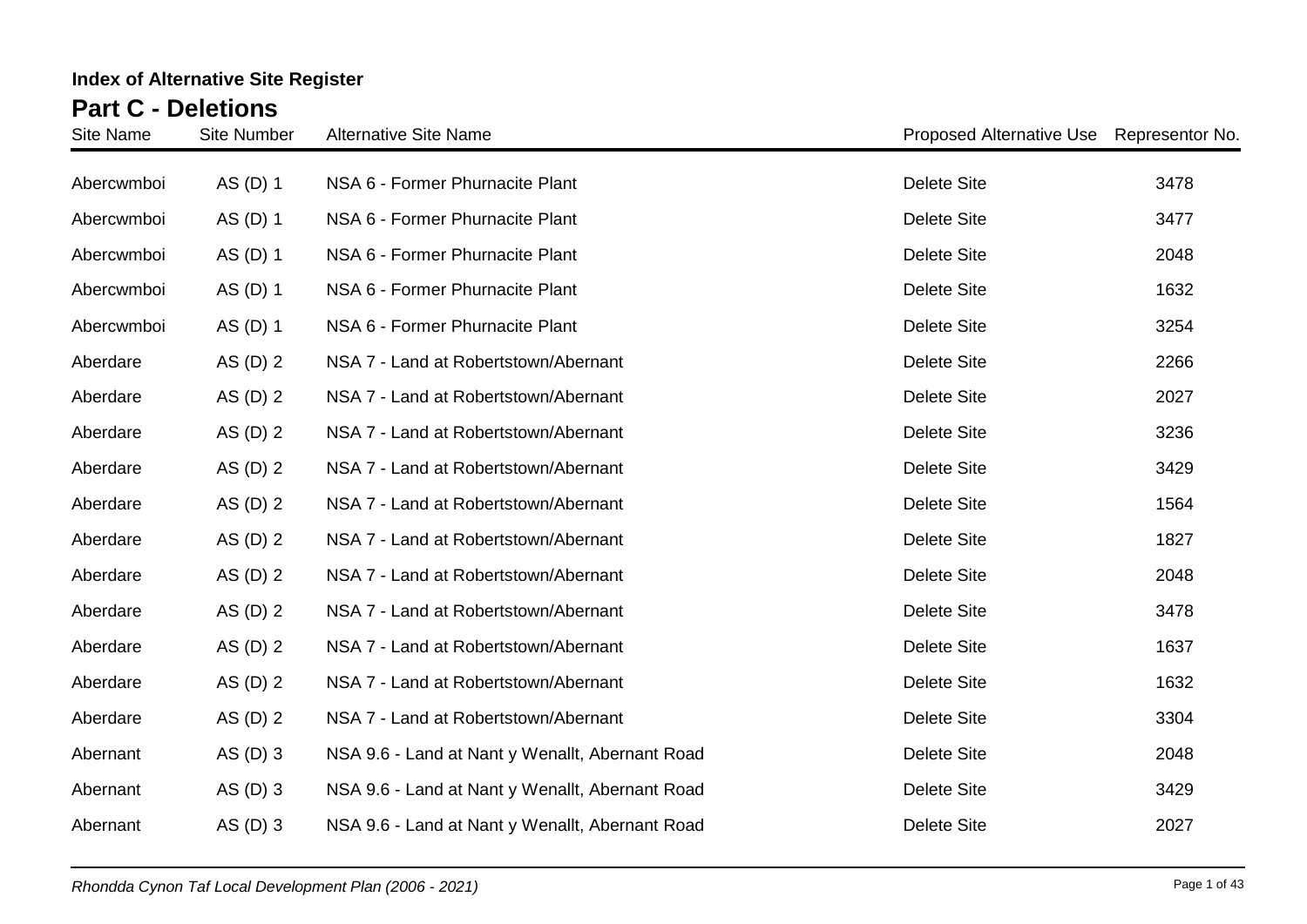**Index of Alternative Site Register**

## Part C - Deletions

| Site Name | Site Number | Alternative Site Name | Proposed Alternative Use | Representor No. |
|---|---|---|---|---|
| Abercwmboi | AS (D) 1 | NSA 6 - Former Phurnacite Plant | Delete Site | 3478 |
| Abercwmboi | AS (D) 1 | NSA 6 - Former Phurnacite Plant | Delete Site | 3477 |
| Abercwmboi | AS (D) 1 | NSA 6 - Former Phurnacite Plant | Delete Site | 2048 |
| Abercwmboi | AS (D) 1 | NSA 6 - Former Phurnacite Plant | Delete Site | 1632 |
| Abercwmboi | AS (D) 1 | NSA 6 - Former Phurnacite Plant | Delete Site | 3254 |
| Aberdare | AS (D) 2 | NSA 7 - Land at Robertstown/Abernant | Delete Site | 2266 |
| Aberdare | AS (D) 2 | NSA 7 - Land at Robertstown/Abernant | Delete Site | 2027 |
| Aberdare | AS (D) 2 | NSA 7 - Land at Robertstown/Abernant | Delete Site | 3236 |
| Aberdare | AS (D) 2 | NSA 7 - Land at Robertstown/Abernant | Delete Site | 3429 |
| Aberdare | AS (D) 2 | NSA 7 - Land at Robertstown/Abernant | Delete Site | 1564 |
| Aberdare | AS (D) 2 | NSA 7 - Land at Robertstown/Abernant | Delete Site | 1827 |
| Aberdare | AS (D) 2 | NSA 7 - Land at Robertstown/Abernant | Delete Site | 2048 |
| Aberdare | AS (D) 2 | NSA 7 - Land at Robertstown/Abernant | Delete Site | 3478 |
| Aberdare | AS (D) 2 | NSA 7 - Land at Robertstown/Abernant | Delete Site | 1637 |
| Aberdare | AS (D) 2 | NSA 7 - Land at Robertstown/Abernant | Delete Site | 1632 |
| Aberdare | AS (D) 2 | NSA 7 - Land at Robertstown/Abernant | Delete Site | 3304 |
| Abernant | AS (D) 3 | NSA 9.6 - Land at Nant y Wenallt, Abernant Road | Delete Site | 2048 |
| Abernant | AS (D) 3 | NSA 9.6 - Land at Nant y Wenallt, Abernant Road | Delete Site | 3429 |
| Abernant | AS (D) 3 | NSA 9.6 - Land at Nant y Wenallt, Abernant Road | Delete Site | 2027 |

*Rhondda Cynon Taf Local Development Plan (2006 - 2021)*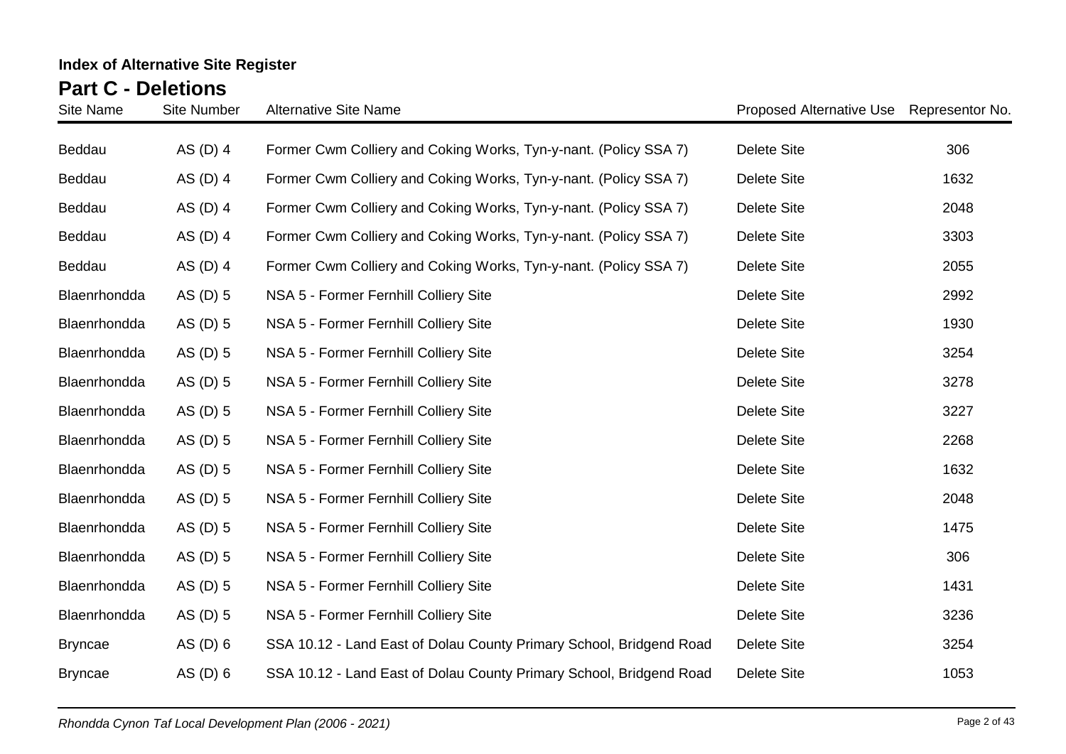**Index of Alternative Site Register**

## Part C - Deletions

| Site Name | Site Number | Alternative Site Name | Proposed Alternative Use | Representor No. |
|---|---|---|---|---|
| Beddau | AS (D) 4 | Former Cwm Colliery and Coking Works, Tyn-y-nant. (Policy SSA 7) | Delete Site | 306 |
| Beddau | AS (D) 4 | Former Cwm Colliery and Coking Works, Tyn-y-nant. (Policy SSA 7) | Delete Site | 1632 |
| Beddau | AS (D) 4 | Former Cwm Colliery and Coking Works, Tyn-y-nant. (Policy SSA 7) | Delete Site | 2048 |
| Beddau | AS (D) 4 | Former Cwm Colliery and Coking Works, Tyn-y-nant. (Policy SSA 7) | Delete Site | 3303 |
| Beddau | AS (D) 4 | Former Cwm Colliery and Coking Works, Tyn-y-nant. (Policy SSA 7) | Delete Site | 2055 |
| Blaenrhondda | AS (D) 5 | NSA 5 - Former Fernhill Colliery Site | Delete Site | 2992 |
| Blaenrhondda | AS (D) 5 | NSA 5 - Former Fernhill Colliery Site | Delete Site | 1930 |
| Blaenrhondda | AS (D) 5 | NSA 5 - Former Fernhill Colliery Site | Delete Site | 3254 |
| Blaenrhondda | AS (D) 5 | NSA 5 - Former Fernhill Colliery Site | Delete Site | 3278 |
| Blaenrhondda | AS (D) 5 | NSA 5 - Former Fernhill Colliery Site | Delete Site | 3227 |
| Blaenrhondda | AS (D) 5 | NSA 5 - Former Fernhill Colliery Site | Delete Site | 2268 |
| Blaenrhondda | AS (D) 5 | NSA 5 - Former Fernhill Colliery Site | Delete Site | 1632 |
| Blaenrhondda | AS (D) 5 | NSA 5 - Former Fernhill Colliery Site | Delete Site | 2048 |
| Blaenrhondda | AS (D) 5 | NSA 5 - Former Fernhill Colliery Site | Delete Site | 1475 |
| Blaenrhondda | AS (D) 5 | NSA 5 - Former Fernhill Colliery Site | Delete Site | 306 |
| Blaenrhondda | AS (D) 5 | NSA 5 - Former Fernhill Colliery Site | Delete Site | 1431 |
| Blaenrhondda | AS (D) 5 | NSA 5 - Former Fernhill Colliery Site | Delete Site | 3236 |
| Bryncae | AS (D) 6 | SSA 10.12 - Land East of Dolau County Primary School, Bridgend Road | Delete Site | 3254 |
| Bryncae | AS (D) 6 | SSA 10.12 - Land East of Dolau County Primary School, Bridgend Road | Delete Site | 1053 |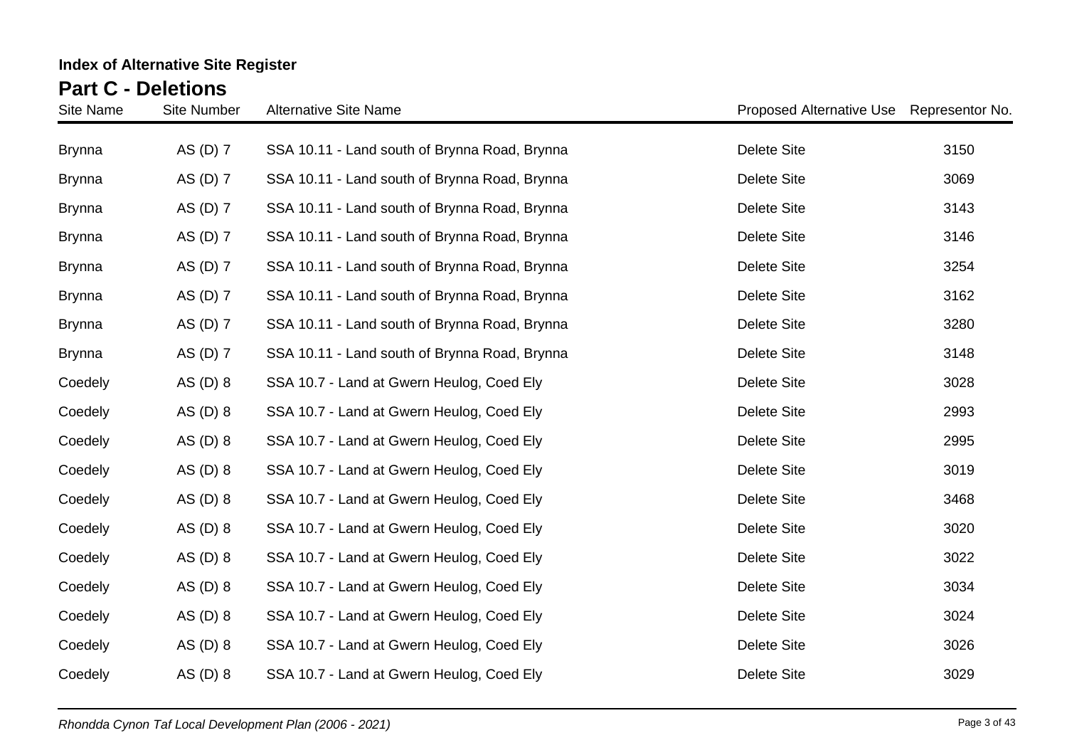**Index of Alternative Site Register**

## Part C - Deletions

| Site Name | Site Number | Alternative Site Name | Proposed Alternative Use | Representor No. |
|---|---|---|---|---|
| Brynna | AS (D) 7 | SSA 10.11 - Land south of Brynna Road, Brynna | Delete Site | 3150 |
| Brynna | AS (D) 7 | SSA 10.11 - Land south of Brynna Road, Brynna | Delete Site | 3069 |
| Brynna | AS (D) 7 | SSA 10.11 - Land south of Brynna Road, Brynna | Delete Site | 3143 |
| Brynna | AS (D) 7 | SSA 10.11 - Land south of Brynna Road, Brynna | Delete Site | 3146 |
| Brynna | AS (D) 7 | SSA 10.11 - Land south of Brynna Road, Brynna | Delete Site | 3254 |
| Brynna | AS (D) 7 | SSA 10.11 - Land south of Brynna Road, Brynna | Delete Site | 3162 |
| Brynna | AS (D) 7 | SSA 10.11 - Land south of Brynna Road, Brynna | Delete Site | 3280 |
| Brynna | AS (D) 7 | SSA 10.11 - Land south of Brynna Road, Brynna | Delete Site | 3148 |
| Coedely | AS (D) 8 | SSA 10.7 - Land at Gwern Heulog, Coed Ely | Delete Site | 3028 |
| Coedely | AS (D) 8 | SSA 10.7 - Land at Gwern Heulog, Coed Ely | Delete Site | 2993 |
| Coedely | AS (D) 8 | SSA 10.7 - Land at Gwern Heulog, Coed Ely | Delete Site | 2995 |
| Coedely | AS (D) 8 | SSA 10.7 - Land at Gwern Heulog, Coed Ely | Delete Site | 3019 |
| Coedely | AS (D) 8 | SSA 10.7 - Land at Gwern Heulog, Coed Ely | Delete Site | 3468 |
| Coedely | AS (D) 8 | SSA 10.7 - Land at Gwern Heulog, Coed Ely | Delete Site | 3020 |
| Coedely | AS (D) 8 | SSA 10.7 - Land at Gwern Heulog, Coed Ely | Delete Site | 3022 |
| Coedely | AS (D) 8 | SSA 10.7 - Land at Gwern Heulog, Coed Ely | Delete Site | 3034 |
| Coedely | AS (D) 8 | SSA 10.7 - Land at Gwern Heulog, Coed Ely | Delete Site | 3024 |
| Coedely | AS (D) 8 | SSA 10.7 - Land at Gwern Heulog, Coed Ely | Delete Site | 3026 |
| Coedely | AS (D) 8 | SSA 10.7 - Land at Gwern Heulog, Coed Ely | Delete Site | 3029 |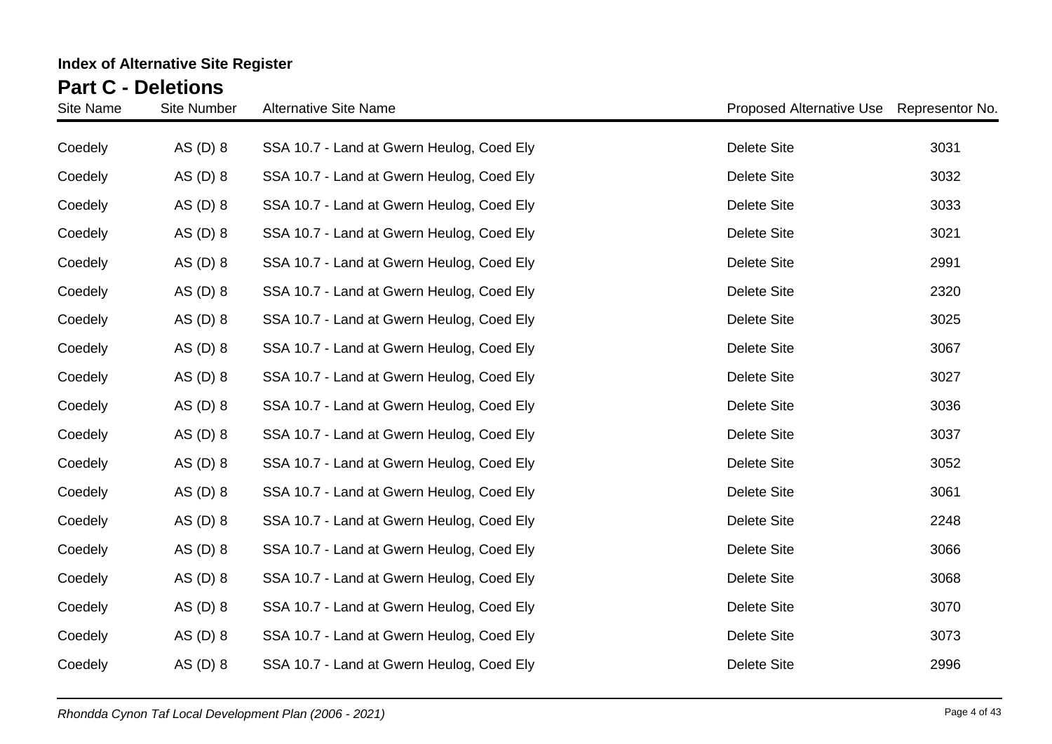**Index of Alternative Site Register**

## Part C - Deletions

| Site Name | Site Number | Alternative Site Name | Proposed Alternative Use | Representor No. |
|---|---|---|---|---|
| Coedely | AS (D) 8 | SSA 10.7 - Land at Gwern Heulog, Coed Ely | Delete Site | 3031 |
| Coedely | AS (D) 8 | SSA 10.7 - Land at Gwern Heulog, Coed Ely | Delete Site | 3032 |
| Coedely | AS (D) 8 | SSA 10.7 - Land at Gwern Heulog, Coed Ely | Delete Site | 3033 |
| Coedely | AS (D) 8 | SSA 10.7 - Land at Gwern Heulog, Coed Ely | Delete Site | 3021 |
| Coedely | AS (D) 8 | SSA 10.7 - Land at Gwern Heulog, Coed Ely | Delete Site | 2991 |
| Coedely | AS (D) 8 | SSA 10.7 - Land at Gwern Heulog, Coed Ely | Delete Site | 2320 |
| Coedely | AS (D) 8 | SSA 10.7 - Land at Gwern Heulog, Coed Ely | Delete Site | 3025 |
| Coedely | AS (D) 8 | SSA 10.7 - Land at Gwern Heulog, Coed Ely | Delete Site | 3067 |
| Coedely | AS (D) 8 | SSA 10.7 - Land at Gwern Heulog, Coed Ely | Delete Site | 3027 |
| Coedely | AS (D) 8 | SSA 10.7 - Land at Gwern Heulog, Coed Ely | Delete Site | 3036 |
| Coedely | AS (D) 8 | SSA 10.7 - Land at Gwern Heulog, Coed Ely | Delete Site | 3037 |
| Coedely | AS (D) 8 | SSA 10.7 - Land at Gwern Heulog, Coed Ely | Delete Site | 3052 |
| Coedely | AS (D) 8 | SSA 10.7 - Land at Gwern Heulog, Coed Ely | Delete Site | 3061 |
| Coedely | AS (D) 8 | SSA 10.7 - Land at Gwern Heulog, Coed Ely | Delete Site | 2248 |
| Coedely | AS (D) 8 | SSA 10.7 - Land at Gwern Heulog, Coed Ely | Delete Site | 3066 |
| Coedely | AS (D) 8 | SSA 10.7 - Land at Gwern Heulog, Coed Ely | Delete Site | 3068 |
| Coedely | AS (D) 8 | SSA 10.7 - Land at Gwern Heulog, Coed Ely | Delete Site | 3070 |
| Coedely | AS (D) 8 | SSA 10.7 - Land at Gwern Heulog, Coed Ely | Delete Site | 3073 |
| Coedely | AS (D) 8 | SSA 10.7 - Land at Gwern Heulog, Coed Ely | Delete Site | 2996 |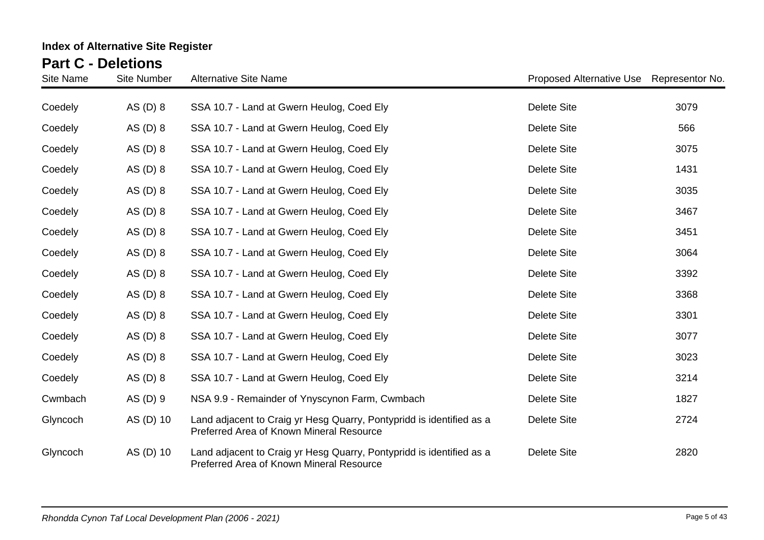**Index of Alternative Site Register**

## Part C - Deletions

| Site Name | Site Number | Alternative Site Name | Proposed Alternative Use | Representor No. |
|---|---|---|---|---|
| Coedely | AS (D) 8 | SSA 10.7 - Land at Gwern Heulog, Coed Ely | Delete Site | 3079 |
| Coedely | AS (D) 8 | SSA 10.7 - Land at Gwern Heulog, Coed Ely | Delete Site | 566 |
| Coedely | AS (D) 8 | SSA 10.7 - Land at Gwern Heulog, Coed Ely | Delete Site | 3075 |
| Coedely | AS (D) 8 | SSA 10.7 - Land at Gwern Heulog, Coed Ely | Delete Site | 1431 |
| Coedely | AS (D) 8 | SSA 10.7 - Land at Gwern Heulog, Coed Ely | Delete Site | 3035 |
| Coedely | AS (D) 8 | SSA 10.7 - Land at Gwern Heulog, Coed Ely | Delete Site | 3467 |
| Coedely | AS (D) 8 | SSA 10.7 - Land at Gwern Heulog, Coed Ely | Delete Site | 3451 |
| Coedely | AS (D) 8 | SSA 10.7 - Land at Gwern Heulog, Coed Ely | Delete Site | 3064 |
| Coedely | AS (D) 8 | SSA 10.7 - Land at Gwern Heulog, Coed Ely | Delete Site | 3392 |
| Coedely | AS (D) 8 | SSA 10.7 - Land at Gwern Heulog, Coed Ely | Delete Site | 3368 |
| Coedely | AS (D) 8 | SSA 10.7 - Land at Gwern Heulog, Coed Ely | Delete Site | 3301 |
| Coedely | AS (D) 8 | SSA 10.7 - Land at Gwern Heulog, Coed Ely | Delete Site | 3077 |
| Coedely | AS (D) 8 | SSA 10.7 - Land at Gwern Heulog, Coed Ely | Delete Site | 3023 |
| Coedely | AS (D) 8 | SSA 10.7 - Land at Gwern Heulog, Coed Ely | Delete Site | 3214 |
| Cwmbach | AS (D) 9 | NSA 9.9 - Remainder of Ynyscynon Farm, Cwmbach | Delete Site | 1827 |
| Glyncoch | AS (D) 10 | Land adjacent to Craig yr Hesg Quarry, Pontypridd is identified as a Preferred Area of Known Mineral Resource | Delete Site | 2724 |
| Glyncoch | AS (D) 10 | Land adjacent to Craig yr Hesg Quarry, Pontypridd is identified as a Preferred Area of Known Mineral Resource | Delete Site | 2820 |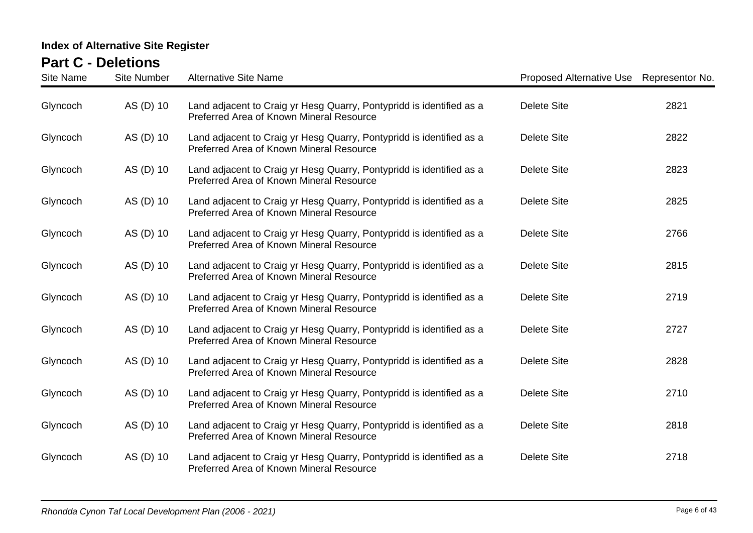**Index of Alternative Site Register**

## Part C - Deletions

| Site Name | Site Number | Alternative Site Name | Proposed Alternative Use | Representor No. |
|---|---|---|---|---|
| Glyncoch | AS (D) 10 | Land adjacent to Craig yr Hesg Quarry, Pontypridd is identified as a Preferred Area of Known Mineral Resource | Delete Site | 2821 |
| Glyncoch | AS (D) 10 | Land adjacent to Craig yr Hesg Quarry, Pontypridd is identified as a Preferred Area of Known Mineral Resource | Delete Site | 2822 |
| Glyncoch | AS (D) 10 | Land adjacent to Craig yr Hesg Quarry, Pontypridd is identified as a Preferred Area of Known Mineral Resource | Delete Site | 2823 |
| Glyncoch | AS (D) 10 | Land adjacent to Craig yr Hesg Quarry, Pontypridd is identified as a Preferred Area of Known Mineral Resource | Delete Site | 2825 |
| Glyncoch | AS (D) 10 | Land adjacent to Craig yr Hesg Quarry, Pontypridd is identified as a Preferred Area of Known Mineral Resource | Delete Site | 2766 |
| Glyncoch | AS (D) 10 | Land adjacent to Craig yr Hesg Quarry, Pontypridd is identified as a Preferred Area of Known Mineral Resource | Delete Site | 2815 |
| Glyncoch | AS (D) 10 | Land adjacent to Craig yr Hesg Quarry, Pontypridd is identified as a Preferred Area of Known Mineral Resource | Delete Site | 2719 |
| Glyncoch | AS (D) 10 | Land adjacent to Craig yr Hesg Quarry, Pontypridd is identified as a Preferred Area of Known Mineral Resource | Delete Site | 2727 |
| Glyncoch | AS (D) 10 | Land adjacent to Craig yr Hesg Quarry, Pontypridd is identified as a Preferred Area of Known Mineral Resource | Delete Site | 2828 |
| Glyncoch | AS (D) 10 | Land adjacent to Craig yr Hesg Quarry, Pontypridd is identified as a Preferred Area of Known Mineral Resource | Delete Site | 2710 |
| Glyncoch | AS (D) 10 | Land adjacent to Craig yr Hesg Quarry, Pontypridd is identified as a Preferred Area of Known Mineral Resource | Delete Site | 2818 |
| Glyncoch | AS (D) 10 | Land adjacent to Craig yr Hesg Quarry, Pontypridd is identified as a Preferred Area of Known Mineral Resource | Delete Site | 2718 |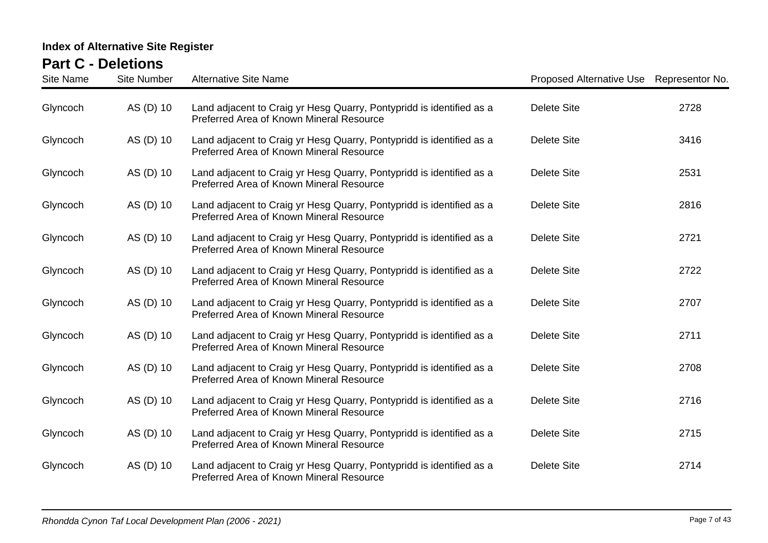## Index of Alternative Site Register

# Part C - Deletions

| Site Name | Site Number | Alternative Site Name | Proposed Alternative Use | Representor No. |
|---|---|---|---|---|
| Glyncoch | AS (D) 10 | Land adjacent to Craig yr Hesg Quarry, Pontypridd is identified as a Preferred Area of Known Mineral Resource | Delete Site | 2728 |
| Glyncoch | AS (D) 10 | Land adjacent to Craig yr Hesg Quarry, Pontypridd is identified as a Preferred Area of Known Mineral Resource | Delete Site | 3416 |
| Glyncoch | AS (D) 10 | Land adjacent to Craig yr Hesg Quarry, Pontypridd is identified as a Preferred Area of Known Mineral Resource | Delete Site | 2531 |
| Glyncoch | AS (D) 10 | Land adjacent to Craig yr Hesg Quarry, Pontypridd is identified as a Preferred Area of Known Mineral Resource | Delete Site | 2816 |
| Glyncoch | AS (D) 10 | Land adjacent to Craig yr Hesg Quarry, Pontypridd is identified as a Preferred Area of Known Mineral Resource | Delete Site | 2721 |
| Glyncoch | AS (D) 10 | Land adjacent to Craig yr Hesg Quarry, Pontypridd is identified as a Preferred Area of Known Mineral Resource | Delete Site | 2722 |
| Glyncoch | AS (D) 10 | Land adjacent to Craig yr Hesg Quarry, Pontypridd is identified as a Preferred Area of Known Mineral Resource | Delete Site | 2707 |
| Glyncoch | AS (D) 10 | Land adjacent to Craig yr Hesg Quarry, Pontypridd is identified as a Preferred Area of Known Mineral Resource | Delete Site | 2711 |
| Glyncoch | AS (D) 10 | Land adjacent to Craig yr Hesg Quarry, Pontypridd is identified as a Preferred Area of Known Mineral Resource | Delete Site | 2708 |
| Glyncoch | AS (D) 10 | Land adjacent to Craig yr Hesg Quarry, Pontypridd is identified as a Preferred Area of Known Mineral Resource | Delete Site | 2716 |
| Glyncoch | AS (D) 10 | Land adjacent to Craig yr Hesg Quarry, Pontypridd is identified as a Preferred Area of Known Mineral Resource | Delete Site | 2715 |
| Glyncoch | AS (D) 10 | Land adjacent to Craig yr Hesg Quarry, Pontypridd is identified as a Preferred Area of Known Mineral Resource | Delete Site | 2714 |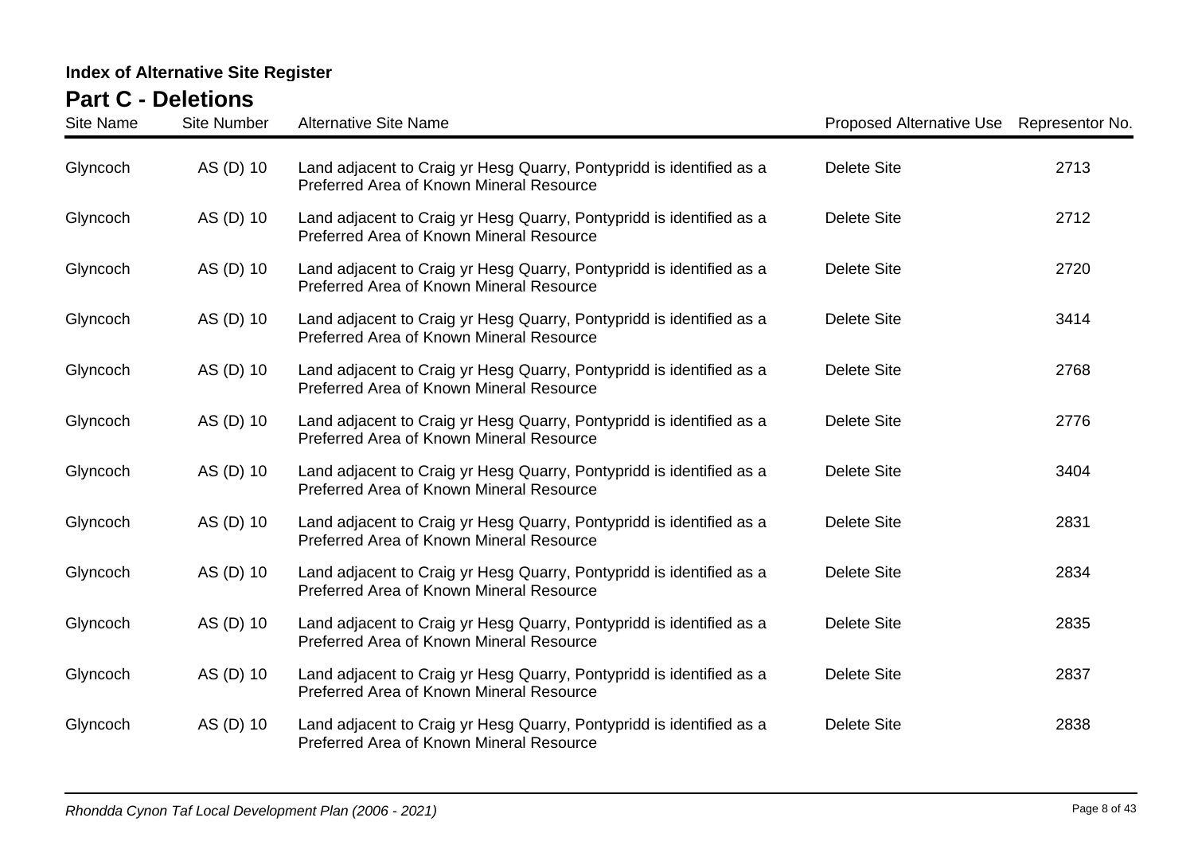**Index of Alternative Site Register**

## Part C - Deletions

| Site Name | Site Number | Alternative Site Name | Proposed Alternative Use | Representor No. |
|---|---|---|---|---|
| Glyncoch | AS (D) 10 | Land adjacent to Craig yr Hesg Quarry, Pontypridd is identified as a Preferred Area of Known Mineral Resource | Delete Site | 2713 |
| Glyncoch | AS (D) 10 | Land adjacent to Craig yr Hesg Quarry, Pontypridd is identified as a Preferred Area of Known Mineral Resource | Delete Site | 2712 |
| Glyncoch | AS (D) 10 | Land adjacent to Craig yr Hesg Quarry, Pontypridd is identified as a Preferred Area of Known Mineral Resource | Delete Site | 2720 |
| Glyncoch | AS (D) 10 | Land adjacent to Craig yr Hesg Quarry, Pontypridd is identified as a Preferred Area of Known Mineral Resource | Delete Site | 3414 |
| Glyncoch | AS (D) 10 | Land adjacent to Craig yr Hesg Quarry, Pontypridd is identified as a Preferred Area of Known Mineral Resource | Delete Site | 2768 |
| Glyncoch | AS (D) 10 | Land adjacent to Craig yr Hesg Quarry, Pontypridd is identified as a Preferred Area of Known Mineral Resource | Delete Site | 2776 |
| Glyncoch | AS (D) 10 | Land adjacent to Craig yr Hesg Quarry, Pontypridd is identified as a Preferred Area of Known Mineral Resource | Delete Site | 3404 |
| Glyncoch | AS (D) 10 | Land adjacent to Craig yr Hesg Quarry, Pontypridd is identified as a Preferred Area of Known Mineral Resource | Delete Site | 2831 |
| Glyncoch | AS (D) 10 | Land adjacent to Craig yr Hesg Quarry, Pontypridd is identified as a Preferred Area of Known Mineral Resource | Delete Site | 2834 |
| Glyncoch | AS (D) 10 | Land adjacent to Craig yr Hesg Quarry, Pontypridd is identified as a Preferred Area of Known Mineral Resource | Delete Site | 2835 |
| Glyncoch | AS (D) 10 | Land adjacent to Craig yr Hesg Quarry, Pontypridd is identified as a Preferred Area of Known Mineral Resource | Delete Site | 2837 |
| Glyncoch | AS (D) 10 | Land adjacent to Craig yr Hesg Quarry, Pontypridd is identified as a Preferred Area of Known Mineral Resource | Delete Site | 2838 |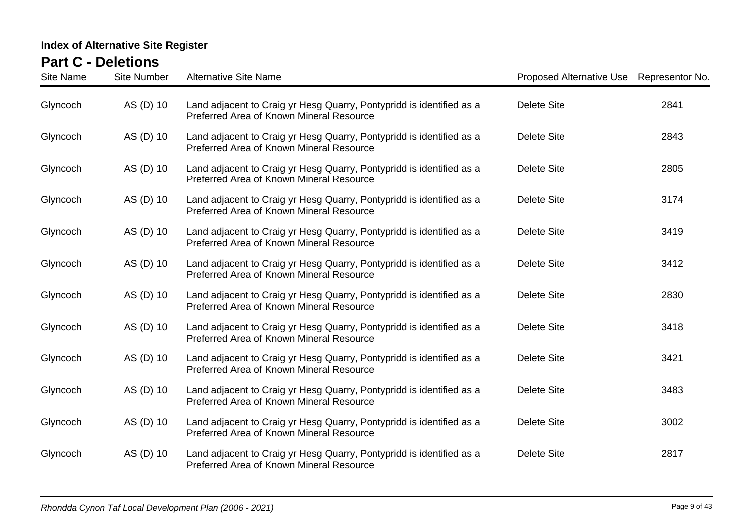**Index of Alternative Site Register**

## Part C - Deletions

| Site Name | Site Number | Alternative Site Name | Proposed Alternative Use | Representor No. |
|---|---|---|---|---|
| Glyncoch | AS (D) 10 | Land adjacent to Craig yr Hesg Quarry, Pontypridd is identified as a Preferred Area of Known Mineral Resource | Delete Site | 2841 |
| Glyncoch | AS (D) 10 | Land adjacent to Craig yr Hesg Quarry, Pontypridd is identified as a Preferred Area of Known Mineral Resource | Delete Site | 2843 |
| Glyncoch | AS (D) 10 | Land adjacent to Craig yr Hesg Quarry, Pontypridd is identified as a Preferred Area of Known Mineral Resource | Delete Site | 2805 |
| Glyncoch | AS (D) 10 | Land adjacent to Craig yr Hesg Quarry, Pontypridd is identified as a Preferred Area of Known Mineral Resource | Delete Site | 3174 |
| Glyncoch | AS (D) 10 | Land adjacent to Craig yr Hesg Quarry, Pontypridd is identified as a Preferred Area of Known Mineral Resource | Delete Site | 3419 |
| Glyncoch | AS (D) 10 | Land adjacent to Craig yr Hesg Quarry, Pontypridd is identified as a Preferred Area of Known Mineral Resource | Delete Site | 3412 |
| Glyncoch | AS (D) 10 | Land adjacent to Craig yr Hesg Quarry, Pontypridd is identified as a Preferred Area of Known Mineral Resource | Delete Site | 2830 |
| Glyncoch | AS (D) 10 | Land adjacent to Craig yr Hesg Quarry, Pontypridd is identified as a Preferred Area of Known Mineral Resource | Delete Site | 3418 |
| Glyncoch | AS (D) 10 | Land adjacent to Craig yr Hesg Quarry, Pontypridd is identified as a Preferred Area of Known Mineral Resource | Delete Site | 3421 |
| Glyncoch | AS (D) 10 | Land adjacent to Craig yr Hesg Quarry, Pontypridd is identified as a Preferred Area of Known Mineral Resource | Delete Site | 3483 |
| Glyncoch | AS (D) 10 | Land adjacent to Craig yr Hesg Quarry, Pontypridd is identified as a Preferred Area of Known Mineral Resource | Delete Site | 3002 |
| Glyncoch | AS (D) 10 | Land adjacent to Craig yr Hesg Quarry, Pontypridd is identified as a Preferred Area of Known Mineral Resource | Delete Site | 2817 |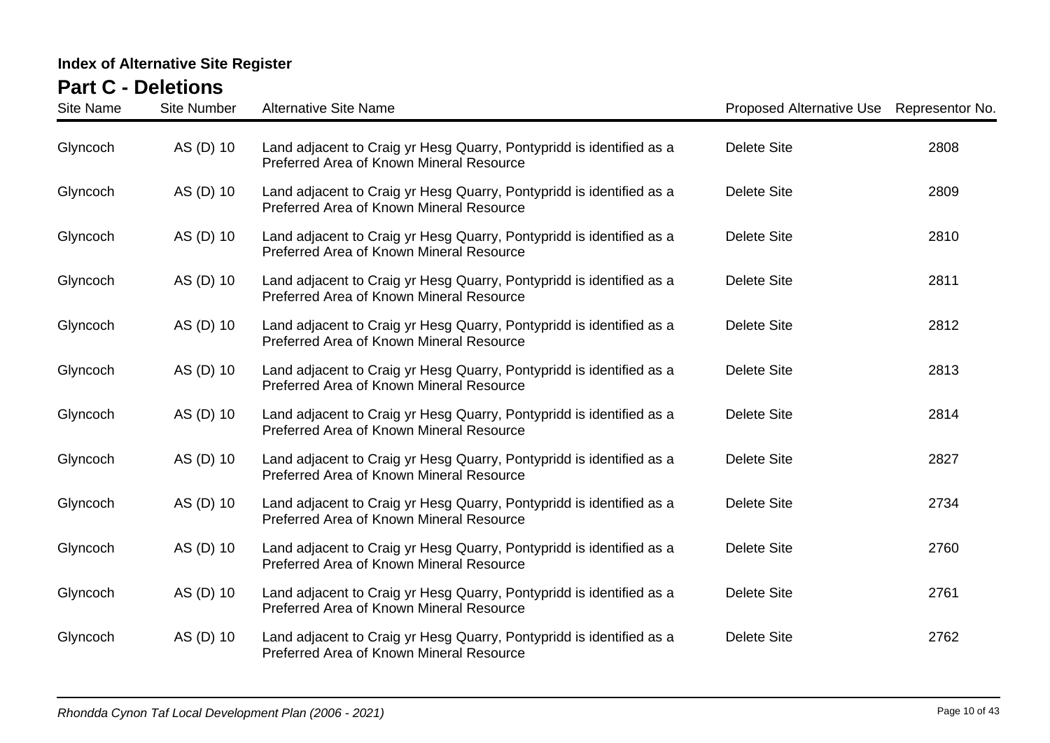**Index of Alternative Site Register**

## Part C - Deletions

| Site Name | Site Number | Alternative Site Name | Proposed Alternative Use | Representor No. |
|---|---|---|---|---|
| Glyncoch | AS (D) 10 | Land adjacent to Craig yr Hesg Quarry, Pontypridd is identified as a Preferred Area of Known Mineral Resource | Delete Site | 2808 |
| Glyncoch | AS (D) 10 | Land adjacent to Craig yr Hesg Quarry, Pontypridd is identified as a Preferred Area of Known Mineral Resource | Delete Site | 2809 |
| Glyncoch | AS (D) 10 | Land adjacent to Craig yr Hesg Quarry, Pontypridd is identified as a Preferred Area of Known Mineral Resource | Delete Site | 2810 |
| Glyncoch | AS (D) 10 | Land adjacent to Craig yr Hesg Quarry, Pontypridd is identified as a Preferred Area of Known Mineral Resource | Delete Site | 2811 |
| Glyncoch | AS (D) 10 | Land adjacent to Craig yr Hesg Quarry, Pontypridd is identified as a Preferred Area of Known Mineral Resource | Delete Site | 2812 |
| Glyncoch | AS (D) 10 | Land adjacent to Craig yr Hesg Quarry, Pontypridd is identified as a Preferred Area of Known Mineral Resource | Delete Site | 2813 |
| Glyncoch | AS (D) 10 | Land adjacent to Craig yr Hesg Quarry, Pontypridd is identified as a Preferred Area of Known Mineral Resource | Delete Site | 2814 |
| Glyncoch | AS (D) 10 | Land adjacent to Craig yr Hesg Quarry, Pontypridd is identified as a Preferred Area of Known Mineral Resource | Delete Site | 2827 |
| Glyncoch | AS (D) 10 | Land adjacent to Craig yr Hesg Quarry, Pontypridd is identified as a Preferred Area of Known Mineral Resource | Delete Site | 2734 |
| Glyncoch | AS (D) 10 | Land adjacent to Craig yr Hesg Quarry, Pontypridd is identified as a Preferred Area of Known Mineral Resource | Delete Site | 2760 |
| Glyncoch | AS (D) 10 | Land adjacent to Craig yr Hesg Quarry, Pontypridd is identified as a Preferred Area of Known Mineral Resource | Delete Site | 2761 |
| Glyncoch | AS (D) 10 | Land adjacent to Craig yr Hesg Quarry, Pontypridd is identified as a Preferred Area of Known Mineral Resource | Delete Site | 2762 |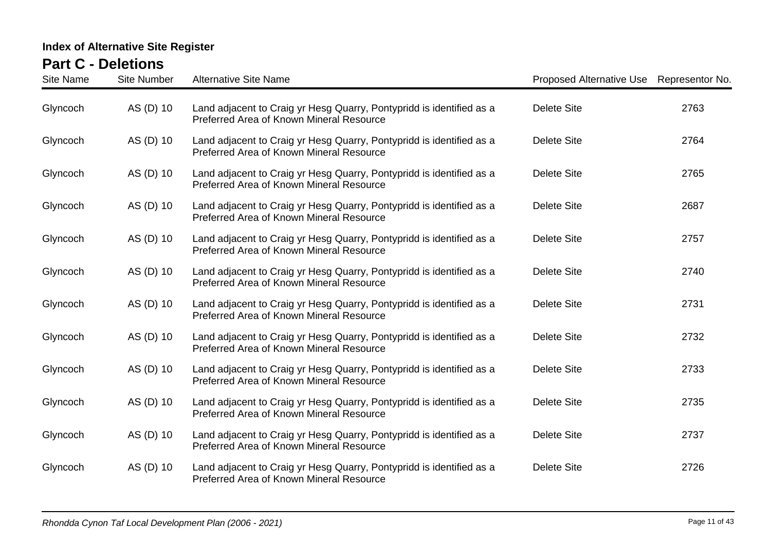**Index of Alternative Site Register**

## Part C - Deletions

| Site Name | Site Number | Alternative Site Name | Proposed Alternative Use | Representor No. |
|---|---|---|---|---|
| Glyncoch | AS (D) 10 | Land adjacent to Craig yr Hesg Quarry, Pontypridd is identified as a Preferred Area of Known Mineral Resource | Delete Site | 2763 |
| Glyncoch | AS (D) 10 | Land adjacent to Craig yr Hesg Quarry, Pontypridd is identified as a Preferred Area of Known Mineral Resource | Delete Site | 2764 |
| Glyncoch | AS (D) 10 | Land adjacent to Craig yr Hesg Quarry, Pontypridd is identified as a Preferred Area of Known Mineral Resource | Delete Site | 2765 |
| Glyncoch | AS (D) 10 | Land adjacent to Craig yr Hesg Quarry, Pontypridd is identified as a Preferred Area of Known Mineral Resource | Delete Site | 2687 |
| Glyncoch | AS (D) 10 | Land adjacent to Craig yr Hesg Quarry, Pontypridd is identified as a Preferred Area of Known Mineral Resource | Delete Site | 2757 |
| Glyncoch | AS (D) 10 | Land adjacent to Craig yr Hesg Quarry, Pontypridd is identified as a Preferred Area of Known Mineral Resource | Delete Site | 2740 |
| Glyncoch | AS (D) 10 | Land adjacent to Craig yr Hesg Quarry, Pontypridd is identified as a Preferred Area of Known Mineral Resource | Delete Site | 2731 |
| Glyncoch | AS (D) 10 | Land adjacent to Craig yr Hesg Quarry, Pontypridd is identified as a Preferred Area of Known Mineral Resource | Delete Site | 2732 |
| Glyncoch | AS (D) 10 | Land adjacent to Craig yr Hesg Quarry, Pontypridd is identified as a Preferred Area of Known Mineral Resource | Delete Site | 2733 |
| Glyncoch | AS (D) 10 | Land adjacent to Craig yr Hesg Quarry, Pontypridd is identified as a Preferred Area of Known Mineral Resource | Delete Site | 2735 |
| Glyncoch | AS (D) 10 | Land adjacent to Craig yr Hesg Quarry, Pontypridd is identified as a Preferred Area of Known Mineral Resource | Delete Site | 2737 |
| Glyncoch | AS (D) 10 | Land adjacent to Craig yr Hesg Quarry, Pontypridd is identified as a Preferred Area of Known Mineral Resource | Delete Site | 2726 |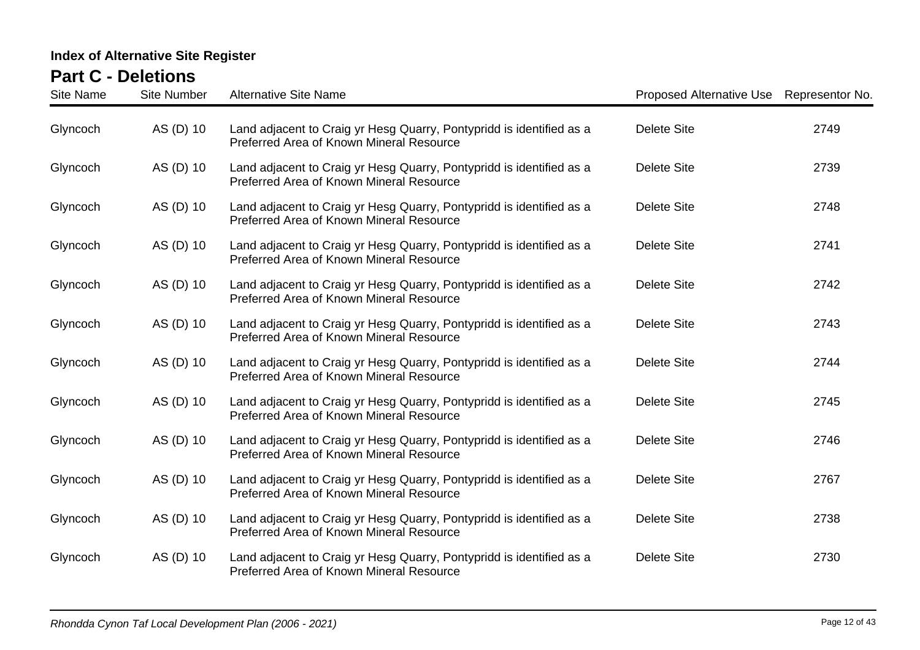**Index of Alternative Site Register**

## Part C - Deletions

| Site Name | Site Number | Alternative Site Name | Proposed Alternative Use | Representor No. |
|---|---|---|---|---|
| Glyncoch | AS (D) 10 | Land adjacent to Craig yr Hesg Quarry, Pontypridd is identified as a Preferred Area of Known Mineral Resource | Delete Site | 2749 |
| Glyncoch | AS (D) 10 | Land adjacent to Craig yr Hesg Quarry, Pontypridd is identified as a Preferred Area of Known Mineral Resource | Delete Site | 2739 |
| Glyncoch | AS (D) 10 | Land adjacent to Craig yr Hesg Quarry, Pontypridd is identified as a Preferred Area of Known Mineral Resource | Delete Site | 2748 |
| Glyncoch | AS (D) 10 | Land adjacent to Craig yr Hesg Quarry, Pontypridd is identified as a Preferred Area of Known Mineral Resource | Delete Site | 2741 |
| Glyncoch | AS (D) 10 | Land adjacent to Craig yr Hesg Quarry, Pontypridd is identified as a Preferred Area of Known Mineral Resource | Delete Site | 2742 |
| Glyncoch | AS (D) 10 | Land adjacent to Craig yr Hesg Quarry, Pontypridd is identified as a Preferred Area of Known Mineral Resource | Delete Site | 2743 |
| Glyncoch | AS (D) 10 | Land adjacent to Craig yr Hesg Quarry, Pontypridd is identified as a Preferred Area of Known Mineral Resource | Delete Site | 2744 |
| Glyncoch | AS (D) 10 | Land adjacent to Craig yr Hesg Quarry, Pontypridd is identified as a Preferred Area of Known Mineral Resource | Delete Site | 2745 |
| Glyncoch | AS (D) 10 | Land adjacent to Craig yr Hesg Quarry, Pontypridd is identified as a Preferred Area of Known Mineral Resource | Delete Site | 2746 |
| Glyncoch | AS (D) 10 | Land adjacent to Craig yr Hesg Quarry, Pontypridd is identified as a Preferred Area of Known Mineral Resource | Delete Site | 2767 |
| Glyncoch | AS (D) 10 | Land adjacent to Craig yr Hesg Quarry, Pontypridd is identified as a Preferred Area of Known Mineral Resource | Delete Site | 2738 |
| Glyncoch | AS (D) 10 | Land adjacent to Craig yr Hesg Quarry, Pontypridd is identified as a Preferred Area of Known Mineral Resource | Delete Site | 2730 |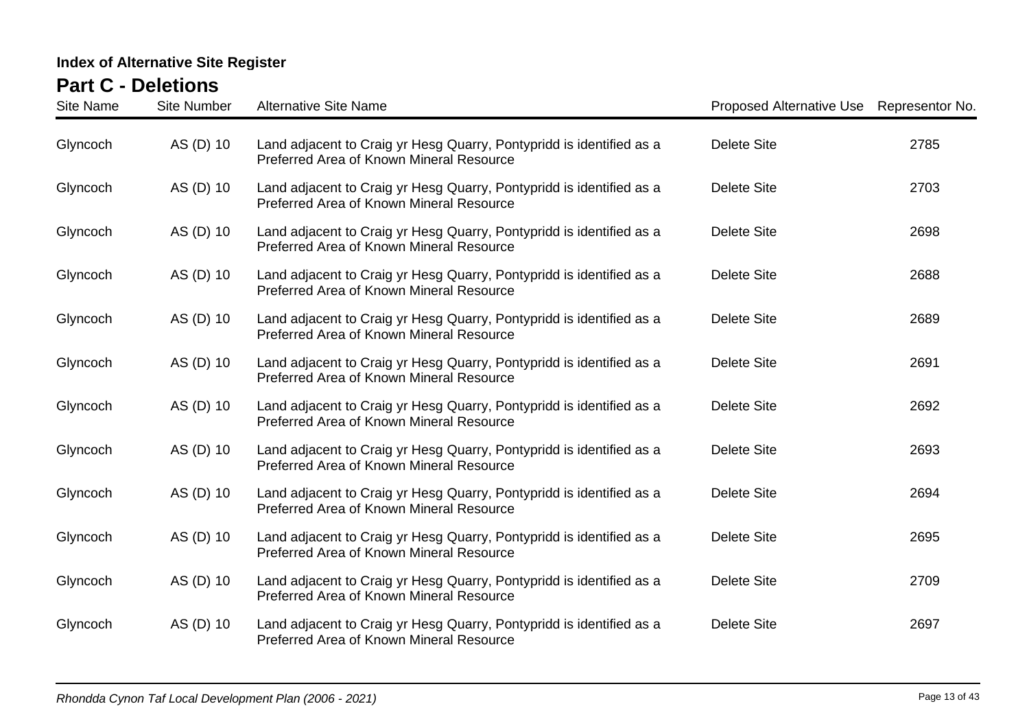**Index of Alternative Site Register**

## Part C - Deletions

| Site Name | Site Number | Alternative Site Name | Proposed Alternative Use | Representor No. |
|---|---|---|---|---|
| Glyncoch | AS (D) 10 | Land adjacent to Craig yr Hesg Quarry, Pontypridd is identified as a Preferred Area of Known Mineral Resource | Delete Site | 2785 |
| Glyncoch | AS (D) 10 | Land adjacent to Craig yr Hesg Quarry, Pontypridd is identified as a Preferred Area of Known Mineral Resource | Delete Site | 2703 |
| Glyncoch | AS (D) 10 | Land adjacent to Craig yr Hesg Quarry, Pontypridd is identified as a Preferred Area of Known Mineral Resource | Delete Site | 2698 |
| Glyncoch | AS (D) 10 | Land adjacent to Craig yr Hesg Quarry, Pontypridd is identified as a Preferred Area of Known Mineral Resource | Delete Site | 2688 |
| Glyncoch | AS (D) 10 | Land adjacent to Craig yr Hesg Quarry, Pontypridd is identified as a Preferred Area of Known Mineral Resource | Delete Site | 2689 |
| Glyncoch | AS (D) 10 | Land adjacent to Craig yr Hesg Quarry, Pontypridd is identified as a Preferred Area of Known Mineral Resource | Delete Site | 2691 |
| Glyncoch | AS (D) 10 | Land adjacent to Craig yr Hesg Quarry, Pontypridd is identified as a Preferred Area of Known Mineral Resource | Delete Site | 2692 |
| Glyncoch | AS (D) 10 | Land adjacent to Craig yr Hesg Quarry, Pontypridd is identified as a Preferred Area of Known Mineral Resource | Delete Site | 2693 |
| Glyncoch | AS (D) 10 | Land adjacent to Craig yr Hesg Quarry, Pontypridd is identified as a Preferred Area of Known Mineral Resource | Delete Site | 2694 |
| Glyncoch | AS (D) 10 | Land adjacent to Craig yr Hesg Quarry, Pontypridd is identified as a Preferred Area of Known Mineral Resource | Delete Site | 2695 |
| Glyncoch | AS (D) 10 | Land adjacent to Craig yr Hesg Quarry, Pontypridd is identified as a Preferred Area of Known Mineral Resource | Delete Site | 2709 |
| Glyncoch | AS (D) 10 | Land adjacent to Craig yr Hesg Quarry, Pontypridd is identified as a Preferred Area of Known Mineral Resource | Delete Site | 2697 |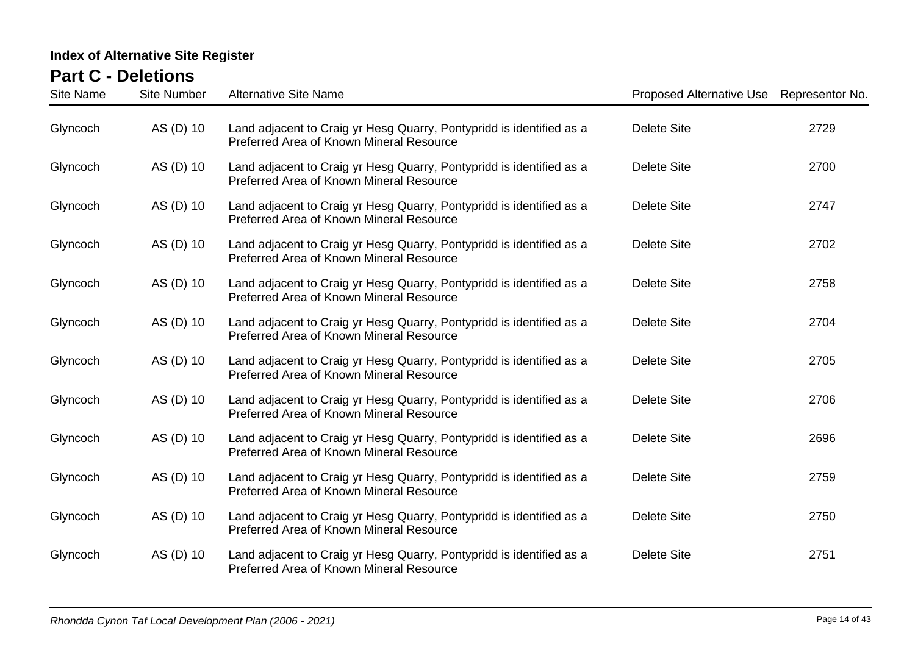**Index of Alternative Site Register**

## Part C - Deletions

| Site Name | Site Number | Alternative Site Name | Proposed Alternative Use | Representor No. |
|---|---|---|---|---|
| Glyncoch | AS (D) 10 | Land adjacent to Craig yr Hesg Quarry, Pontypridd is identified as a Preferred Area of Known Mineral Resource | Delete Site | 2729 |
| Glyncoch | AS (D) 10 | Land adjacent to Craig yr Hesg Quarry, Pontypridd is identified as a Preferred Area of Known Mineral Resource | Delete Site | 2700 |
| Glyncoch | AS (D) 10 | Land adjacent to Craig yr Hesg Quarry, Pontypridd is identified as a Preferred Area of Known Mineral Resource | Delete Site | 2747 |
| Glyncoch | AS (D) 10 | Land adjacent to Craig yr Hesg Quarry, Pontypridd is identified as a Preferred Area of Known Mineral Resource | Delete Site | 2702 |
| Glyncoch | AS (D) 10 | Land adjacent to Craig yr Hesg Quarry, Pontypridd is identified as a Preferred Area of Known Mineral Resource | Delete Site | 2758 |
| Glyncoch | AS (D) 10 | Land adjacent to Craig yr Hesg Quarry, Pontypridd is identified as a Preferred Area of Known Mineral Resource | Delete Site | 2704 |
| Glyncoch | AS (D) 10 | Land adjacent to Craig yr Hesg Quarry, Pontypridd is identified as a Preferred Area of Known Mineral Resource | Delete Site | 2705 |
| Glyncoch | AS (D) 10 | Land adjacent to Craig yr Hesg Quarry, Pontypridd is identified as a Preferred Area of Known Mineral Resource | Delete Site | 2706 |
| Glyncoch | AS (D) 10 | Land adjacent to Craig yr Hesg Quarry, Pontypridd is identified as a Preferred Area of Known Mineral Resource | Delete Site | 2696 |
| Glyncoch | AS (D) 10 | Land adjacent to Craig yr Hesg Quarry, Pontypridd is identified as a Preferred Area of Known Mineral Resource | Delete Site | 2759 |
| Glyncoch | AS (D) 10 | Land adjacent to Craig yr Hesg Quarry, Pontypridd is identified as a Preferred Area of Known Mineral Resource | Delete Site | 2750 |
| Glyncoch | AS (D) 10 | Land adjacent to Craig yr Hesg Quarry, Pontypridd is identified as a Preferred Area of Known Mineral Resource | Delete Site | 2751 |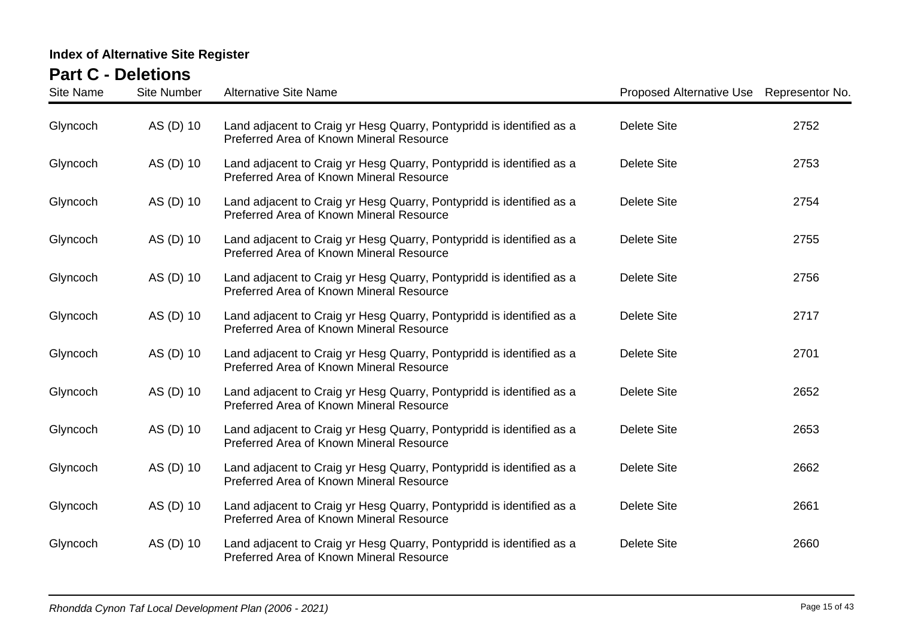**Index of Alternative Site Register**

## Part C - Deletions

| Site Name | Site Number | Alternative Site Name | Proposed Alternative Use | Representor No. |
|---|---|---|---|---|
| Glyncoch | AS (D) 10 | Land adjacent to Craig yr Hesg Quarry, Pontypridd is identified as a Preferred Area of Known Mineral Resource | Delete Site | 2752 |
| Glyncoch | AS (D) 10 | Land adjacent to Craig yr Hesg Quarry, Pontypridd is identified as a Preferred Area of Known Mineral Resource | Delete Site | 2753 |
| Glyncoch | AS (D) 10 | Land adjacent to Craig yr Hesg Quarry, Pontypridd is identified as a Preferred Area of Known Mineral Resource | Delete Site | 2754 |
| Glyncoch | AS (D) 10 | Land adjacent to Craig yr Hesg Quarry, Pontypridd is identified as a Preferred Area of Known Mineral Resource | Delete Site | 2755 |
| Glyncoch | AS (D) 10 | Land adjacent to Craig yr Hesg Quarry, Pontypridd is identified as a Preferred Area of Known Mineral Resource | Delete Site | 2756 |
| Glyncoch | AS (D) 10 | Land adjacent to Craig yr Hesg Quarry, Pontypridd is identified as a Preferred Area of Known Mineral Resource | Delete Site | 2717 |
| Glyncoch | AS (D) 10 | Land adjacent to Craig yr Hesg Quarry, Pontypridd is identified as a Preferred Area of Known Mineral Resource | Delete Site | 2701 |
| Glyncoch | AS (D) 10 | Land adjacent to Craig yr Hesg Quarry, Pontypridd is identified as a Preferred Area of Known Mineral Resource | Delete Site | 2652 |
| Glyncoch | AS (D) 10 | Land adjacent to Craig yr Hesg Quarry, Pontypridd is identified as a Preferred Area of Known Mineral Resource | Delete Site | 2653 |
| Glyncoch | AS (D) 10 | Land adjacent to Craig yr Hesg Quarry, Pontypridd is identified as a Preferred Area of Known Mineral Resource | Delete Site | 2662 |
| Glyncoch | AS (D) 10 | Land adjacent to Craig yr Hesg Quarry, Pontypridd is identified as a Preferred Area of Known Mineral Resource | Delete Site | 2661 |
| Glyncoch | AS (D) 10 | Land adjacent to Craig yr Hesg Quarry, Pontypridd is identified as a Preferred Area of Known Mineral Resource | Delete Site | 2660 |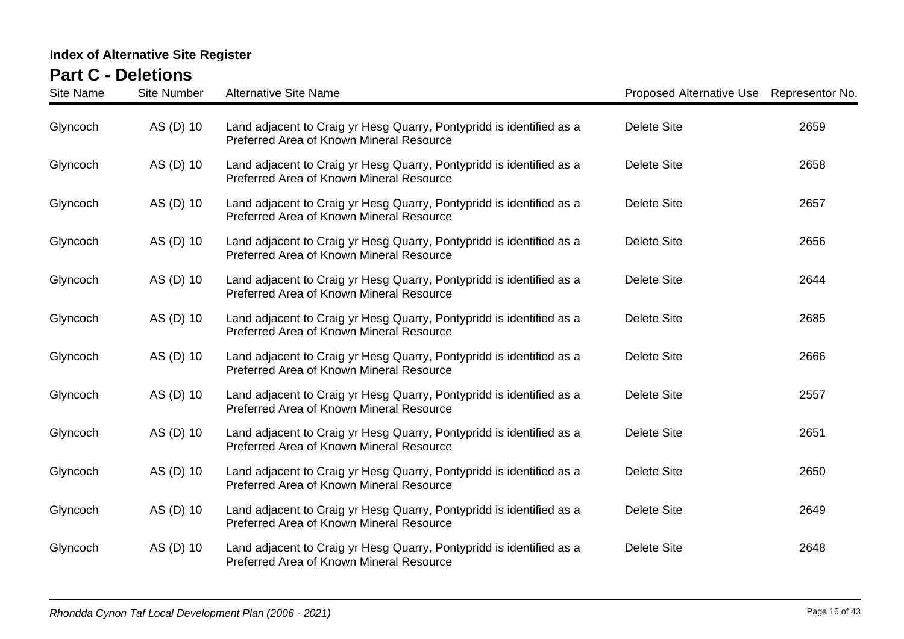**Index of Alternative Site Register**

## Part C - Deletions

| Site Name | Site Number | Alternative Site Name | Proposed Alternative Use | Representor No. |
|---|---|---|---|---|
| Glyncoch | AS (D) 10 | Land adjacent to Craig yr Hesg Quarry, Pontypridd is identified as a Preferred Area of Known Mineral Resource | Delete Site | 2659 |
| Glyncoch | AS (D) 10 | Land adjacent to Craig yr Hesg Quarry, Pontypridd is identified as a Preferred Area of Known Mineral Resource | Delete Site | 2658 |
| Glyncoch | AS (D) 10 | Land adjacent to Craig yr Hesg Quarry, Pontypridd is identified as a Preferred Area of Known Mineral Resource | Delete Site | 2657 |
| Glyncoch | AS (D) 10 | Land adjacent to Craig yr Hesg Quarry, Pontypridd is identified as a Preferred Area of Known Mineral Resource | Delete Site | 2656 |
| Glyncoch | AS (D) 10 | Land adjacent to Craig yr Hesg Quarry, Pontypridd is identified as a Preferred Area of Known Mineral Resource | Delete Site | 2644 |
| Glyncoch | AS (D) 10 | Land adjacent to Craig yr Hesg Quarry, Pontypridd is identified as a Preferred Area of Known Mineral Resource | Delete Site | 2685 |
| Glyncoch | AS (D) 10 | Land adjacent to Craig yr Hesg Quarry, Pontypridd is identified as a Preferred Area of Known Mineral Resource | Delete Site | 2666 |
| Glyncoch | AS (D) 10 | Land adjacent to Craig yr Hesg Quarry, Pontypridd is identified as a Preferred Area of Known Mineral Resource | Delete Site | 2557 |
| Glyncoch | AS (D) 10 | Land adjacent to Craig yr Hesg Quarry, Pontypridd is identified as a Preferred Area of Known Mineral Resource | Delete Site | 2651 |
| Glyncoch | AS (D) 10 | Land adjacent to Craig yr Hesg Quarry, Pontypridd is identified as a Preferred Area of Known Mineral Resource | Delete Site | 2650 |
| Glyncoch | AS (D) 10 | Land adjacent to Craig yr Hesg Quarry, Pontypridd is identified as a Preferred Area of Known Mineral Resource | Delete Site | 2649 |
| Glyncoch | AS (D) 10 | Land adjacent to Craig yr Hesg Quarry, Pontypridd is identified as a Preferred Area of Known Mineral Resource | Delete Site | 2648 |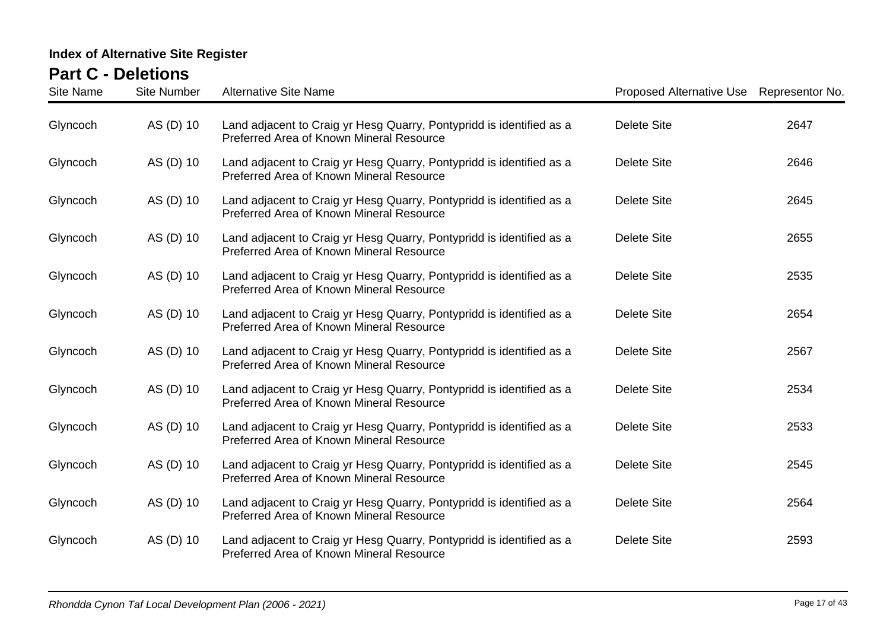**Index of Alternative Site Register**

## Part C - Deletions

| Site Name | Site Number | Alternative Site Name | Proposed Alternative Use | Representor No. |
|---|---|---|---|---|
| Glyncoch | AS (D) 10 | Land adjacent to Craig yr Hesg Quarry, Pontypridd is identified as a Preferred Area of Known Mineral Resource | Delete Site | 2647 |
| Glyncoch | AS (D) 10 | Land adjacent to Craig yr Hesg Quarry, Pontypridd is identified as a Preferred Area of Known Mineral Resource | Delete Site | 2646 |
| Glyncoch | AS (D) 10 | Land adjacent to Craig yr Hesg Quarry, Pontypridd is identified as a Preferred Area of Known Mineral Resource | Delete Site | 2645 |
| Glyncoch | AS (D) 10 | Land adjacent to Craig yr Hesg Quarry, Pontypridd is identified as a Preferred Area of Known Mineral Resource | Delete Site | 2655 |
| Glyncoch | AS (D) 10 | Land adjacent to Craig yr Hesg Quarry, Pontypridd is identified as a Preferred Area of Known Mineral Resource | Delete Site | 2535 |
| Glyncoch | AS (D) 10 | Land adjacent to Craig yr Hesg Quarry, Pontypridd is identified as a Preferred Area of Known Mineral Resource | Delete Site | 2654 |
| Glyncoch | AS (D) 10 | Land adjacent to Craig yr Hesg Quarry, Pontypridd is identified as a Preferred Area of Known Mineral Resource | Delete Site | 2567 |
| Glyncoch | AS (D) 10 | Land adjacent to Craig yr Hesg Quarry, Pontypridd is identified as a Preferred Area of Known Mineral Resource | Delete Site | 2534 |
| Glyncoch | AS (D) 10 | Land adjacent to Craig yr Hesg Quarry, Pontypridd is identified as a Preferred Area of Known Mineral Resource | Delete Site | 2533 |
| Glyncoch | AS (D) 10 | Land adjacent to Craig yr Hesg Quarry, Pontypridd is identified as a Preferred Area of Known Mineral Resource | Delete Site | 2545 |
| Glyncoch | AS (D) 10 | Land adjacent to Craig yr Hesg Quarry, Pontypridd is identified as a Preferred Area of Known Mineral Resource | Delete Site | 2564 |
| Glyncoch | AS (D) 10 | Land adjacent to Craig yr Hesg Quarry, Pontypridd is identified as a Preferred Area of Known Mineral Resource | Delete Site | 2593 |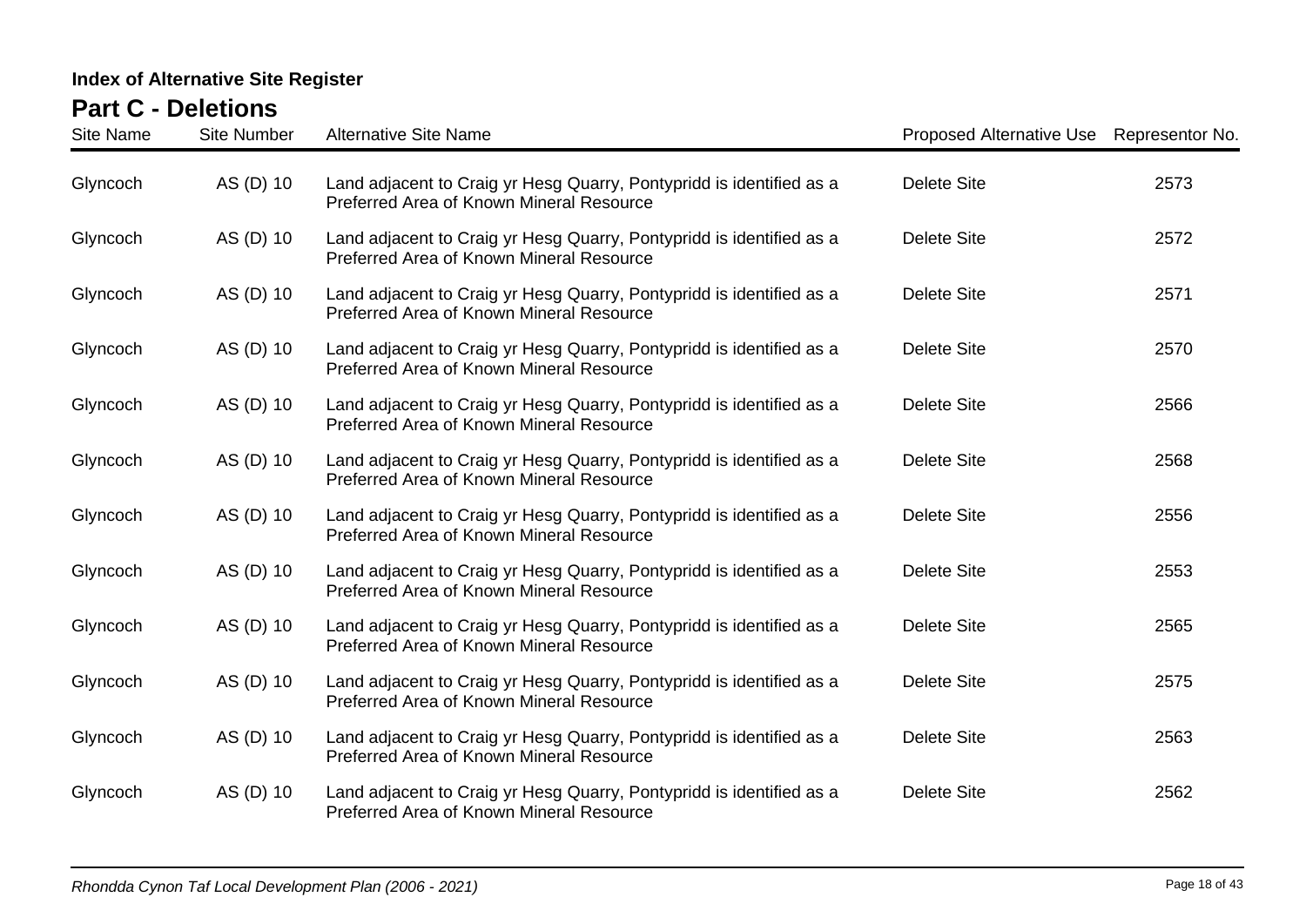**Index of Alternative Site Register**

## Part C - Deletions

| Site Name | Site Number | Alternative Site Name | Proposed Alternative Use | Representor No. |
|---|---|---|---|---|
| Glyncoch | AS (D) 10 | Land adjacent to Craig yr Hesg Quarry, Pontypridd is identified as a Preferred Area of Known Mineral Resource | Delete Site | 2573 |
| Glyncoch | AS (D) 10 | Land adjacent to Craig yr Hesg Quarry, Pontypridd is identified as a Preferred Area of Known Mineral Resource | Delete Site | 2572 |
| Glyncoch | AS (D) 10 | Land adjacent to Craig yr Hesg Quarry, Pontypridd is identified as a Preferred Area of Known Mineral Resource | Delete Site | 2571 |
| Glyncoch | AS (D) 10 | Land adjacent to Craig yr Hesg Quarry, Pontypridd is identified as a Preferred Area of Known Mineral Resource | Delete Site | 2570 |
| Glyncoch | AS (D) 10 | Land adjacent to Craig yr Hesg Quarry, Pontypridd is identified as a Preferred Area of Known Mineral Resource | Delete Site | 2566 |
| Glyncoch | AS (D) 10 | Land adjacent to Craig yr Hesg Quarry, Pontypridd is identified as a Preferred Area of Known Mineral Resource | Delete Site | 2568 |
| Glyncoch | AS (D) 10 | Land adjacent to Craig yr Hesg Quarry, Pontypridd is identified as a Preferred Area of Known Mineral Resource | Delete Site | 2556 |
| Glyncoch | AS (D) 10 | Land adjacent to Craig yr Hesg Quarry, Pontypridd is identified as a Preferred Area of Known Mineral Resource | Delete Site | 2553 |
| Glyncoch | AS (D) 10 | Land adjacent to Craig yr Hesg Quarry, Pontypridd is identified as a Preferred Area of Known Mineral Resource | Delete Site | 2565 |
| Glyncoch | AS (D) 10 | Land adjacent to Craig yr Hesg Quarry, Pontypridd is identified as a Preferred Area of Known Mineral Resource | Delete Site | 2575 |
| Glyncoch | AS (D) 10 | Land adjacent to Craig yr Hesg Quarry, Pontypridd is identified as a Preferred Area of Known Mineral Resource | Delete Site | 2563 |
| Glyncoch | AS (D) 10 | Land adjacent to Craig yr Hesg Quarry, Pontypridd is identified as a Preferred Area of Known Mineral Resource | Delete Site | 2562 |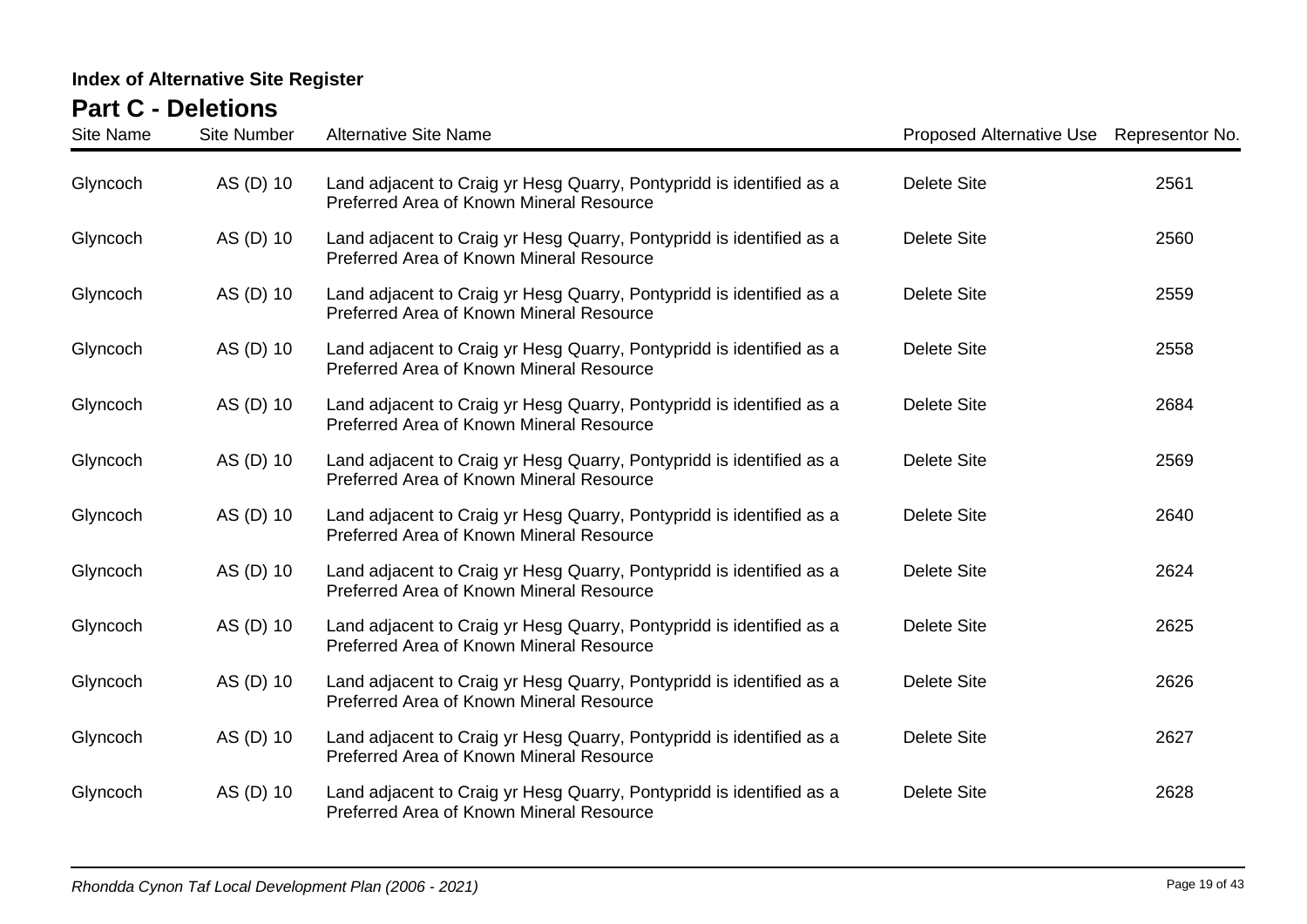**Index of Alternative Site Register**

## Part C - Deletions

| Site Name | Site Number | Alternative Site Name | Proposed Alternative Use | Representor No. |
|---|---|---|---|---|
| Glyncoch | AS (D) 10 | Land adjacent to Craig yr Hesg Quarry, Pontypridd is identified as a Preferred Area of Known Mineral Resource | Delete Site | 2561 |
| Glyncoch | AS (D) 10 | Land adjacent to Craig yr Hesg Quarry, Pontypridd is identified as a Preferred Area of Known Mineral Resource | Delete Site | 2560 |
| Glyncoch | AS (D) 10 | Land adjacent to Craig yr Hesg Quarry, Pontypridd is identified as a Preferred Area of Known Mineral Resource | Delete Site | 2559 |
| Glyncoch | AS (D) 10 | Land adjacent to Craig yr Hesg Quarry, Pontypridd is identified as a Preferred Area of Known Mineral Resource | Delete Site | 2558 |
| Glyncoch | AS (D) 10 | Land adjacent to Craig yr Hesg Quarry, Pontypridd is identified as a Preferred Area of Known Mineral Resource | Delete Site | 2684 |
| Glyncoch | AS (D) 10 | Land adjacent to Craig yr Hesg Quarry, Pontypridd is identified as a Preferred Area of Known Mineral Resource | Delete Site | 2569 |
| Glyncoch | AS (D) 10 | Land adjacent to Craig yr Hesg Quarry, Pontypridd is identified as a Preferred Area of Known Mineral Resource | Delete Site | 2640 |
| Glyncoch | AS (D) 10 | Land adjacent to Craig yr Hesg Quarry, Pontypridd is identified as a Preferred Area of Known Mineral Resource | Delete Site | 2624 |
| Glyncoch | AS (D) 10 | Land adjacent to Craig yr Hesg Quarry, Pontypridd is identified as a Preferred Area of Known Mineral Resource | Delete Site | 2625 |
| Glyncoch | AS (D) 10 | Land adjacent to Craig yr Hesg Quarry, Pontypridd is identified as a Preferred Area of Known Mineral Resource | Delete Site | 2626 |
| Glyncoch | AS (D) 10 | Land adjacent to Craig yr Hesg Quarry, Pontypridd is identified as a Preferred Area of Known Mineral Resource | Delete Site | 2627 |
| Glyncoch | AS (D) 10 | Land adjacent to Craig yr Hesg Quarry, Pontypridd is identified as a Preferred Area of Known Mineral Resource | Delete Site | 2628 |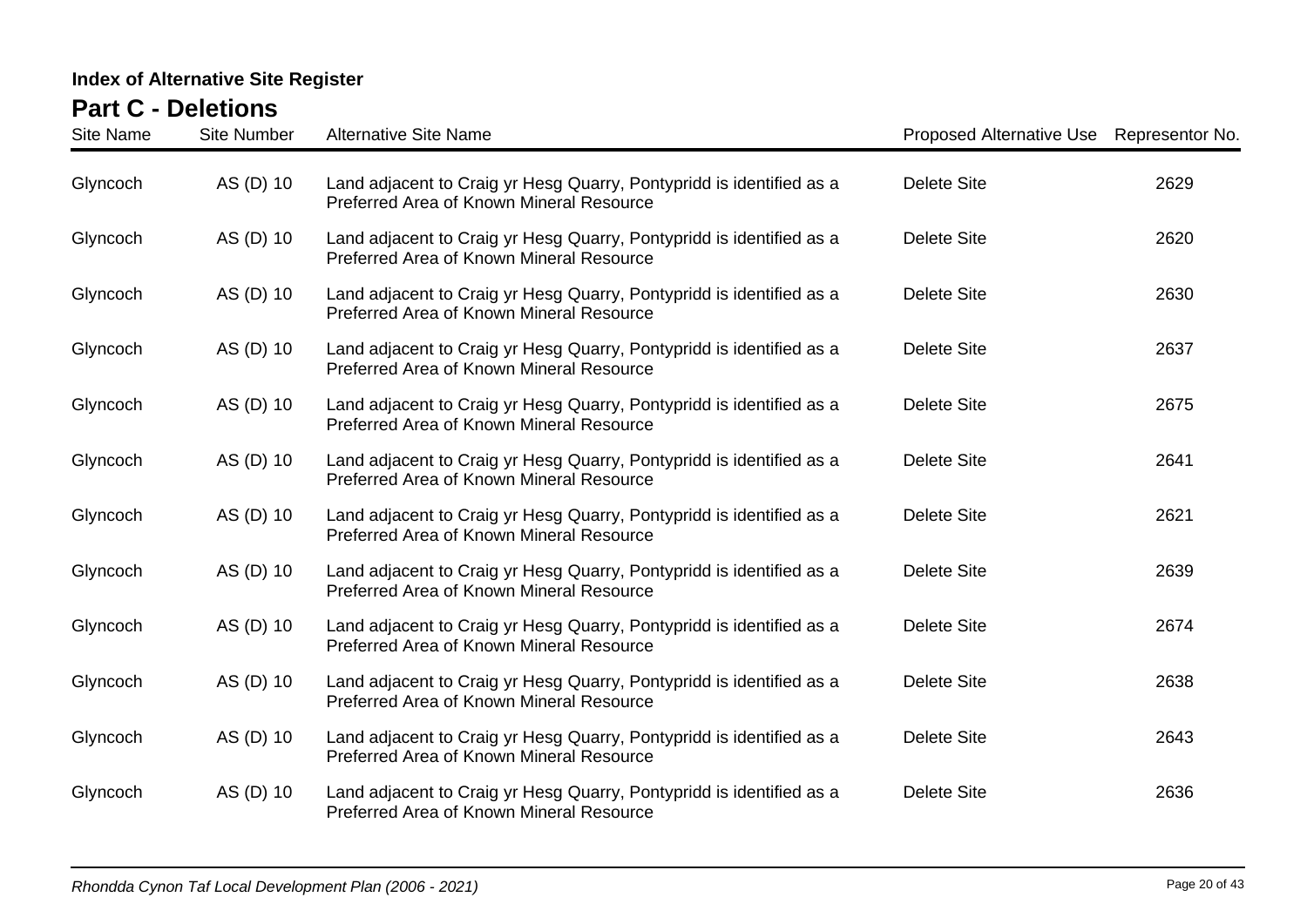**Index of Alternative Site Register**

## Part C - Deletions

| Site Name | Site Number | Alternative Site Name | Proposed Alternative Use | Representor No. |
|---|---|---|---|---|
| Glyncoch | AS (D) 10 | Land adjacent to Craig yr Hesg Quarry, Pontypridd is identified as a Preferred Area of Known Mineral Resource | Delete Site | 2629 |
| Glyncoch | AS (D) 10 | Land adjacent to Craig yr Hesg Quarry, Pontypridd is identified as a Preferred Area of Known Mineral Resource | Delete Site | 2620 |
| Glyncoch | AS (D) 10 | Land adjacent to Craig yr Hesg Quarry, Pontypridd is identified as a Preferred Area of Known Mineral Resource | Delete Site | 2630 |
| Glyncoch | AS (D) 10 | Land adjacent to Craig yr Hesg Quarry, Pontypridd is identified as a Preferred Area of Known Mineral Resource | Delete Site | 2637 |
| Glyncoch | AS (D) 10 | Land adjacent to Craig yr Hesg Quarry, Pontypridd is identified as a Preferred Area of Known Mineral Resource | Delete Site | 2675 |
| Glyncoch | AS (D) 10 | Land adjacent to Craig yr Hesg Quarry, Pontypridd is identified as a Preferred Area of Known Mineral Resource | Delete Site | 2641 |
| Glyncoch | AS (D) 10 | Land adjacent to Craig yr Hesg Quarry, Pontypridd is identified as a Preferred Area of Known Mineral Resource | Delete Site | 2621 |
| Glyncoch | AS (D) 10 | Land adjacent to Craig yr Hesg Quarry, Pontypridd is identified as a Preferred Area of Known Mineral Resource | Delete Site | 2639 |
| Glyncoch | AS (D) 10 | Land adjacent to Craig yr Hesg Quarry, Pontypridd is identified as a Preferred Area of Known Mineral Resource | Delete Site | 2674 |
| Glyncoch | AS (D) 10 | Land adjacent to Craig yr Hesg Quarry, Pontypridd is identified as a Preferred Area of Known Mineral Resource | Delete Site | 2638 |
| Glyncoch | AS (D) 10 | Land adjacent to Craig yr Hesg Quarry, Pontypridd is identified as a Preferred Area of Known Mineral Resource | Delete Site | 2643 |
| Glyncoch | AS (D) 10 | Land adjacent to Craig yr Hesg Quarry, Pontypridd is identified as a Preferred Area of Known Mineral Resource | Delete Site | 2636 |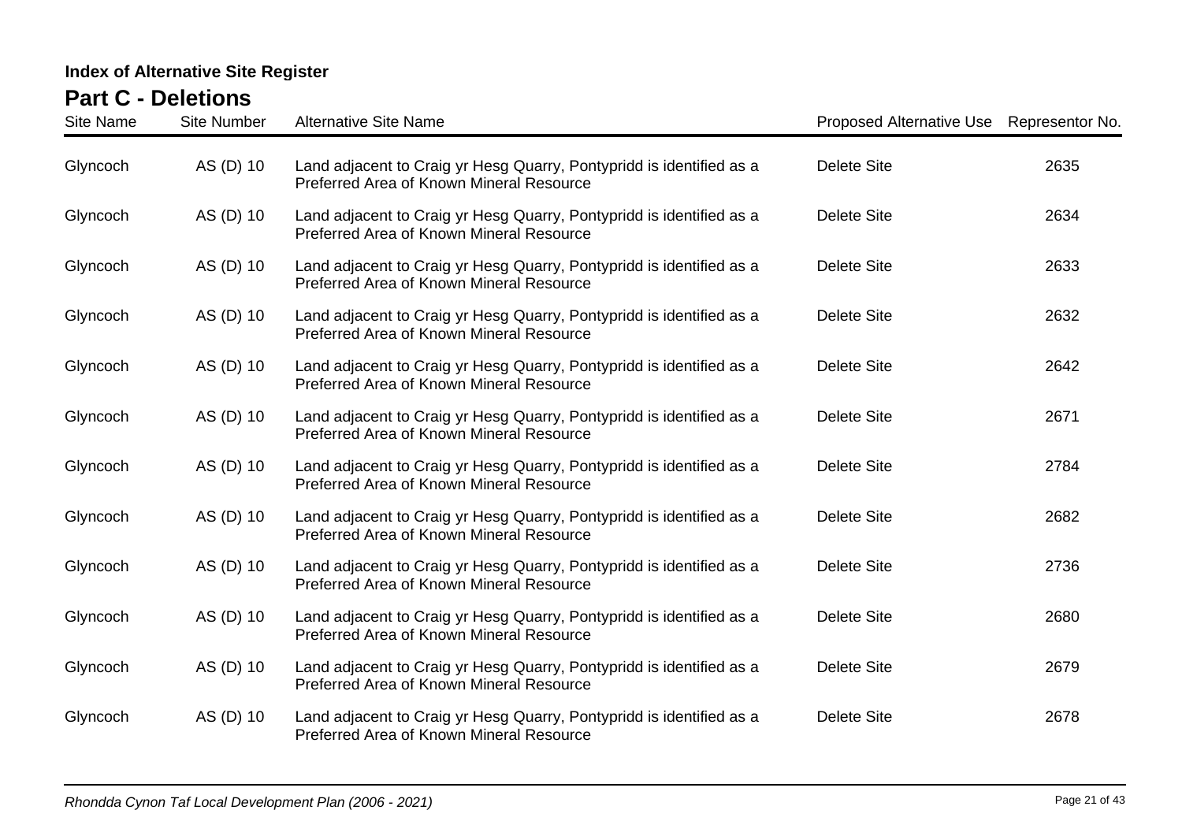**Index of Alternative Site Register**

## Part C - Deletions

| Site Name | Site Number | Alternative Site Name | Proposed Alternative Use | Representor No. |
|---|---|---|---|---|
| Glyncoch | AS (D) 10 | Land adjacent to Craig yr Hesg Quarry, Pontypridd is identified as a Preferred Area of Known Mineral Resource | Delete Site | 2635 |
| Glyncoch | AS (D) 10 | Land adjacent to Craig yr Hesg Quarry, Pontypridd is identified as a Preferred Area of Known Mineral Resource | Delete Site | 2634 |
| Glyncoch | AS (D) 10 | Land adjacent to Craig yr Hesg Quarry, Pontypridd is identified as a Preferred Area of Known Mineral Resource | Delete Site | 2633 |
| Glyncoch | AS (D) 10 | Land adjacent to Craig yr Hesg Quarry, Pontypridd is identified as a Preferred Area of Known Mineral Resource | Delete Site | 2632 |
| Glyncoch | AS (D) 10 | Land adjacent to Craig yr Hesg Quarry, Pontypridd is identified as a Preferred Area of Known Mineral Resource | Delete Site | 2642 |
| Glyncoch | AS (D) 10 | Land adjacent to Craig yr Hesg Quarry, Pontypridd is identified as a Preferred Area of Known Mineral Resource | Delete Site | 2671 |
| Glyncoch | AS (D) 10 | Land adjacent to Craig yr Hesg Quarry, Pontypridd is identified as a Preferred Area of Known Mineral Resource | Delete Site | 2784 |
| Glyncoch | AS (D) 10 | Land adjacent to Craig yr Hesg Quarry, Pontypridd is identified as a Preferred Area of Known Mineral Resource | Delete Site | 2682 |
| Glyncoch | AS (D) 10 | Land adjacent to Craig yr Hesg Quarry, Pontypridd is identified as a Preferred Area of Known Mineral Resource | Delete Site | 2736 |
| Glyncoch | AS (D) 10 | Land adjacent to Craig yr Hesg Quarry, Pontypridd is identified as a Preferred Area of Known Mineral Resource | Delete Site | 2680 |
| Glyncoch | AS (D) 10 | Land adjacent to Craig yr Hesg Quarry, Pontypridd is identified as a Preferred Area of Known Mineral Resource | Delete Site | 2679 |
| Glyncoch | AS (D) 10 | Land adjacent to Craig yr Hesg Quarry, Pontypridd is identified as a Preferred Area of Known Mineral Resource | Delete Site | 2678 |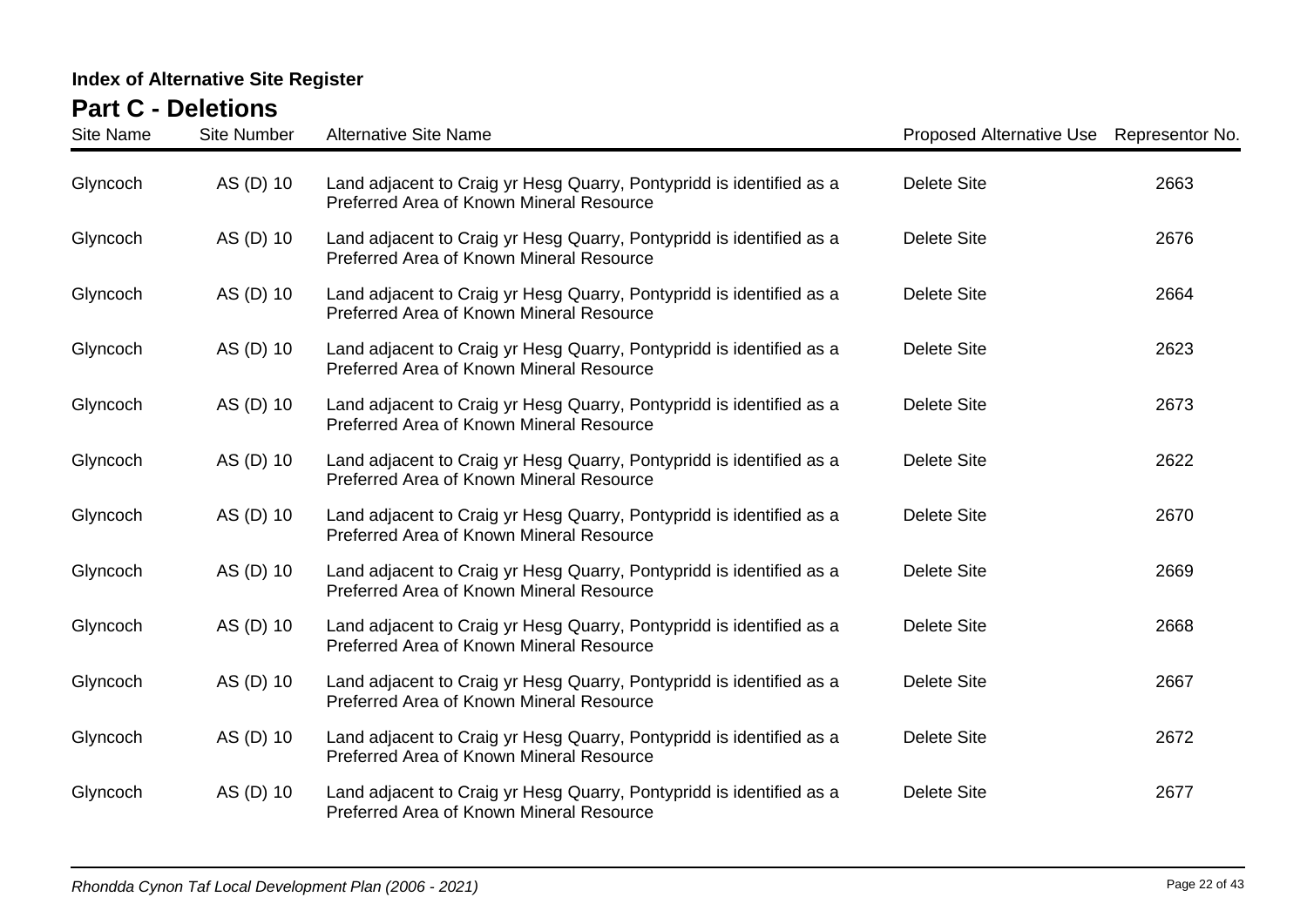**Index of Alternative Site Register**

## Part C - Deletions

| Site Name | Site Number | Alternative Site Name | Proposed Alternative Use | Representor No. |
|---|---|---|---|---|
| Glyncoch | AS (D) 10 | Land adjacent to Craig yr Hesg Quarry, Pontypridd is identified as a Preferred Area of Known Mineral Resource | Delete Site | 2663 |
| Glyncoch | AS (D) 10 | Land adjacent to Craig yr Hesg Quarry, Pontypridd is identified as a Preferred Area of Known Mineral Resource | Delete Site | 2676 |
| Glyncoch | AS (D) 10 | Land adjacent to Craig yr Hesg Quarry, Pontypridd is identified as a Preferred Area of Known Mineral Resource | Delete Site | 2664 |
| Glyncoch | AS (D) 10 | Land adjacent to Craig yr Hesg Quarry, Pontypridd is identified as a Preferred Area of Known Mineral Resource | Delete Site | 2623 |
| Glyncoch | AS (D) 10 | Land adjacent to Craig yr Hesg Quarry, Pontypridd is identified as a Preferred Area of Known Mineral Resource | Delete Site | 2673 |
| Glyncoch | AS (D) 10 | Land adjacent to Craig yr Hesg Quarry, Pontypridd is identified as a Preferred Area of Known Mineral Resource | Delete Site | 2622 |
| Glyncoch | AS (D) 10 | Land adjacent to Craig yr Hesg Quarry, Pontypridd is identified as a Preferred Area of Known Mineral Resource | Delete Site | 2670 |
| Glyncoch | AS (D) 10 | Land adjacent to Craig yr Hesg Quarry, Pontypridd is identified as a Preferred Area of Known Mineral Resource | Delete Site | 2669 |
| Glyncoch | AS (D) 10 | Land adjacent to Craig yr Hesg Quarry, Pontypridd is identified as a Preferred Area of Known Mineral Resource | Delete Site | 2668 |
| Glyncoch | AS (D) 10 | Land adjacent to Craig yr Hesg Quarry, Pontypridd is identified as a Preferred Area of Known Mineral Resource | Delete Site | 2667 |
| Glyncoch | AS (D) 10 | Land adjacent to Craig yr Hesg Quarry, Pontypridd is identified as a Preferred Area of Known Mineral Resource | Delete Site | 2672 |
| Glyncoch | AS (D) 10 | Land adjacent to Craig yr Hesg Quarry, Pontypridd is identified as a Preferred Area of Known Mineral Resource | Delete Site | 2677 |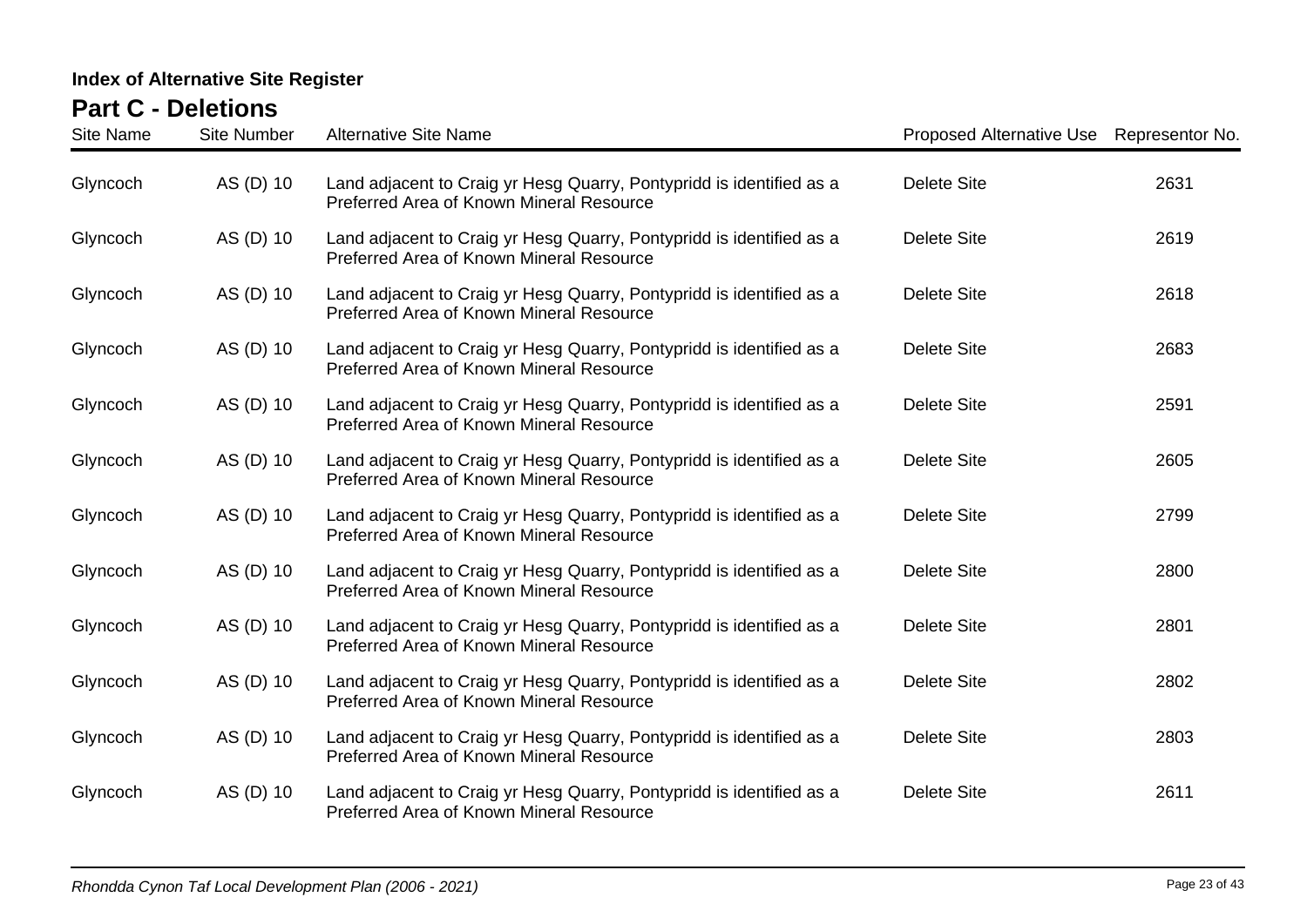**Index of Alternative Site Register**

## Part C - Deletions

| Site Name | Site Number | Alternative Site Name | Proposed Alternative Use | Representor No. |
|---|---|---|---|---|
| Glyncoch | AS (D) 10 | Land adjacent to Craig yr Hesg Quarry, Pontypridd is identified as a Preferred Area of Known Mineral Resource | Delete Site | 2631 |
| Glyncoch | AS (D) 10 | Land adjacent to Craig yr Hesg Quarry, Pontypridd is identified as a Preferred Area of Known Mineral Resource | Delete Site | 2619 |
| Glyncoch | AS (D) 10 | Land adjacent to Craig yr Hesg Quarry, Pontypridd is identified as a Preferred Area of Known Mineral Resource | Delete Site | 2618 |
| Glyncoch | AS (D) 10 | Land adjacent to Craig yr Hesg Quarry, Pontypridd is identified as a Preferred Area of Known Mineral Resource | Delete Site | 2683 |
| Glyncoch | AS (D) 10 | Land adjacent to Craig yr Hesg Quarry, Pontypridd is identified as a Preferred Area of Known Mineral Resource | Delete Site | 2591 |
| Glyncoch | AS (D) 10 | Land adjacent to Craig yr Hesg Quarry, Pontypridd is identified as a Preferred Area of Known Mineral Resource | Delete Site | 2605 |
| Glyncoch | AS (D) 10 | Land adjacent to Craig yr Hesg Quarry, Pontypridd is identified as a Preferred Area of Known Mineral Resource | Delete Site | 2799 |
| Glyncoch | AS (D) 10 | Land adjacent to Craig yr Hesg Quarry, Pontypridd is identified as a Preferred Area of Known Mineral Resource | Delete Site | 2800 |
| Glyncoch | AS (D) 10 | Land adjacent to Craig yr Hesg Quarry, Pontypridd is identified as a Preferred Area of Known Mineral Resource | Delete Site | 2801 |
| Glyncoch | AS (D) 10 | Land adjacent to Craig yr Hesg Quarry, Pontypridd is identified as a Preferred Area of Known Mineral Resource | Delete Site | 2802 |
| Glyncoch | AS (D) 10 | Land adjacent to Craig yr Hesg Quarry, Pontypridd is identified as a Preferred Area of Known Mineral Resource | Delete Site | 2803 |
| Glyncoch | AS (D) 10 | Land adjacent to Craig yr Hesg Quarry, Pontypridd is identified as a Preferred Area of Known Mineral Resource | Delete Site | 2611 |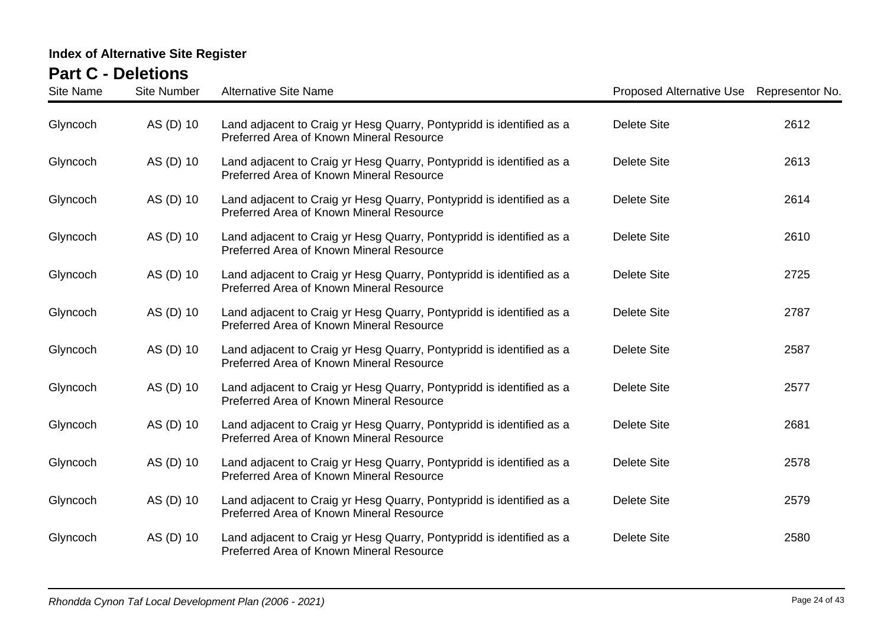**Index of Alternative Site Register**

## Part C - Deletions

| Site Name | Site Number | Alternative Site Name | Proposed Alternative Use | Representor No. |
|---|---|---|---|---|
| Glyncoch | AS (D) 10 | Land adjacent to Craig yr Hesg Quarry, Pontypridd is identified as a Preferred Area of Known Mineral Resource | Delete Site | 2612 |
| Glyncoch | AS (D) 10 | Land adjacent to Craig yr Hesg Quarry, Pontypridd is identified as a Preferred Area of Known Mineral Resource | Delete Site | 2613 |
| Glyncoch | AS (D) 10 | Land adjacent to Craig yr Hesg Quarry, Pontypridd is identified as a Preferred Area of Known Mineral Resource | Delete Site | 2614 |
| Glyncoch | AS (D) 10 | Land adjacent to Craig yr Hesg Quarry, Pontypridd is identified as a Preferred Area of Known Mineral Resource | Delete Site | 2610 |
| Glyncoch | AS (D) 10 | Land adjacent to Craig yr Hesg Quarry, Pontypridd is identified as a Preferred Area of Known Mineral Resource | Delete Site | 2725 |
| Glyncoch | AS (D) 10 | Land adjacent to Craig yr Hesg Quarry, Pontypridd is identified as a Preferred Area of Known Mineral Resource | Delete Site | 2787 |
| Glyncoch | AS (D) 10 | Land adjacent to Craig yr Hesg Quarry, Pontypridd is identified as a Preferred Area of Known Mineral Resource | Delete Site | 2587 |
| Glyncoch | AS (D) 10 | Land adjacent to Craig yr Hesg Quarry, Pontypridd is identified as a Preferred Area of Known Mineral Resource | Delete Site | 2577 |
| Glyncoch | AS (D) 10 | Land adjacent to Craig yr Hesg Quarry, Pontypridd is identified as a Preferred Area of Known Mineral Resource | Delete Site | 2681 |
| Glyncoch | AS (D) 10 | Land adjacent to Craig yr Hesg Quarry, Pontypridd is identified as a Preferred Area of Known Mineral Resource | Delete Site | 2578 |
| Glyncoch | AS (D) 10 | Land adjacent to Craig yr Hesg Quarry, Pontypridd is identified as a Preferred Area of Known Mineral Resource | Delete Site | 2579 |
| Glyncoch | AS (D) 10 | Land adjacent to Craig yr Hesg Quarry, Pontypridd is identified as a Preferred Area of Known Mineral Resource | Delete Site | 2580 |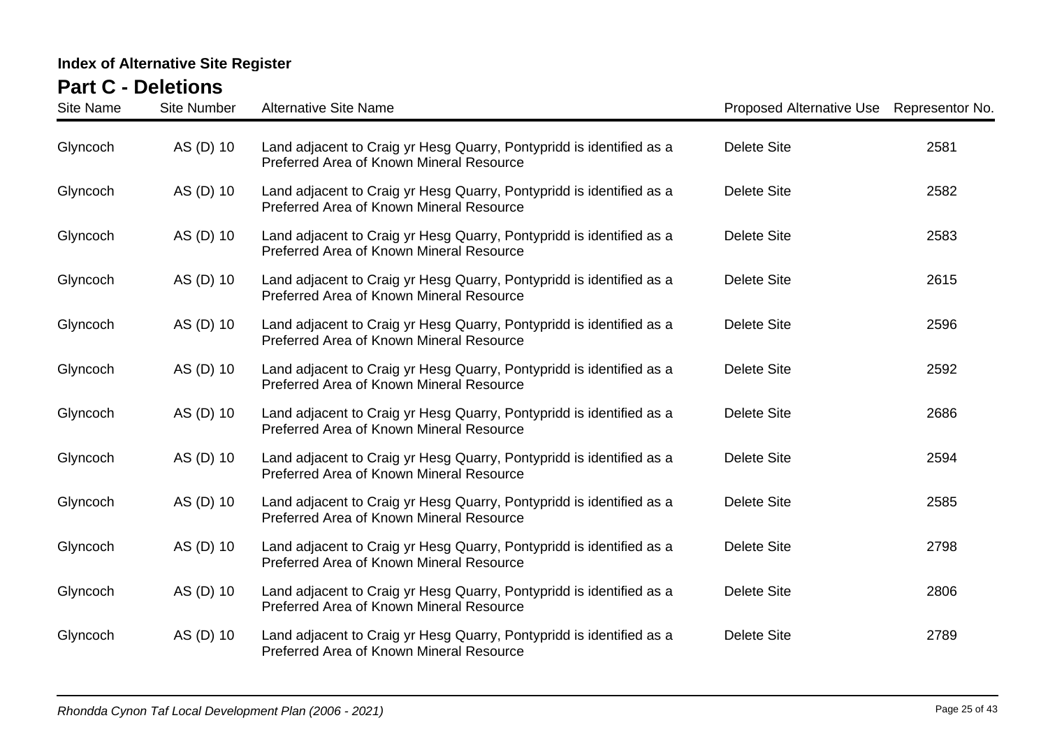## Index of Alternative Site Register

# Part C - Deletions

| Site Name | Site Number | Alternative Site Name | Proposed Alternative Use | Representor No. |
|---|---|---|---|---|
| Glyncoch | AS (D) 10 | Land adjacent to Craig yr Hesg Quarry, Pontypridd is identified as a Preferred Area of Known Mineral Resource | Delete Site | 2581 |
| Glyncoch | AS (D) 10 | Land adjacent to Craig yr Hesg Quarry, Pontypridd is identified as a Preferred Area of Known Mineral Resource | Delete Site | 2582 |
| Glyncoch | AS (D) 10 | Land adjacent to Craig yr Hesg Quarry, Pontypridd is identified as a Preferred Area of Known Mineral Resource | Delete Site | 2583 |
| Glyncoch | AS (D) 10 | Land adjacent to Craig yr Hesg Quarry, Pontypridd is identified as a Preferred Area of Known Mineral Resource | Delete Site | 2615 |
| Glyncoch | AS (D) 10 | Land adjacent to Craig yr Hesg Quarry, Pontypridd is identified as a Preferred Area of Known Mineral Resource | Delete Site | 2596 |
| Glyncoch | AS (D) 10 | Land adjacent to Craig yr Hesg Quarry, Pontypridd is identified as a Preferred Area of Known Mineral Resource | Delete Site | 2592 |
| Glyncoch | AS (D) 10 | Land adjacent to Craig yr Hesg Quarry, Pontypridd is identified as a Preferred Area of Known Mineral Resource | Delete Site | 2686 |
| Glyncoch | AS (D) 10 | Land adjacent to Craig yr Hesg Quarry, Pontypridd is identified as a Preferred Area of Known Mineral Resource | Delete Site | 2594 |
| Glyncoch | AS (D) 10 | Land adjacent to Craig yr Hesg Quarry, Pontypridd is identified as a Preferred Area of Known Mineral Resource | Delete Site | 2585 |
| Glyncoch | AS (D) 10 | Land adjacent to Craig yr Hesg Quarry, Pontypridd is identified as a Preferred Area of Known Mineral Resource | Delete Site | 2798 |
| Glyncoch | AS (D) 10 | Land adjacent to Craig yr Hesg Quarry, Pontypridd is identified as a Preferred Area of Known Mineral Resource | Delete Site | 2806 |
| Glyncoch | AS (D) 10 | Land adjacent to Craig yr Hesg Quarry, Pontypridd is identified as a Preferred Area of Known Mineral Resource | Delete Site | 2789 |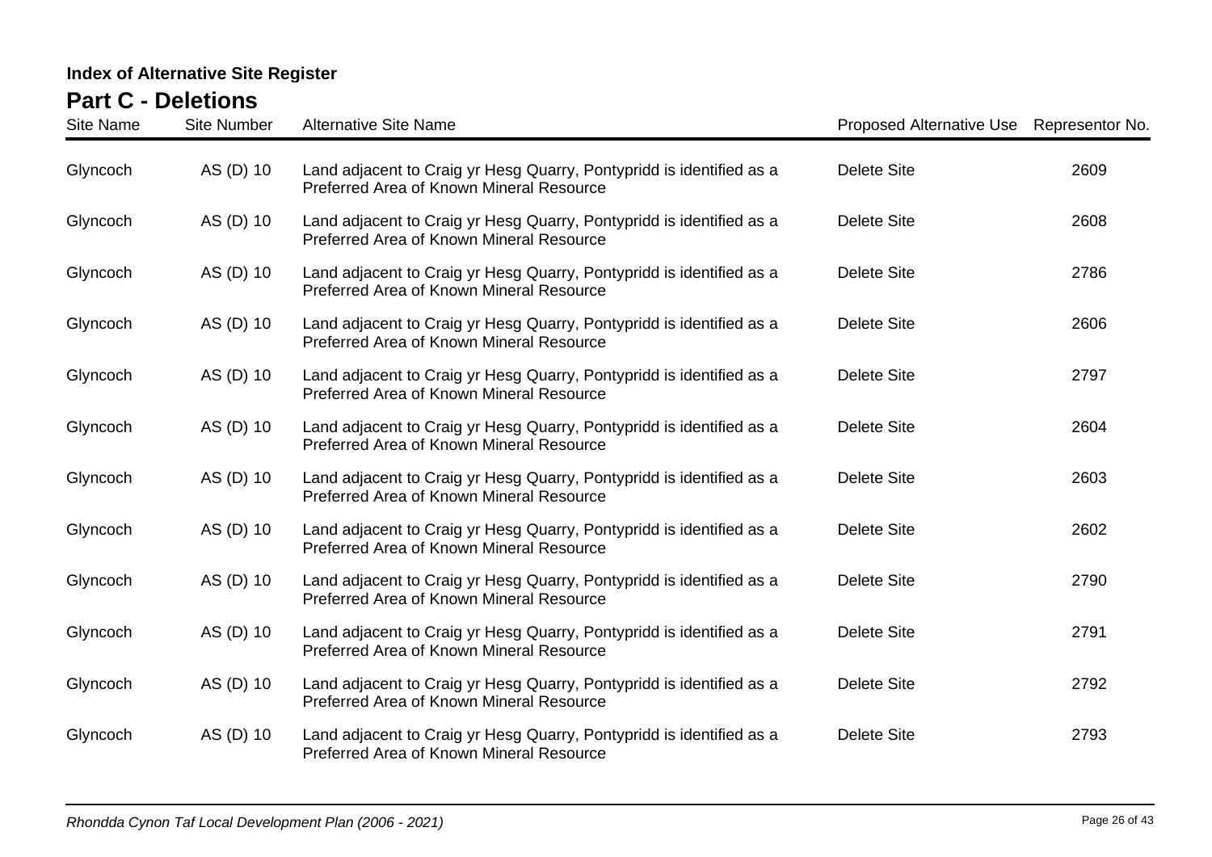**Index of Alternative Site Register**

## Part C - Deletions

| Site Name | Site Number | Alternative Site Name | Proposed Alternative Use | Representor No. |
|---|---|---|---|---|
| Glyncoch | AS (D) 10 | Land adjacent to Craig yr Hesg Quarry, Pontypridd is identified as a Preferred Area of Known Mineral Resource | Delete Site | 2609 |
| Glyncoch | AS (D) 10 | Land adjacent to Craig yr Hesg Quarry, Pontypridd is identified as a Preferred Area of Known Mineral Resource | Delete Site | 2608 |
| Glyncoch | AS (D) 10 | Land adjacent to Craig yr Hesg Quarry, Pontypridd is identified as a Preferred Area of Known Mineral Resource | Delete Site | 2786 |
| Glyncoch | AS (D) 10 | Land adjacent to Craig yr Hesg Quarry, Pontypridd is identified as a Preferred Area of Known Mineral Resource | Delete Site | 2606 |
| Glyncoch | AS (D) 10 | Land adjacent to Craig yr Hesg Quarry, Pontypridd is identified as a Preferred Area of Known Mineral Resource | Delete Site | 2797 |
| Glyncoch | AS (D) 10 | Land adjacent to Craig yr Hesg Quarry, Pontypridd is identified as a Preferred Area of Known Mineral Resource | Delete Site | 2604 |
| Glyncoch | AS (D) 10 | Land adjacent to Craig yr Hesg Quarry, Pontypridd is identified as a Preferred Area of Known Mineral Resource | Delete Site | 2603 |
| Glyncoch | AS (D) 10 | Land adjacent to Craig yr Hesg Quarry, Pontypridd is identified as a Preferred Area of Known Mineral Resource | Delete Site | 2602 |
| Glyncoch | AS (D) 10 | Land adjacent to Craig yr Hesg Quarry, Pontypridd is identified as a Preferred Area of Known Mineral Resource | Delete Site | 2790 |
| Glyncoch | AS (D) 10 | Land adjacent to Craig yr Hesg Quarry, Pontypridd is identified as a Preferred Area of Known Mineral Resource | Delete Site | 2791 |
| Glyncoch | AS (D) 10 | Land adjacent to Craig yr Hesg Quarry, Pontypridd is identified as a Preferred Area of Known Mineral Resource | Delete Site | 2792 |
| Glyncoch | AS (D) 10 | Land adjacent to Craig yr Hesg Quarry, Pontypridd is identified as a Preferred Area of Known Mineral Resource | Delete Site | 2793 |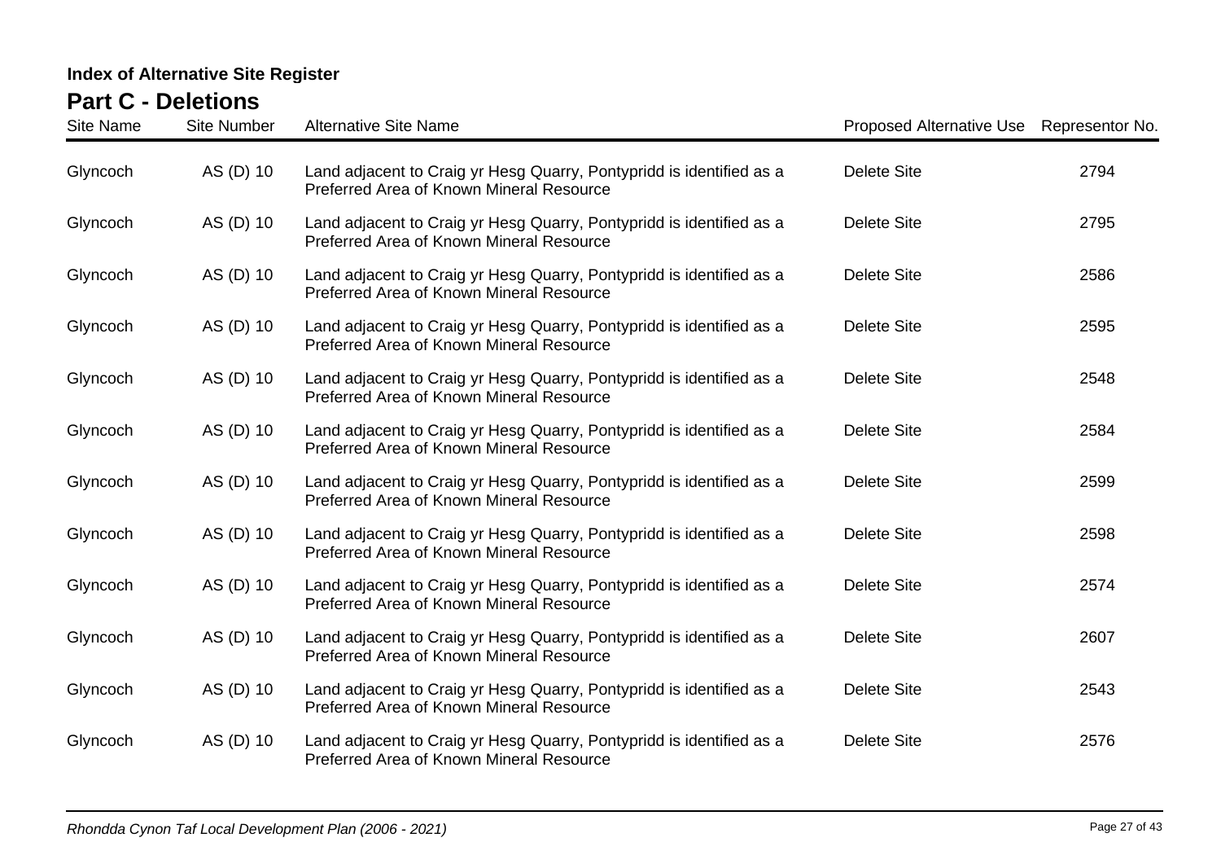## Index of Alternative Site Register

# Part C - Deletions

| Site Name | Site Number | Alternative Site Name | Proposed Alternative Use | Representor No. |
|---|---|---|---|---|
| Glyncoch | AS (D) 10 | Land adjacent to Craig yr Hesg Quarry, Pontypridd is identified as a Preferred Area of Known Mineral Resource | Delete Site | 2794 |
| Glyncoch | AS (D) 10 | Land adjacent to Craig yr Hesg Quarry, Pontypridd is identified as a Preferred Area of Known Mineral Resource | Delete Site | 2795 |
| Glyncoch | AS (D) 10 | Land adjacent to Craig yr Hesg Quarry, Pontypridd is identified as a Preferred Area of Known Mineral Resource | Delete Site | 2586 |
| Glyncoch | AS (D) 10 | Land adjacent to Craig yr Hesg Quarry, Pontypridd is identified as a Preferred Area of Known Mineral Resource | Delete Site | 2595 |
| Glyncoch | AS (D) 10 | Land adjacent to Craig yr Hesg Quarry, Pontypridd is identified as a Preferred Area of Known Mineral Resource | Delete Site | 2548 |
| Glyncoch | AS (D) 10 | Land adjacent to Craig yr Hesg Quarry, Pontypridd is identified as a Preferred Area of Known Mineral Resource | Delete Site | 2584 |
| Glyncoch | AS (D) 10 | Land adjacent to Craig yr Hesg Quarry, Pontypridd is identified as a Preferred Area of Known Mineral Resource | Delete Site | 2599 |
| Glyncoch | AS (D) 10 | Land adjacent to Craig yr Hesg Quarry, Pontypridd is identified as a Preferred Area of Known Mineral Resource | Delete Site | 2598 |
| Glyncoch | AS (D) 10 | Land adjacent to Craig yr Hesg Quarry, Pontypridd is identified as a Preferred Area of Known Mineral Resource | Delete Site | 2574 |
| Glyncoch | AS (D) 10 | Land adjacent to Craig yr Hesg Quarry, Pontypridd is identified as a Preferred Area of Known Mineral Resource | Delete Site | 2607 |
| Glyncoch | AS (D) 10 | Land adjacent to Craig yr Hesg Quarry, Pontypridd is identified as a Preferred Area of Known Mineral Resource | Delete Site | 2543 |
| Glyncoch | AS (D) 10 | Land adjacent to Craig yr Hesg Quarry, Pontypridd is identified as a Preferred Area of Known Mineral Resource | Delete Site | 2576 |

*Rhondda Cynon Taf Local Development Plan (2006 - 2021)*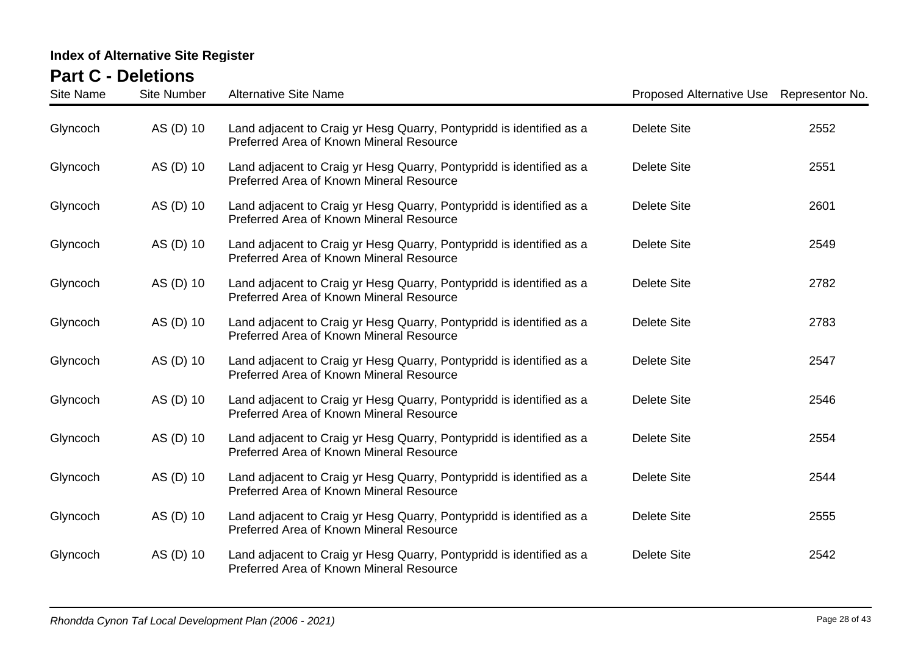**Index of Alternative Site Register**

## Part C - Deletions

| Site Name | Site Number | Alternative Site Name | Proposed Alternative Use | Representor No. |
|---|---|---|---|---|
| Glyncoch | AS (D) 10 | Land adjacent to Craig yr Hesg Quarry, Pontypridd is identified as a Preferred Area of Known Mineral Resource | Delete Site | 2552 |
| Glyncoch | AS (D) 10 | Land adjacent to Craig yr Hesg Quarry, Pontypridd is identified as a Preferred Area of Known Mineral Resource | Delete Site | 2551 |
| Glyncoch | AS (D) 10 | Land adjacent to Craig yr Hesg Quarry, Pontypridd is identified as a Preferred Area of Known Mineral Resource | Delete Site | 2601 |
| Glyncoch | AS (D) 10 | Land adjacent to Craig yr Hesg Quarry, Pontypridd is identified as a Preferred Area of Known Mineral Resource | Delete Site | 2549 |
| Glyncoch | AS (D) 10 | Land adjacent to Craig yr Hesg Quarry, Pontypridd is identified as a Preferred Area of Known Mineral Resource | Delete Site | 2782 |
| Glyncoch | AS (D) 10 | Land adjacent to Craig yr Hesg Quarry, Pontypridd is identified as a Preferred Area of Known Mineral Resource | Delete Site | 2783 |
| Glyncoch | AS (D) 10 | Land adjacent to Craig yr Hesg Quarry, Pontypridd is identified as a Preferred Area of Known Mineral Resource | Delete Site | 2547 |
| Glyncoch | AS (D) 10 | Land adjacent to Craig yr Hesg Quarry, Pontypridd is identified as a Preferred Area of Known Mineral Resource | Delete Site | 2546 |
| Glyncoch | AS (D) 10 | Land adjacent to Craig yr Hesg Quarry, Pontypridd is identified as a Preferred Area of Known Mineral Resource | Delete Site | 2554 |
| Glyncoch | AS (D) 10 | Land adjacent to Craig yr Hesg Quarry, Pontypridd is identified as a Preferred Area of Known Mineral Resource | Delete Site | 2544 |
| Glyncoch | AS (D) 10 | Land adjacent to Craig yr Hesg Quarry, Pontypridd is identified as a Preferred Area of Known Mineral Resource | Delete Site | 2555 |
| Glyncoch | AS (D) 10 | Land adjacent to Craig yr Hesg Quarry, Pontypridd is identified as a Preferred Area of Known Mineral Resource | Delete Site | 2542 |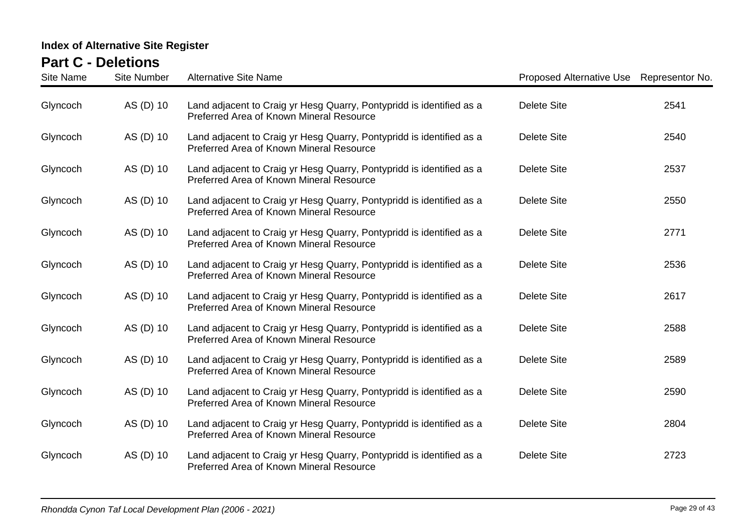**Index of Alternative Site Register**

## Part C - Deletions

| Site Name | Site Number | Alternative Site Name | Proposed Alternative Use | Representor No. |
|---|---|---|---|---|
| Glyncoch | AS (D) 10 | Land adjacent to Craig yr Hesg Quarry, Pontypridd is identified as a Preferred Area of Known Mineral Resource | Delete Site | 2541 |
| Glyncoch | AS (D) 10 | Land adjacent to Craig yr Hesg Quarry, Pontypridd is identified as a Preferred Area of Known Mineral Resource | Delete Site | 2540 |
| Glyncoch | AS (D) 10 | Land adjacent to Craig yr Hesg Quarry, Pontypridd is identified as a Preferred Area of Known Mineral Resource | Delete Site | 2537 |
| Glyncoch | AS (D) 10 | Land adjacent to Craig yr Hesg Quarry, Pontypridd is identified as a Preferred Area of Known Mineral Resource | Delete Site | 2550 |
| Glyncoch | AS (D) 10 | Land adjacent to Craig yr Hesg Quarry, Pontypridd is identified as a Preferred Area of Known Mineral Resource | Delete Site | 2771 |
| Glyncoch | AS (D) 10 | Land adjacent to Craig yr Hesg Quarry, Pontypridd is identified as a Preferred Area of Known Mineral Resource | Delete Site | 2536 |
| Glyncoch | AS (D) 10 | Land adjacent to Craig yr Hesg Quarry, Pontypridd is identified as a Preferred Area of Known Mineral Resource | Delete Site | 2617 |
| Glyncoch | AS (D) 10 | Land adjacent to Craig yr Hesg Quarry, Pontypridd is identified as a Preferred Area of Known Mineral Resource | Delete Site | 2588 |
| Glyncoch | AS (D) 10 | Land adjacent to Craig yr Hesg Quarry, Pontypridd is identified as a Preferred Area of Known Mineral Resource | Delete Site | 2589 |
| Glyncoch | AS (D) 10 | Land adjacent to Craig yr Hesg Quarry, Pontypridd is identified as a Preferred Area of Known Mineral Resource | Delete Site | 2590 |
| Glyncoch | AS (D) 10 | Land adjacent to Craig yr Hesg Quarry, Pontypridd is identified as a Preferred Area of Known Mineral Resource | Delete Site | 2804 |
| Glyncoch | AS (D) 10 | Land adjacent to Craig yr Hesg Quarry, Pontypridd is identified as a Preferred Area of Known Mineral Resource | Delete Site | 2723 |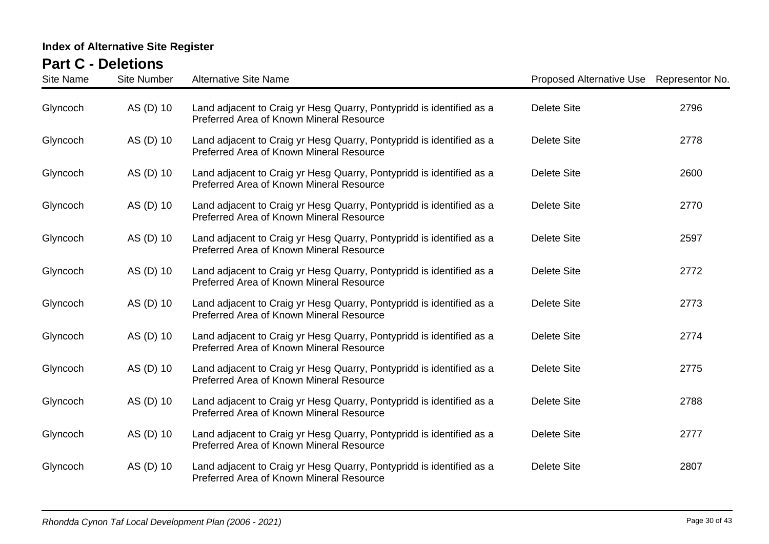## Index of Alternative Site Register

# Part C - Deletions

| Site Name | Site Number | Alternative Site Name | Proposed Alternative Use | Representor No. |
|---|---|---|---|---|
| Glyncoch | AS (D) 10 | Land adjacent to Craig yr Hesg Quarry, Pontypridd is identified as a Preferred Area of Known Mineral Resource | Delete Site | 2796 |
| Glyncoch | AS (D) 10 | Land adjacent to Craig yr Hesg Quarry, Pontypridd is identified as a Preferred Area of Known Mineral Resource | Delete Site | 2778 |
| Glyncoch | AS (D) 10 | Land adjacent to Craig yr Hesg Quarry, Pontypridd is identified as a Preferred Area of Known Mineral Resource | Delete Site | 2600 |
| Glyncoch | AS (D) 10 | Land adjacent to Craig yr Hesg Quarry, Pontypridd is identified as a Preferred Area of Known Mineral Resource | Delete Site | 2770 |
| Glyncoch | AS (D) 10 | Land adjacent to Craig yr Hesg Quarry, Pontypridd is identified as a Preferred Area of Known Mineral Resource | Delete Site | 2597 |
| Glyncoch | AS (D) 10 | Land adjacent to Craig yr Hesg Quarry, Pontypridd is identified as a Preferred Area of Known Mineral Resource | Delete Site | 2772 |
| Glyncoch | AS (D) 10 | Land adjacent to Craig yr Hesg Quarry, Pontypridd is identified as a Preferred Area of Known Mineral Resource | Delete Site | 2773 |
| Glyncoch | AS (D) 10 | Land adjacent to Craig yr Hesg Quarry, Pontypridd is identified as a Preferred Area of Known Mineral Resource | Delete Site | 2774 |
| Glyncoch | AS (D) 10 | Land adjacent to Craig yr Hesg Quarry, Pontypridd is identified as a Preferred Area of Known Mineral Resource | Delete Site | 2775 |
| Glyncoch | AS (D) 10 | Land adjacent to Craig yr Hesg Quarry, Pontypridd is identified as a Preferred Area of Known Mineral Resource | Delete Site | 2788 |
| Glyncoch | AS (D) 10 | Land adjacent to Craig yr Hesg Quarry, Pontypridd is identified as a Preferred Area of Known Mineral Resource | Delete Site | 2777 |
| Glyncoch | AS (D) 10 | Land adjacent to Craig yr Hesg Quarry, Pontypridd is identified as a Preferred Area of Known Mineral Resource | Delete Site | 2807 |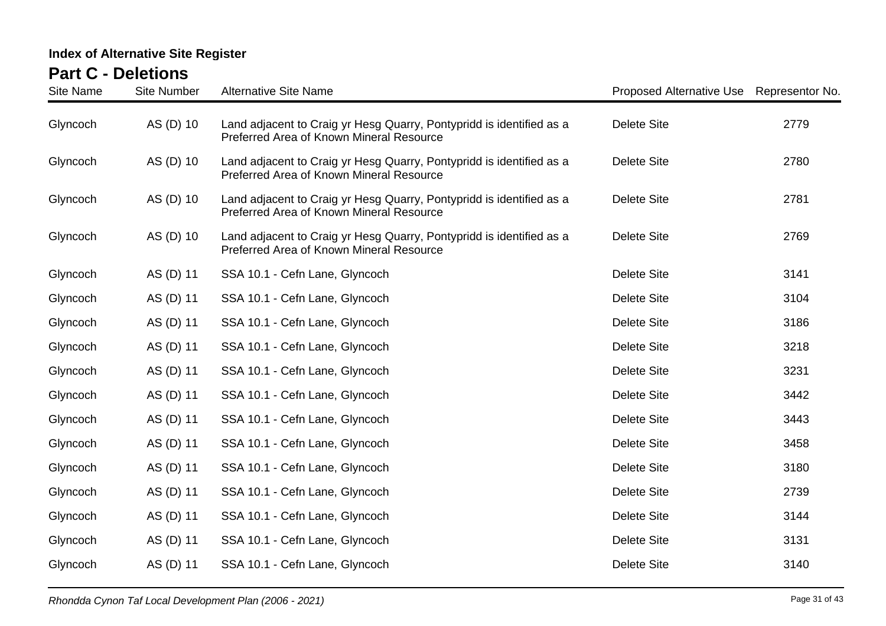**Index of Alternative Site Register**

## Part C - Deletions

| Site Name | Site Number | Alternative Site Name | Proposed Alternative Use | Representor No. |
|---|---|---|---|---|
| Glyncoch | AS (D) 10 | Land adjacent to Craig yr Hesg Quarry, Pontypridd is identified as a Preferred Area of Known Mineral Resource | Delete Site | 2779 |
| Glyncoch | AS (D) 10 | Land adjacent to Craig yr Hesg Quarry, Pontypridd is identified as a Preferred Area of Known Mineral Resource | Delete Site | 2780 |
| Glyncoch | AS (D) 10 | Land adjacent to Craig yr Hesg Quarry, Pontypridd is identified as a Preferred Area of Known Mineral Resource | Delete Site | 2781 |
| Glyncoch | AS (D) 10 | Land adjacent to Craig yr Hesg Quarry, Pontypridd is identified as a Preferred Area of Known Mineral Resource | Delete Site | 2769 |
| Glyncoch | AS (D) 11 | SSA 10.1 - Cefn Lane, Glyncoch | Delete Site | 3141 |
| Glyncoch | AS (D) 11 | SSA 10.1 - Cefn Lane, Glyncoch | Delete Site | 3104 |
| Glyncoch | AS (D) 11 | SSA 10.1 - Cefn Lane, Glyncoch | Delete Site | 3186 |
| Glyncoch | AS (D) 11 | SSA 10.1 - Cefn Lane, Glyncoch | Delete Site | 3218 |
| Glyncoch | AS (D) 11 | SSA 10.1 - Cefn Lane, Glyncoch | Delete Site | 3231 |
| Glyncoch | AS (D) 11 | SSA 10.1 - Cefn Lane, Glyncoch | Delete Site | 3442 |
| Glyncoch | AS (D) 11 | SSA 10.1 - Cefn Lane, Glyncoch | Delete Site | 3443 |
| Glyncoch | AS (D) 11 | SSA 10.1 - Cefn Lane, Glyncoch | Delete Site | 3458 |
| Glyncoch | AS (D) 11 | SSA 10.1 - Cefn Lane, Glyncoch | Delete Site | 3180 |
| Glyncoch | AS (D) 11 | SSA 10.1 - Cefn Lane, Glyncoch | Delete Site | 2739 |
| Glyncoch | AS (D) 11 | SSA 10.1 - Cefn Lane, Glyncoch | Delete Site | 3144 |
| Glyncoch | AS (D) 11 | SSA 10.1 - Cefn Lane, Glyncoch | Delete Site | 3131 |
| Glyncoch | AS (D) 11 | SSA 10.1 - Cefn Lane, Glyncoch | Delete Site | 3140 |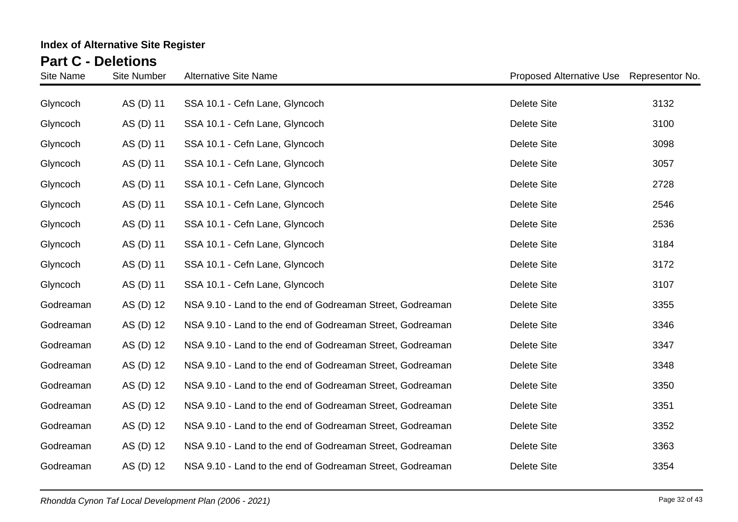**Index of Alternative Site Register**

## Part C - Deletions

| Site Name | Site Number | Alternative Site Name | Proposed Alternative Use | Representor No. |
|---|---|---|---|---|
| Glyncoch | AS (D) 11 | SSA 10.1 - Cefn Lane, Glyncoch | Delete Site | 3132 |
| Glyncoch | AS (D) 11 | SSA 10.1 - Cefn Lane, Glyncoch | Delete Site | 3100 |
| Glyncoch | AS (D) 11 | SSA 10.1 - Cefn Lane, Glyncoch | Delete Site | 3098 |
| Glyncoch | AS (D) 11 | SSA 10.1 - Cefn Lane, Glyncoch | Delete Site | 3057 |
| Glyncoch | AS (D) 11 | SSA 10.1 - Cefn Lane, Glyncoch | Delete Site | 2728 |
| Glyncoch | AS (D) 11 | SSA 10.1 - Cefn Lane, Glyncoch | Delete Site | 2546 |
| Glyncoch | AS (D) 11 | SSA 10.1 - Cefn Lane, Glyncoch | Delete Site | 2536 |
| Glyncoch | AS (D) 11 | SSA 10.1 - Cefn Lane, Glyncoch | Delete Site | 3184 |
| Glyncoch | AS (D) 11 | SSA 10.1 - Cefn Lane, Glyncoch | Delete Site | 3172 |
| Glyncoch | AS (D) 11 | SSA 10.1 - Cefn Lane, Glyncoch | Delete Site | 3107 |
| Godreaman | AS (D) 12 | NSA 9.10 - Land to the end of Godreaman Street, Godreaman | Delete Site | 3355 |
| Godreaman | AS (D) 12 | NSA 9.10 - Land to the end of Godreaman Street, Godreaman | Delete Site | 3346 |
| Godreaman | AS (D) 12 | NSA 9.10 - Land to the end of Godreaman Street, Godreaman | Delete Site | 3347 |
| Godreaman | AS (D) 12 | NSA 9.10 - Land to the end of Godreaman Street, Godreaman | Delete Site | 3348 |
| Godreaman | AS (D) 12 | NSA 9.10 - Land to the end of Godreaman Street, Godreaman | Delete Site | 3350 |
| Godreaman | AS (D) 12 | NSA 9.10 - Land to the end of Godreaman Street, Godreaman | Delete Site | 3351 |
| Godreaman | AS (D) 12 | NSA 9.10 - Land to the end of Godreaman Street, Godreaman | Delete Site | 3352 |
| Godreaman | AS (D) 12 | NSA 9.10 - Land to the end of Godreaman Street, Godreaman | Delete Site | 3363 |
| Godreaman | AS (D) 12 | NSA 9.10 - Land to the end of Godreaman Street, Godreaman | Delete Site | 3354 |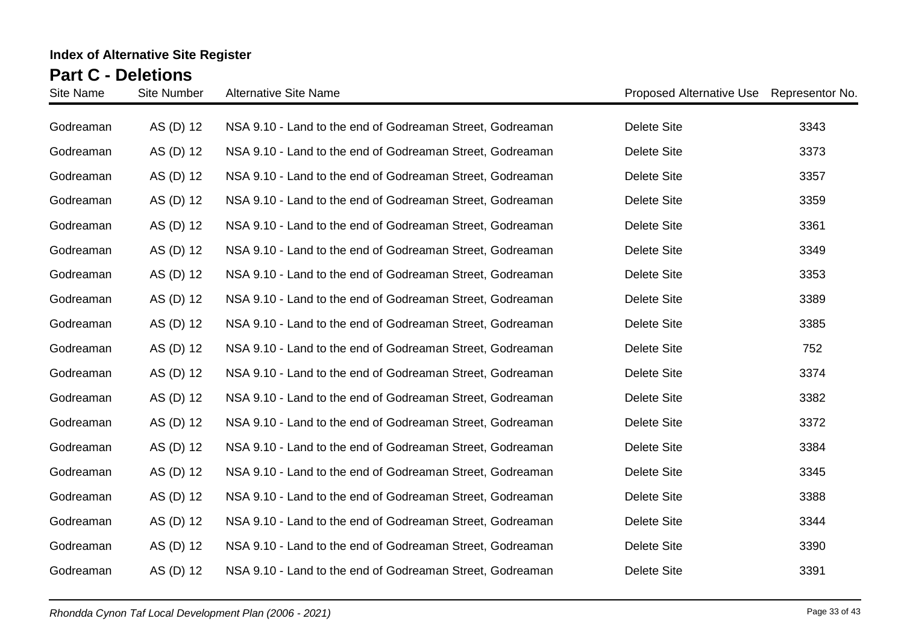**Index of Alternative Site Register**

## Part C - Deletions

| Site Name | Site Number | Alternative Site Name | Proposed Alternative Use | Representor No. |
|---|---|---|---|---|
| Godreaman | AS (D) 12 | NSA 9.10 - Land to the end of Godreaman Street, Godreaman | Delete Site | 3343 |
| Godreaman | AS (D) 12 | NSA 9.10 - Land to the end of Godreaman Street, Godreaman | Delete Site | 3373 |
| Godreaman | AS (D) 12 | NSA 9.10 - Land to the end of Godreaman Street, Godreaman | Delete Site | 3357 |
| Godreaman | AS (D) 12 | NSA 9.10 - Land to the end of Godreaman Street, Godreaman | Delete Site | 3359 |
| Godreaman | AS (D) 12 | NSA 9.10 - Land to the end of Godreaman Street, Godreaman | Delete Site | 3361 |
| Godreaman | AS (D) 12 | NSA 9.10 - Land to the end of Godreaman Street, Godreaman | Delete Site | 3349 |
| Godreaman | AS (D) 12 | NSA 9.10 - Land to the end of Godreaman Street, Godreaman | Delete Site | 3353 |
| Godreaman | AS (D) 12 | NSA 9.10 - Land to the end of Godreaman Street, Godreaman | Delete Site | 3389 |
| Godreaman | AS (D) 12 | NSA 9.10 - Land to the end of Godreaman Street, Godreaman | Delete Site | 3385 |
| Godreaman | AS (D) 12 | NSA 9.10 - Land to the end of Godreaman Street, Godreaman | Delete Site | 752 |
| Godreaman | AS (D) 12 | NSA 9.10 - Land to the end of Godreaman Street, Godreaman | Delete Site | 3374 |
| Godreaman | AS (D) 12 | NSA 9.10 - Land to the end of Godreaman Street, Godreaman | Delete Site | 3382 |
| Godreaman | AS (D) 12 | NSA 9.10 - Land to the end of Godreaman Street, Godreaman | Delete Site | 3372 |
| Godreaman | AS (D) 12 | NSA 9.10 - Land to the end of Godreaman Street, Godreaman | Delete Site | 3384 |
| Godreaman | AS (D) 12 | NSA 9.10 - Land to the end of Godreaman Street, Godreaman | Delete Site | 3345 |
| Godreaman | AS (D) 12 | NSA 9.10 - Land to the end of Godreaman Street, Godreaman | Delete Site | 3388 |
| Godreaman | AS (D) 12 | NSA 9.10 - Land to the end of Godreaman Street, Godreaman | Delete Site | 3344 |
| Godreaman | AS (D) 12 | NSA 9.10 - Land to the end of Godreaman Street, Godreaman | Delete Site | 3390 |
| Godreaman | AS (D) 12 | NSA 9.10 - Land to the end of Godreaman Street, Godreaman | Delete Site | 3391 |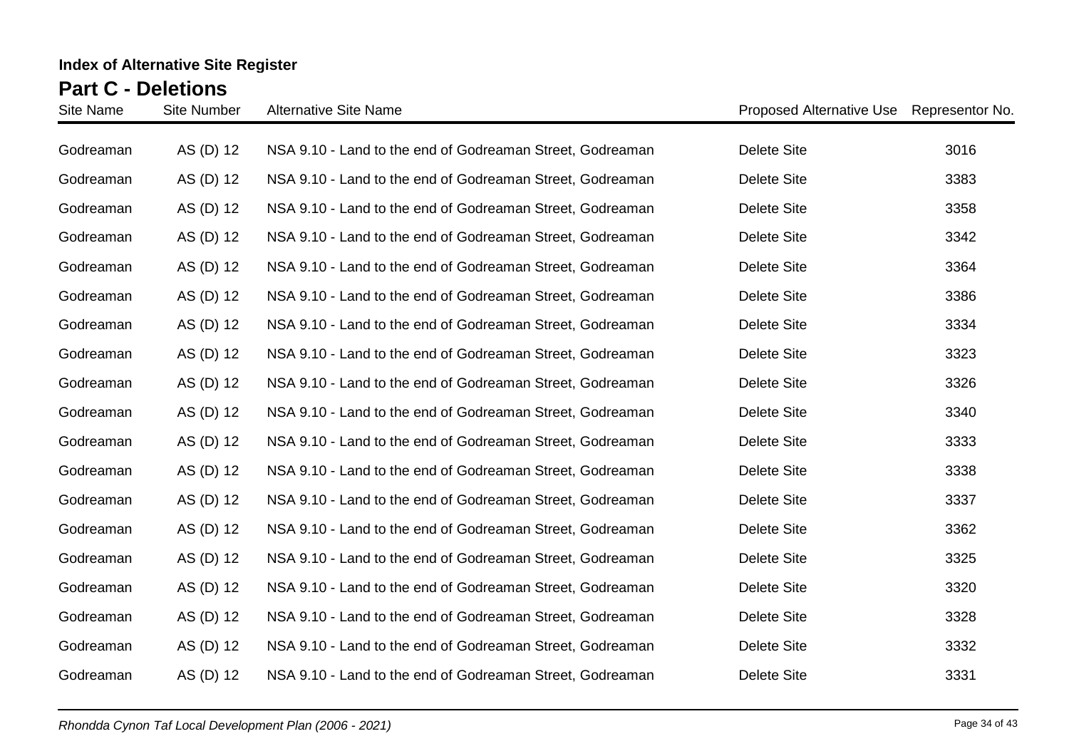**Index of Alternative Site Register**

## Part C - Deletions

| Site Name | Site Number | Alternative Site Name | Proposed Alternative Use | Representor No. |
|---|---|---|---|---|
| Godreaman | AS (D) 12 | NSA 9.10 - Land to the end of Godreaman Street, Godreaman | Delete Site | 3016 |
| Godreaman | AS (D) 12 | NSA 9.10 - Land to the end of Godreaman Street, Godreaman | Delete Site | 3383 |
| Godreaman | AS (D) 12 | NSA 9.10 - Land to the end of Godreaman Street, Godreaman | Delete Site | 3358 |
| Godreaman | AS (D) 12 | NSA 9.10 - Land to the end of Godreaman Street, Godreaman | Delete Site | 3342 |
| Godreaman | AS (D) 12 | NSA 9.10 - Land to the end of Godreaman Street, Godreaman | Delete Site | 3364 |
| Godreaman | AS (D) 12 | NSA 9.10 - Land to the end of Godreaman Street, Godreaman | Delete Site | 3386 |
| Godreaman | AS (D) 12 | NSA 9.10 - Land to the end of Godreaman Street, Godreaman | Delete Site | 3334 |
| Godreaman | AS (D) 12 | NSA 9.10 - Land to the end of Godreaman Street, Godreaman | Delete Site | 3323 |
| Godreaman | AS (D) 12 | NSA 9.10 - Land to the end of Godreaman Street, Godreaman | Delete Site | 3326 |
| Godreaman | AS (D) 12 | NSA 9.10 - Land to the end of Godreaman Street, Godreaman | Delete Site | 3340 |
| Godreaman | AS (D) 12 | NSA 9.10 - Land to the end of Godreaman Street, Godreaman | Delete Site | 3333 |
| Godreaman | AS (D) 12 | NSA 9.10 - Land to the end of Godreaman Street, Godreaman | Delete Site | 3338 |
| Godreaman | AS (D) 12 | NSA 9.10 - Land to the end of Godreaman Street, Godreaman | Delete Site | 3337 |
| Godreaman | AS (D) 12 | NSA 9.10 - Land to the end of Godreaman Street, Godreaman | Delete Site | 3362 |
| Godreaman | AS (D) 12 | NSA 9.10 - Land to the end of Godreaman Street, Godreaman | Delete Site | 3325 |
| Godreaman | AS (D) 12 | NSA 9.10 - Land to the end of Godreaman Street, Godreaman | Delete Site | 3320 |
| Godreaman | AS (D) 12 | NSA 9.10 - Land to the end of Godreaman Street, Godreaman | Delete Site | 3328 |
| Godreaman | AS (D) 12 | NSA 9.10 - Land to the end of Godreaman Street, Godreaman | Delete Site | 3332 |
| Godreaman | AS (D) 12 | NSA 9.10 - Land to the end of Godreaman Street, Godreaman | Delete Site | 3331 |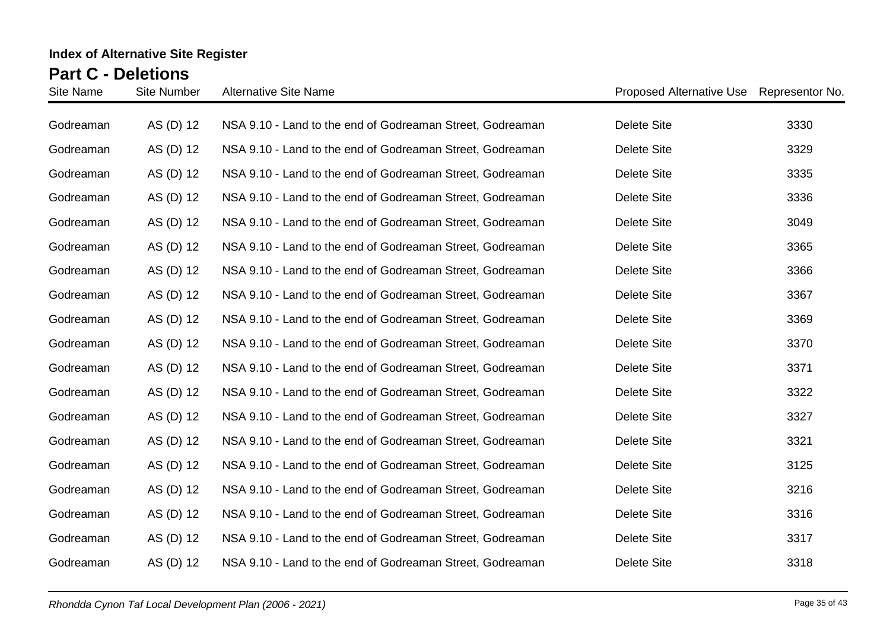**Index of Alternative Site Register**

## Part C - Deletions

| Site Name | Site Number | Alternative Site Name | Proposed Alternative Use | Representor No. |
| --- | --- | --- | --- | --- |
| Godreaman | AS (D) 12 | NSA 9.10 - Land to the end of Godreaman Street, Godreaman | Delete Site | 3330 |
| Godreaman | AS (D) 12 | NSA 9.10 - Land to the end of Godreaman Street, Godreaman | Delete Site | 3329 |
| Godreaman | AS (D) 12 | NSA 9.10 - Land to the end of Godreaman Street, Godreaman | Delete Site | 3335 |
| Godreaman | AS (D) 12 | NSA 9.10 - Land to the end of Godreaman Street, Godreaman | Delete Site | 3336 |
| Godreaman | AS (D) 12 | NSA 9.10 - Land to the end of Godreaman Street, Godreaman | Delete Site | 3049 |
| Godreaman | AS (D) 12 | NSA 9.10 - Land to the end of Godreaman Street, Godreaman | Delete Site | 3365 |
| Godreaman | AS (D) 12 | NSA 9.10 - Land to the end of Godreaman Street, Godreaman | Delete Site | 3366 |
| Godreaman | AS (D) 12 | NSA 9.10 - Land to the end of Godreaman Street, Godreaman | Delete Site | 3367 |
| Godreaman | AS (D) 12 | NSA 9.10 - Land to the end of Godreaman Street, Godreaman | Delete Site | 3369 |
| Godreaman | AS (D) 12 | NSA 9.10 - Land to the end of Godreaman Street, Godreaman | Delete Site | 3370 |
| Godreaman | AS (D) 12 | NSA 9.10 - Land to the end of Godreaman Street, Godreaman | Delete Site | 3371 |
| Godreaman | AS (D) 12 | NSA 9.10 - Land to the end of Godreaman Street, Godreaman | Delete Site | 3322 |
| Godreaman | AS (D) 12 | NSA 9.10 - Land to the end of Godreaman Street, Godreaman | Delete Site | 3327 |
| Godreaman | AS (D) 12 | NSA 9.10 - Land to the end of Godreaman Street, Godreaman | Delete Site | 3321 |
| Godreaman | AS (D) 12 | NSA 9.10 - Land to the end of Godreaman Street, Godreaman | Delete Site | 3125 |
| Godreaman | AS (D) 12 | NSA 9.10 - Land to the end of Godreaman Street, Godreaman | Delete Site | 3216 |
| Godreaman | AS (D) 12 | NSA 9.10 - Land to the end of Godreaman Street, Godreaman | Delete Site | 3316 |
| Godreaman | AS (D) 12 | NSA 9.10 - Land to the end of Godreaman Street, Godreaman | Delete Site | 3317 |
| Godreaman | AS (D) 12 | NSA 9.10 - Land to the end of Godreaman Street, Godreaman | Delete Site | 3318 |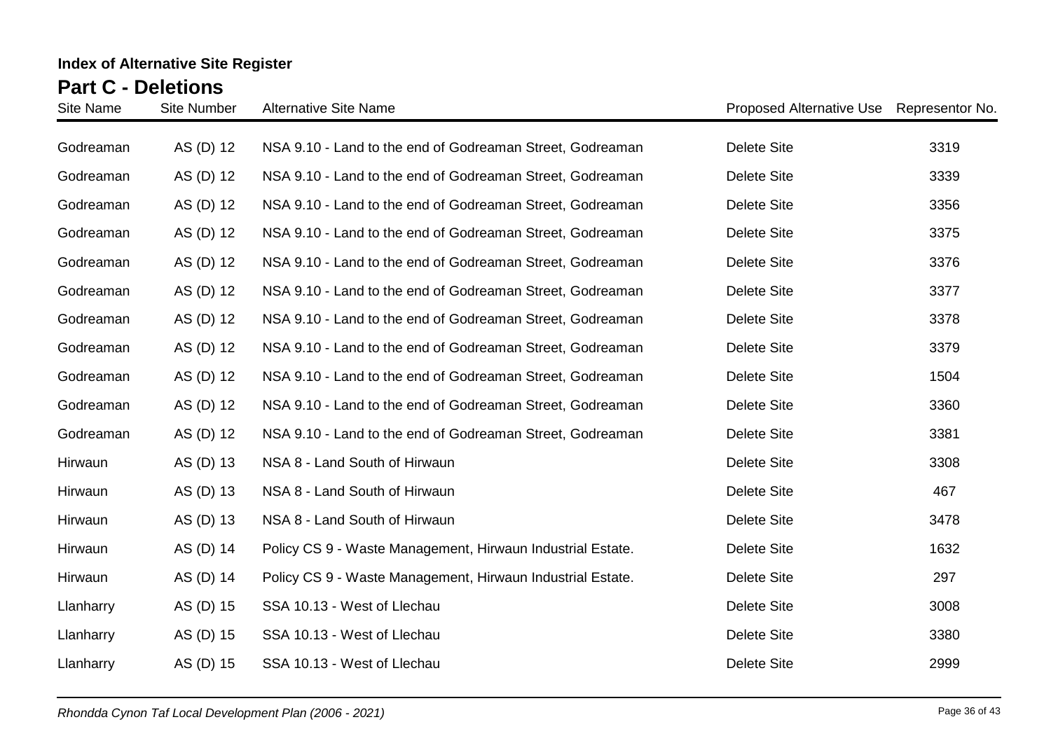**Index of Alternative Site Register**

## Part C - Deletions

| Site Name | Site Number | Alternative Site Name | Proposed Alternative Use | Representor No. |
|---|---|---|---|---|
| Godreaman | AS (D) 12 | NSA 9.10 - Land to the end of Godreaman Street, Godreaman | Delete Site | 3319 |
| Godreaman | AS (D) 12 | NSA 9.10 - Land to the end of Godreaman Street, Godreaman | Delete Site | 3339 |
| Godreaman | AS (D) 12 | NSA 9.10 - Land to the end of Godreaman Street, Godreaman | Delete Site | 3356 |
| Godreaman | AS (D) 12 | NSA 9.10 - Land to the end of Godreaman Street, Godreaman | Delete Site | 3375 |
| Godreaman | AS (D) 12 | NSA 9.10 - Land to the end of Godreaman Street, Godreaman | Delete Site | 3376 |
| Godreaman | AS (D) 12 | NSA 9.10 - Land to the end of Godreaman Street, Godreaman | Delete Site | 3377 |
| Godreaman | AS (D) 12 | NSA 9.10 - Land to the end of Godreaman Street, Godreaman | Delete Site | 3378 |
| Godreaman | AS (D) 12 | NSA 9.10 - Land to the end of Godreaman Street, Godreaman | Delete Site | 3379 |
| Godreaman | AS (D) 12 | NSA 9.10 - Land to the end of Godreaman Street, Godreaman | Delete Site | 1504 |
| Godreaman | AS (D) 12 | NSA 9.10 - Land to the end of Godreaman Street, Godreaman | Delete Site | 3360 |
| Godreaman | AS (D) 12 | NSA 9.10 - Land to the end of Godreaman Street, Godreaman | Delete Site | 3381 |
| Hirwaun | AS (D) 13 | NSA 8 - Land South of Hirwaun | Delete Site | 3308 |
| Hirwaun | AS (D) 13 | NSA 8 - Land South of Hirwaun | Delete Site | 467 |
| Hirwaun | AS (D) 13 | NSA 8 - Land South of Hirwaun | Delete Site | 3478 |
| Hirwaun | AS (D) 14 | Policy CS 9 - Waste Management, Hirwaun Industrial Estate. | Delete Site | 1632 |
| Hirwaun | AS (D) 14 | Policy CS 9 - Waste Management, Hirwaun Industrial Estate. | Delete Site | 297 |
| Llanharry | AS (D) 15 | SSA 10.13 - West of Llechau | Delete Site | 3008 |
| Llanharry | AS (D) 15 | SSA 10.13 - West of Llechau | Delete Site | 3380 |
| Llanharry | AS (D) 15 | SSA 10.13 - West of Llechau | Delete Site | 2999 |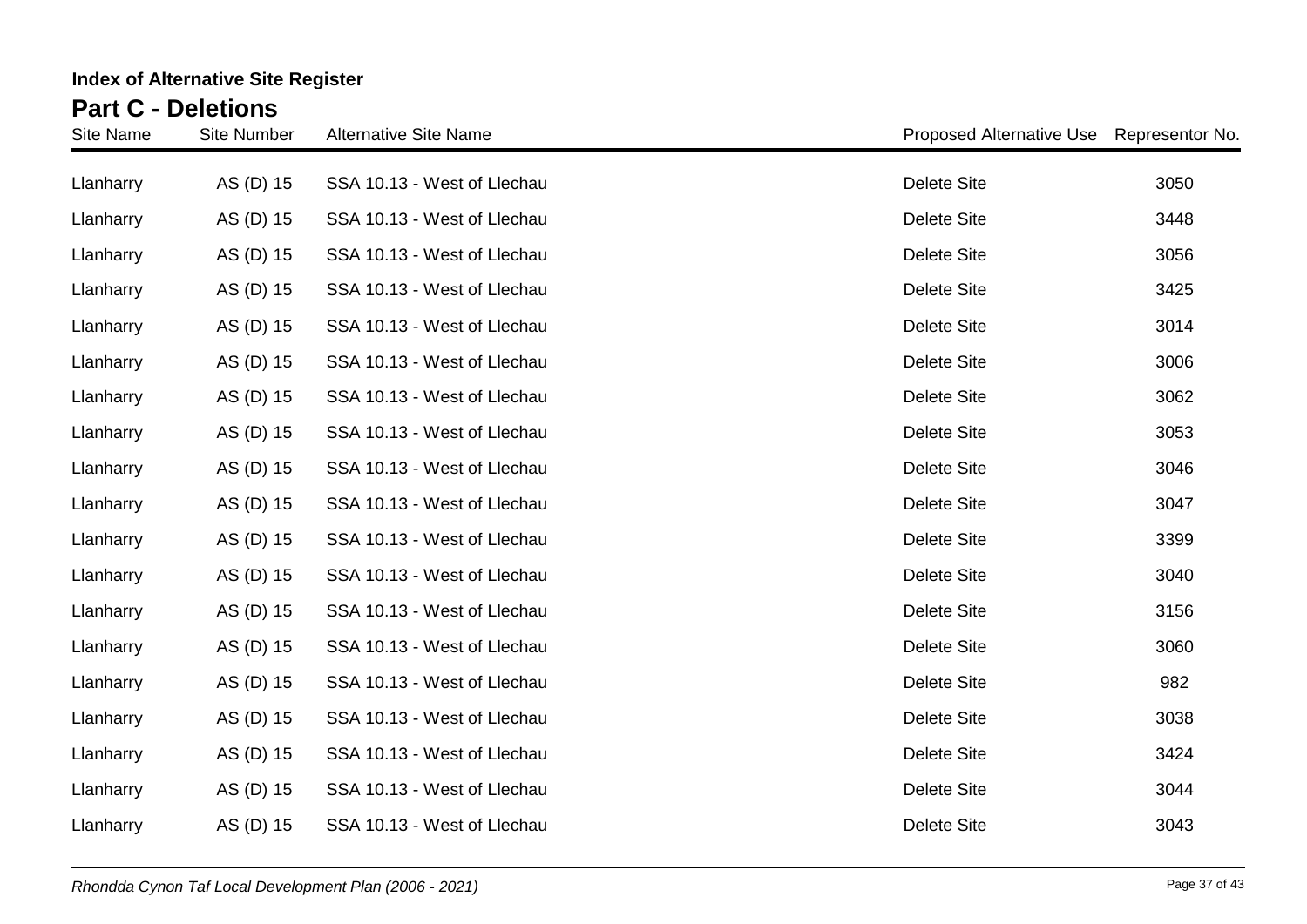**Index of Alternative Site Register**

## Part C - Deletions

| Site Name | Site Number | Alternative Site Name | Proposed Alternative Use | Representor No. |
| --- | --- | --- | --- | --- |
| Llanharry | AS (D) 15 | SSA 10.13 - West of Llechau | Delete Site | 3050 |
| Llanharry | AS (D) 15 | SSA 10.13 - West of Llechau | Delete Site | 3448 |
| Llanharry | AS (D) 15 | SSA 10.13 - West of Llechau | Delete Site | 3056 |
| Llanharry | AS (D) 15 | SSA 10.13 - West of Llechau | Delete Site | 3425 |
| Llanharry | AS (D) 15 | SSA 10.13 - West of Llechau | Delete Site | 3014 |
| Llanharry | AS (D) 15 | SSA 10.13 - West of Llechau | Delete Site | 3006 |
| Llanharry | AS (D) 15 | SSA 10.13 - West of Llechau | Delete Site | 3062 |
| Llanharry | AS (D) 15 | SSA 10.13 - West of Llechau | Delete Site | 3053 |
| Llanharry | AS (D) 15 | SSA 10.13 - West of Llechau | Delete Site | 3046 |
| Llanharry | AS (D) 15 | SSA 10.13 - West of Llechau | Delete Site | 3047 |
| Llanharry | AS (D) 15 | SSA 10.13 - West of Llechau | Delete Site | 3399 |
| Llanharry | AS (D) 15 | SSA 10.13 - West of Llechau | Delete Site | 3040 |
| Llanharry | AS (D) 15 | SSA 10.13 - West of Llechau | Delete Site | 3156 |
| Llanharry | AS (D) 15 | SSA 10.13 - West of Llechau | Delete Site | 3060 |
| Llanharry | AS (D) 15 | SSA 10.13 - West of Llechau | Delete Site | 982 |
| Llanharry | AS (D) 15 | SSA 10.13 - West of Llechau | Delete Site | 3038 |
| Llanharry | AS (D) 15 | SSA 10.13 - West of Llechau | Delete Site | 3424 |
| Llanharry | AS (D) 15 | SSA 10.13 - West of Llechau | Delete Site | 3044 |
| Llanharry | AS (D) 15 | SSA 10.13 - West of Llechau | Delete Site | 3043 |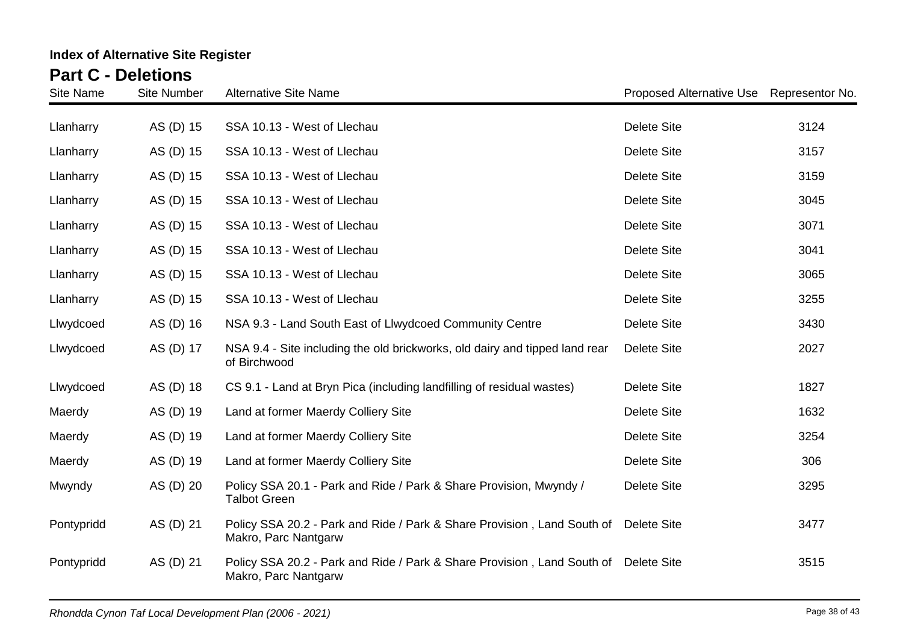## Index of Alternative Site Register

# Part C - Deletions

| Site Name | Site Number | Alternative Site Name | Proposed Alternative Use | Representor No. |
|---|---|---|---|---|
| Llanharry | AS (D) 15 | SSA 10.13 - West of Llechau | Delete Site | 3124 |
| Llanharry | AS (D) 15 | SSA 10.13 - West of Llechau | Delete Site | 3157 |
| Llanharry | AS (D) 15 | SSA 10.13 - West of Llechau | Delete Site | 3159 |
| Llanharry | AS (D) 15 | SSA 10.13 - West of Llechau | Delete Site | 3045 |
| Llanharry | AS (D) 15 | SSA 10.13 - West of Llechau | Delete Site | 3071 |
| Llanharry | AS (D) 15 | SSA 10.13 - West of Llechau | Delete Site | 3041 |
| Llanharry | AS (D) 15 | SSA 10.13 - West of Llechau | Delete Site | 3065 |
| Llanharry | AS (D) 15 | SSA 10.13 - West of Llechau | Delete Site | 3255 |
| Llwydcoed | AS (D) 16 | NSA 9.3 - Land South East of Llwydcoed Community Centre | Delete Site | 3430 |
| Llwydcoed | AS (D) 17 | NSA 9.4 - Site including the old brickworks, old dairy and tipped land rear of Birchwood | Delete Site | 2027 |
| Llwydcoed | AS (D) 18 | CS 9.1 - Land at Bryn Pica (including landfilling of residual wastes) | Delete Site | 1827 |
| Maerdy | AS (D) 19 | Land at former Maerdy Colliery Site | Delete Site | 1632 |
| Maerdy | AS (D) 19 | Land at former Maerdy Colliery Site | Delete Site | 3254 |
| Maerdy | AS (D) 19 | Land at former Maerdy Colliery Site | Delete Site | 306 |
| Mwyndy | AS (D) 20 | Policy SSA 20.1 - Park and Ride / Park & Share Provision, Mwyndy / Talbot Green | Delete Site | 3295 |
| Pontypridd | AS (D) 21 | Policy SSA 20.2 - Park and Ride / Park & Share Provision , Land South of Makro, Parc Nantgarw | Delete Site | 3477 |
| Pontypridd | AS (D) 21 | Policy SSA 20.2 - Park and Ride / Park & Share Provision , Land South of Makro, Parc Nantgarw | Delete Site | 3515 |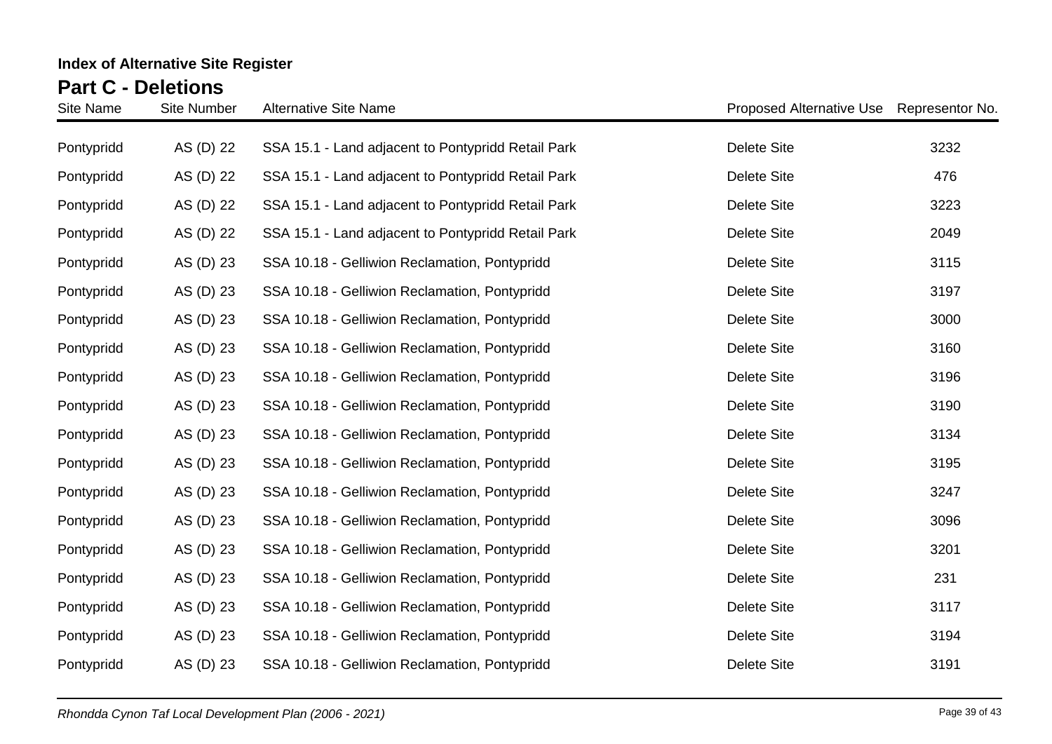**Index of Alternative Site Register**

## Part C - Deletions

| Site Name | Site Number | Alternative Site Name | Proposed Alternative Use | Representor No. |
|---|---|---|---|---|
| Pontypridd | AS (D) 22 | SSA 15.1 - Land adjacent to Pontypridd Retail Park | Delete Site | 3232 |
| Pontypridd | AS (D) 22 | SSA 15.1 - Land adjacent to Pontypridd Retail Park | Delete Site | 476 |
| Pontypridd | AS (D) 22 | SSA 15.1 - Land adjacent to Pontypridd Retail Park | Delete Site | 3223 |
| Pontypridd | AS (D) 22 | SSA 15.1 - Land adjacent to Pontypridd Retail Park | Delete Site | 2049 |
| Pontypridd | AS (D) 23 | SSA 10.18 - Gelliwion Reclamation, Pontypridd | Delete Site | 3115 |
| Pontypridd | AS (D) 23 | SSA 10.18 - Gelliwion Reclamation, Pontypridd | Delete Site | 3197 |
| Pontypridd | AS (D) 23 | SSA 10.18 - Gelliwion Reclamation, Pontypridd | Delete Site | 3000 |
| Pontypridd | AS (D) 23 | SSA 10.18 - Gelliwion Reclamation, Pontypridd | Delete Site | 3160 |
| Pontypridd | AS (D) 23 | SSA 10.18 - Gelliwion Reclamation, Pontypridd | Delete Site | 3196 |
| Pontypridd | AS (D) 23 | SSA 10.18 - Gelliwion Reclamation, Pontypridd | Delete Site | 3190 |
| Pontypridd | AS (D) 23 | SSA 10.18 - Gelliwion Reclamation, Pontypridd | Delete Site | 3134 |
| Pontypridd | AS (D) 23 | SSA 10.18 - Gelliwion Reclamation, Pontypridd | Delete Site | 3195 |
| Pontypridd | AS (D) 23 | SSA 10.18 - Gelliwion Reclamation, Pontypridd | Delete Site | 3247 |
| Pontypridd | AS (D) 23 | SSA 10.18 - Gelliwion Reclamation, Pontypridd | Delete Site | 3096 |
| Pontypridd | AS (D) 23 | SSA 10.18 - Gelliwion Reclamation, Pontypridd | Delete Site | 3201 |
| Pontypridd | AS (D) 23 | SSA 10.18 - Gelliwion Reclamation, Pontypridd | Delete Site | 231 |
| Pontypridd | AS (D) 23 | SSA 10.18 - Gelliwion Reclamation, Pontypridd | Delete Site | 3117 |
| Pontypridd | AS (D) 23 | SSA 10.18 - Gelliwion Reclamation, Pontypridd | Delete Site | 3194 |
| Pontypridd | AS (D) 23 | SSA 10.18 - Gelliwion Reclamation, Pontypridd | Delete Site | 3191 |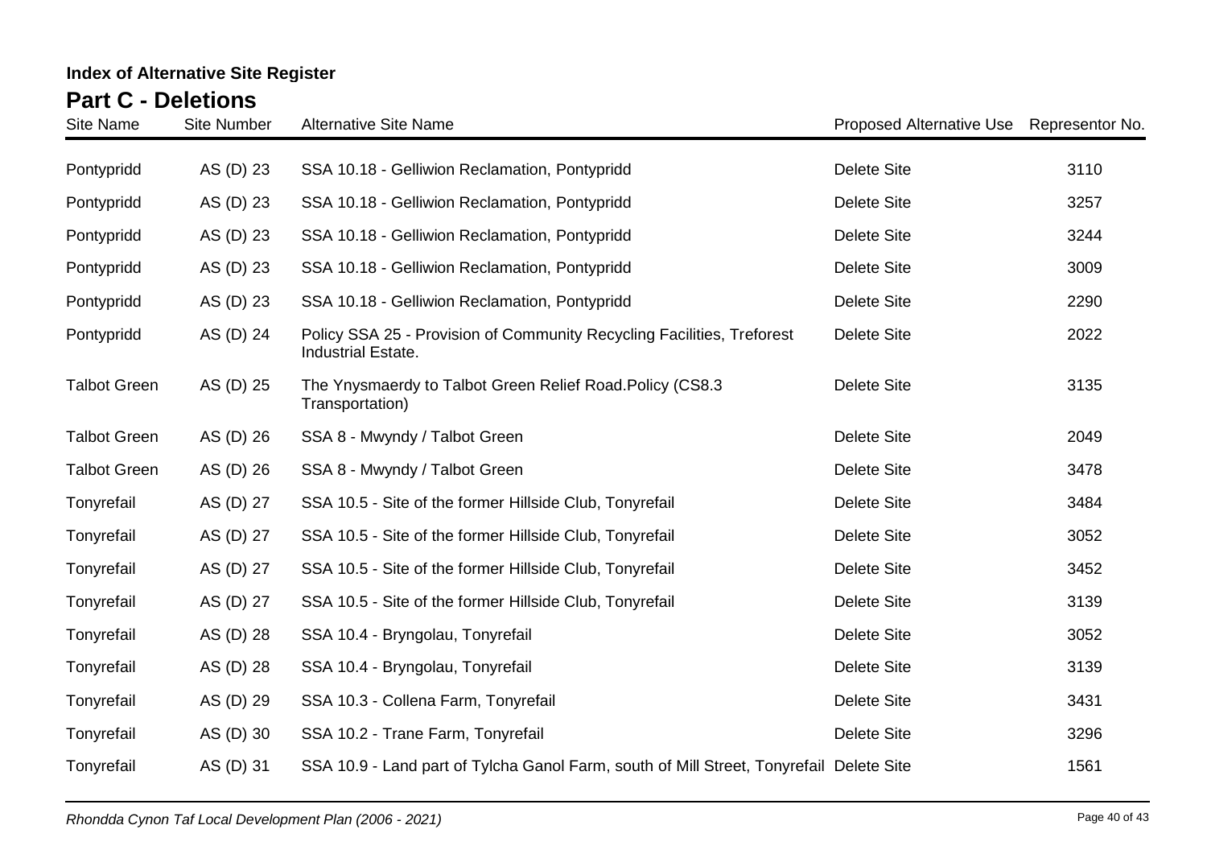## Index of Alternative Site Register

# Part C - Deletions

| Site Name | Site Number | Alternative Site Name | Proposed Alternative Use | Representor No. |
|---|---|---|---|---|
| Pontypridd | AS (D) 23 | SSA 10.18 - Gelliwion Reclamation, Pontypridd | Delete Site | 3110 |
| Pontypridd | AS (D) 23 | SSA 10.18 - Gelliwion Reclamation, Pontypridd | Delete Site | 3257 |
| Pontypridd | AS (D) 23 | SSA 10.18 - Gelliwion Reclamation, Pontypridd | Delete Site | 3244 |
| Pontypridd | AS (D) 23 | SSA 10.18 - Gelliwion Reclamation, Pontypridd | Delete Site | 3009 |
| Pontypridd | AS (D) 23 | SSA 10.18 - Gelliwion Reclamation, Pontypridd | Delete Site | 2290 |
| Pontypridd | AS (D) 24 | Policy SSA 25 - Provision of Community Recycling Facilities, Treforest Industrial Estate. | Delete Site | 2022 |
| Talbot Green | AS (D) 25 | The Ynysmaerdy to Talbot Green Relief Road.Policy (CS8.3 Transportation) | Delete Site | 3135 |
| Talbot Green | AS (D) 26 | SSA 8 - Mwyndy / Talbot Green | Delete Site | 2049 |
| Talbot Green | AS (D) 26 | SSA 8 - Mwyndy / Talbot Green | Delete Site | 3478 |
| Tonyrefail | AS (D) 27 | SSA 10.5 - Site of the former Hillside Club, Tonyrefail | Delete Site | 3484 |
| Tonyrefail | AS (D) 27 | SSA 10.5 - Site of the former Hillside Club, Tonyrefail | Delete Site | 3052 |
| Tonyrefail | AS (D) 27 | SSA 10.5 - Site of the former Hillside Club, Tonyrefail | Delete Site | 3452 |
| Tonyrefail | AS (D) 27 | SSA 10.5 - Site of the former Hillside Club, Tonyrefail | Delete Site | 3139 |
| Tonyrefail | AS (D) 28 | SSA 10.4 - Bryngolau, Tonyrefail | Delete Site | 3052 |
| Tonyrefail | AS (D) 28 | SSA 10.4 - Bryngolau, Tonyrefail | Delete Site | 3139 |
| Tonyrefail | AS (D) 29 | SSA 10.3 - Collena Farm, Tonyrefail | Delete Site | 3431 |
| Tonyrefail | AS (D) 30 | SSA 10.2 - Trane Farm, Tonyrefail | Delete Site | 3296 |
| Tonyrefail | AS (D) 31 | SSA 10.9 - Land part of Tylcha Ganol Farm, south of Mill Street, Tonyrefail | Delete Site | 1561 |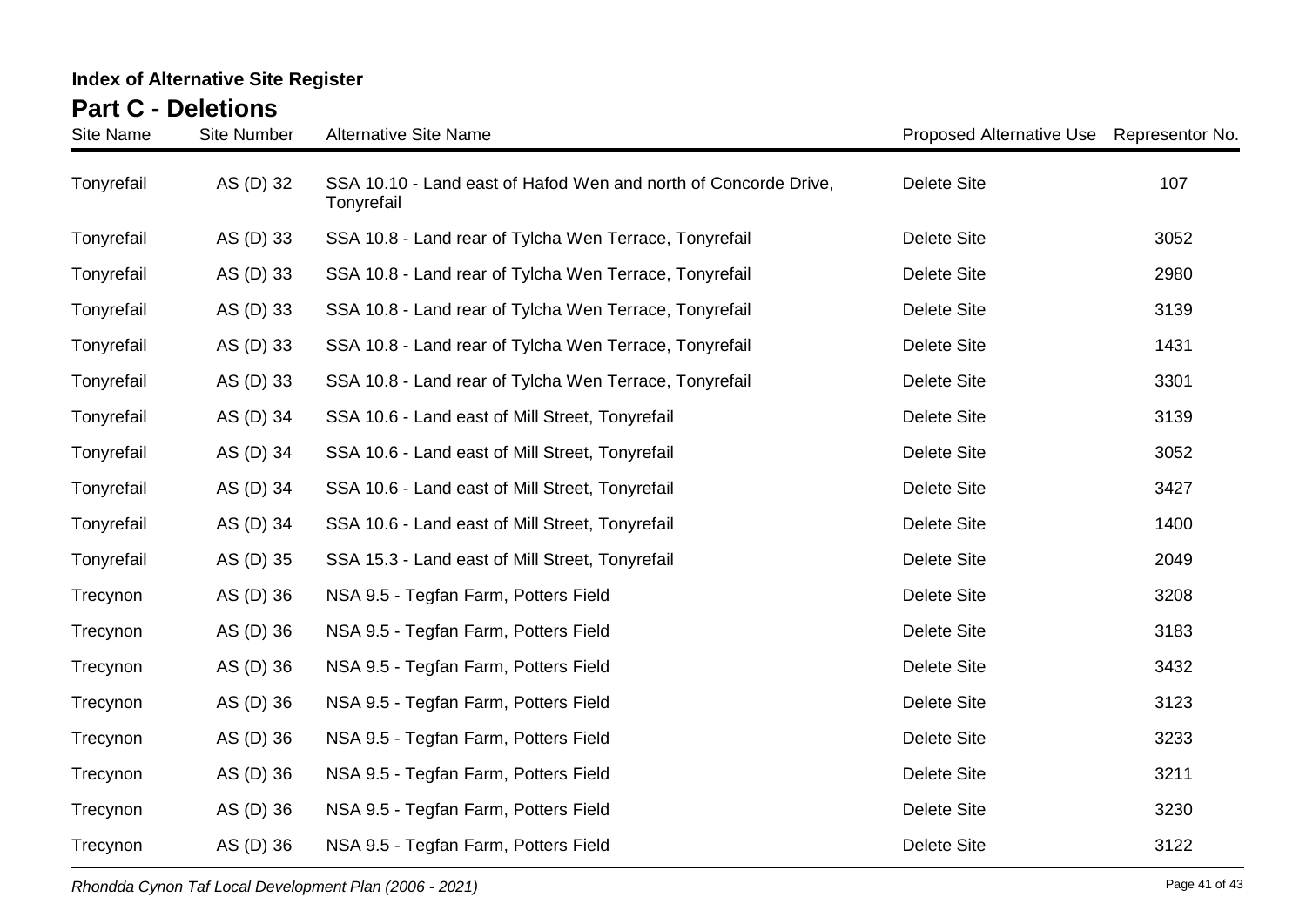**Index of Alternative Site Register**

## Part C - Deletions

| Site Name | Site Number | Alternative Site Name | Proposed Alternative Use | Representor No. |
|---|---|---|---|---|
| Tonyrefail | AS (D) 32 | SSA 10.10 - Land east of Hafod Wen and north of Concorde Drive, Tonyrefail | Delete Site | 107 |
| Tonyrefail | AS (D) 33 | SSA 10.8 - Land rear of Tylcha Wen Terrace, Tonyrefail | Delete Site | 3052 |
| Tonyrefail | AS (D) 33 | SSA 10.8 - Land rear of Tylcha Wen Terrace, Tonyrefail | Delete Site | 2980 |
| Tonyrefail | AS (D) 33 | SSA 10.8 - Land rear of Tylcha Wen Terrace, Tonyrefail | Delete Site | 3139 |
| Tonyrefail | AS (D) 33 | SSA 10.8 - Land rear of Tylcha Wen Terrace, Tonyrefail | Delete Site | 1431 |
| Tonyrefail | AS (D) 33 | SSA 10.8 - Land rear of Tylcha Wen Terrace, Tonyrefail | Delete Site | 3301 |
| Tonyrefail | AS (D) 34 | SSA 10.6 - Land east of Mill Street, Tonyrefail | Delete Site | 3139 |
| Tonyrefail | AS (D) 34 | SSA 10.6 - Land east of Mill Street, Tonyrefail | Delete Site | 3052 |
| Tonyrefail | AS (D) 34 | SSA 10.6 - Land east of Mill Street, Tonyrefail | Delete Site | 3427 |
| Tonyrefail | AS (D) 34 | SSA 10.6 - Land east of Mill Street, Tonyrefail | Delete Site | 1400 |
| Tonyrefail | AS (D) 35 | SSA 15.3 - Land east of Mill Street, Tonyrefail | Delete Site | 2049 |
| Trecynon | AS (D) 36 | NSA 9.5 - Tegfan Farm, Potters Field | Delete Site | 3208 |
| Trecynon | AS (D) 36 | NSA 9.5 - Tegfan Farm, Potters Field | Delete Site | 3183 |
| Trecynon | AS (D) 36 | NSA 9.5 - Tegfan Farm, Potters Field | Delete Site | 3432 |
| Trecynon | AS (D) 36 | NSA 9.5 - Tegfan Farm, Potters Field | Delete Site | 3123 |
| Trecynon | AS (D) 36 | NSA 9.5 - Tegfan Farm, Potters Field | Delete Site | 3233 |
| Trecynon | AS (D) 36 | NSA 9.5 - Tegfan Farm, Potters Field | Delete Site | 3211 |
| Trecynon | AS (D) 36 | NSA 9.5 - Tegfan Farm, Potters Field | Delete Site | 3230 |
| Trecynon | AS (D) 36 | NSA 9.5 - Tegfan Farm, Potters Field | Delete Site | 3122 |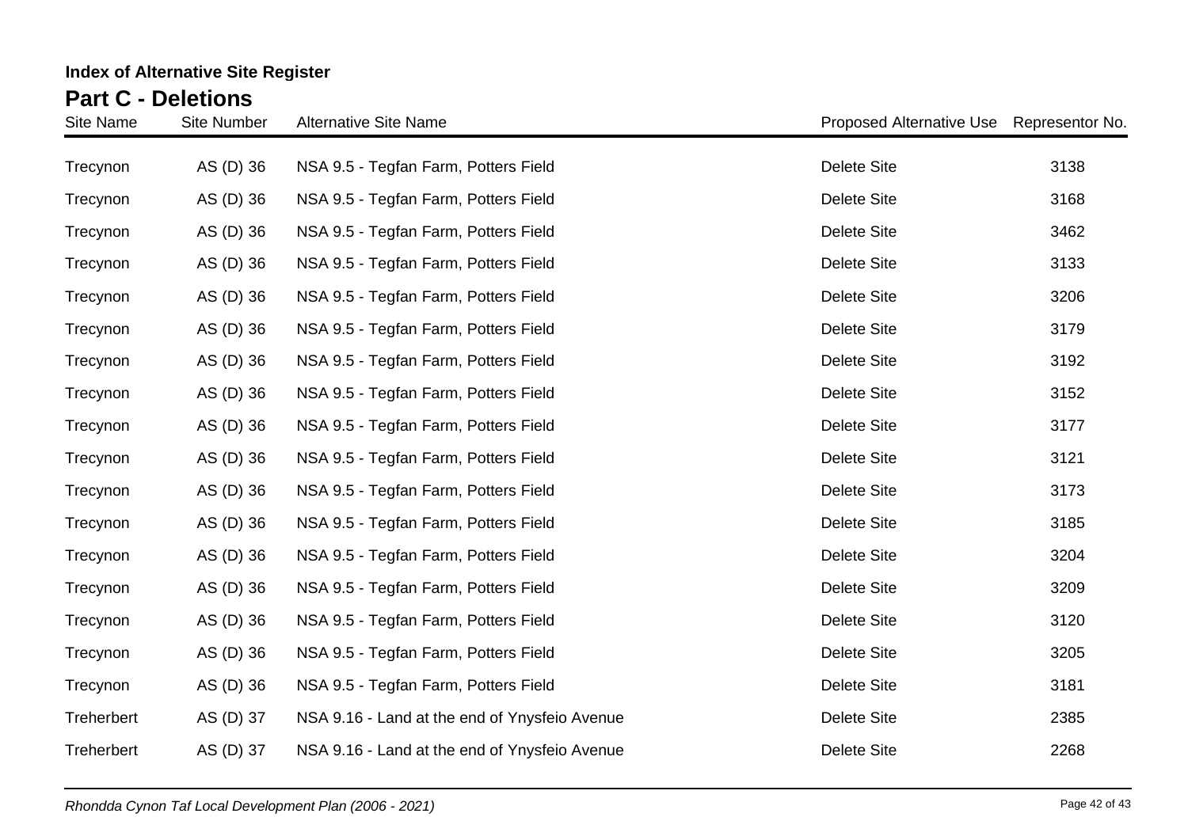**Index of Alternative Site Register**

## Part C - Deletions

| Site Name | Site Number | Alternative Site Name | Proposed Alternative Use | Representor No. |
|---|---|---|---|---|
| Trecynon | AS (D) 36 | NSA 9.5 - Tegfan Farm, Potters Field | Delete Site | 3138 |
| Trecynon | AS (D) 36 | NSA 9.5 - Tegfan Farm, Potters Field | Delete Site | 3168 |
| Trecynon | AS (D) 36 | NSA 9.5 - Tegfan Farm, Potters Field | Delete Site | 3462 |
| Trecynon | AS (D) 36 | NSA 9.5 - Tegfan Farm, Potters Field | Delete Site | 3133 |
| Trecynon | AS (D) 36 | NSA 9.5 - Tegfan Farm, Potters Field | Delete Site | 3206 |
| Trecynon | AS (D) 36 | NSA 9.5 - Tegfan Farm, Potters Field | Delete Site | 3179 |
| Trecynon | AS (D) 36 | NSA 9.5 - Tegfan Farm, Potters Field | Delete Site | 3192 |
| Trecynon | AS (D) 36 | NSA 9.5 - Tegfan Farm, Potters Field | Delete Site | 3152 |
| Trecynon | AS (D) 36 | NSA 9.5 - Tegfan Farm, Potters Field | Delete Site | 3177 |
| Trecynon | AS (D) 36 | NSA 9.5 - Tegfan Farm, Potters Field | Delete Site | 3121 |
| Trecynon | AS (D) 36 | NSA 9.5 - Tegfan Farm, Potters Field | Delete Site | 3173 |
| Trecynon | AS (D) 36 | NSA 9.5 - Tegfan Farm, Potters Field | Delete Site | 3185 |
| Trecynon | AS (D) 36 | NSA 9.5 - Tegfan Farm, Potters Field | Delete Site | 3204 |
| Trecynon | AS (D) 36 | NSA 9.5 - Tegfan Farm, Potters Field | Delete Site | 3209 |
| Trecynon | AS (D) 36 | NSA 9.5 - Tegfan Farm, Potters Field | Delete Site | 3120 |
| Trecynon | AS (D) 36 | NSA 9.5 - Tegfan Farm, Potters Field | Delete Site | 3205 |
| Trecynon | AS (D) 36 | NSA 9.5 - Tegfan Farm, Potters Field | Delete Site | 3181 |
| Treherbert | AS (D) 37 | NSA 9.16 - Land at the end of Ynysfeio Avenue | Delete Site | 2385 |
| Treherbert | AS (D) 37 | NSA 9.16 - Land at the end of Ynysfeio Avenue | Delete Site | 2268 |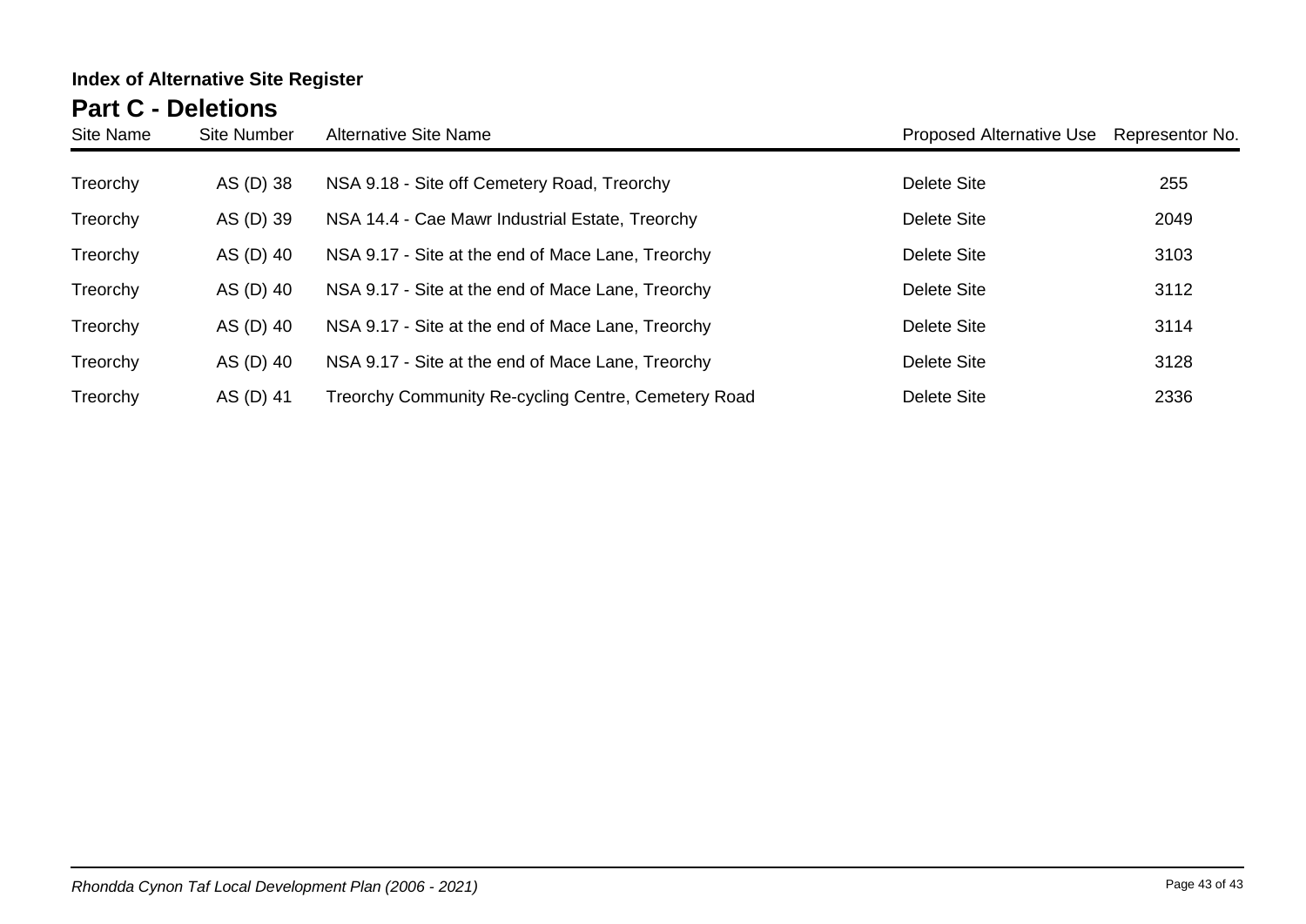**Index of Alternative Site Register**

## Part C - Deletions

| Site Name | Site Number | Alternative Site Name | Proposed Alternative Use | Representor No. |
|---|---|---|---|---|
| Treorchy | AS (D) 38 | NSA 9.18 - Site off Cemetery Road, Treorchy | Delete Site | 255 |
| Treorchy | AS (D) 39 | NSA 14.4 - Cae Mawr Industrial Estate, Treorchy | Delete Site | 2049 |
| Treorchy | AS (D) 40 | NSA 9.17 - Site at the end of Mace Lane, Treorchy | Delete Site | 3103 |
| Treorchy | AS (D) 40 | NSA 9.17 - Site at the end of Mace Lane, Treorchy | Delete Site | 3112 |
| Treorchy | AS (D) 40 | NSA 9.17 - Site at the end of Mace Lane, Treorchy | Delete Site | 3114 |
| Treorchy | AS (D) 40 | NSA 9.17 - Site at the end of Mace Lane, Treorchy | Delete Site | 3128 |
| Treorchy | AS (D) 41 | Treorchy Community Re-cycling Centre, Cemetery Road | Delete Site | 2336 |